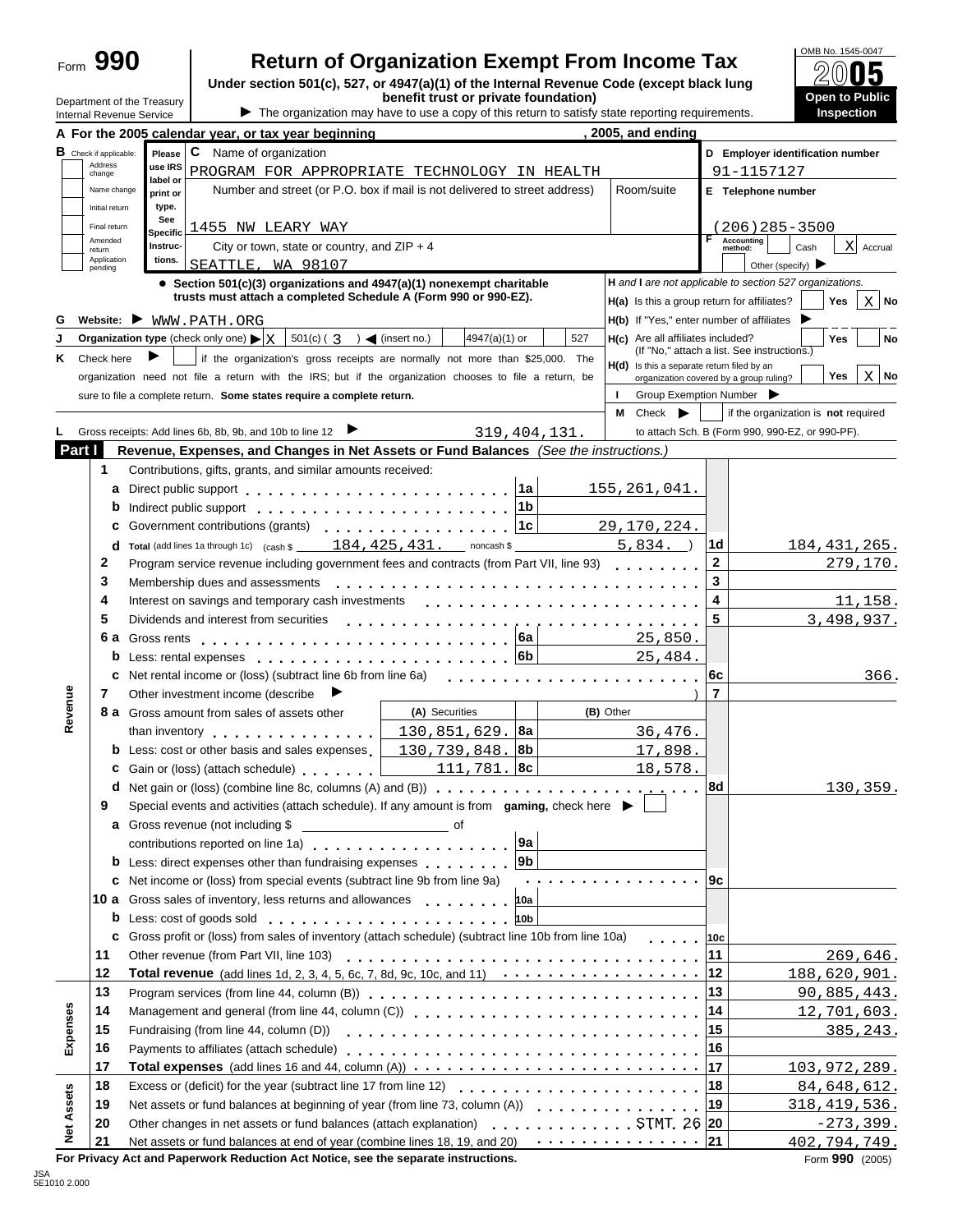Form **990**

# Return of Organization Exempt From Income Tax

**Under section 501(c), 527, or 4947(a)(1) of the Internal Revenue Code (except black lung benefit trust or private foundation)**

▶ The organization may have to use a copy of this return to satisfy state reporting requirements.

Department of the Treasury
Internal Revenue Service

OMB No. 1545-0047
2005
**Open to Public Inspection**

**A For the 2005 calendar year, or tax year beginning , 2005, and ending**

**B** Check if applicable: Address change / Name change / Initial return / Final return / Amended return / Application pending

Please use IRS label or print or type. See Specific Instructions.

**C** Name of organization
PROGRAM FOR APPROPRIATE TECHNOLOGY IN HEALTH

Number and street (or P.O. box if mail is not delivered to street address) | Room/suite
1455 NW LEARY WAY

City or town, state or country, and ZIP + 4
SEATTLE, WA 98107

**D Employer identification number** 91-1157127

**E Telephone number** (206)285-3500

**F** Accounting method: Cash / X Accrual / Other (specify) ▶

● **Section 501(c)(3) organizations and 4947(a)(1) nonexempt charitable trusts must attach a completed Schedule A (Form 990 or 990-EZ).**

**H** *and* **I** *are not applicable to section 527 organizations.*

**H(a)** Is this a group return for affiliates? Yes / X No

**H(b)** If "Yes," enter number of affiliates ▶

**H(c)** Are all affiliates included? Yes / No (If "No," attach a list. See instructions.)

**H(d)** Is this a separate return filed by an organization covered by a group ruling? Yes / X No

**G** Website: ▶ WWW.PATH.ORG

**J** Organization type (check only one) ▶ X 501(c) ( 3 ) ◀ (insert no.) 4947(a)(1) or 527

**K** Check here ▶ if the organization's gross receipts are normally not more than $25,000. The organization need not file a return with the IRS; but if the organization chooses to file a return, be sure to file a complete return. **Some states require a complete return.**

**I** Group Exemption Number ▶

**M** Check ▶ if the organization is **not** required to attach Sch. B (Form 990, 990-EZ, or 990-PF).

**L** Gross receipts: Add lines 6b, 8b, 9b, and 10b to line 12 ▶ 319,404,131.

## Part I Revenue, Expenses, and Changes in Net Assets or Fund Balances *(See the instructions.)*

### Revenue

| Line | Description | | Amount | Line | Total |
|---|---|---|---|---|---|
| 1 | Contributions, gifts, grants, and similar amounts received: | | | | |
| a | Direct public support | 1a | 155,261,041. | | |
| b | Indirect public support | 1b | | | |
| c | Government contributions (grants) | 1c | 29,170,224. | | |
| d | Total (add lines 1a through 1c) (cash $ 184,425,431. noncash $ 5,834. ) | | | 1d | 184,431,265. |
| 2 | Program service revenue including government fees and contracts (from Part VII, line 93) | | | 2 | 279,170. |
| 3 | Membership dues and assessments | | | 3 | |
| 4 | Interest on savings and temporary cash investments | | | 4 | 11,158. |
| 5 | Dividends and interest from securities | | | 5 | 3,498,937. |
| 6a | Gross rents | 6a | 25,850. | | |
| b | Less: rental expenses | 6b | 25,484. | | |
| c | Net rental income or (loss) (subtract line 6b from line 6a) | | | 6c | 366. |
| 7 | Other investment income (describe ▶ ) | | | 7 | |

| Line | Description | (A) Securities | | (B) Other | Line | Total |
|---|---|---|---|---|---|---|
| 8a | Gross amount from sales of assets other than inventory | 130,851,629. | 8a | 36,476. | | |
| b | Less: cost or other basis and sales expenses | 130,739,848. | 8b | 17,898. | | |
| c | Gain or (loss) (attach schedule) | 111,781. | 8c | 18,578. | | |
| d | Net gain or (loss) (combine line 8c, columns (A) and (B)) | | | | 8d | 130,359. |

| Line | Description | | Amount | Line | Total |
|---|---|---|---|---|---|
| 9 | Special events and activities (attach schedule). If any amount is from **gaming**, check here ▶ | | | | |
| a | Gross revenue (not including $ of contributions reported on line 1a) | 9a | | | |
| b | Less: direct expenses other than fundraising expenses | 9b | | | |
| c | Net income or (loss) from special events (subtract line 9b from line 9a) | | | 9c | |
| 10a | Gross sales of inventory, less returns and allowances | 10a | | | |
| b | Less: cost of goods sold | 10b | | | |
| c | Gross profit or (loss) from sales of inventory (attach schedule) (subtract line 10b from line 10a) | | | 10c | |
| 11 | Other revenue (from Part VII, line 103) | | | 11 | 269,646. |
| 12 | **Total revenue** (add lines 1d, 2, 3, 4, 5, 6c, 7, 8d, 9c, 10c, and 11) | | | 12 | 188,620,901. |

### Expenses

| Line | Description | Line | Amount |
|---|---|---|---|
| 13 | Program services (from line 44, column (B)) | 13 | 90,885,443. |
| 14 | Management and general (from line 44, column (C)) | 14 | 12,701,603. |
| 15 | Fundraising (from line 44, column (D)) | 15 | 385,243. |
| 16 | Payments to affiliates (attach schedule) | 16 | |
| 17 | **Total expenses** (add lines 16 and 44, column (A)) | 17 | 103,972,289. |

### Net Assets

| Line | Description | Line | Amount |
|---|---|---|---|
| 18 | Excess or (deficit) for the year (subtract line 17 from line 12) | 18 | 84,648,612. |
| 19 | Net assets or fund balances at beginning of year (from line 73, column (A)) | 19 | 318,419,536. |
| 20 | Other changes in net assets or fund balances (attach explanation) STMT 26 | 20 | -273,399. |
| 21 | Net assets or fund balances at end of year (combine lines 18, 19, and 20) | 21 | 402,794,749. |

**For Privacy Act and Paperwork Reduction Act Notice, see the separate instructions.** Form **990** (2005)

JSA
5E1010 2.000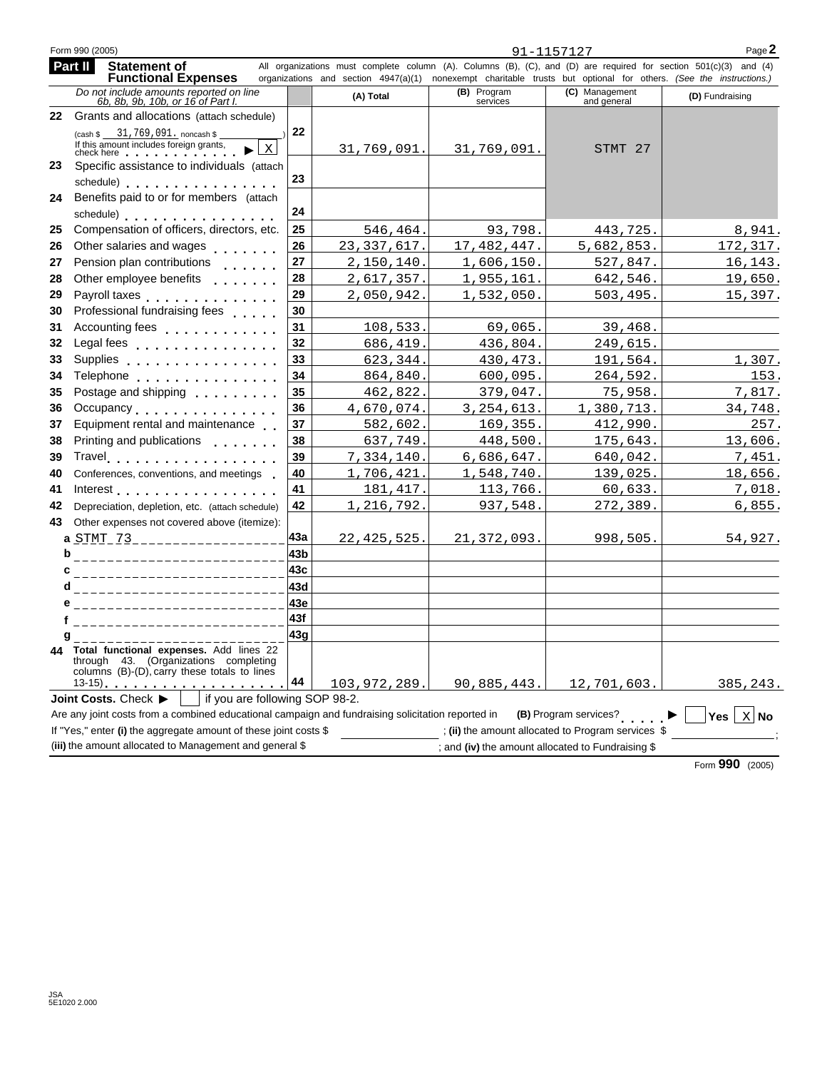Form 990 (2005) 91-1157127 Page **2**

## Part II Statement of Functional Expenses

All organizations must complete column (A). Columns (B), (C), and (D) are required for section 501(c)(3) and (4) organizations and section 4947(a)(1) nonexempt charitable trusts but optional for others. *(See the instructions.)*

| *Do not include amounts reported on line 6b, 8b, 9b, 10b, or 16 of Part I.* | | (A) Total | (B) Program services | (C) Management and general | (D) Fundraising |
|---|---|---|---|---|---|
| **22** Grants and allocations (attach schedule) (cash $ 31,769,091. noncash $ ) If this amount includes foreign grants, check here ▶ X | 22 | 31,769,091. | 31,769,091. | STMT 27 | |
| **23** Specific assistance to individuals (attach schedule) | 23 | | | | |
| **24** Benefits paid to or for members (attach schedule) | 24 | | | | |
| **25** Compensation of officers, directors, etc. | 25 | 546,464. | 93,798. | 443,725. | 8,941. |
| **26** Other salaries and wages | 26 | 23,337,617. | 17,482,447. | 5,682,853. | 172,317. |
| **27** Pension plan contributions | 27 | 2,150,140. | 1,606,150. | 527,847. | 16,143. |
| **28** Other employee benefits | 28 | 2,617,357. | 1,955,161. | 642,546. | 19,650. |
| **29** Payroll taxes | 29 | 2,050,942. | 1,532,050. | 503,495. | 15,397. |
| **30** Professional fundraising fees | 30 | | | | |
| **31** Accounting fees | 31 | 108,533. | 69,065. | 39,468. | |
| **32** Legal fees | 32 | 686,419. | 436,804. | 249,615. | |
| **33** Supplies | 33 | 623,344. | 430,473. | 191,564. | 1,307. |
| **34** Telephone | 34 | 864,840. | 600,095. | 264,592. | 153. |
| **35** Postage and shipping | 35 | 462,822. | 379,047. | 75,958. | 7,817. |
| **36** Occupancy | 36 | 4,670,074. | 3,254,613. | 1,380,713. | 34,748. |
| **37** Equipment rental and maintenance | 37 | 582,602. | 169,355. | 412,990. | 257. |
| **38** Printing and publications | 38 | 637,749. | 448,500. | 175,643. | 13,606. |
| **39** Travel | 39 | 7,334,140. | 6,686,647. | 640,042. | 7,451. |
| **40** Conferences, conventions, and meetings | 40 | 1,706,421. | 1,548,740. | 139,025. | 18,656. |
| **41** Interest | 41 | 181,417. | 113,766. | 60,633. | 7,018. |
| **42** Depreciation, depletion, etc. (attach schedule) | 42 | 1,216,792. | 937,548. | 272,389. | 6,855. |
| **43** Other expenses not covered above (itemize): | | | | | |
| **a** STMT 73 | 43a | 22,425,525. | 21,372,093. | 998,505. | 54,927. |
| **b** | 43b | | | | |
| **c** | 43c | | | | |
| **d** | 43d | | | | |
| **e** | 43e | | | | |
| **f** | 43f | | | | |
| **g** | 43g | | | | |
| **44 Total functional expenses.** Add lines 22 through 43. (Organizations completing columns (B)-(D), carry these totals to lines 13-15) | 44 | 103,972,289. | 90,885,443. | 12,701,603. | 385,243. |

**Joint Costs.** Check ▶ ☐ if you are following SOP 98-2.

Are any joint costs from a combined educational campaign and fundraising solicitation reported in **(B)** Program services? ▶ ☐ **Yes** ☒ **No**

If "Yes," enter **(i)** the aggregate amount of these joint costs $ ________ ; **(ii)** the amount allocated to Program services $ ________ ;

**(iii)** the amount allocated to Management and general $ ________ ; and **(iv)** the amount allocated to Fundraising $ ________

Form **990** (2005)

JSA
5E1020 2.000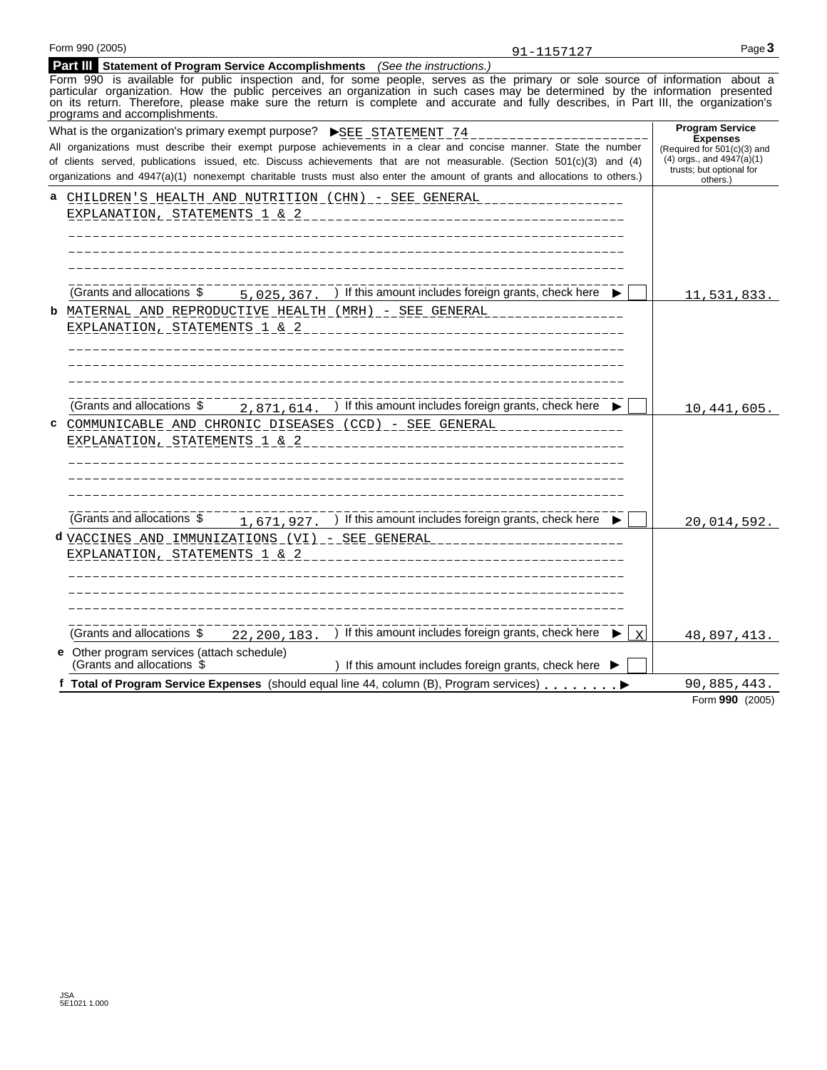Form 990 (2005) 91-1157127

## Part III Statement of Program Service Accomplishments *(See the instructions.)*

Form 990 is available for public inspection and, for some people, serves as the primary or sole source of information about a particular organization. How the public perceives an organization in such cases may be determined by the information presented on its return. Therefore, please make sure the return is complete and accurate and fully describes, in Part III, the organization's programs and accomplishments.

| What is the organization's primary exempt purpose? ▶SEE STATEMENT 74<br>All organizations must describe their exempt purpose achievements in a clear and concise manner. State the number of clients served, publications issued, etc. Discuss achievements that are not measurable. (Section 501(c)(3) and (4) organizations and 4947(a)(1) nonexempt charitable trusts must also enter the amount of grants and allocations to others.) | **Program Service Expenses** (Required for 501(c)(3) and (4) orgs., and 4947(a)(1) trusts; but optional for others.) |
|---|---|
| **a** CHILDREN'S HEALTH AND NUTRITION (CHN) - SEE GENERAL EXPLANATION, STATEMENTS 1 & 2<br>(Grants and allocations $ 5,025,367. ) If this amount includes foreign grants, check here ▶ ☐ | 11,531,833. |
| **b** MATERNAL AND REPRODUCTIVE HEALTH (MRH) - SEE GENERAL EXPLANATION, STATEMENTS 1 & 2<br>(Grants and allocations $ 2,871,614. ) If this amount includes foreign grants, check here ▶ ☐ | 10,441,605. |
| **c** COMMUNICABLE AND CHRONIC DISEASES (CCD) - SEE GENERAL EXPLANATION, STATEMENTS 1 & 2<br>(Grants and allocations $ 1,671,927. ) If this amount includes foreign grants, check here ▶ ☐ | 20,014,592. |
| **d** VACCINES AND IMMUNIZATIONS (VI) - SEE GENERAL EXPLANATION, STATEMENTS 1 & 2<br>(Grants and allocations $ 22,200,183. ) If this amount includes foreign grants, check here ▶ ☒ | 48,897,413. |
| **e** Other program services (attach schedule)<br>(Grants and allocations $ ) If this amount includes foreign grants, check here ▶ ☐ | |
| **f Total of Program Service Expenses** (should equal line 44, column (B), Program services) ▶ | 90,885,443. |

Form **990** (2005)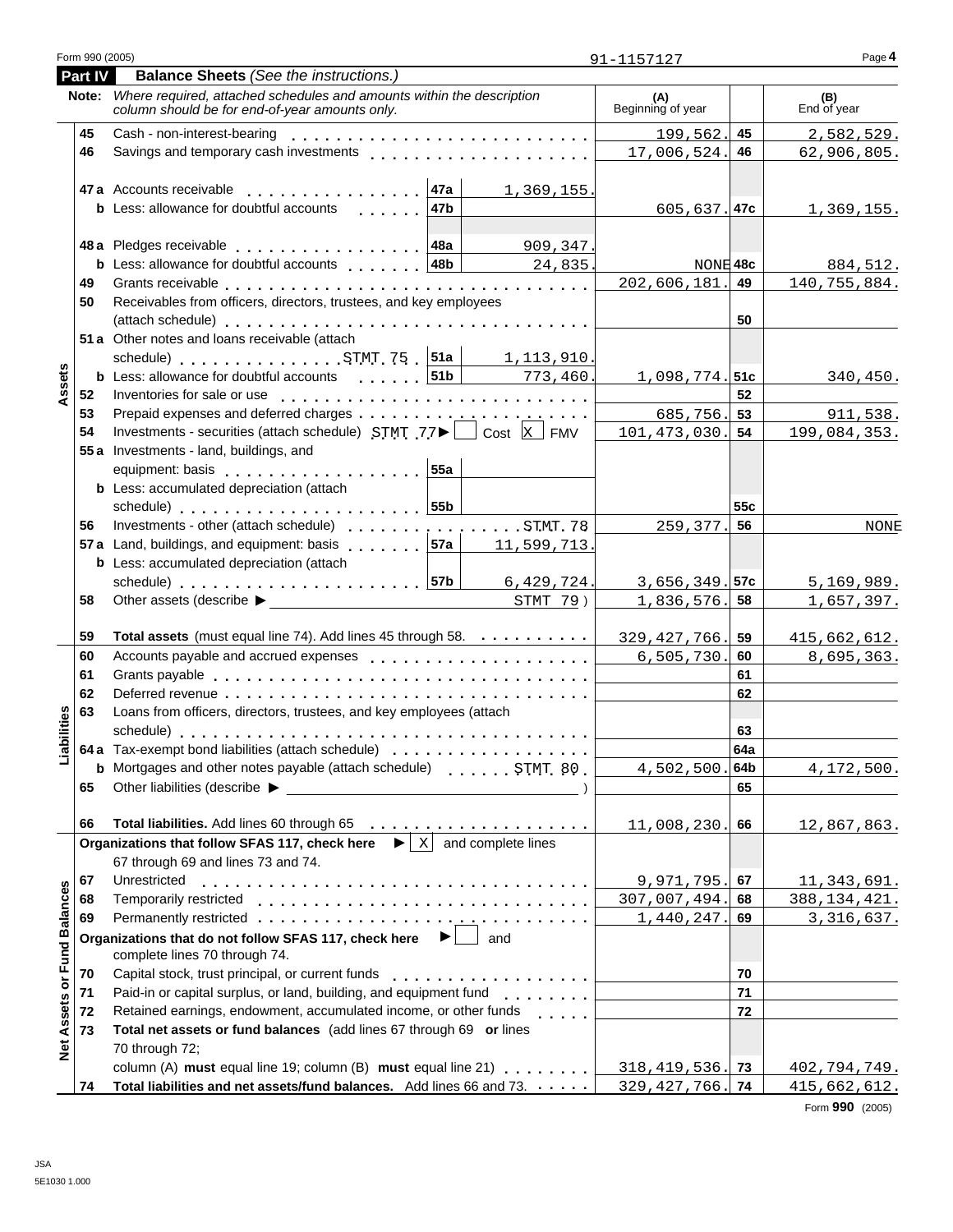Form 990 (2005) 91-1157127 Page **4**

## Part IV Balance Sheets *(See the instructions.)*

**Note:** *Where required, attached schedules and amounts within the description column should be for end-of-year amounts only.*

| | | Description | | | (A) Beginning of year | | (B) End of year |
|---|---|---|---|---|---|---|---|
| **Assets** | 45 | Cash - non-interest-bearing | | | 199,562. | 45 | 2,582,529. |
| | 46 | Savings and temporary cash investments | | | 17,006,524. | 46 | 62,906,805. |
| | 47 a | Accounts receivable | 47a | 1,369,155. | | | |
| | b | Less: allowance for doubtful accounts | 47b | | 605,637. | 47c | 1,369,155. |
| | 48 a | Pledges receivable | 48a | 909,347. | | | |
| | b | Less: allowance for doubtful accounts | 48b | 24,835. | NONE | 48c | 884,512. |
| | 49 | Grants receivable | | | 202,606,181. | 49 | 140,755,884. |
| | 50 | Receivables from officers, directors, trustees, and key employees (attach schedule) | | | | 50 | |
| | 51 a | Other notes and loans receivable (attach schedule) STMT 75 | 51a | 1,113,910. | | | |
| | b | Less: allowance for doubtful accounts | 51b | 773,460. | 1,098,774. | 51c | 340,450. |
| | 52 | Inventories for sale or use | | | | 52 | |
| | 53 | Prepaid expenses and deferred charges | | | 685,756. | 53 | 911,538. |
| | 54 | Investments - securities (attach schedule) STMT 77 ▶ ☐ Cost ☒ FMV | | | 101,473,030. | 54 | 199,084,353. |
| | 55 a | Investments - land, buildings, and equipment: basis | 55a | | | | |
| | b | Less: accumulated depreciation (attach schedule) | 55b | | | 55c | |
| | 56 | Investments - other (attach schedule) STMT 78 | | | 259,377. | 56 | NONE |
| | 57 a | Land, buildings, and equipment: basis | 57a | 11,599,713. | | | |
| | b | Less: accumulated depreciation (attach schedule) | 57b | 6,429,724. | 3,656,349. | 57c | 5,169,989. |
| | 58 | Other assets (describe ▶ STMT 79 ) | | | 1,836,576. | 58 | 1,657,397. |
| | 59 | **Total assets** (must equal line 74). Add lines 45 through 58. | | | 329,427,766. | 59 | 415,662,612. |
| **Liabilities** | 60 | Accounts payable and accrued expenses | | | 6,505,730. | 60 | 8,695,363. |
| | 61 | Grants payable | | | | 61 | |
| | 62 | Deferred revenue | | | | 62 | |
| | 63 | Loans from officers, directors, trustees, and key employees (attach schedule) | | | | 63 | |
| | 64 a | Tax-exempt bond liabilities (attach schedule) | | | | 64a | |
| | b | Mortgages and other notes payable (attach schedule) STMT 80 | | | 4,502,500. | 64b | 4,172,500. |
| | 65 | Other liabilities (describe ▶ ) | | | | 65 | |
| | 66 | **Total liabilities.** Add lines 60 through 65 | | | 11,008,230. | 66 | 12,867,863. |
| **Net Assets or Fund Balances** | | **Organizations that follow SFAS 117, check here** ▶ ☒ and complete lines 67 through 69 and lines 73 and 74. | | | | | |
| | 67 | Unrestricted | | | 9,971,795. | 67 | 11,343,691. |
| | 68 | Temporarily restricted | | | 307,007,494. | 68 | 388,134,421. |
| | 69 | Permanently restricted | | | 1,440,247. | 69 | 3,316,637. |
| | | **Organizations that do not follow SFAS 117, check here** ▶ ☐ and complete lines 70 through 74. | | | | | |
| | 70 | Capital stock, trust principal, or current funds | | | | 70 | |
| | 71 | Paid-in or capital surplus, or land, building, and equipment fund | | | | 71 | |
| | 72 | Retained earnings, endowment, accumulated income, or other funds | | | | 72 | |
| | 73 | **Total net assets or fund balances** (add lines 67 through 69 **or** lines 70 through 72; column (A) **must** equal line 19; column (B) **must** equal line 21) | | | 318,419,536. | 73 | 402,794,749. |
| | 74 | **Total liabilities and net assets/fund balances.** Add lines 66 and 73. | | | 329,427,766. | 74 | 415,662,612. |

Form **990** (2005)

JSA
5E1030 1.000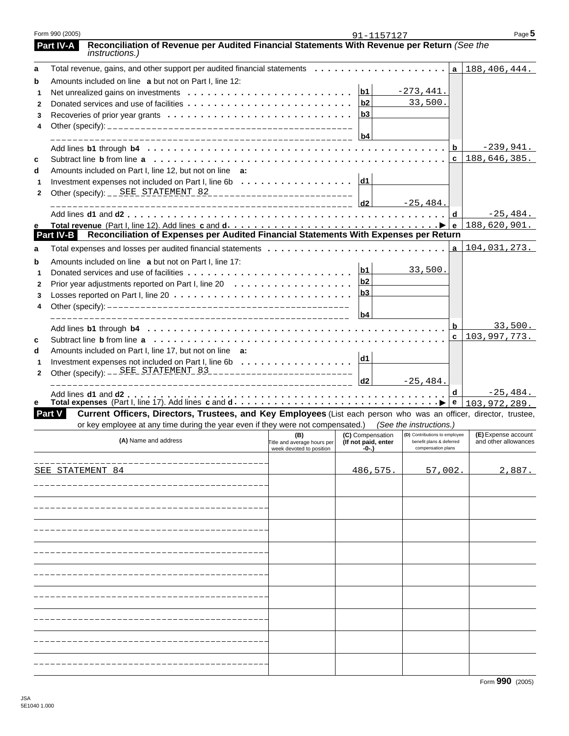Form 990 (2005) 91-1157127

## Part IV-A Reconciliation of Revenue per Audited Financial Statements With Revenue per Return *(See the instructions.)*

| | | | | | |
|---|---|---|---|---|---|
| **a** | Total revenue, gains, and other support per audited financial statements | | | a | 188,406,444. |
| **b** | Amounts included on line **a** but not on Part I, line 12: | | | | |
| 1 | Net unrealized gains on investments | b1 | -273,441. | | |
| 2 | Donated services and use of facilities | b2 | 33,500. | | |
| 3 | Recoveries of prior year grants | b3 | | | |
| 4 | Other (specify): | b4 | | | |
| | Add lines **b1** through **b4** | | | b | -239,941. |
| **c** | Subtract line **b** from line **a** | | | c | 188,646,385. |
| **d** | Amounts included on Part I, line 12, but not on line **a:** | | | | |
| 1 | Investment expenses not included on Part I, line 6b | d1 | | | |
| 2 | Other (specify): SEE STATEMENT 82 | d2 | -25,484. | | |
| | Add lines **d1** and **d2** | | | d | -25,484. |
| **e** | **Total revenue** (Part I, line 12). Add lines **c** and **d** | | | e | 188,620,901. |

## Part IV-B Reconciliation of Expenses per Audited Financial Statements With Expenses per Return

| | | | | | |
|---|---|---|---|---|---|
| **a** | Total expenses and losses per audited financial statements | | | a | 104,031,273. |
| **b** | Amounts included on line **a** but not on Part I, line 17: | | | | |
| 1 | Donated services and use of facilities | b1 | 33,500. | | |
| 2 | Prior year adjustments reported on Part I, line 20 | b2 | | | |
| 3 | Losses reported on Part I, line 20 | b3 | | | |
| 4 | Other (specify): | b4 | | | |
| | Add lines **b1** through **b4** | | | b | 33,500. |
| **c** | Subtract line **b** from line **a** | | | c | 103,997,773. |
| **d** | Amounts included on Part I, line 17, but not on line **a:** | | | | |
| 1 | Investment expenses not included on Part I, line 6b | d1 | | | |
| 2 | Other (specify): SEE STATEMENT 83 | d2 | -25,484. | | |
| | Add lines **d1** and **d2** | | | d | -25,484. |
| **e** | **Total expenses** (Part I, line 17). Add lines **c** and **d** | | | e | 103,972,289. |

## Part V Current Officers, Directors, Trustees, and Key Employees (List each person who was an officer, director, trustee, or key employee at any time during the year even if they were not compensated.) *(See the instructions.)*

| (A) Name and address | (B) Title and average hours per week devoted to position | (C) Compensation (If not paid, enter -0-.) | (D) Contributions to employee benefit plans & deferred compensation plans | (E) Expense account and other allowances |
|---|---|---|---|---|
| SEE STATEMENT 84 | | 486,575. | 57,002. | 2,887. |
| | | | | |
| | | | | |
| | | | | |
| | | | | |
| | | | | |
| | | | | |
| | | | | |
| | | | | |
| | | | | |

Form 990 (2005)

JSA 5E1040 1.000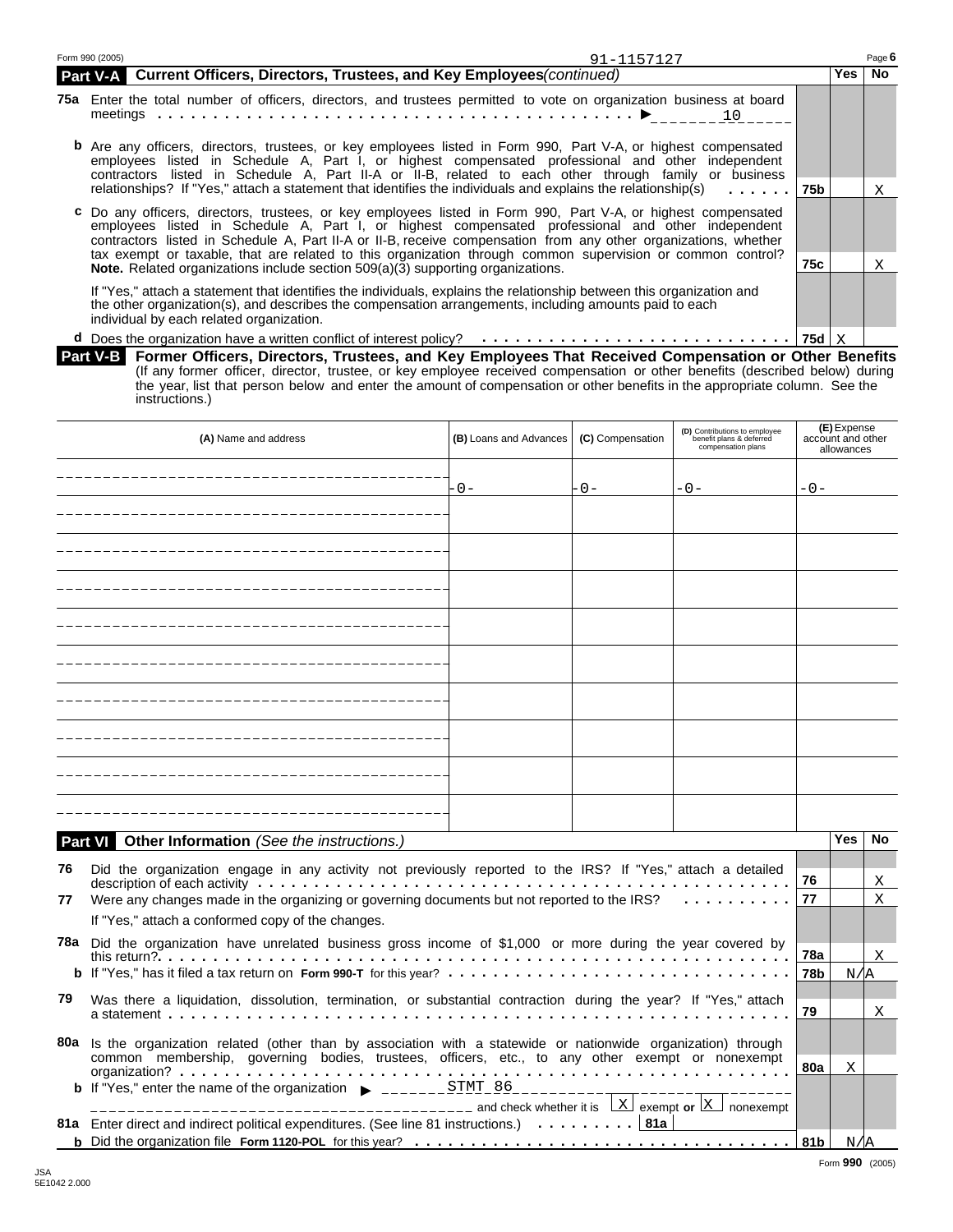Form 990 (2005) 91-1157127

## Part V-A Current Officers, Directors, Trustees, and Key Employees *(continued)*

| | | | Yes | No |
|---|---|---|---|---|
| **75a** | Enter the total number of officers, directors, and trustees permitted to vote on organization business at board meetings ▶ 10 | | | |
| **b** | Are any officers, directors, trustees, or key employees listed in Form 990, Part V-A, or highest compensated employees listed in Schedule A, Part I, or highest compensated professional and other independent contractors listed in Schedule A, Part II-A or II-B, related to each other through family or business relationships? If "Yes," attach a statement that identifies the individuals and explains the relationship(s) | **75b** | | X |
| **c** | Do any officers, directors, trustees, or key employees listed in Form 990, Part V-A, or highest compensated employees listed in Schedule A, Part I, or highest compensated professional and other independent contractors listed in Schedule A, Part II-A or II-B, receive compensation from any other organizations, whether tax exempt or taxable, that are related to this organization through common supervision or common control? **Note.** Related organizations include section 509(a)(3) supporting organizations. | **75c** | | X |
| | If "Yes," attach a statement that identifies the individuals, explains the relationship between this organization and the other organization(s), and describes the compensation arrangements, including amounts paid to each individual by each related organization. | | | |
| **d** | Does the organization have a written conflict of interest policy? | **75d** | X | |

## Part V-B Former Officers, Directors, Trustees, and Key Employees That Received Compensation or Other Benefits

(If any former officer, director, trustee, or key employee received compensation or other benefits (described below) during the year, list that person below and enter the amount of compensation or other benefits in the appropriate column. See the instructions.)

| (A) Name and address | (B) Loans and Advances | (C) Compensation | (D) Contributions to employee benefit plans & deferred compensation plans | (E) Expense account and other allowances |
|---|---|---|---|---|
| | -0- | -0- | -0- | -0- |
| | | | | |
| | | | | |
| | | | | |
| | | | | |
| | | | | |
| | | | | |
| | | | | |
| | | | | |
| | | | | |

## Part VI Other Information *(See the instructions.)*

| | | | Yes | No |
|---|---|---|---|---|
| **76** | Did the organization engage in any activity not previously reported to the IRS? If "Yes," attach a detailed description of each activity | **76** | | X |
| **77** | Were any changes made in the organizing or governing documents but not reported to the IRS? If "Yes," attach a conformed copy of the changes. | **77** | | X |
| **78a** | Did the organization have unrelated business gross income of $1,000 or more during the year covered by this return? | **78a** | | X |
| **b** | If "Yes," has it filed a tax return on **Form 990-T** for this year? | **78b** | N/A | |
| **79** | Was there a liquidation, dissolution, termination, or substantial contraction during the year? If "Yes," attach a statement | **79** | | X |
| **80a** | Is the organization related (other than by association with a statewide or nationwide organization) through common membership, governing bodies, trustees, officers, etc., to any other exempt or nonexempt organization? | **80a** | X | |
| **b** | If "Yes," enter the name of the organization ▶ STMT 86 and check whether it is [X] exempt **or** [X] nonexempt | | | |
| **81a** | Enter direct and indirect political expenditures. (See line 81 instructions.) **81a** | | | |
| **b** | Did the organization file **Form 1120-POL** for this year? | **81b** | N/A | |

Form **990** (2005)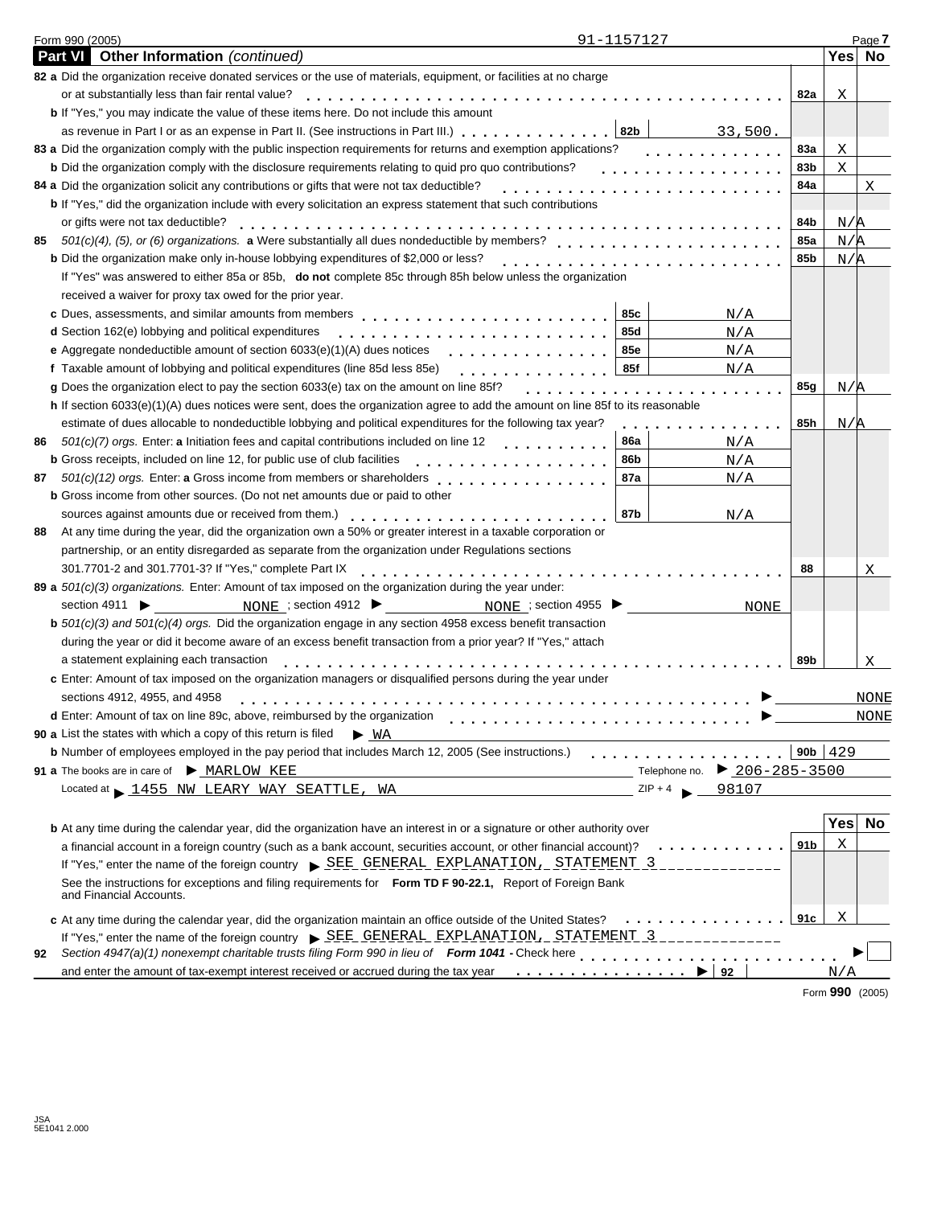Form 990 (2005) 91-1157127

## Part VI Other Information *(continued)*

| | | | Yes | No |
|---|---|---|---|---|
| **82 a** Did the organization receive donated services or the use of materials, equipment, or facilities at no charge or at substantially less than fair rental value? | | 82a | X | |
| **b** If "Yes," you may indicate the value of these items here. Do not include this amount as revenue in Part I or as an expense in Part II. (See instructions in Part III.) | 82b 33,500. | | | |
| **83 a** Did the organization comply with the public inspection requirements for returns and exemption applications? | | 83a | X | |
| **b** Did the organization comply with the disclosure requirements relating to quid pro quo contributions? | | 83b | X | |
| **84 a** Did the organization solicit any contributions or gifts that were not tax deductible? | | 84a | | X |
| **b** If "Yes," did the organization include with every solicitation an express statement that such contributions or gifts were not tax deductible? | | 84b | N/A | |
| **85** *501(c)(4), (5), or (6) organizations.* **a** Were substantially all dues nondeductible by members? | | 85a | N/A | |
| **b** Did the organization make only in-house lobbying expenditures of $2,000 or less? | | 85b | N/A | |
| If "Yes" was answered to either 85a or 85b, **do not** complete 85c through 85h below unless the organization received a waiver for proxy tax owed for the prior year. | | | | |
| **c** Dues, assessments, and similar amounts from members | 85c N/A | | | |
| **d** Section 162(e) lobbying and political expenditures | 85d N/A | | | |
| **e** Aggregate nondeductible amount of section 6033(e)(1)(A) dues notices | 85e N/A | | | |
| **f** Taxable amount of lobbying and political expenditures (line 85d less 85e) | 85f N/A | | | |
| **g** Does the organization elect to pay the section 6033(e) tax on the amount on line 85f? | | 85g | N/A | |
| **h** If section 6033(e)(1)(A) dues notices were sent, does the organization agree to add the amount on line 85f to its reasonable estimate of dues allocable to nondeductible lobbying and political expenditures for the following tax year? | | 85h | N/A | |
| **86** *501(c)(7) orgs.* Enter: **a** Initiation fees and capital contributions included on line 12 | 86a N/A | | | |
| **b** Gross receipts, included on line 12, for public use of club facilities | 86b N/A | | | |
| **87** *501(c)(12) orgs.* Enter: **a** Gross income from members or shareholders | 87a N/A | | | |
| **b** Gross income from other sources. (Do not net amounts due or paid to other sources against amounts due or received from them.) | 87b N/A | | | |
| **88** At any time during the year, did the organization own a 50% or greater interest in a taxable corporation or partnership, or an entity disregarded as separate from the organization under Regulations sections 301.7701-2 and 301.7701-3? If "Yes," complete Part IX | | 88 | | X |
| **89 a** *501(c)(3) organizations.* Enter: Amount of tax imposed on the organization during the year under: section 4911 ▶ NONE ; section 4912 ▶ NONE ; section 4955 ▶ NONE | | | | |
| **b** *501(c)(3) and 501(c)(4) orgs.* Did the organization engage in any section 4958 excess benefit transaction during the year or did it become aware of an excess benefit transaction from a prior year? If "Yes," attach a statement explaining each transaction | | 89b | | X |
| **c** Enter: Amount of tax imposed on the organization managers or disqualified persons during the year under sections 4912, 4955, and 4958 ▶ NONE | | | | |
| **d** Enter: Amount of tax on line 89c, above, reimbursed by the organization ▶ NONE | | | | |
| **90 a** List the states with which a copy of this return is filed ▶ WA | | | | |
| **b** Number of employees employed in the pay period that includes March 12, 2005 (See instructions.) | | 90b | 429 | |

**91 a** The books are in care of ▶ MARLOW KEE Telephone no. ▶ 206-285-3500

Located at ▶ 1455 NW LEARY WAY SEATTLE, WA ZIP + 4 ▶ 98107

| | | Yes | No |
|---|---|---|---|
| **b** At any time during the calendar year, did the organization have an interest in or a signature or other authority over a financial account in a foreign country (such as a bank account, securities account, or other financial account)? | 91b | X | |
| If "Yes," enter the name of the foreign country ▶ SEE GENERAL EXPLANATION, STATEMENT 3 | | | |
| See the instructions for exceptions and filing requirements for **Form TD F 90-22.1,** Report of Foreign Bank and Financial Accounts. | | | |
| **c** At any time during the calendar year, did the organization maintain an office outside of the United States? | 91c | X | |
| If "Yes," enter the name of the foreign country ▶ SEE GENERAL EXPLANATION, STATEMENT 3 | | | |

**92** *Section 4947(a)(1) nonexempt charitable trusts filing Form 990 in lieu of* **Form 1041 -** Check here ▶ ☐
and enter the amount of tax-exempt interest received or accrued during the tax year ▶ 92 N/A

Form **990** (2005)

JSA
5E1041 2.000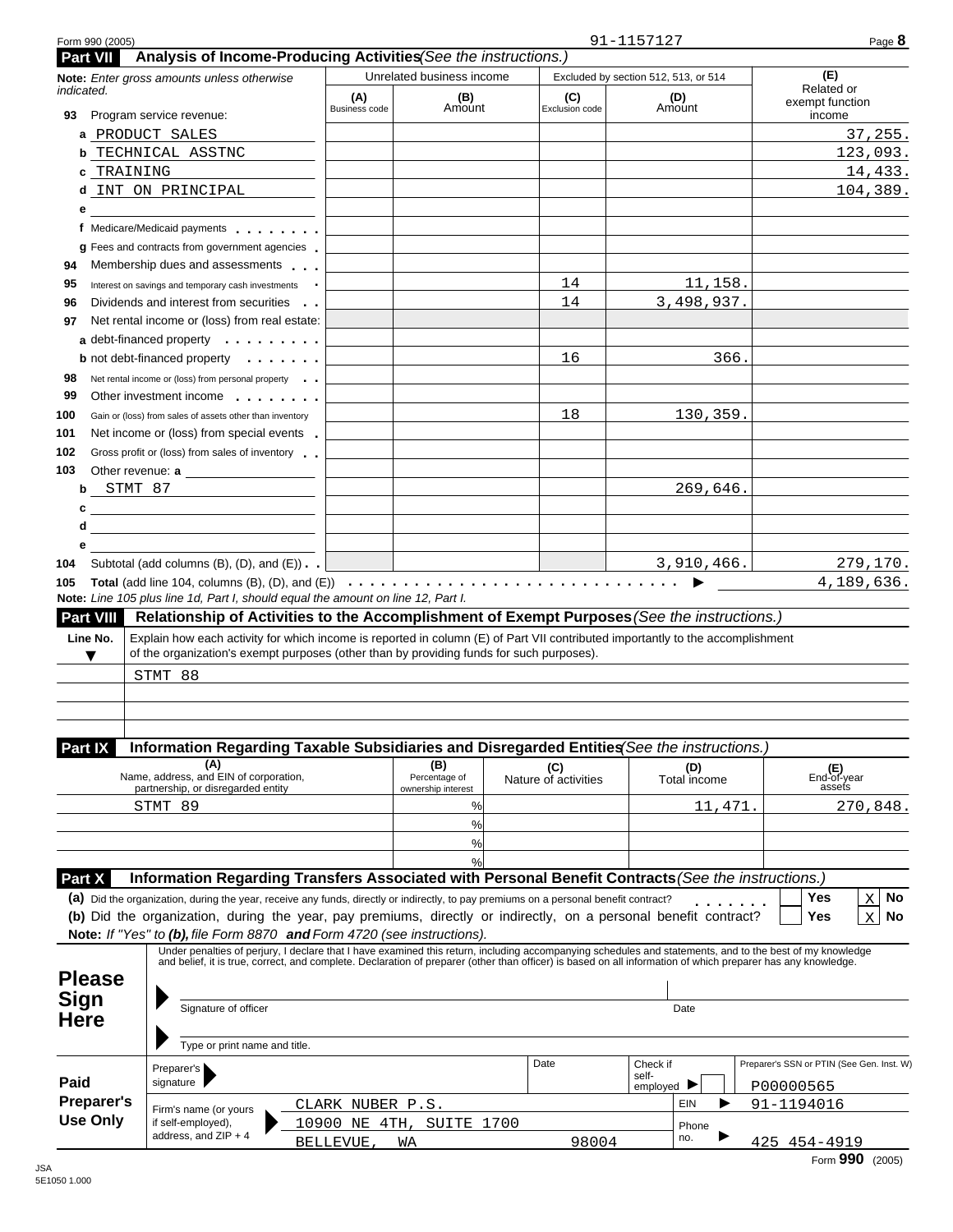Form 990 (2005) 91-1157127

## Part VII Analysis of Income-Producing Activities *(See the instructions.)*

| **Note:** *Enter gross amounts unless otherwise indicated.* | Unrelated business income | | Excluded by section 512, 513, or 514 | | (E) Related or exempt function income |
|---|---|---|---|---|---|
| | (A) Business code | (B) Amount | (C) Exclusion code | (D) Amount | |
| **93** Program service revenue: | | | | | |
| a PRODUCT SALES | | | | | 37,255. |
| b TECHNICAL ASSTNC | | | | | 123,093. |
| c TRAINING | | | | | 14,433. |
| d INT ON PRINCIPAL | | | | | 104,389. |
| e | | | | | |
| f Medicare/Medicaid payments | | | | | |
| g Fees and contracts from government agencies | | | | | |
| **94** Membership dues and assessments | | | | | |
| **95** Interest on savings and temporary cash investments | | | 14 | 11,158. | |
| **96** Dividends and interest from securities | | | 14 | 3,498,937. | |
| **97** Net rental income or (loss) from real estate: | | | | | |
| a debt-financed property | | | | | |
| b not debt-financed property | | | 16 | 366. | |
| **98** Net rental income or (loss) from personal property | | | | | |
| **99** Other investment income | | | | | |
| **100** Gain or (loss) from sales of assets other than inventory | | | 18 | 130,359. | |
| **101** Net income or (loss) from special events | | | | | |
| **102** Gross profit or (loss) from sales of inventory | | | | | |
| **103** Other revenue: a | | | | | |
| b STMT 87 | | | | 269,646. | |
| c | | | | | |
| d | | | | | |
| e | | | | | |
| **104** Subtotal (add columns (B), (D), and (E)) | | | | 3,910,466. | 279,170. |
| **105** **Total** (add line 104, columns (B), (D), and (E)) | | | | | 4,189,636. |

**Note:** *Line 105 plus line 1d, Part I, should equal the amount on line 12, Part I.*

## Part VIII Relationship of Activities to the Accomplishment of Exempt Purposes *(See the instructions.)*

| Line No. | Explain how each activity for which income is reported in column (E) of Part VII contributed importantly to the accomplishment of the organization's exempt purposes (other than by providing funds for such purposes). |
|---|---|
| | STMT 88 |

## Part IX Information Regarding Taxable Subsidiaries and Disregarded Entities *(See the instructions.)*

| (A) Name, address, and EIN of corporation, partnership, or disregarded entity | (B) Percentage of ownership interest | (C) Nature of activities | (D) Total income | (E) End-of-year assets |
|---|---|---|---|---|
| STMT 89 | % | | 11,471. | 270,848. |
| | % | | | |
| | % | | | |
| | % | | | |

## Part X Information Regarding Transfers Associated with Personal Benefit Contracts *(See the instructions.)*

**(a)** Did the organization, during the year, receive any funds, directly or indirectly, to pay premiums on a personal benefit contract? Yes [ ] No [X]

**(b)** Did the organization, during the year, pay premiums, directly or indirectly, on a personal benefit contract? Yes [ ] No [X]

**Note:** *If "Yes" to **(b),** file Form 8870 **and** Form 4720 (see instructions).*

**Please Sign Here**

Under penalties of perjury, I declare that I have examined this return, including accompanying schedules and statements, and to the best of my knowledge and belief, it is true, correct, and complete. Declaration of preparer (other than officer) is based on all information of which preparer has any knowledge.

Signature of officer — Date

Type or print name and title.

**Paid Preparer's Use Only**

| Preparer's signature | Date | Check if self-employed [ ] | Preparer's SSN or PTIN (See Gen. Inst. W) P00000565 |
|---|---|---|---|
| Firm's name (or yours if self-employed), address, and ZIP + 4 | CLARK NUBER P.S. 10900 NE 4TH, SUITE 1700 BELLEVUE, WA 98004 | EIN | 91-1194016 |
| | | Phone no. | 425 454-4919 |

Form **990** (2005)

JSA 5E1050 1.000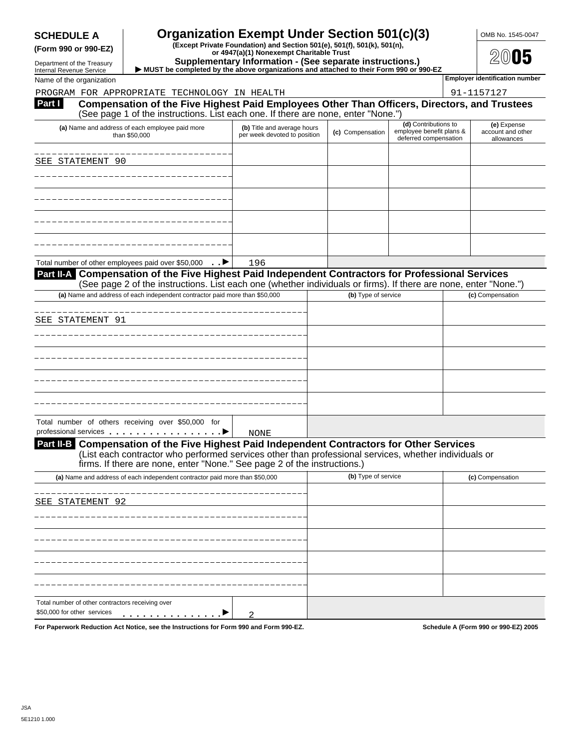**SCHEDULE A (Form 990 or 990-EZ)**

Department of the Treasury
Internal Revenue Service

# Organization Exempt Under Section 501(c)(3)

**(Except Private Foundation) and Section 501(e), 501(f), 501(k), 501(n), or 4947(a)(1) Nonexempt Charitable Trust**

**Supplementary Information - (See separate instructions.)**

**▶ MUST be completed by the above organizations and attached to their Form 990 or 990-EZ**

OMB No. 1545-0047

2005

Name of the organization: PROGRAM FOR APPROPRIATE TECHNOLOGY IN HEALTH

Employer identification number: 91-1157127

## Part I Compensation of the Five Highest Paid Employees Other Than Officers, Directors, and Trustees

(See page 1 of the instructions. List each one. If there are none, enter "None.")

| (a) Name and address of each employee paid more than $50,000 | (b) Title and average hours per week devoted to position | (c) Compensation | (d) Contributions to employee benefit plans & deferred compensation | (e) Expense account and other allowances |
|---|---|---|---|---|
| SEE STATEMENT 90 | | | | |
| | | | | |
| | | | | |
| | | | | |
| | | | | |
| Total number of other employees paid over $50,000 ▶ | 196 | | | |

## Part II-A Compensation of the Five Highest Paid Independent Contractors for Professional Services

(See page 2 of the instructions. List each one (whether individuals or firms). If there are none, enter "None.")

| (a) Name and address of each independent contractor paid more than $50,000 | (b) Type of service | (c) Compensation |
|---|---|---|
| SEE STATEMENT 91 | | |
| | | |
| | | |
| | | |
| | | |
| Total number of others receiving over $50,000 for professional services ▶ NONE | | |

## Part II-B Compensation of the Five Highest Paid Independent Contractors for Other Services

(List each contractor who performed services other than professional services, whether individuals or firms. If there are none, enter "None." See page 2 of the instructions.)

| (a) Name and address of each independent contractor paid more than $50,000 | (b) Type of service | (c) Compensation |
|---|---|---|
| SEE STATEMENT 92 | | |
| | | |
| | | |
| | | |
| | | |
| Total number of other contractors receiving over $50,000 for other services ▶ 2 | | |

**For Paperwork Reduction Act Notice, see the Instructions for Form 990 and Form 990-EZ.** **Schedule A (Form 990 or 990-EZ) 2005**

JSA
5E1210 1.000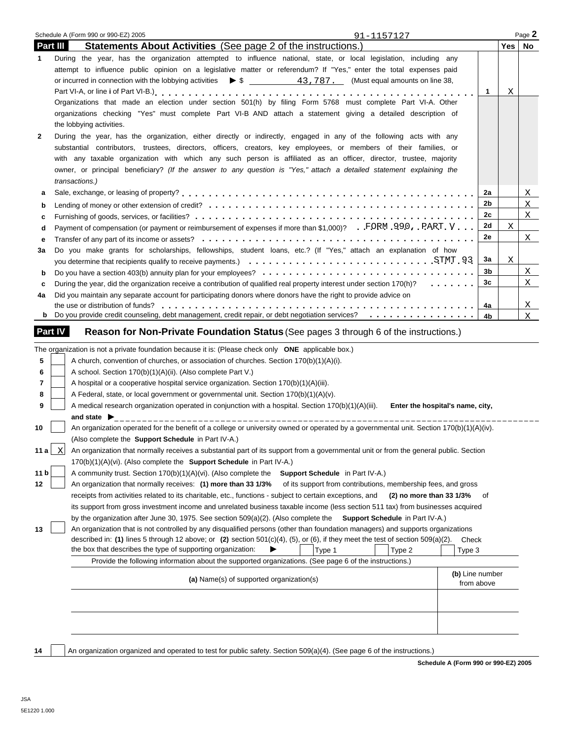Schedule A (Form 990 or 990-EZ) 2005 91-1157127 Page **2**

## Part III Statements About Activities (See page 2 of the instructions.)

| | | | Yes | No |
|---|---|---|---|---|
| **1** | During the year, has the organization attempted to influence national, state, or local legislation, including any attempt to influence public opinion on a legislative matter or referendum? If "Yes," enter the total expenses paid or incurred in connection with the lobbying activities ▶ $ 43,787. (Must equal amounts on line 38, Part VI-A, or line **i** of Part VI-B.) | 1 | X | |
| | Organizations that made an election under section 501(h) by filing Form 5768 must complete Part VI-A. Other organizations checking "Yes" must complete Part VI-B AND attach a statement giving a detailed description of the lobbying activities. | | | |
| **2** | During the year, has the organization, either directly or indirectly, engaged in any of the following acts with any substantial contributors, trustees, directors, officers, creators, key employees, or members of their families, or with any taxable organization with which any such person is affiliated as an officer, director, trustee, majority owner, or principal beneficiary? *(If the answer to any question is "Yes," attach a detailed statement explaining the transactions.)* | | | |
| **a** | Sale, exchange, or leasing of property? | 2a | | X |
| **b** | Lending of money or other extension of credit? | 2b | | X |
| **c** | Furnishing of goods, services, or facilities? | 2c | | X |
| **d** | Payment of compensation (or payment or reimbursement of expenses if more than $1,000)? FORM 990, PART V | 2d | X | |
| **e** | Transfer of any part of its income or assets? | 2e | | X |
| **3a** | Do you make grants for scholarships, fellowships, student loans, etc.? (If "Yes," attach an explanation of how you determine that recipients qualify to receive payments.) STMT 93 | 3a | X | |
| **b** | Do you have a section 403(b) annuity plan for your employees? | 3b | | X |
| **c** | During the year, did the organization receive a contribution of qualified real property interest under section 170(h)? | 3c | | X |
| **4a** | Did you maintain any separate account for participating donors where donors have the right to provide advice on the use or distribution of funds? | 4a | | X |
| **b** | Do you provide credit counseling, debt management, credit repair, or debt negotiation services? | 4b | | X |

## Part IV Reason for Non-Private Foundation Status (See pages 3 through 6 of the instructions.)

The organization is not a private foundation because it is: (Please check only **ONE** applicable box.)

| | | |
|---|---|---|
| **5** | ☐ | A church, convention of churches, or association of churches. Section 170(b)(1)(A)(i). |
| **6** | ☐ | A school. Section 170(b)(1)(A)(ii). (Also complete Part V.) |
| **7** | ☐ | A hospital or a cooperative hospital service organization. Section 170(b)(1)(A)(iii). |
| **8** | ☐ | A Federal, state, or local government or governmental unit. Section 170(b)(1)(A)(v). |
| **9** | ☐ | A medical research organization operated in conjunction with a hospital. Section 170(b)(1)(A)(iii). **Enter the hospital's name, city, and state** ▶ |
| **10** | ☐ | An organization operated for the benefit of a college or university owned or operated by a governmental unit. Section 170(b)(1)(A)(iv). (Also complete the **Support Schedule** in Part IV-A.) |
| **11 a** | X | An organization that normally receives a substantial part of its support from a governmental unit or from the general public. Section 170(b)(1)(A)(vi). (Also complete the **Support Schedule** in Part IV-A.) |
| **11 b** | ☐ | A community trust. Section 170(b)(1)(A)(vi). (Also complete the **Support Schedule** in Part IV-A.) |
| **12** | ☐ | An organization that normally receives: **(1) more than 33 1/3%** of its support from contributions, membership fees, and gross receipts from activities related to its charitable, etc., functions - subject to certain exceptions, and **(2) no more than 33 1/3%** of its support from gross investment income and unrelated business taxable income (less section 511 tax) from businesses acquired by the organization after June 30, 1975. See section 509(a)(2). (Also complete the **Support Schedule** in Part IV-A.) |
| **13** | ☐ | An organization that is not controlled by any disqualified persons (other than foundation managers) and supports organizations described in: **(1)** lines 5 through 12 above; or **(2)** section 501(c)(4), (5), or (6), if they meet the test of section 509(a)(2). Check the box that describes the type of supporting organization: ▶ ☐ Type 1 ☐ Type 2 ☐ Type 3 |

Provide the following information about the supported organizations. (See page 6 of the instructions.)

| **(a)** Name(s) of supported organization(s) | **(b)** Line number from above |
|---|---|
| | |
| | |

| | | |
|---|---|---|
| **14** | ☐ | An organization organized and operated to test for public safety. Section 509(a)(4). (See page 6 of the instructions.) |

**Schedule A (Form 990 or 990-EZ) 2005**

JSA
5E1220 1.000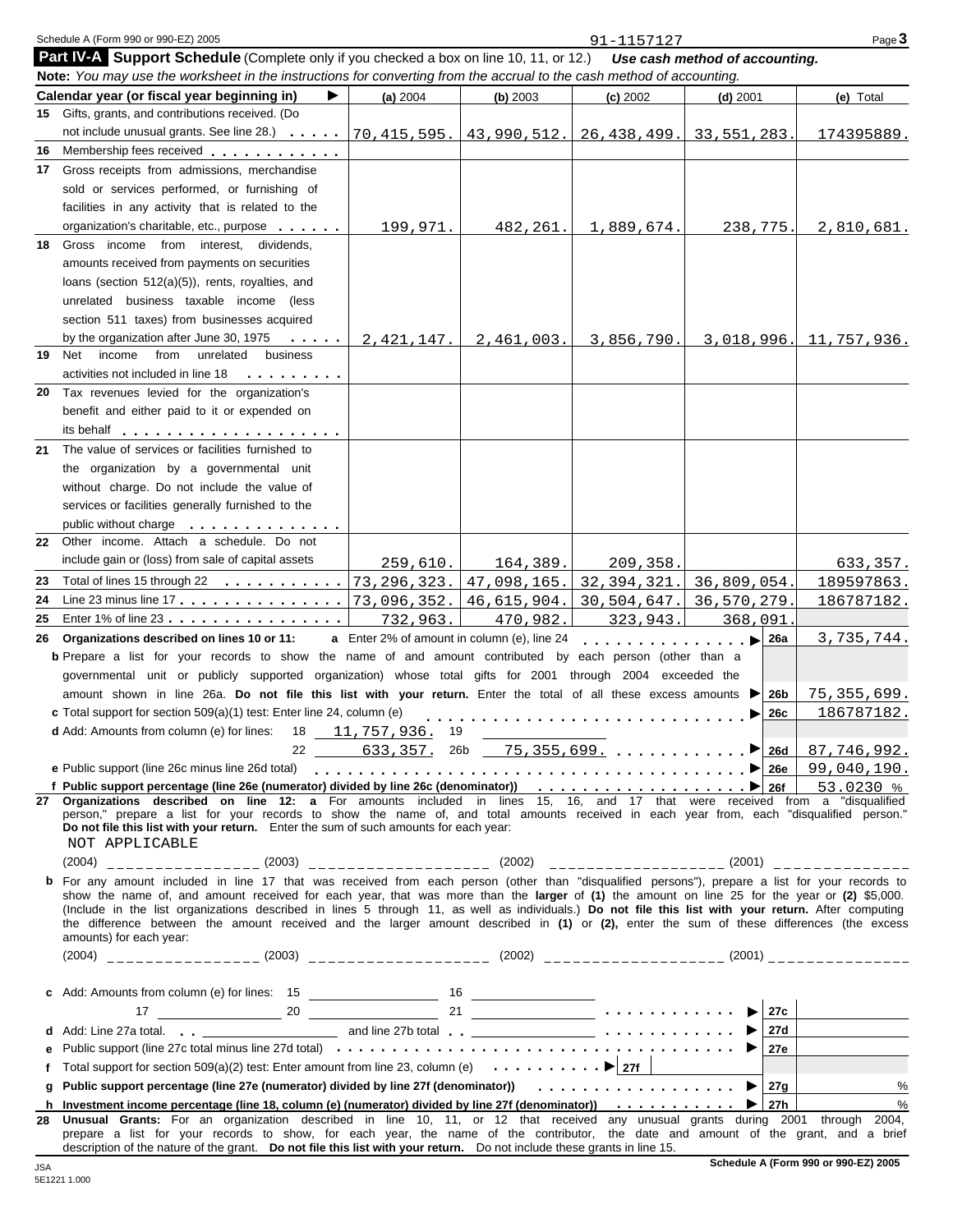Schedule A (Form 990 or 990-EZ) 2005 91-1157127

## Part IV-A Support Schedule (Complete only if you checked a box on line 10, 11, or 12.) *Use cash method of accounting.*

**Note:** *You may use the worksheet in the instructions for converting from the accrual to the cash method of accounting.*

| Calendar year (or fiscal year beginning in) ▶ | (a) 2004 | (b) 2003 | (c) 2002 | (d) 2001 | (e) Total |
|---|---|---|---|---|---|
| 15 Gifts, grants, and contributions received. (Do not include unusual grants. See line 28.) | 70,415,595. | 43,990,512. | 26,438,499. | 33,551,283. | 174395889. |
| 16 Membership fees received | | | | | |
| 17 Gross receipts from admissions, merchandise sold or services performed, or furnishing of facilities in any activity that is related to the organization's charitable, etc., purpose | 199,971. | 482,261. | 1,889,674. | 238,775. | 2,810,681. |
| 18 Gross income from interest, dividends, amounts received from payments on securities loans (section 512(a)(5)), rents, royalties, and unrelated business taxable income (less section 511 taxes) from businesses acquired by the organization after June 30, 1975 | 2,421,147. | 2,461,003. | 3,856,790. | 3,018,996. | 11,757,936. |
| 19 Net income from unrelated business activities not included in line 18 | | | | | |
| 20 Tax revenues levied for the organization's benefit and either paid to it or expended on its behalf | | | | | |
| 21 The value of services or facilities furnished to the organization by a governmental unit without charge. Do not include the value of services or facilities generally furnished to the public without charge | | | | | |
| 22 Other income. Attach a schedule. Do not include gain or (loss) from sale of capital assets | 259,610. | 164,389. | 209,358. | | 633,357. |
| 23 Total of lines 15 through 22 | 73,296,323. | 47,098,165. | 32,394,321. | 36,809,054. | 189597863. |
| 24 Line 23 minus line 17 | 73,096,352. | 46,615,904. | 30,504,647. | 36,570,279. | 186787182. |
| 25 Enter 1% of line 23 | 732,963. | 470,982. | 323,943. | 368,091. | |

**26 Organizations described on lines 10 or 11:** **a** Enter 2% of amount in column (e), line 24 ▶ **26a** 3,735,744.

**b** Prepare a list for your records to show the name of and amount contributed by each person (other than a governmental unit or publicly supported organization) whose total gifts for 2001 through 2004 exceeded the amount shown in line 26a. **Do not file this list with your return.** Enter the total of all these excess amounts ▶ **26b** 75,355,699.

**c** Total support for section 509(a)(1) test: Enter line 24, column (e) ▶ **26c** 186787182.

**d** Add: Amounts from column (e) for lines: 18 11,757,936. 19 ______ 22 633,357. 26b 75,355,699. ▶ **26d** 87,746,992.

**e** Public support (line 26c minus line 26d total) ▶ **26e** 99,040,190.

**f Public support percentage (line 26e (numerator) divided by line 26c (denominator))** ▶ **26f** 53.0230 %

**27 Organizations described on line 12: a** For amounts included in lines 15, 16, and 17 that were received from a "disqualified person," prepare a list for your records to show the name of, and total amounts received in each year from, each "disqualified person." **Do not file this list with your return.** Enter the sum of such amounts for each year:

NOT APPLICABLE

(2004) ______ (2003) ______ (2002) ______ (2001) ______

**b** For any amount included in line 17 that was received from each person (other than "disqualified persons"), prepare a list for your records to show the name of, and amount received for each year, that was more than the **larger** of **(1)** the amount on line 25 for the year or **(2)** $5,000. (Include in the list organizations described in lines 5 through 11, as well as individuals.) **Do not file this list with your return.** After computing the difference between the amount received and the larger amount described in **(1)** or **(2)**, enter the sum of these differences (the excess amounts) for each year:

(2004) ______ (2003) ______ (2002) ______ (2001) ______

**c** Add: Amounts from column (e) for lines: 15 ______ 16 ______ 17 ______ 20 ______ 21 ______ ▶ **27c**

**d** Add: Line 27a total. ______ and line 27b total ______ ▶ **27d**

**e** Public support (line 27c total minus line 27d total) ▶ **27e**

**f** Total support for section 509(a)(2) test: Enter amount from line 23, column (e) ▶ **27f**

**g Public support percentage (line 27e (numerator) divided by line 27f (denominator))** ▶ **27g** %

**h Investment income percentage (line 18, column (e) (numerator) divided by line 27f (denominator))** ▶ **27h** %

**28 Unusual Grants:** For an organization described in line 10, 11, or 12 that received any unusual grants during 2001 through 2004, prepare a list for your records to show, for each year, the name of the contributor, the date and amount of the grant, and a brief description of the nature of the grant. **Do not file this list with your return.** Do not include these grants in line 15.

JSA 5E1221 1.000 **Schedule A (Form 990 or 990-EZ) 2005**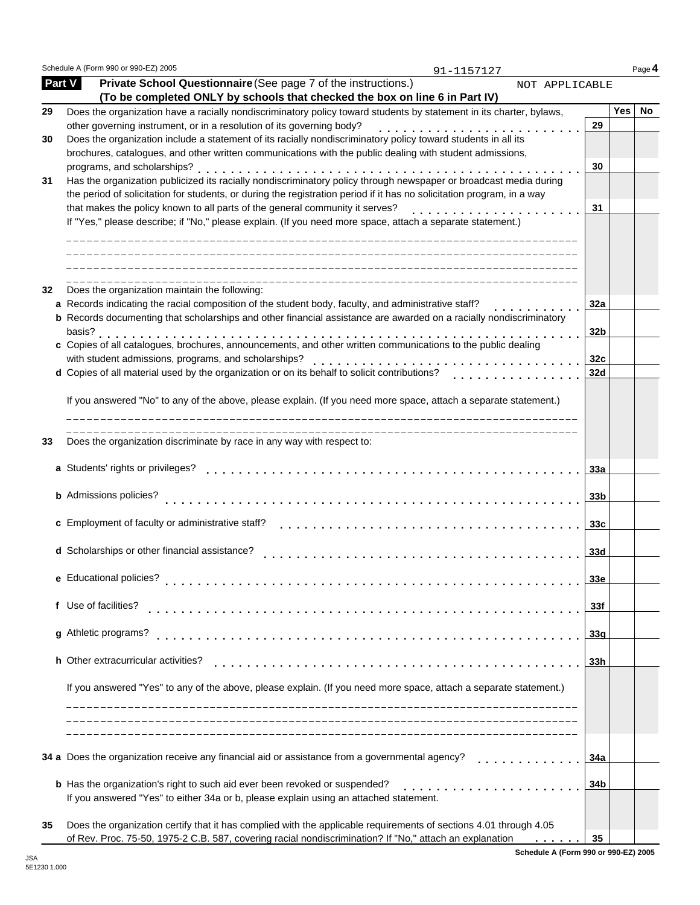Schedule A (Form 990 or 990-EZ) 2005 91-1157127

## Part V Private School Questionnaire (See page 7 of the instructions.) NOT APPLICABLE

**(To be completed ONLY by schools that checked the box on line 6 in Part IV)**

| | | | Yes | No |
|---|---|---|---|---|
| 29 | Does the organization have a racially nondiscriminatory policy toward students by statement in its charter, bylaws, other governing instrument, or in a resolution of its governing body? | 29 | | |
| 30 | Does the organization include a statement of its racially nondiscriminatory policy toward students in all its brochures, catalogues, and other written communications with the public dealing with student admissions, programs, and scholarships? | 30 | | |
| 31 | Has the organization publicized its racially nondiscriminatory policy through newspaper or broadcast media during the period of solicitation for students, or during the registration period if it has no solicitation program, in a way that makes the policy known to all parts of the general community it serves? | 31 | | |
| | If "Yes," please describe; if "No," please explain. (If you need more space, attach a separate statement.) | | | |
| 32 | Does the organization maintain the following: | | | |
| a | Records indicating the racial composition of the student body, faculty, and administrative staff? | 32a | | |
| b | Records documenting that scholarships and other financial assistance are awarded on a racially nondiscriminatory basis? | 32b | | |
| c | Copies of all catalogues, brochures, announcements, and other written communications to the public dealing with student admissions, programs, and scholarships? | 32c | | |
| d | Copies of all material used by the organization or on its behalf to solicit contributions? | 32d | | |
| | If you answered "No" to any of the above, please explain. (If you need more space, attach a separate statement.) | | | |
| 33 | Does the organization discriminate by race in any way with respect to: | | | |
| a | Students' rights or privileges? | 33a | | |
| b | Admissions policies? | 33b | | |
| c | Employment of faculty or administrative staff? | 33c | | |
| d | Scholarships or other financial assistance? | 33d | | |
| e | Educational policies? | 33e | | |
| f | Use of facilities? | 33f | | |
| g | Athletic programs? | 33g | | |
| h | Other extracurricular activities? | 33h | | |
| | If you answered "Yes" to any of the above, please explain. (If you need more space, attach a separate statement.) | | | |
| 34 a | Does the organization receive any financial aid or assistance from a governmental agency? | 34a | | |
| b | Has the organization's right to such aid ever been revoked or suspended? | 34b | | |
| | If you answered "Yes" to either 34a or b, please explain using an attached statement. | | | |
| 35 | Does the organization certify that it has complied with the applicable requirements of sections 4.01 through 4.05 of Rev. Proc. 75-50, 1975-2 C.B. 587, covering racial nondiscrimination? If "No," attach an explanation | 35 | | |

Schedule A (Form 990 or 990-EZ) 2005

JSA
5E1230 1.000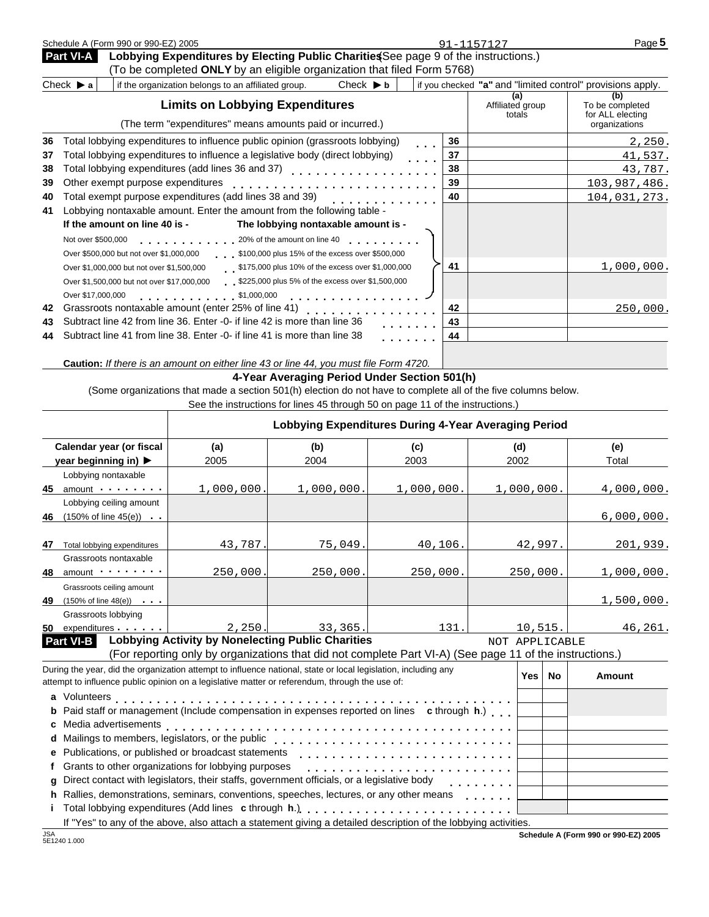Schedule A (Form 990 or 990-EZ) 2005 91-1157127

## Part VI-A Lobbying Expenditures by Electing Public Charities (See page 9 of the instructions.)

(To be completed **ONLY** by an eligible organization that filed Form 5768)

Check ▶ **a** ☐ if the organization belongs to an affiliated group. Check ▶ **b** ☐ if you checked **"a"** and "limited control" provisions apply.

| | **Limits on Lobbying Expenditures** (The term "expenditures" means amounts paid or incurred.) | | (a) Affiliated group totals | (b) To be completed for ALL electing organizations |
|---|---|---|---|---|
| 36 | Total lobbying expenditures to influence public opinion (grassroots lobbying) | 36 | | 2,250. |
| 37 | Total lobbying expenditures to influence a legislative body (direct lobbying) | 37 | | 41,537. |
| 38 | Total lobbying expenditures (add lines 36 and 37) | 38 | | 43,787. |
| 39 | Other exempt purpose expenditures | 39 | | 103,987,486. |
| 40 | Total exempt purpose expenditures (add lines 38 and 39) | 40 | | 104,031,273. |
| 41 | Lobbying nontaxable amount. Enter the amount from the following table - | 41 | | 1,000,000. |
| 42 | Grassroots nontaxable amount (enter 25% of line 41) | 42 | | 250,000. |
| 43 | Subtract line 42 from line 36. Enter -0- if line 42 is more than line 36 | 43 | | |
| 44 | Subtract line 41 from line 38. Enter -0- if line 41 is more than line 38 | 44 | | |

| If the amount on line 40 is - | The lobbying nontaxable amount is - |
|---|---|
| Not over $500,000 | 20% of the amount on line 40 |
| Over $500,000 but not over $1,000,000 | $100,000 plus 15% of the excess over $500,000 |
| Over $1,000,000 but not over $1,500,000 | $175,000 plus 10% of the excess over $1,000,000 |
| Over $1,500,000 but not over $17,000,000 | $225,000 plus 5% of the excess over $1,500,000 |
| Over $17,000,000 | $1,000,000 |

**Caution:** *If there is an amount on either line 43 or line 44, you must file Form 4720.*

### 4-Year Averaging Period Under Section 501(h)

(Some organizations that made a section 501(h) election do not have to complete all of the five columns below. See the instructions for lines 45 through 50 on page 11 of the instructions.)

| | Lobbying Expenditures During 4-Year Averaging Period | | | | |
|---|---|---|---|---|---|
| **Calendar year (or fiscal year beginning in) ▶** | **(a)** 2005 | **(b)** 2004 | **(c)** 2003 | **(d)** 2002 | **(e)** Total |
| 45 Lobbying nontaxable amount | 1,000,000. | 1,000,000. | 1,000,000. | 1,000,000. | 4,000,000. |
| 46 Lobbying ceiling amount (150% of line 45(e)) | | | | | 6,000,000. |
| 47 Total lobbying expenditures | 43,787. | 75,049. | 40,106. | 42,997. | 201,939. |
| 48 Grassroots nontaxable amount | 250,000. | 250,000. | 250,000. | 250,000. | 1,000,000. |
| 49 Grassroots ceiling amount (150% of line 48(e)) | | | | | 1,500,000. |
| 50 Grassroots lobbying expenditures | 2,250. | 33,365. | 131. | 10,515. | 46,261. |

## Part VI-B Lobbying Activity by Nonelecting Public Charities

NOT APPLICABLE

(For reporting only by organizations that did not complete Part VI-A) (See page 11 of the instructions.)

| During the year, did the organization attempt to influence national, state or local legislation, including any attempt to influence public opinion on a legislative matter or referendum, through the use of: | Yes | No | Amount |
|---|---|---|---|
| **a** Volunteers | | | |
| **b** Paid staff or management (Include compensation in expenses reported on lines **c** through **h**.) | | | |
| **c** Media advertisements | | | |
| **d** Mailings to members, legislators, or the public | | | |
| **e** Publications, or published or broadcast statements | | | |
| **f** Grants to other organizations for lobbying purposes | | | |
| **g** Direct contact with legislators, their staffs, government officials, or a legislative body | | | |
| **h** Rallies, demonstrations, seminars, conventions, speeches, lectures, or any other means | | | |
| **i** Total lobbying expenditures (Add lines **c** through **h**.) | | | |

If "Yes" to any of the above, also attach a statement giving a detailed description of the lobbying activities.

JSA 5E1240 1.000 **Schedule A (Form 990 or 990-EZ) 2005**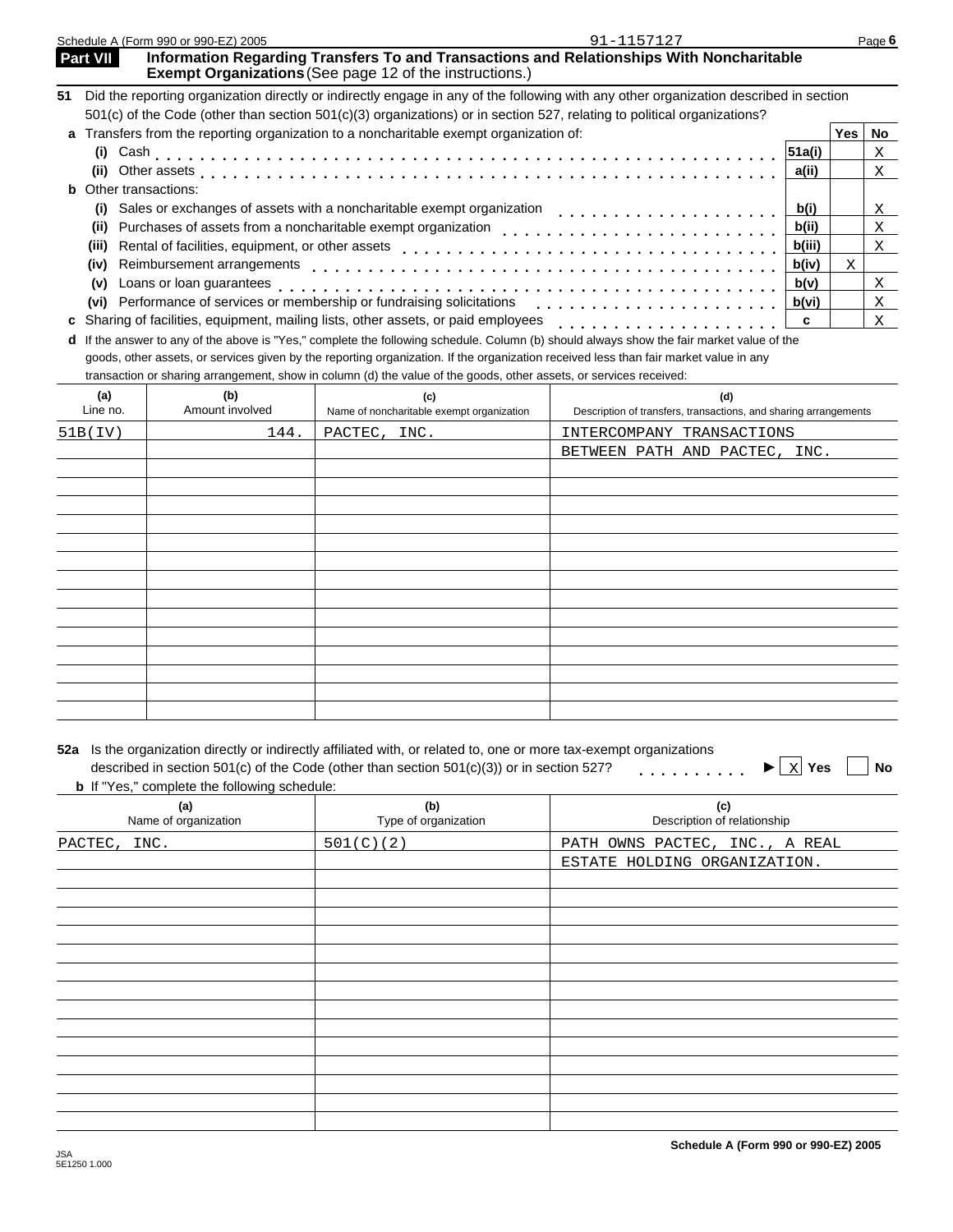Schedule A (Form 990 or 990-EZ) 2005 91-1157127

## Part VII Information Regarding Transfers To and Transactions and Relationships With Noncharitable Exempt Organizations (See page 12 of the instructions.)

**51** Did the reporting organization directly or indirectly engage in any of the following with any other organization described in section 501(c) of the Code (other than section 501(c)(3) organizations) or in section 527, relating to political organizations?

| | | Yes | No |
|---|---|---|---|
| **a** Transfers from the reporting organization to a noncharitable exempt organization of: | | | |
| (i) Cash | 51a(i) | | X |
| (ii) Other assets | a(ii) | | X |
| **b** Other transactions: | | | |
| (i) Sales or exchanges of assets with a noncharitable exempt organization | b(i) | | X |
| (ii) Purchases of assets from a noncharitable exempt organization | b(ii) | | X |
| (iii) Rental of facilities, equipment, or other assets | b(iii) | | X |
| (iv) Reimbursement arrangements | b(iv) | X | |
| (v) Loans or loan guarantees | b(v) | | X |
| (vi) Performance of services or membership or fundraising solicitations | b(vi) | | X |
| **c** Sharing of facilities, equipment, mailing lists, other assets, or paid employees | c | | X |

**d** If the answer to any of the above is "Yes," complete the following schedule. Column (b) should always show the fair market value of the goods, other assets, or services given by the reporting organization. If the organization received less than fair market value in any transaction or sharing arrangement, show in column (d) the value of the goods, other assets, or services received:

| (a) Line no. | (b) Amount involved | (c) Name of noncharitable exempt organization | (d) Description of transfers, transactions, and sharing arrangements |
|---|---|---|---|
| 51B(IV) | 144. | PACTEC, INC. | INTERCOMPANY TRANSACTIONS |
| | | | BETWEEN PATH AND PACTEC, INC. |

**52a** Is the organization directly or indirectly affiliated with, or related to, one or more tax-exempt organizations described in section 501(c) of the Code (other than section 501(c)(3)) or in section 527? ☒ Yes ☐ No

**b** If "Yes," complete the following schedule:

| (a) Name of organization | (b) Type of organization | (c) Description of relationship |
|---|---|---|
| PACTEC, INC. | 501(C)(2) | PATH OWNS PACTEC, INC., A REAL |
| | | ESTATE HOLDING ORGANIZATION. |

Schedule A (Form 990 or 990-EZ) 2005

JSA
5E1250 1.000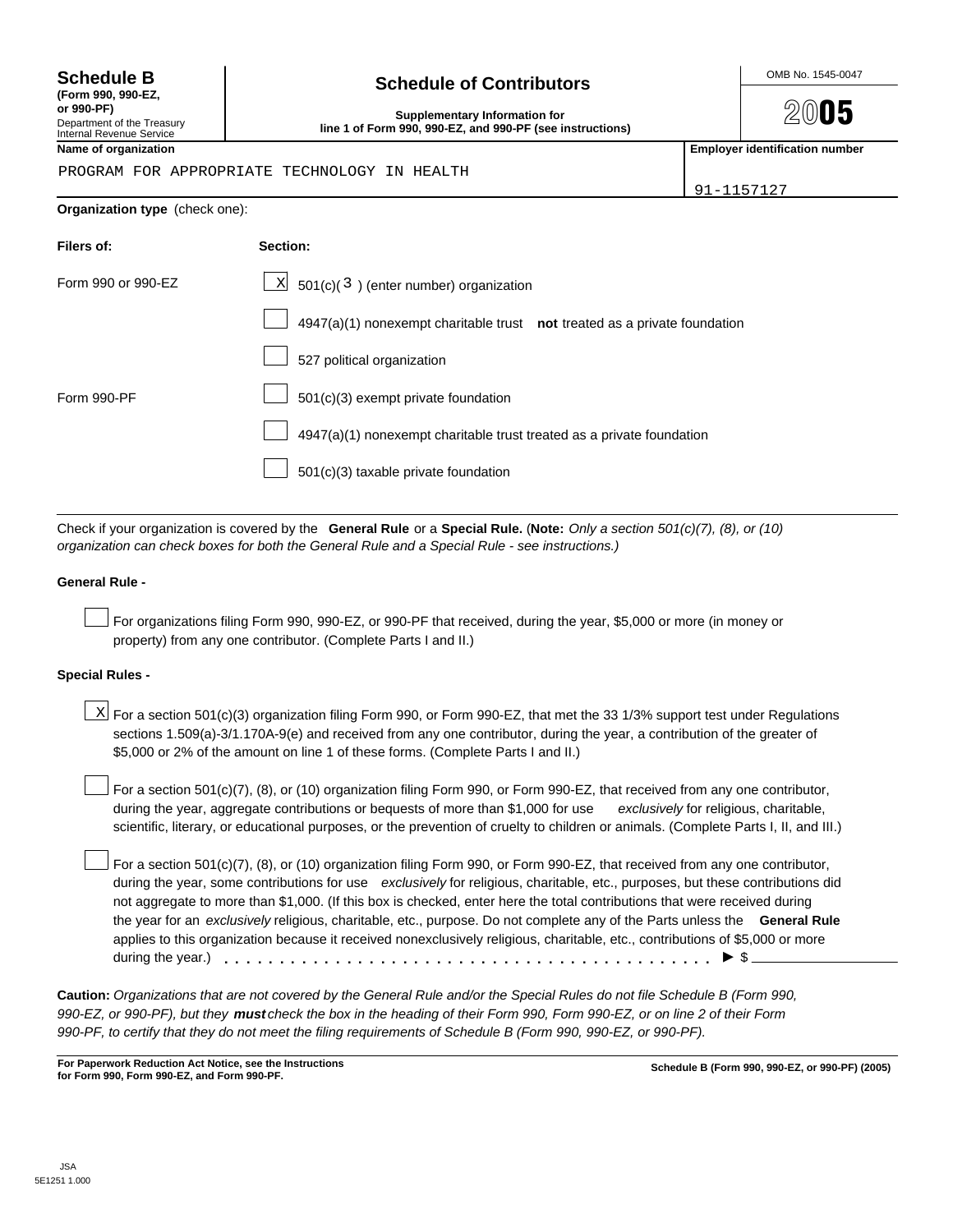**Schedule B**
**(Form 990, 990-EZ, or 990-PF)**
Department of the Treasury
Internal Revenue Service

# Schedule of Contributors

**Supplementary Information for line 1 of Form 990, 990-EZ, and 990-PF (see instructions)**

OMB No. 1545-0047

**2005**

**Name of organization**
PROGRAM FOR APPROPRIATE TECHNOLOGY IN HEALTH

**Employer identification number**
91-1157127

**Organization type** (check one):

| Filers of: | Section: |
|---|---|
| Form 990 or 990-EZ | [X] 501(c)( 3 ) (enter number) organization |
| | [ ] 4947(a)(1) nonexempt charitable trust **not** treated as a private foundation |
| | [ ] 527 political organization |
| Form 990-PF | [ ] 501(c)(3) exempt private foundation |
| | [ ] 4947(a)(1) nonexempt charitable trust treated as a private foundation |
| | [ ] 501(c)(3) taxable private foundation |

Check if your organization is covered by the **General Rule** or a **Special Rule.** (**Note:** *Only a section 501(c)(7), (8), or (10) organization can check boxes for both the General Rule and a Special Rule - see instructions.)*

**General Rule -**

[ ] For organizations filing Form 990, 990-EZ, or 990-PF that received, during the year, $5,000 or more (in money or property) from any one contributor. (Complete Parts I and II.)

**Special Rules -**

[X] For a section 501(c)(3) organization filing Form 990, or Form 990-EZ, that met the 33 1/3% support test under Regulations sections 1.509(a)-3/1.170A-9(e) and received from any one contributor, during the year, a contribution of the greater of $5,000 or 2% of the amount on line 1 of these forms. (Complete Parts I and II.)

[ ] For a section 501(c)(7), (8), or (10) organization filing Form 990, or Form 990-EZ, that received from any one contributor, during the year, aggregate contributions or bequests of more than $1,000 for use *exclusively* for religious, charitable, scientific, literary, or educational purposes, or the prevention of cruelty to children or animals. (Complete Parts I, II, and III.)

[ ] For a section 501(c)(7), (8), or (10) organization filing Form 990, or Form 990-EZ, that received from any one contributor, during the year, some contributions for use *exclusively* for religious, charitable, etc., purposes, but these contributions did not aggregate to more than $1,000. (If this box is checked, enter here the total contributions that were received during the year for an *exclusively* religious, charitable, etc., purpose. Do not complete any of the Parts unless the **General Rule** applies to this organization because it received nonexclusively religious, charitable, etc., contributions of $5,000 or more during the year.) . . . . . . . . . . . . . . . . . . . . . . . . . . . . . . . . . . . . . . . . . . . ► $ ________

**Caution:** *Organizations that are not covered by the General Rule and/or the Special Rules do not file Schedule B (Form 990, 990-EZ, or 990-PF), but they* ***must*** *check the box in the heading of their Form 990, Form 990-EZ, or on line 2 of their Form 990-PF, to certify that they do not meet the filing requirements of Schedule B (Form 990, 990-EZ, or 990-PF).*

**For Paperwork Reduction Act Notice, see the Instructions for Form 990, Form 990-EZ, and Form 990-PF.**

**Schedule B (Form 990, 990-EZ, or 990-PF) (2005)**

JSA
5E1251 1.000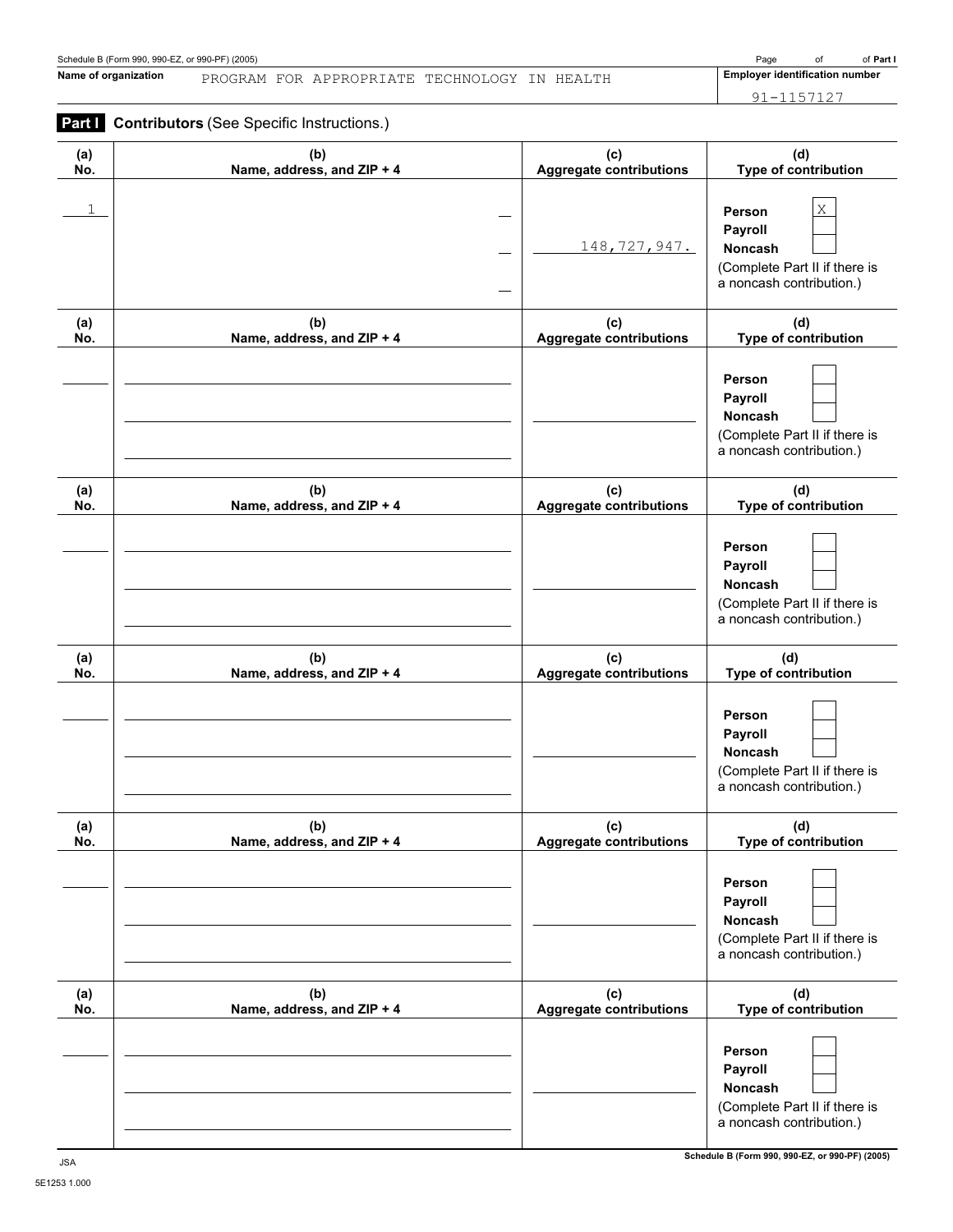Schedule B (Form 990, 990-EZ, or 990-PF) (2005)

Page of of **Part I**

**Name of organization** PROGRAM FOR APPROPRIATE TECHNOLOGY IN HEALTH

**Employer identification number** 91-1157127

## Part I Contributors (See Specific Instructions.)

| (a) No. | (b) Name, address, and ZIP + 4 | (c) Aggregate contributions | (d) Type of contribution |
|---|---|---|---|
| 1 | | 148,727,947. | Person [X] Payroll [ ] Noncash [ ] (Complete Part II if there is a noncash contribution.) |
| | | | Person [ ] Payroll [ ] Noncash [ ] (Complete Part II if there is a noncash contribution.) |
| | | | Person [ ] Payroll [ ] Noncash [ ] (Complete Part II if there is a noncash contribution.) |
| | | | Person [ ] Payroll [ ] Noncash [ ] (Complete Part II if there is a noncash contribution.) |
| | | | Person [ ] Payroll [ ] Noncash [ ] (Complete Part II if there is a noncash contribution.) |
| | | | Person [ ] Payroll [ ] Noncash [ ] (Complete Part II if there is a noncash contribution.) |

JSA

5E1253 1.000

**Schedule B (Form 990, 990-EZ, or 990-PF) (2005)**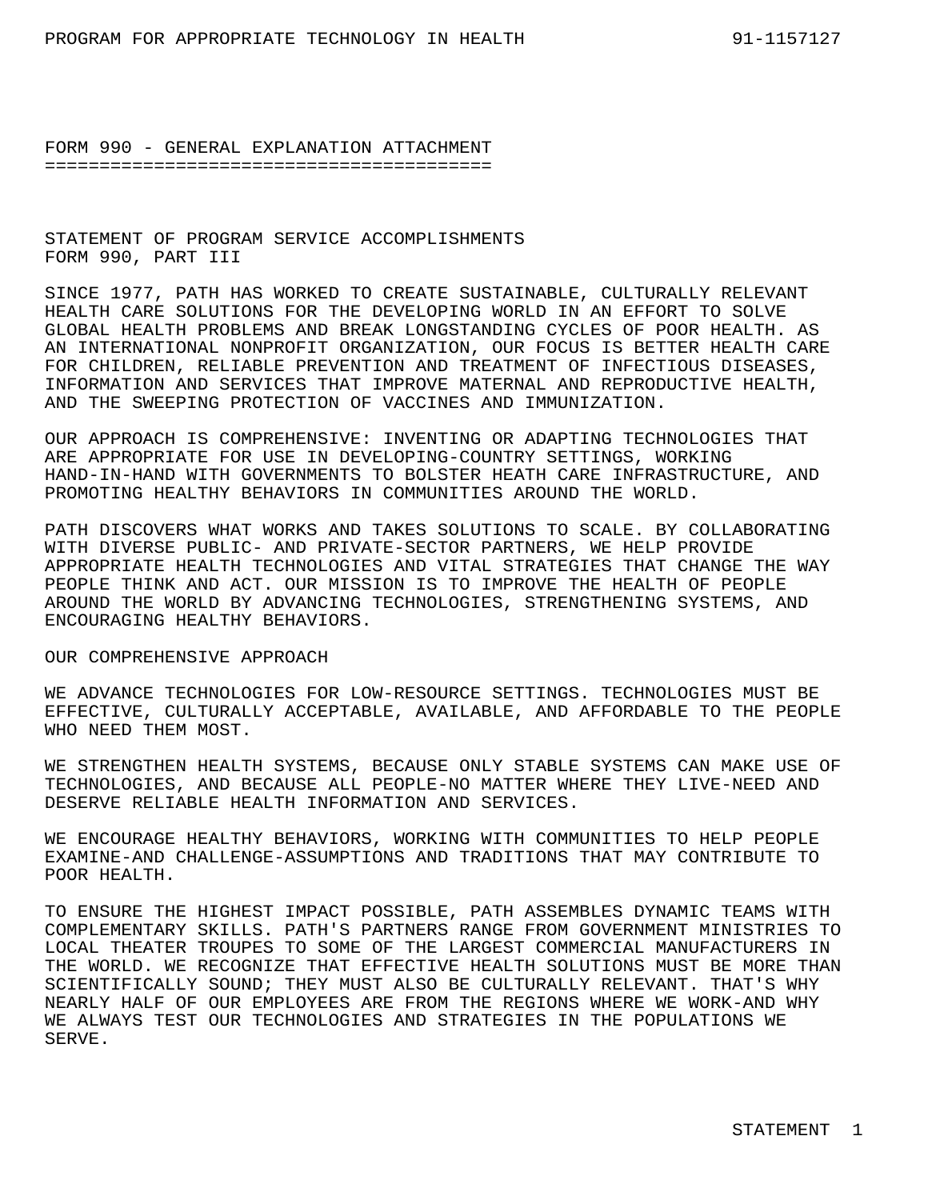# FORM 990 - GENERAL EXPLANATION ATTACHMENT

## STATEMENT OF PROGRAM SERVICE ACCOMPLISHMENTS
## FORM 990, PART III

SINCE 1977, PATH HAS WORKED TO CREATE SUSTAINABLE, CULTURALLY RELEVANT HEALTH CARE SOLUTIONS FOR THE DEVELOPING WORLD IN AN EFFORT TO SOLVE GLOBAL HEALTH PROBLEMS AND BREAK LONGSTANDING CYCLES OF POOR HEALTH. AS AN INTERNATIONAL NONPROFIT ORGANIZATION, OUR FOCUS IS BETTER HEALTH CARE FOR CHILDREN, RELIABLE PREVENTION AND TREATMENT OF INFECTIOUS DISEASES, INFORMATION AND SERVICES THAT IMPROVE MATERNAL AND REPRODUCTIVE HEALTH, AND THE SWEEPING PROTECTION OF VACCINES AND IMMUNIZATION.

OUR APPROACH IS COMPREHENSIVE: INVENTING OR ADAPTING TECHNOLOGIES THAT ARE APPROPRIATE FOR USE IN DEVELOPING-COUNTRY SETTINGS, WORKING HAND-IN-HAND WITH GOVERNMENTS TO BOLSTER HEATH CARE INFRASTRUCTURE, AND PROMOTING HEALTHY BEHAVIORS IN COMMUNITIES AROUND THE WORLD.

PATH DISCOVERS WHAT WORKS AND TAKES SOLUTIONS TO SCALE. BY COLLABORATING WITH DIVERSE PUBLIC- AND PRIVATE-SECTOR PARTNERS, WE HELP PROVIDE APPROPRIATE HEALTH TECHNOLOGIES AND VITAL STRATEGIES THAT CHANGE THE WAY PEOPLE THINK AND ACT. OUR MISSION IS TO IMPROVE THE HEALTH OF PEOPLE AROUND THE WORLD BY ADVANCING TECHNOLOGIES, STRENGTHENING SYSTEMS, AND ENCOURAGING HEALTHY BEHAVIORS.

OUR COMPREHENSIVE APPROACH

WE ADVANCE TECHNOLOGIES FOR LOW-RESOURCE SETTINGS. TECHNOLOGIES MUST BE EFFECTIVE, CULTURALLY ACCEPTABLE, AVAILABLE, AND AFFORDABLE TO THE PEOPLE WHO NEED THEM MOST.

WE STRENGTHEN HEALTH SYSTEMS, BECAUSE ONLY STABLE SYSTEMS CAN MAKE USE OF TECHNOLOGIES, AND BECAUSE ALL PEOPLE-NO MATTER WHERE THEY LIVE-NEED AND DESERVE RELIABLE HEALTH INFORMATION AND SERVICES.

WE ENCOURAGE HEALTHY BEHAVIORS, WORKING WITH COMMUNITIES TO HELP PEOPLE EXAMINE-AND CHALLENGE-ASSUMPTIONS AND TRADITIONS THAT MAY CONTRIBUTE TO POOR HEALTH.

TO ENSURE THE HIGHEST IMPACT POSSIBLE, PATH ASSEMBLES DYNAMIC TEAMS WITH COMPLEMENTARY SKILLS. PATH'S PARTNERS RANGE FROM GOVERNMENT MINISTRIES TO LOCAL THEATER TROUPES TO SOME OF THE LARGEST COMMERCIAL MANUFACTURERS IN THE WORLD. WE RECOGNIZE THAT EFFECTIVE HEALTH SOLUTIONS MUST BE MORE THAN SCIENTIFICALLY SOUND; THEY MUST ALSO BE CULTURALLY RELEVANT. THAT'S WHY NEARLY HALF OF OUR EMPLOYEES ARE FROM THE REGIONS WHERE WE WORK-AND WHY WE ALWAYS TEST OUR TECHNOLOGIES AND STRATEGIES IN THE POPULATIONS WE SERVE.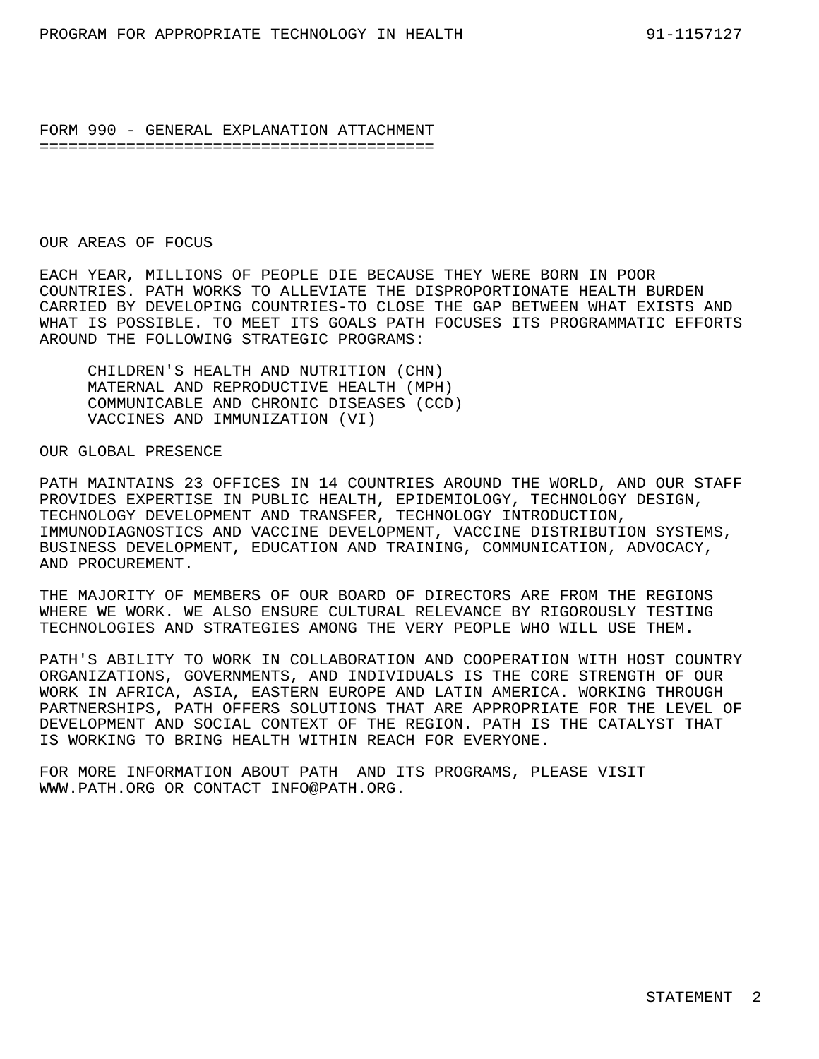# FORM 990 - GENERAL EXPLANATION ATTACHMENT

## OUR AREAS OF FOCUS

EACH YEAR, MILLIONS OF PEOPLE DIE BECAUSE THEY WERE BORN IN POOR COUNTRIES. PATH WORKS TO ALLEVIATE THE DISPROPORTIONATE HEALTH BURDEN CARRIED BY DEVELOPING COUNTRIES-TO CLOSE THE GAP BETWEEN WHAT EXISTS AND WHAT IS POSSIBLE. TO MEET ITS GOALS PATH FOCUSES ITS PROGRAMMATIC EFFORTS AROUND THE FOLLOWING STRATEGIC PROGRAMS:

- CHILDREN'S HEALTH AND NUTRITION (CHN)
- MATERNAL AND REPRODUCTIVE HEALTH (MPH)
- COMMUNICABLE AND CHRONIC DISEASES (CCD)
- VACCINES AND IMMUNIZATION (VI)

## OUR GLOBAL PRESENCE

PATH MAINTAINS 23 OFFICES IN 14 COUNTRIES AROUND THE WORLD, AND OUR STAFF PROVIDES EXPERTISE IN PUBLIC HEALTH, EPIDEMIOLOGY, TECHNOLOGY DESIGN, TECHNOLOGY DEVELOPMENT AND TRANSFER, TECHNOLOGY INTRODUCTION, IMMUNODIAGNOSTICS AND VACCINE DEVELOPMENT, VACCINE DISTRIBUTION SYSTEMS, BUSINESS DEVELOPMENT, EDUCATION AND TRAINING, COMMUNICATION, ADVOCACY, AND PROCUREMENT.

THE MAJORITY OF MEMBERS OF OUR BOARD OF DIRECTORS ARE FROM THE REGIONS WHERE WE WORK. WE ALSO ENSURE CULTURAL RELEVANCE BY RIGOROUSLY TESTING TECHNOLOGIES AND STRATEGIES AMONG THE VERY PEOPLE WHO WILL USE THEM.

PATH'S ABILITY TO WORK IN COLLABORATION AND COOPERATION WITH HOST COUNTRY ORGANIZATIONS, GOVERNMENTS, AND INDIVIDUALS IS THE CORE STRENGTH OF OUR WORK IN AFRICA, ASIA, EASTERN EUROPE AND LATIN AMERICA. WORKING THROUGH PARTNERSHIPS, PATH OFFERS SOLUTIONS THAT ARE APPROPRIATE FOR THE LEVEL OF DEVELOPMENT AND SOCIAL CONTEXT OF THE REGION. PATH IS THE CATALYST THAT IS WORKING TO BRING HEALTH WITHIN REACH FOR EVERYONE.

FOR MORE INFORMATION ABOUT PATH AND ITS PROGRAMS, PLEASE VISIT WWW.PATH.ORG OR CONTACT INFO@PATH.ORG.

STATEMENT 2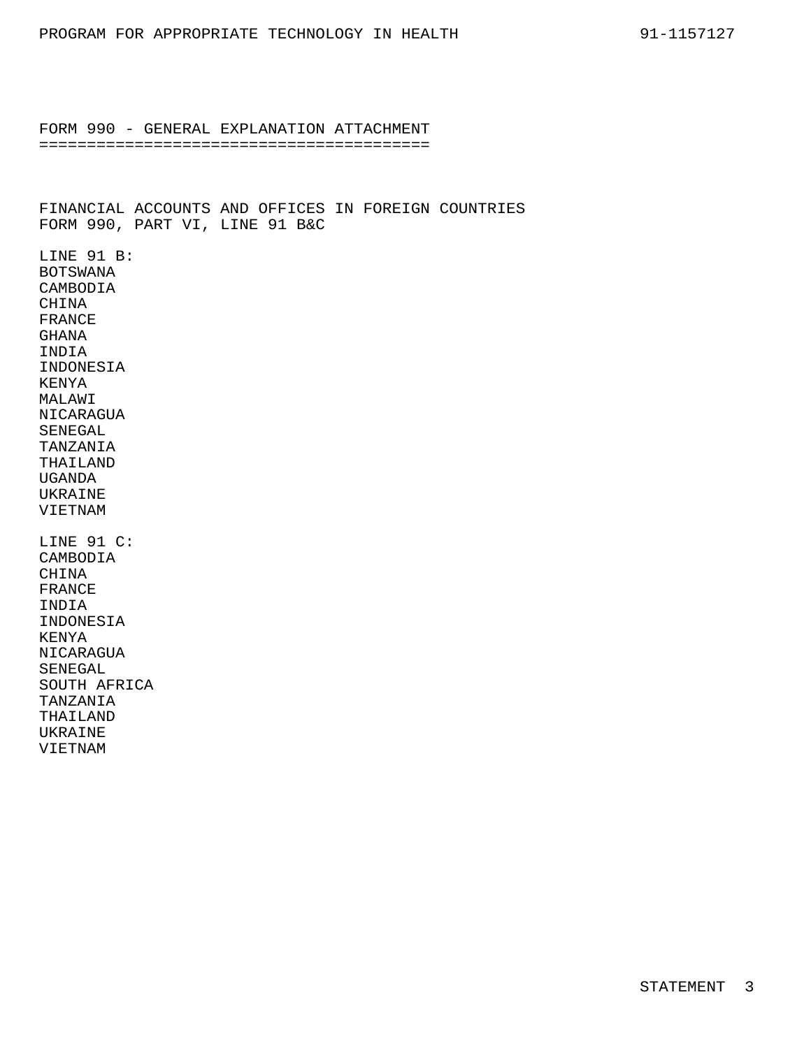PROGRAM FOR APPROPRIATE TECHNOLOGY IN HEALTH 91-1157127

## FORM 990 - GENERAL EXPLANATION ATTACHMENT

FINANCIAL ACCOUNTS AND OFFICES IN FOREIGN COUNTRIES
FORM 990, PART VI, LINE 91 B&C

LINE 91 B:
BOTSWANA
CAMBODIA
CHINA
FRANCE
GHANA
INDIA
INDONESIA
KENYA
MALAWI
NICARAGUA
SENEGAL
TANZANIA
THAILAND
UGANDA
UKRAINE
VIETNAM

LINE 91 C:
CAMBODIA
CHINA
FRANCE
INDIA
INDONESIA
KENYA
NICARAGUA
SENEGAL
SOUTH AFRICA
TANZANIA
THAILAND
UKRAINE
VIETNAM

STATEMENT 3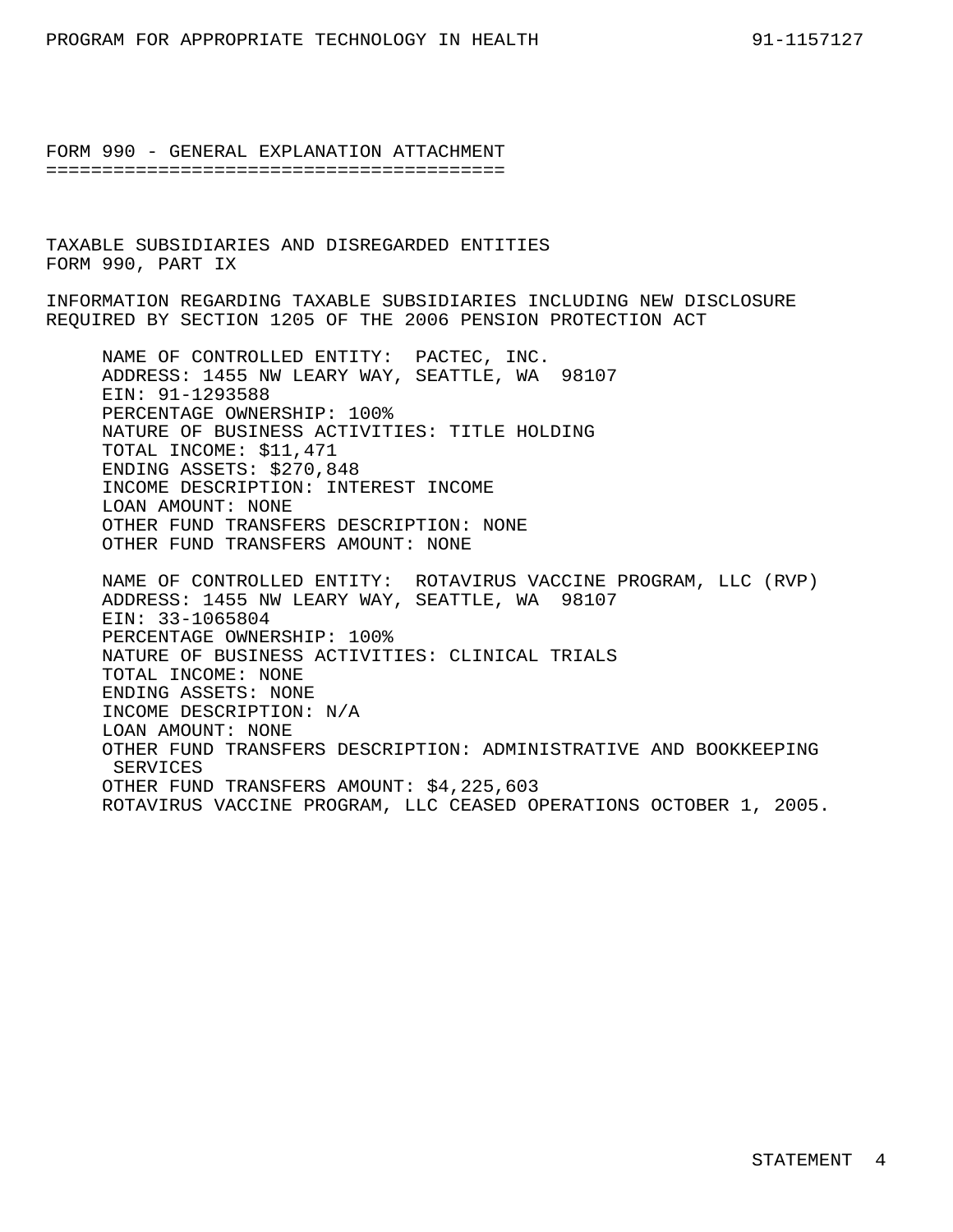## FORM 990 - GENERAL EXPLANATION ATTACHMENT

### TAXABLE SUBSIDIARIES AND DISREGARDED ENTITIES
FORM 990, PART IX

INFORMATION REGARDING TAXABLE SUBSIDIARIES INCLUDING NEW DISCLOSURE REQUIRED BY SECTION 1205 OF THE 2006 PENSION PROTECTION ACT

NAME OF CONTROLLED ENTITY: PACTEC, INC.
ADDRESS: 1455 NW LEARY WAY, SEATTLE, WA 98107
EIN: 91-1293588
PERCENTAGE OWNERSHIP: 100%
NATURE OF BUSINESS ACTIVITIES: TITLE HOLDING
TOTAL INCOME: $11,471
ENDING ASSETS: $270,848
INCOME DESCRIPTION: INTEREST INCOME
LOAN AMOUNT: NONE
OTHER FUND TRANSFERS DESCRIPTION: NONE
OTHER FUND TRANSFERS AMOUNT: NONE

NAME OF CONTROLLED ENTITY: ROTAVIRUS VACCINE PROGRAM, LLC (RVP)
ADDRESS: 1455 NW LEARY WAY, SEATTLE, WA 98107
EIN: 33-1065804
PERCENTAGE OWNERSHIP: 100%
NATURE OF BUSINESS ACTIVITIES: CLINICAL TRIALS
TOTAL INCOME: NONE
ENDING ASSETS: NONE
INCOME DESCRIPTION: N/A
LOAN AMOUNT: NONE
OTHER FUND TRANSFERS DESCRIPTION: ADMINISTRATIVE AND BOOKKEEPING SERVICES
OTHER FUND TRANSFERS AMOUNT: $4,225,603
ROTAVIRUS VACCINE PROGRAM, LLC CEASED OPERATIONS OCTOBER 1, 2005.

STATEMENT 4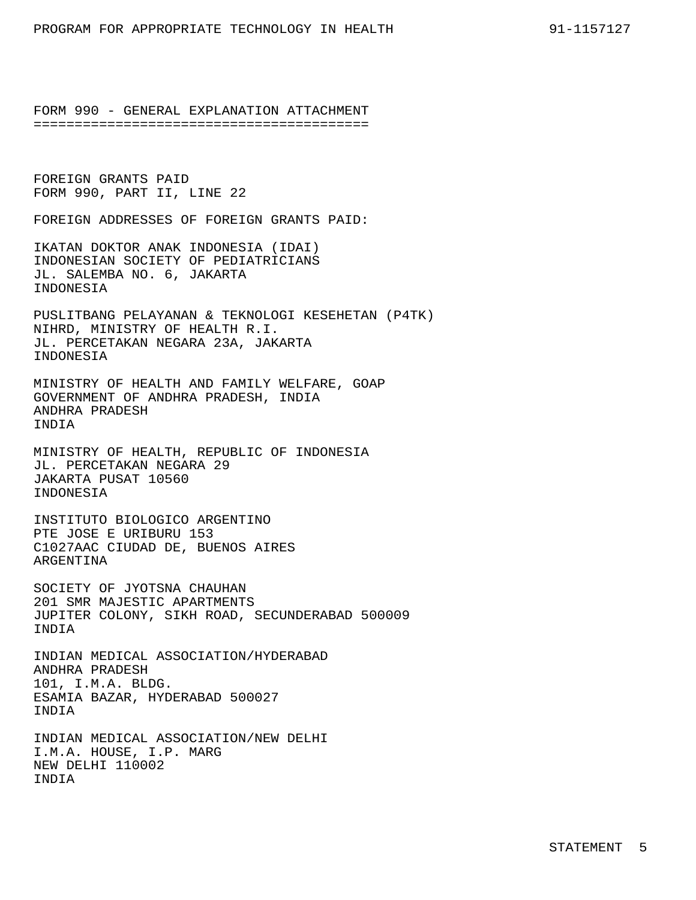## FORM 990 - GENERAL EXPLANATION ATTACHMENT

FOREIGN GRANTS PAID
FORM 990, PART II, LINE 22

FOREIGN ADDRESSES OF FOREIGN GRANTS PAID:

IKATAN DOKTOR ANAK INDONESIA (IDAI)
INDONESIAN SOCIETY OF PEDIATRICIANS
JL. SALEMBA NO. 6, JAKARTA
INDONESIA

PUSLITBANG PELAYANAN & TEKNOLOGI KESEHETAN (P4TK)
NIHRD, MINISTRY OF HEALTH R.I.
JL. PERCETAKAN NEGARA 23A, JAKARTA
INDONESIA

MINISTRY OF HEALTH AND FAMILY WELFARE, GOAP
GOVERNMENT OF ANDHRA PRADESH, INDIA
ANDHRA PRADESH
INDIA

MINISTRY OF HEALTH, REPUBLIC OF INDONESIA
JL. PERCETAKAN NEGARA 29
JAKARTA PUSAT 10560
INDONESIA

INSTITUTO BIOLOGICO ARGENTINO
PTE JOSE E URIBURU 153
C1027AAC CIUDAD DE, BUENOS AIRES
ARGENTINA

SOCIETY OF JYOTSNA CHAUHAN
201 SMR MAJESTIC APARTMENTS
JUPITER COLONY, SIKH ROAD, SECUNDERABAD 500009
INDIA

INDIAN MEDICAL ASSOCIATION/HYDERABAD
ANDHRA PRADESH
101, I.M.A. BLDG.
ESAMIA BAZAR, HYDERABAD 500027
INDIA

INDIAN MEDICAL ASSOCIATION/NEW DELHI
I.M.A. HOUSE, I.P. MARG
NEW DELHI 110002
INDIA

STATEMENT 5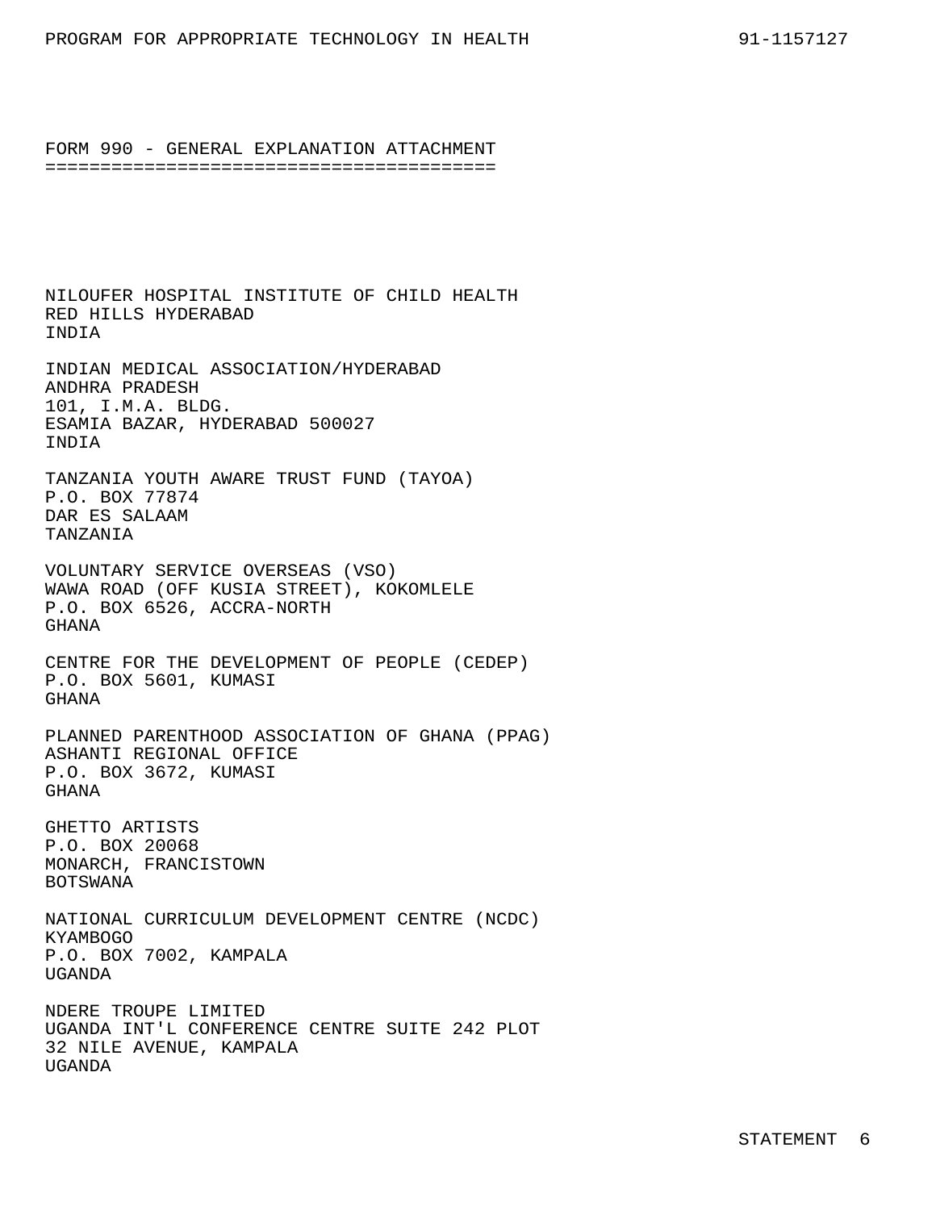## FORM 990 - GENERAL EXPLANATION ATTACHMENT

NILOUFER HOSPITAL INSTITUTE OF CHILD HEALTH
RED HILLS HYDERABAD
INDIA

INDIAN MEDICAL ASSOCIATION/HYDERABAD
ANDHRA PRADESH
101, I.M.A. BLDG.
ESAMIA BAZAR, HYDERABAD 500027
INDIA

TANZANIA YOUTH AWARE TRUST FUND (TAYOA)
P.O. BOX 77874
DAR ES SALAAM
TANZANIA

VOLUNTARY SERVICE OVERSEAS (VSO)
WAWA ROAD (OFF KUSIA STREET), KOKOMLELE
P.O. BOX 6526, ACCRA-NORTH
GHANA

CENTRE FOR THE DEVELOPMENT OF PEOPLE (CEDEP)
P.O. BOX 5601, KUMASI
GHANA

PLANNED PARENTHOOD ASSOCIATION OF GHANA (PPAG)
ASHANTI REGIONAL OFFICE
P.O. BOX 3672, KUMASI
GHANA

GHETTO ARTISTS
P.O. BOX 20068
MONARCH, FRANCISTOWN
BOTSWANA

NATIONAL CURRICULUM DEVELOPMENT CENTRE (NCDC)
KYAMBOGO
P.O. BOX 7002, KAMPALA
UGANDA

NDERE TROUPE LIMITED
UGANDA INT'L CONFERENCE CENTRE SUITE 242 PLOT
32 NILE AVENUE, KAMPALA
UGANDA

STATEMENT 6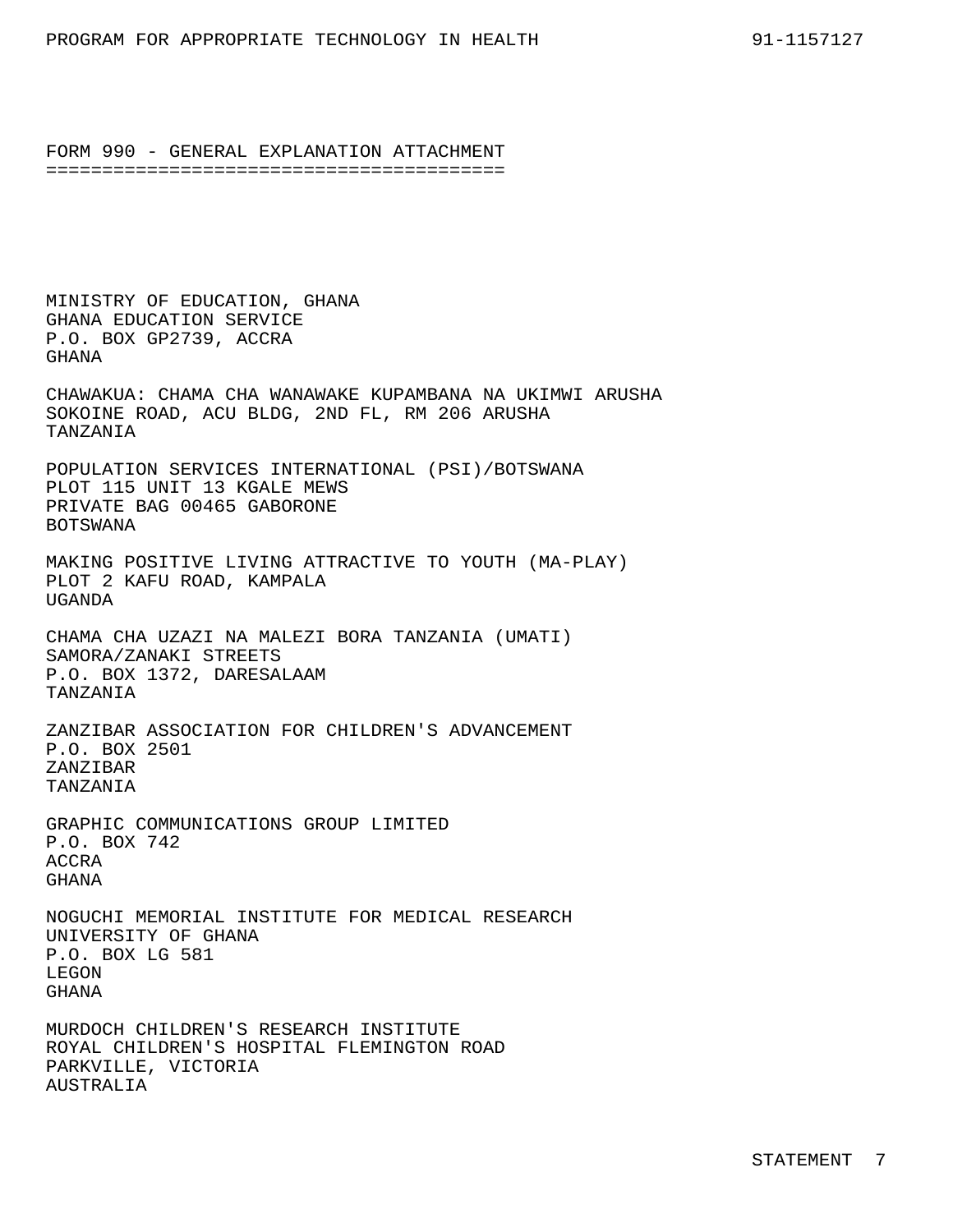## FORM 990 - GENERAL EXPLANATION ATTACHMENT

MINISTRY OF EDUCATION, GHANA
GHANA EDUCATION SERVICE
P.O. BOX GP2739, ACCRA
GHANA

CHAWAKUA: CHAMA CHA WANAWAKE KUPAMBANA NA UKIMWI ARUSHA
SOKOINE ROAD, ACU BLDG, 2ND FL, RM 206 ARUSHA
TANZANIA

POPULATION SERVICES INTERNATIONAL (PSI)/BOTSWANA
PLOT 115 UNIT 13 KGALE MEWS
PRIVATE BAG 00465 GABORONE
BOTSWANA

MAKING POSITIVE LIVING ATTRACTIVE TO YOUTH (MA-PLAY)
PLOT 2 KAFU ROAD, KAMPALA
UGANDA

CHAMA CHA UZAZI NA MALEZI BORA TANZANIA (UMATI)
SAMORA/ZANAKI STREETS
P.O. BOX 1372, DARESALAAM
TANZANIA

ZANZIBAR ASSOCIATION FOR CHILDREN'S ADVANCEMENT
P.O. BOX 2501
ZANZIBAR
TANZANIA

GRAPHIC COMMUNICATIONS GROUP LIMITED
P.O. BOX 742
ACCRA
GHANA

NOGUCHI MEMORIAL INSTITUTE FOR MEDICAL RESEARCH
UNIVERSITY OF GHANA
P.O. BOX LG 581
LEGON
GHANA

MURDOCH CHILDREN'S RESEARCH INSTITUTE
ROYAL CHILDREN'S HOSPITAL FLEMINGTON ROAD
PARKVILLE, VICTORIA
AUSTRALIA

STATEMENT 7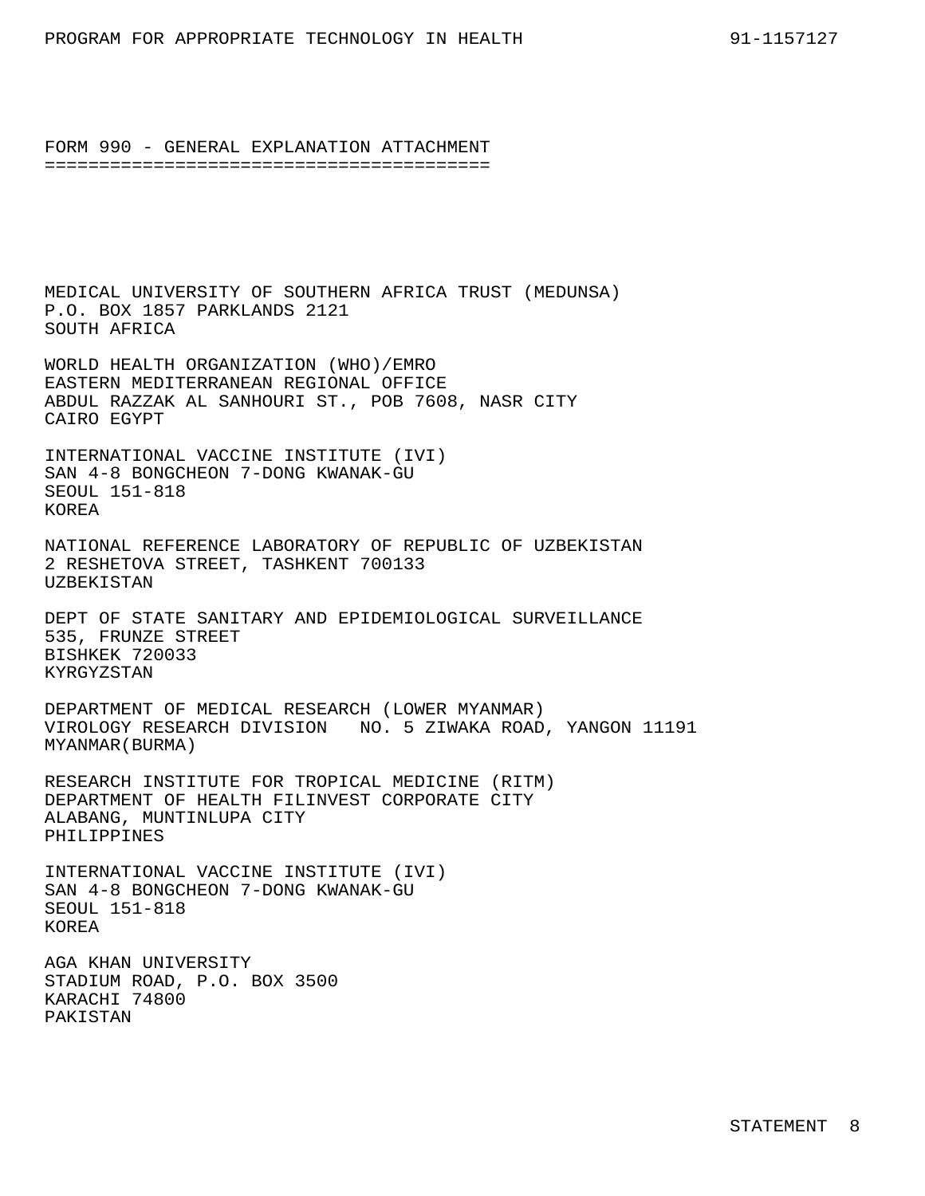## FORM 990 - GENERAL EXPLANATION ATTACHMENT

MEDICAL UNIVERSITY OF SOUTHERN AFRICA TRUST (MEDUNSA)
P.O. BOX 1857 PARKLANDS 2121
SOUTH AFRICA

WORLD HEALTH ORGANIZATION (WHO)/EMRO
EASTERN MEDITERRANEAN REGIONAL OFFICE
ABDUL RAZZAK AL SANHOURI ST., POB 7608, NASR CITY
CAIRO EGYPT

INTERNATIONAL VACCINE INSTITUTE (IVI)
SAN 4-8 BONGCHEON 7-DONG KWANAK-GU
SEOUL 151-818
KOREA

NATIONAL REFERENCE LABORATORY OF REPUBLIC OF UZBEKISTAN
2 RESHETOVA STREET, TASHKENT 700133
UZBEKISTAN

DEPT OF STATE SANITARY AND EPIDEMIOLOGICAL SURVEILLANCE
535, FRUNZE STREET
BISHKEK 720033
KYRGYZSTAN

DEPARTMENT OF MEDICAL RESEARCH (LOWER MYANMAR)
VIROLOGY RESEARCH DIVISION NO. 5 ZIWAKA ROAD, YANGON 11191
MYANMAR(BURMA)

RESEARCH INSTITUTE FOR TROPICAL MEDICINE (RITM)
DEPARTMENT OF HEALTH FILINVEST CORPORATE CITY
ALABANG, MUNTINLUPA CITY
PHILIPPINES

INTERNATIONAL VACCINE INSTITUTE (IVI)
SAN 4-8 BONGCHEON 7-DONG KWANAK-GU
SEOUL 151-818
KOREA

AGA KHAN UNIVERSITY
STADIUM ROAD, P.O. BOX 3500
KARACHI 74800
PAKISTAN

STATEMENT 8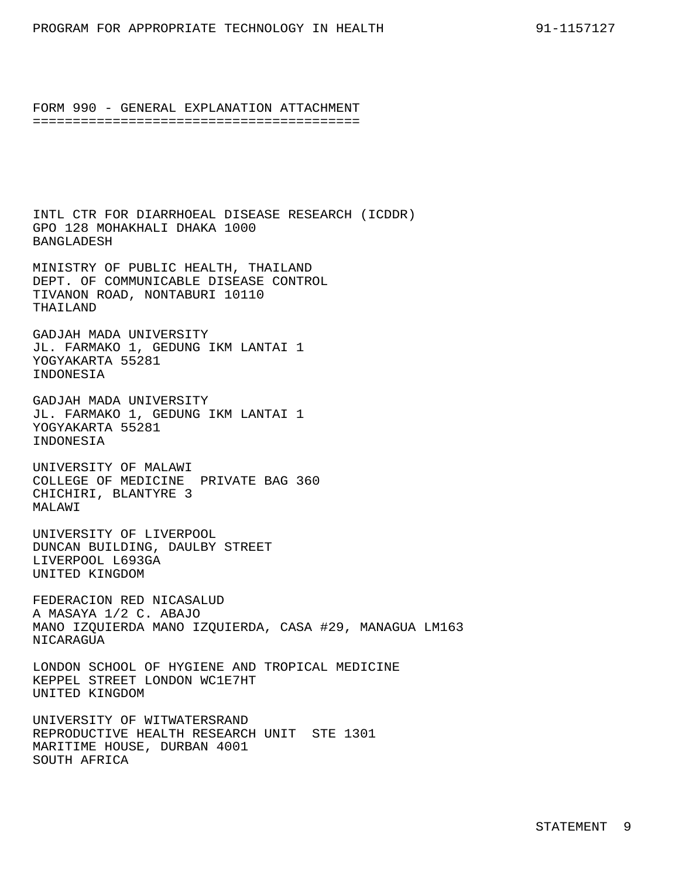## FORM 990 - GENERAL EXPLANATION ATTACHMENT

INTL CTR FOR DIARRHOEAL DISEASE RESEARCH (ICDDR)
GPO 128 MOHAKHALI DHAKA 1000
BANGLADESH

MINISTRY OF PUBLIC HEALTH, THAILAND
DEPT. OF COMMUNICABLE DISEASE CONTROL
TIVANON ROAD, NONTABURI 10110
THAILAND

GADJAH MADA UNIVERSITY
JL. FARMAKO 1, GEDUNG IKM LANTAI 1
YOGYAKARTA 55281
INDONESIA

GADJAH MADA UNIVERSITY
JL. FARMAKO 1, GEDUNG IKM LANTAI 1
YOGYAKARTA 55281
INDONESIA

UNIVERSITY OF MALAWI
COLLEGE OF MEDICINE  PRIVATE BAG 360
CHICHIRI, BLANTYRE 3
MALAWI

UNIVERSITY OF LIVERPOOL
DUNCAN BUILDING, DAULBY STREET
LIVERPOOL L693GA
UNITED KINGDOM

FEDERACION RED NICASALUD
A MASAYA 1/2 C. ABAJO
MANO IZQUIERDA MANO IZQUIERDA, CASA #29, MANAGUA LM163
NICARAGUA

LONDON SCHOOL OF HYGIENE AND TROPICAL MEDICINE
KEPPEL STREET LONDON WC1E7HT
UNITED KINGDOM

UNIVERSITY OF WITWATERSRAND
REPRODUCTIVE HEALTH RESEARCH UNIT  STE 1301
MARITIME HOUSE, DURBAN 4001
SOUTH AFRICA

STATEMENT 9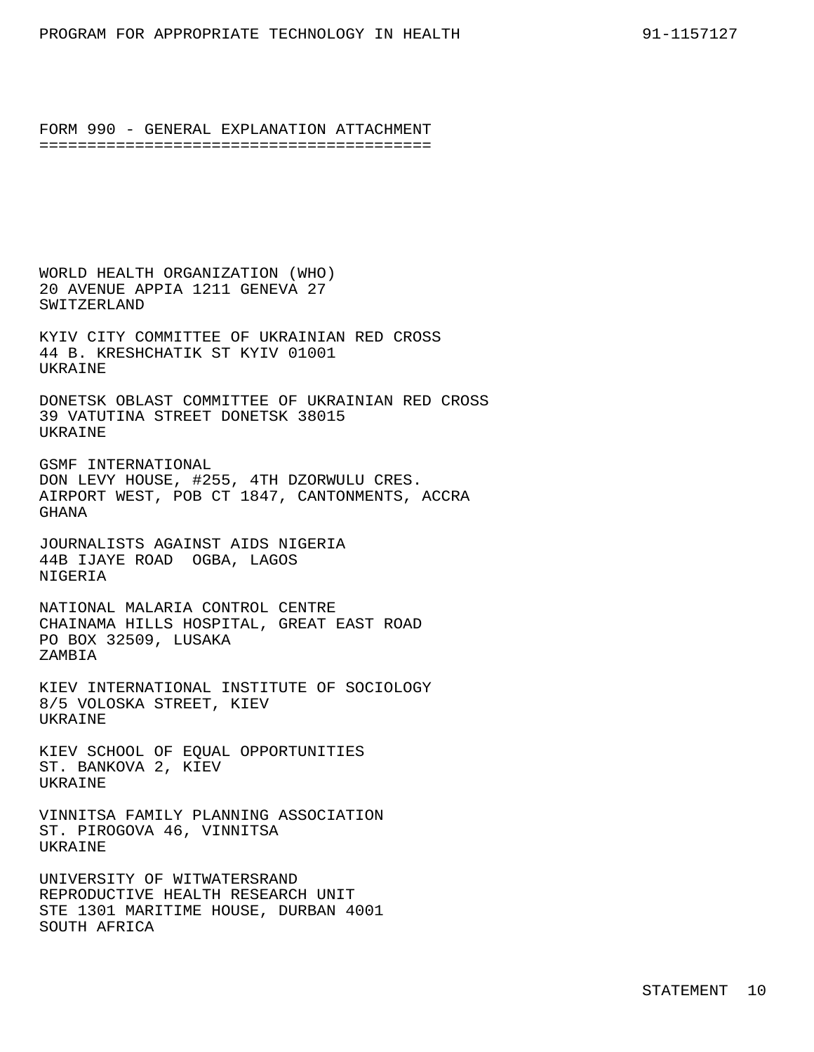## FORM 990 - GENERAL EXPLANATION ATTACHMENT

WORLD HEALTH ORGANIZATION (WHO)
20 AVENUE APPIA 1211 GENEVA 27
SWITZERLAND

KYIV CITY COMMITTEE OF UKRAINIAN RED CROSS
44 B. KRESHCHATIK ST KYIV 01001
UKRAINE

DONETSK OBLAST COMMITTEE OF UKRAINIAN RED CROSS
39 VATUTINA STREET DONETSK 38015
UKRAINE

GSMF INTERNATIONAL
DON LEVY HOUSE, #255, 4TH DZORWULU CRES.
AIRPORT WEST, POB CT 1847, CANTONMENTS, ACCRA
GHANA

JOURNALISTS AGAINST AIDS NIGERIA
44B IJAYE ROAD OGBA, LAGOS
NIGERIA

NATIONAL MALARIA CONTROL CENTRE
CHAINAMA HILLS HOSPITAL, GREAT EAST ROAD
PO BOX 32509, LUSAKA
ZAMBIA

KIEV INTERNATIONAL INSTITUTE OF SOCIOLOGY
8/5 VOLOSKA STREET, KIEV
UKRAINE

KIEV SCHOOL OF EQUAL OPPORTUNITIES
ST. BANKOVA 2, KIEV
UKRAINE

VINNITSA FAMILY PLANNING ASSOCIATION
ST. PIROGOVA 46, VINNITSA
UKRAINE

UNIVERSITY OF WITWATERSRAND
REPRODUCTIVE HEALTH RESEARCH UNIT
STE 1301 MARITIME HOUSE, DURBAN 4001
SOUTH AFRICA

STATEMENT 10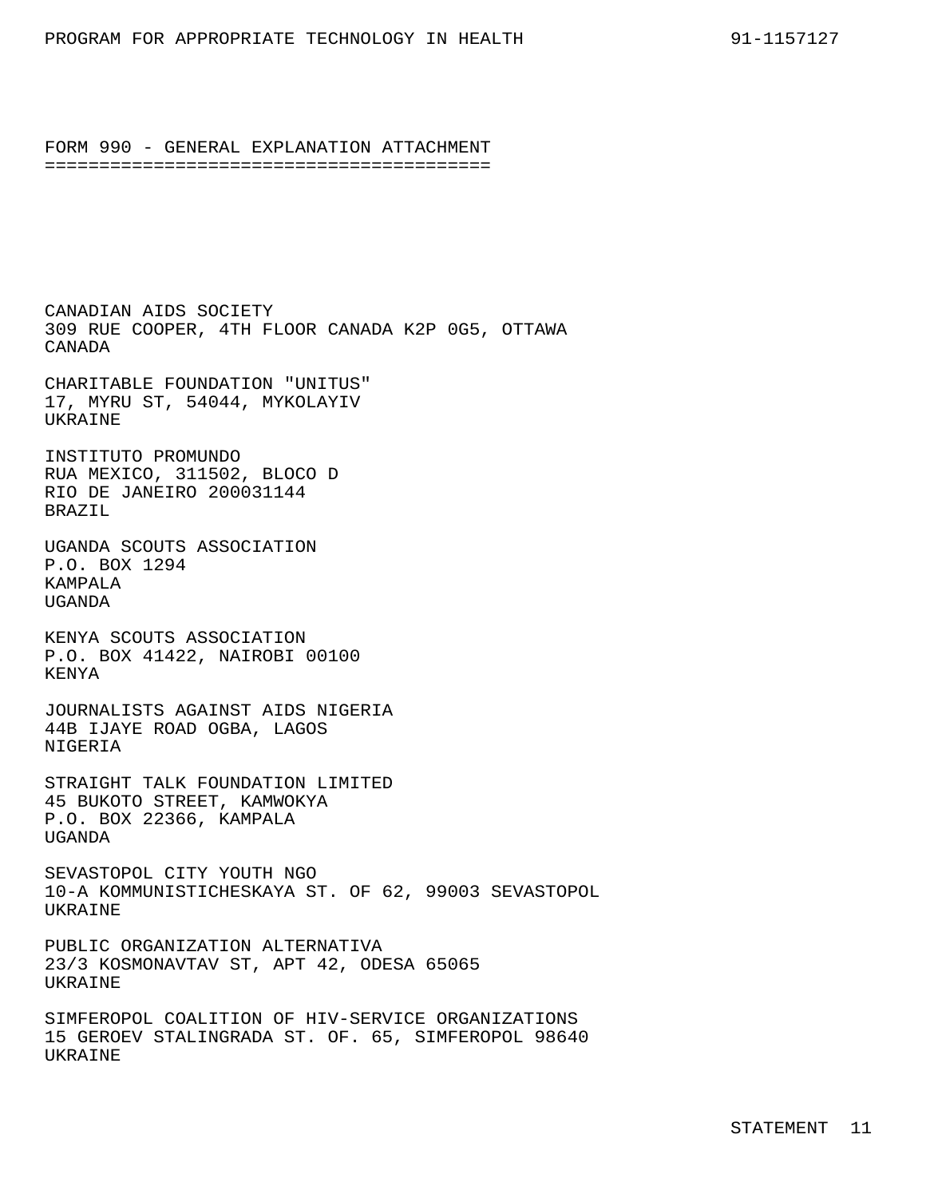## FORM 990 - GENERAL EXPLANATION ATTACHMENT

CANADIAN AIDS SOCIETY
309 RUE COOPER, 4TH FLOOR CANADA K2P 0G5, OTTAWA
CANADA

CHARITABLE FOUNDATION "UNITUS"
17, MYRU ST, 54044, MYKOLAYIV
UKRAINE

INSTITUTO PROMUNDO
RUA MEXICO, 311502, BLOCO D
RIO DE JANEIRO 200031144
BRAZIL

UGANDA SCOUTS ASSOCIATION
P.O. BOX 1294
KAMPALA
UGANDA

KENYA SCOUTS ASSOCIATION
P.O. BOX 41422, NAIROBI 00100
KENYA

JOURNALISTS AGAINST AIDS NIGERIA
44B IJAYE ROAD OGBA, LAGOS
NIGERIA

STRAIGHT TALK FOUNDATION LIMITED
45 BUKOTO STREET, KAMWOKYA
P.O. BOX 22366, KAMPALA
UGANDA

SEVASTOPOL CITY YOUTH NGO
10-A KOMMUNISTICHESKAYA ST. OF 62, 99003 SEVASTOPOL
UKRAINE

PUBLIC ORGANIZATION ALTERNATIVA
23/3 KOSMONAVTAV ST, APT 42, ODESA 65065
UKRAINE

SIMFEROPOL COALITION OF HIV-SERVICE ORGANIZATIONS
15 GEROEV STALINGRADA ST. OF. 65, SIMFEROPOL 98640
UKRAINE

STATEMENT 11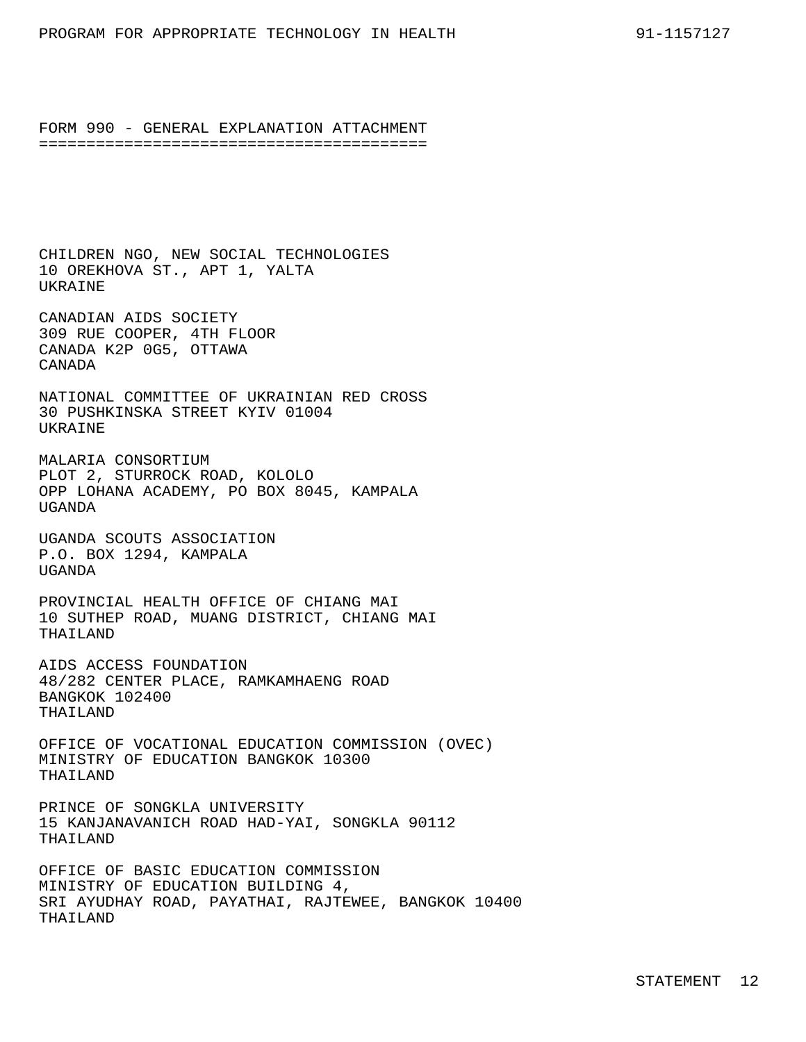## FORM 990 - GENERAL EXPLANATION ATTACHMENT

CHILDREN NGO, NEW SOCIAL TECHNOLOGIES
10 OREKHOVA ST., APT 1, YALTA
UKRAINE

CANADIAN AIDS SOCIETY
309 RUE COOPER, 4TH FLOOR
CANADA K2P 0G5, OTTAWA
CANADA

NATIONAL COMMITTEE OF UKRAINIAN RED CROSS
30 PUSHKINSKA STREET KYIV 01004
UKRAINE

MALARIA CONSORTIUM
PLOT 2, STURROCK ROAD, KOLOLO
OPP LOHANA ACADEMY, PO BOX 8045, KAMPALA
UGANDA

UGANDA SCOUTS ASSOCIATION
P.O. BOX 1294, KAMPALA
UGANDA

PROVINCIAL HEALTH OFFICE OF CHIANG MAI
10 SUTHEP ROAD, MUANG DISTRICT, CHIANG MAI
THAILAND

AIDS ACCESS FOUNDATION
48/282 CENTER PLACE, RAMKAMHAENG ROAD
BANGKOK 102400
THAILAND

OFFICE OF VOCATIONAL EDUCATION COMMISSION (OVEC)
MINISTRY OF EDUCATION BANGKOK 10300
THAILAND

PRINCE OF SONGKLA UNIVERSITY
15 KANJANAVANICH ROAD HAD-YAI, SONGKLA 90112
THAILAND

OFFICE OF BASIC EDUCATION COMMISSION
MINISTRY OF EDUCATION BUILDING 4,
SRI AYUDHAY ROAD, PAYATHAI, RAJTEWEE, BANGKOK 10400
THAILAND

STATEMENT 12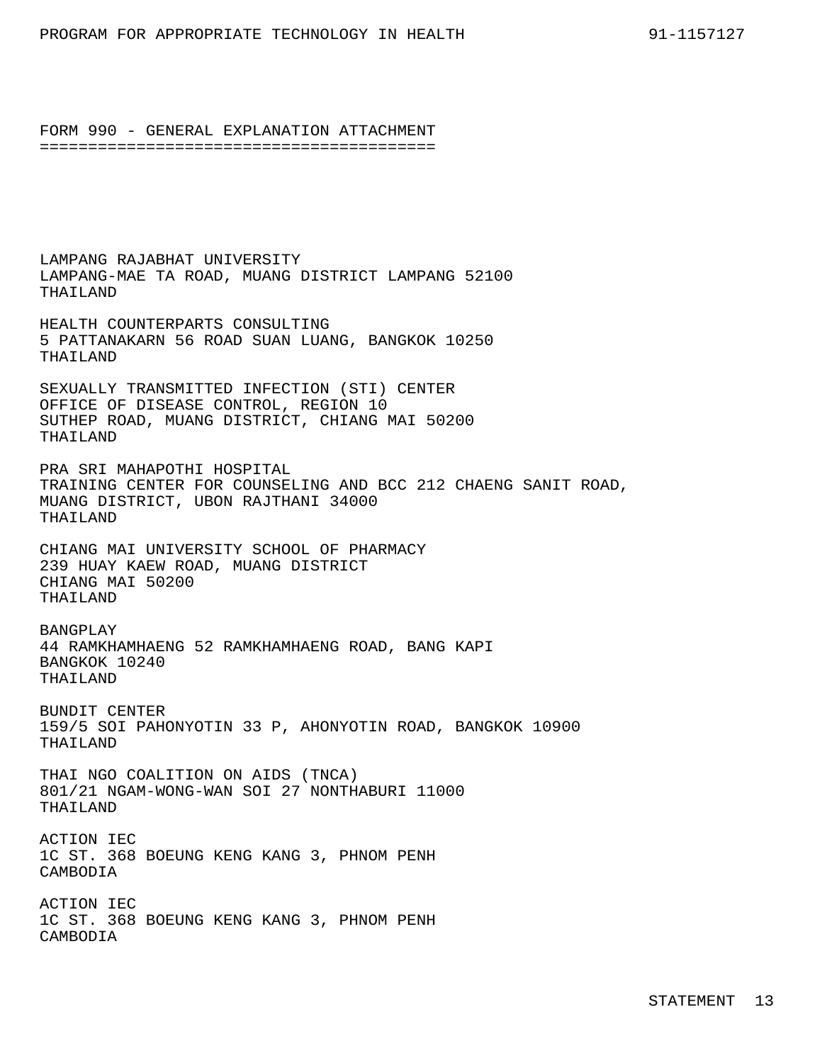## FORM 990 - GENERAL EXPLANATION ATTACHMENT

LAMPANG RAJABHAT UNIVERSITY
LAMPANG-MAE TA ROAD, MUANG DISTRICT LAMPANG 52100
THAILAND

HEALTH COUNTERPARTS CONSULTING
5 PATTANAKARN 56 ROAD SUAN LUANG, BANGKOK 10250
THAILAND

SEXUALLY TRANSMITTED INFECTION (STI) CENTER
OFFICE OF DISEASE CONTROL, REGION 10
SUTHEP ROAD, MUANG DISTRICT, CHIANG MAI 50200
THAILAND

PRA SRI MAHAPOTHI HOSPITAL
TRAINING CENTER FOR COUNSELING AND BCC 212 CHAENG SANIT ROAD,
MUANG DISTRICT, UBON RAJTHANI 34000
THAILAND

CHIANG MAI UNIVERSITY SCHOOL OF PHARMACY
239 HUAY KAEW ROAD, MUANG DISTRICT
CHIANG MAI 50200
THAILAND

BANGPLAY
44 RAMKHAMHAENG 52 RAMKHAMHAENG ROAD, BANG KAPI
BANGKOK 10240
THAILAND

BUNDIT CENTER
159/5 SOI PAHONYOTIN 33 P, AHONYOTIN ROAD, BANGKOK 10900
THAILAND

THAI NGO COALITION ON AIDS (TNCA)
801/21 NGAM-WONG-WAN SOI 27 NONTHABURI 11000
THAILAND

ACTION IEC
1C ST. 368 BOEUNG KENG KANG 3, PHNOM PENH
CAMBODIA

ACTION IEC
1C ST. 368 BOEUNG KENG KANG 3, PHNOM PENH
CAMBODIA

STATEMENT 13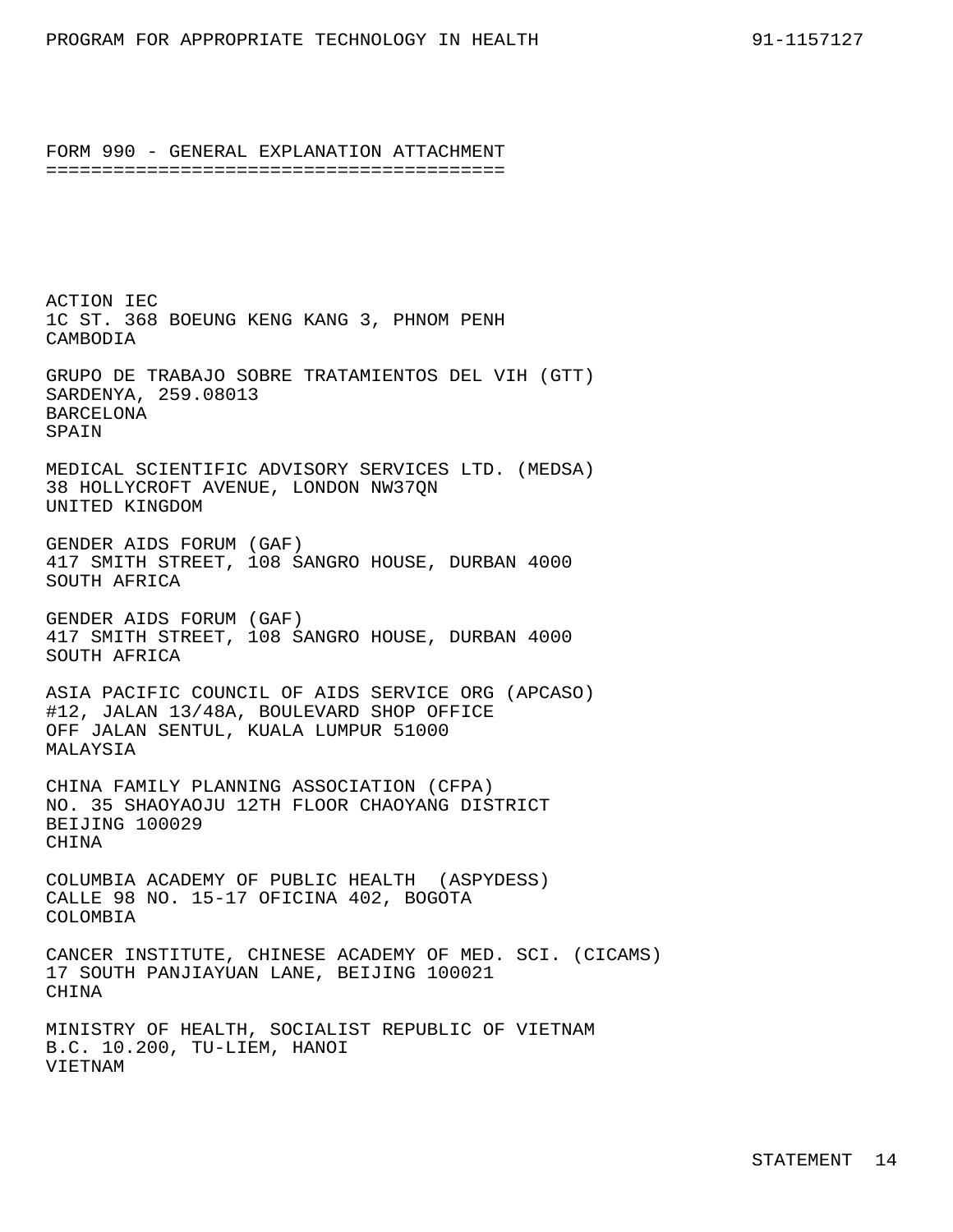## FORM 990 - GENERAL EXPLANATION ATTACHMENT

ACTION IEC
1C ST. 368 BOEUNG KENG KANG 3, PHNOM PENH
CAMBODIA

GRUPO DE TRABAJO SOBRE TRATAMIENTOS DEL VIH (GTT)
SARDENYA, 259.08013
BARCELONA
SPAIN

MEDICAL SCIENTIFIC ADVISORY SERVICES LTD. (MEDSA)
38 HOLLYCROFT AVENUE, LONDON NW37QN
UNITED KINGDOM

GENDER AIDS FORUM (GAF)
417 SMITH STREET, 108 SANGRO HOUSE, DURBAN 4000
SOUTH AFRICA

GENDER AIDS FORUM (GAF)
417 SMITH STREET, 108 SANGRO HOUSE, DURBAN 4000
SOUTH AFRICA

ASIA PACIFIC COUNCIL OF AIDS SERVICE ORG (APCASO)
#12, JALAN 13/48A, BOULEVARD SHOP OFFICE
OFF JALAN SENTUL, KUALA LUMPUR 51000
MALAYSIA

CHINA FAMILY PLANNING ASSOCIATION (CFPA)
NO. 35 SHAOYAOJU 12TH FLOOR CHAOYANG DISTRICT
BEIJING 100029
CHINA

COLUMBIA ACADEMY OF PUBLIC HEALTH (ASPYDESS)
CALLE 98 NO. 15-17 OFICINA 402, BOGOTA
COLOMBIA

CANCER INSTITUTE, CHINESE ACADEMY OF MED. SCI. (CICAMS)
17 SOUTH PANJIAYUAN LANE, BEIJING 100021
CHINA

MINISTRY OF HEALTH, SOCIALIST REPUBLIC OF VIETNAM
B.C. 10.200, TU-LIEM, HANOI
VIETNAM

STATEMENT 14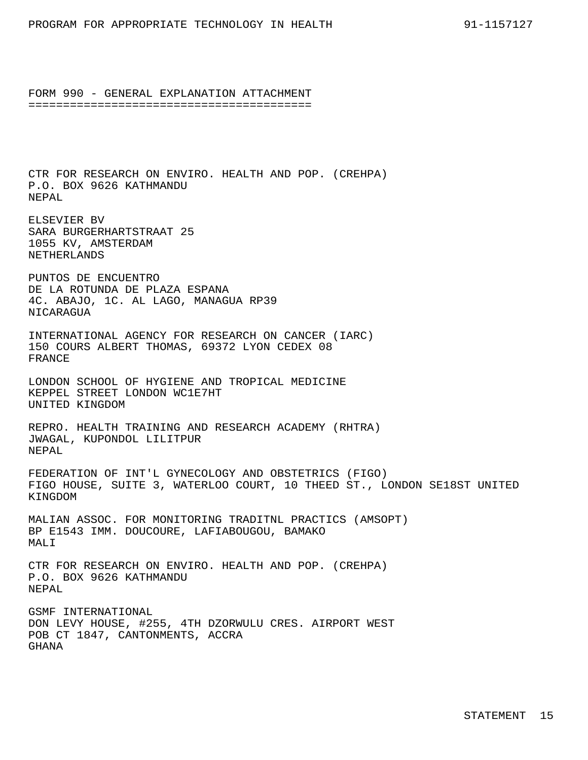## FORM 990 - GENERAL EXPLANATION ATTACHMENT

CTR FOR RESEARCH ON ENVIRO. HEALTH AND POP. (CREHPA)
P.O. BOX 9626 KATHMANDU
NEPAL

ELSEVIER BV
SARA BURGERHARTSTRAAT 25
1055 KV, AMSTERDAM
NETHERLANDS

PUNTOS DE ENCUENTRO
DE LA ROTUNDA DE PLAZA ESPANA
4C. ABAJO, 1C. AL LAGO, MANAGUA RP39
NICARAGUA

INTERNATIONAL AGENCY FOR RESEARCH ON CANCER (IARC)
150 COURS ALBERT THOMAS, 69372 LYON CEDEX 08
FRANCE

LONDON SCHOOL OF HYGIENE AND TROPICAL MEDICINE
KEPPEL STREET LONDON WC1E7HT
UNITED KINGDOM

REPRO. HEALTH TRAINING AND RESEARCH ACADEMY (RHTRA)
JWAGAL, KUPONDOL LILITPUR
NEPAL

FEDERATION OF INT'L GYNECOLOGY AND OBSTETRICS (FIGO)
FIGO HOUSE, SUITE 3, WATERLOO COURT, 10 THEED ST., LONDON SE18ST UNITED KINGDOM

MALIAN ASSOC. FOR MONITORING TRADITNL PRACTICS (AMSOPT)
BP E1543 IMM. DOUCOURE, LAFIABOUGOU, BAMAKO
MALI

CTR FOR RESEARCH ON ENVIRO. HEALTH AND POP. (CREHPA)
P.O. BOX 9626 KATHMANDU
NEPAL

GSMF INTERNATIONAL
DON LEVY HOUSE, #255, 4TH DZORWULU CRES. AIRPORT WEST
POB CT 1847, CANTONMENTS, ACCRA
GHANA

STATEMENT 15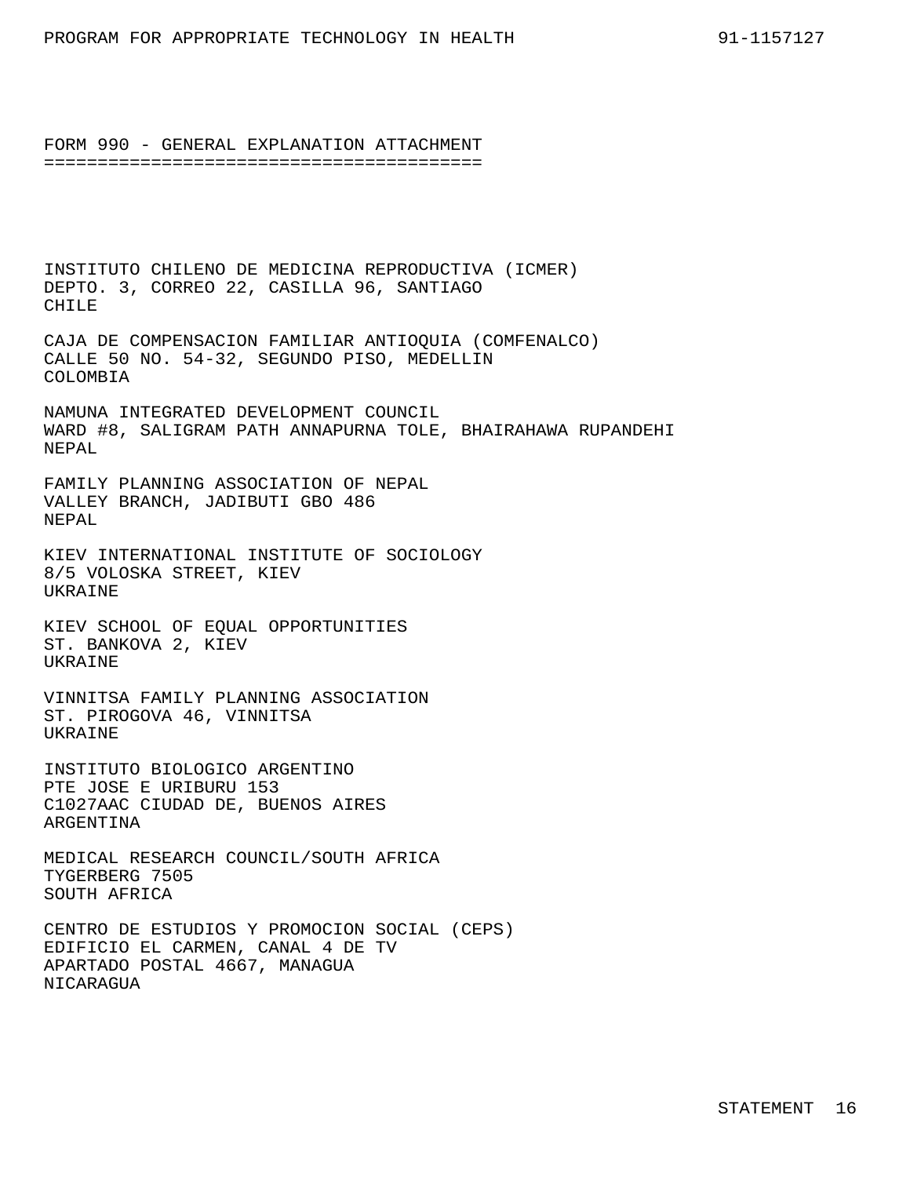## FORM 990 - GENERAL EXPLANATION ATTACHMENT

INSTITUTO CHILENO DE MEDICINA REPRODUCTIVA (ICMER)
DEPTO. 3, CORREO 22, CASILLA 96, SANTIAGO
CHILE

CAJA DE COMPENSACION FAMILIAR ANTIOQUIA (COMFENALCO)
CALLE 50 NO. 54-32, SEGUNDO PISO, MEDELLIN
COLOMBIA

NAMUNA INTEGRATED DEVELOPMENT COUNCIL
WARD #8, SALIGRAM PATH ANNAPURNA TOLE, BHAIRAHAWA RUPANDEHI
NEPAL

FAMILY PLANNING ASSOCIATION OF NEPAL
VALLEY BRANCH, JADIBUTI GBO 486
NEPAL

KIEV INTERNATIONAL INSTITUTE OF SOCIOLOGY
8/5 VOLOSKA STREET, KIEV
UKRAINE

KIEV SCHOOL OF EQUAL OPPORTUNITIES
ST. BANKOVA 2, KIEV
UKRAINE

VINNITSA FAMILY PLANNING ASSOCIATION
ST. PIROGOVA 46, VINNITSA
UKRAINE

INSTITUTO BIOLOGICO ARGENTINO
PTE JOSE E URIBURU 153
C1027AAC CIUDAD DE, BUENOS AIRES
ARGENTINA

MEDICAL RESEARCH COUNCIL/SOUTH AFRICA
TYGERBERG 7505
SOUTH AFRICA

CENTRO DE ESTUDIOS Y PROMOCION SOCIAL (CEPS)
EDIFICIO EL CARMEN, CANAL 4 DE TV
APARTADO POSTAL 4667, MANAGUA
NICARAGUA

STATEMENT 16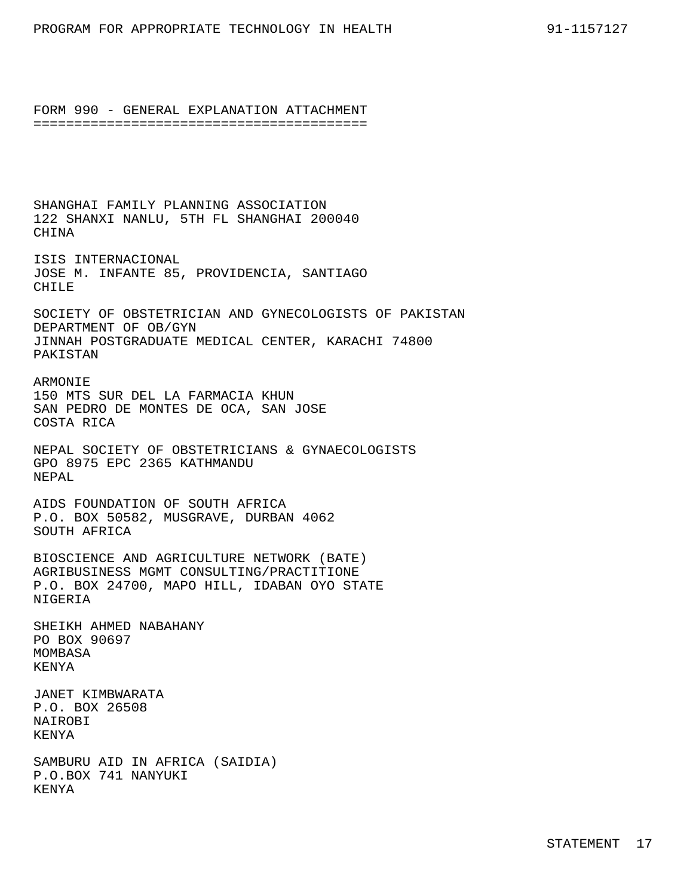## FORM 990 - GENERAL EXPLANATION ATTACHMENT

SHANGHAI FAMILY PLANNING ASSOCIATION
122 SHANXI NANLU, 5TH FL SHANGHAI 200040
CHINA

ISIS INTERNACIONAL
JOSE M. INFANTE 85, PROVIDENCIA, SANTIAGO
CHILE

SOCIETY OF OBSTETRICIAN AND GYNECOLOGISTS OF PAKISTAN
DEPARTMENT OF OB/GYN
JINNAH POSTGRADUATE MEDICAL CENTER, KARACHI 74800
PAKISTAN

ARMONIE
150 MTS SUR DEL LA FARMACIA KHUN
SAN PEDRO DE MONTES DE OCA, SAN JOSE
COSTA RICA

NEPAL SOCIETY OF OBSTETRICIANS & GYNAECOLOGISTS
GPO 8975 EPC 2365 KATHMANDU
NEPAL

AIDS FOUNDATION OF SOUTH AFRICA
P.O. BOX 50582, MUSGRAVE, DURBAN 4062
SOUTH AFRICA

BIOSCIENCE AND AGRICULTURE NETWORK (BATE)
AGRIBUSINESS MGMT CONSULTING/PRACTITIONE
P.O. BOX 24700, MAPO HILL, IDABAN OYO STATE
NIGERIA

SHEIKH AHMED NABAHANY
PO BOX 90697
MOMBASA
KENYA

JANET KIMBWARATA
P.O. BOX 26508
NAIROBI
KENYA

SAMBURU AID IN AFRICA (SAIDIA)
P.O.BOX 741 NANYUKI
KENYA

STATEMENT 17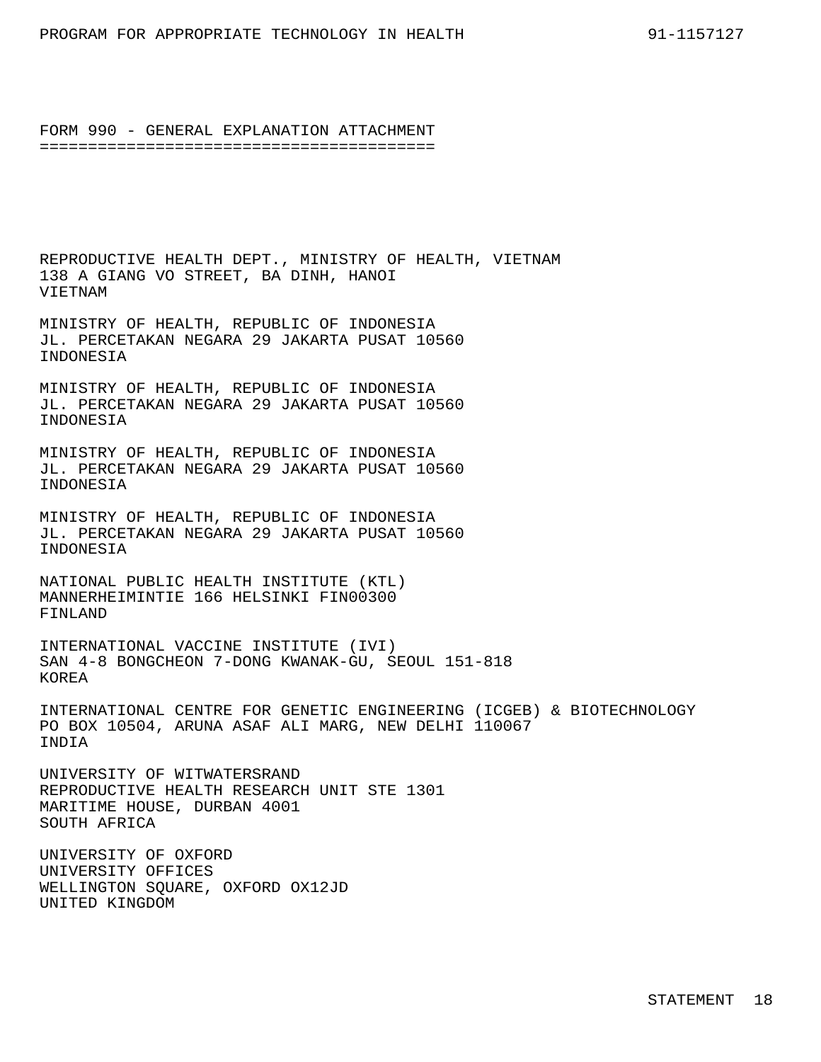## FORM 990 - GENERAL EXPLANATION ATTACHMENT

REPRODUCTIVE HEALTH DEPT., MINISTRY OF HEALTH, VIETNAM
138 A GIANG VO STREET, BA DINH, HANOI
VIETNAM

MINISTRY OF HEALTH, REPUBLIC OF INDONESIA
JL. PERCETAKAN NEGARA 29 JAKARTA PUSAT 10560
INDONESIA

MINISTRY OF HEALTH, REPUBLIC OF INDONESIA
JL. PERCETAKAN NEGARA 29 JAKARTA PUSAT 10560
INDONESIA

MINISTRY OF HEALTH, REPUBLIC OF INDONESIA
JL. PERCETAKAN NEGARA 29 JAKARTA PUSAT 10560
INDONESIA

MINISTRY OF HEALTH, REPUBLIC OF INDONESIA
JL. PERCETAKAN NEGARA 29 JAKARTA PUSAT 10560
INDONESIA

NATIONAL PUBLIC HEALTH INSTITUTE (KTL)
MANNERHEIMINTIE 166 HELSINKI FIN00300
FINLAND

INTERNATIONAL VACCINE INSTITUTE (IVI)
SAN 4-8 BONGCHEON 7-DONG KWANAK-GU, SEOUL 151-818
KOREA

INTERNATIONAL CENTRE FOR GENETIC ENGINEERING (ICGEB) & BIOTECHNOLOGY
PO BOX 10504, ARUNA ASAF ALI MARG, NEW DELHI 110067
INDIA

UNIVERSITY OF WITWATERSRAND
REPRODUCTIVE HEALTH RESEARCH UNIT STE 1301
MARITIME HOUSE, DURBAN 4001
SOUTH AFRICA

UNIVERSITY OF OXFORD
UNIVERSITY OFFICES
WELLINGTON SQUARE, OXFORD OX12JD
UNITED KINGDOM

STATEMENT 18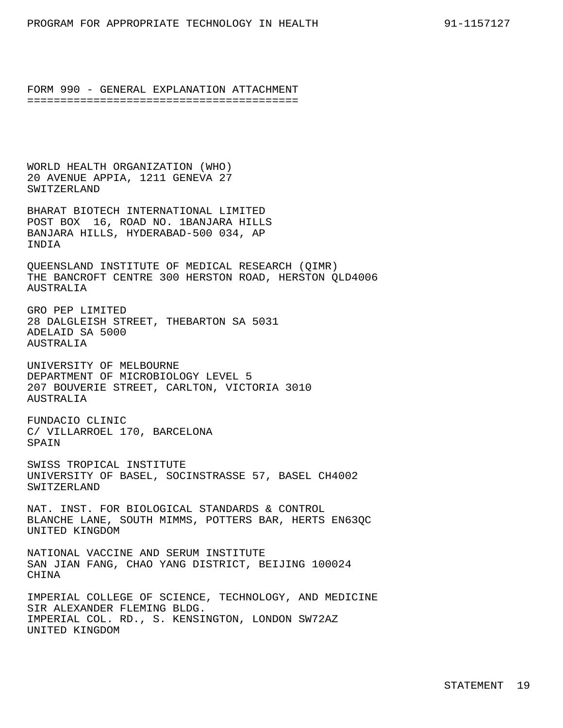FORM 990 - GENERAL EXPLANATION ATTACHMENT

WORLD HEALTH ORGANIZATION (WHO)
20 AVENUE APPIA, 1211 GENEVA 27
SWITZERLAND

BHARAT BIOTECH INTERNATIONAL LIMITED
POST BOX 16, ROAD NO. 1BANJARA HILLS
BANJARA HILLS, HYDERABAD-500 034, AP
INDIA

QUEENSLAND INSTITUTE OF MEDICAL RESEARCH (QIMR)
THE BANCROFT CENTRE 300 HERSTON ROAD, HERSTON QLD4006
AUSTRALIA

GRO PEP LIMITED
28 DALGLEISH STREET, THEBARTON SA 5031
ADELAID SA 5000
AUSTRALIA

UNIVERSITY OF MELBOURNE
DEPARTMENT OF MICROBIOLOGY LEVEL 5
207 BOUVERIE STREET, CARLTON, VICTORIA 3010
AUSTRALIA

FUNDACIO CLINIC
C/ VILLARROEL 170, BARCELONA
SPAIN

SWISS TROPICAL INSTITUTE
UNIVERSITY OF BASEL, SOCINSTRASSE 57, BASEL CH4002
SWITZERLAND

NAT. INST. FOR BIOLOGICAL STANDARDS & CONTROL
BLANCHE LANE, SOUTH MIMMS, POTTERS BAR, HERTS EN63QC
UNITED KINGDOM

NATIONAL VACCINE AND SERUM INSTITUTE
SAN JIAN FANG, CHAO YANG DISTRICT, BEIJING 100024
CHINA

IMPERIAL COLLEGE OF SCIENCE, TECHNOLOGY, AND MEDICINE
SIR ALEXANDER FLEMING BLDG.
IMPERIAL COL. RD., S. KENSINGTON, LONDON SW72AZ
UNITED KINGDOM

STATEMENT 19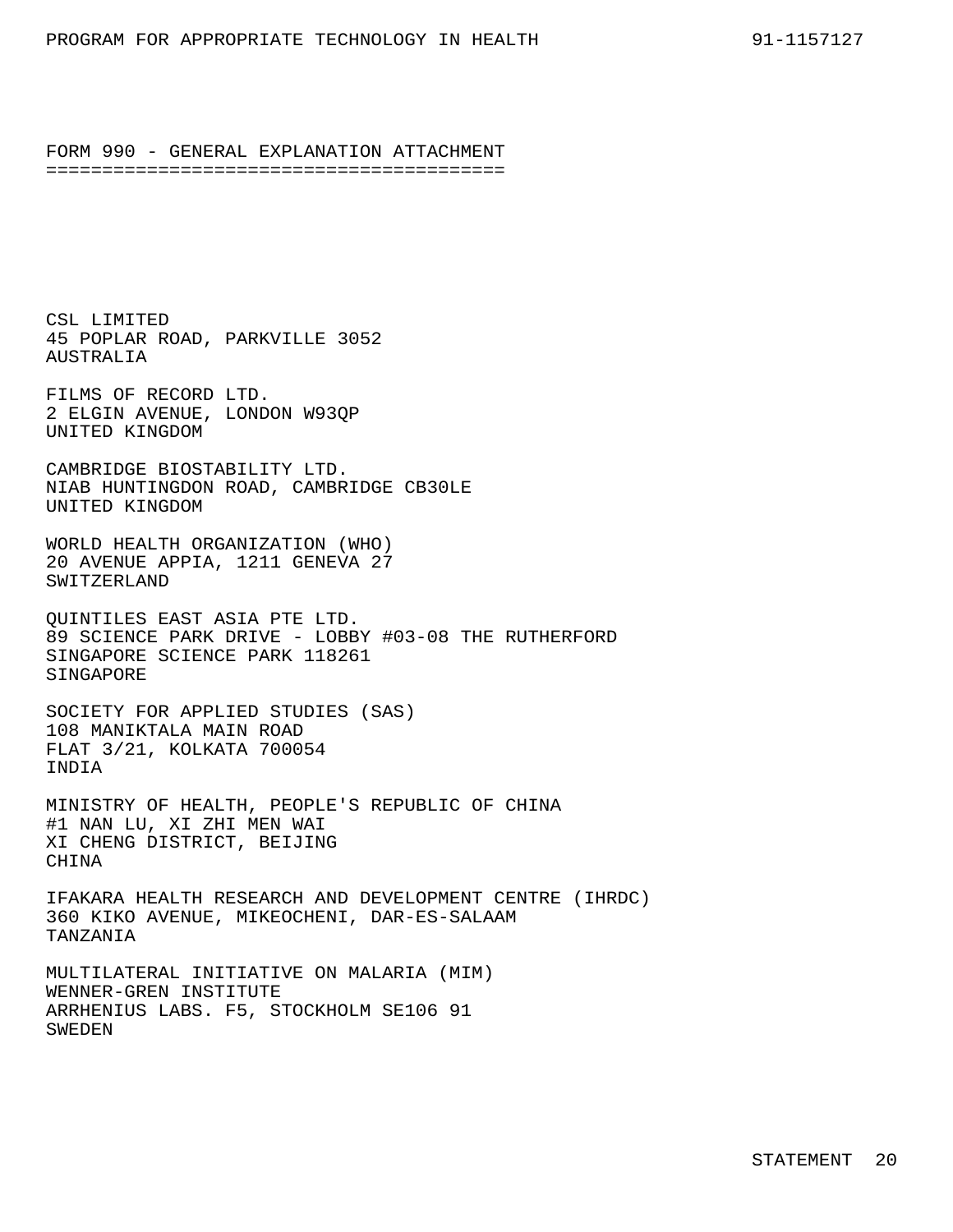FORM 990 - GENERAL EXPLANATION ATTACHMENT

CSL LIMITED
45 POPLAR ROAD, PARKVILLE 3052
AUSTRALIA

FILMS OF RECORD LTD.
2 ELGIN AVENUE, LONDON W93QP
UNITED KINGDOM

CAMBRIDGE BIOSTABILITY LTD.
NIAB HUNTINGDON ROAD, CAMBRIDGE CB30LE
UNITED KINGDOM

WORLD HEALTH ORGANIZATION (WHO)
20 AVENUE APPIA, 1211 GENEVA 27
SWITZERLAND

QUINTILES EAST ASIA PTE LTD.
89 SCIENCE PARK DRIVE - LOBBY #03-08 THE RUTHERFORD
SINGAPORE SCIENCE PARK 118261
SINGAPORE

SOCIETY FOR APPLIED STUDIES (SAS)
108 MANIKTALA MAIN ROAD
FLAT 3/21, KOLKATA 700054
INDIA

MINISTRY OF HEALTH, PEOPLE'S REPUBLIC OF CHINA
#1 NAN LU, XI ZHI MEN WAI
XI CHENG DISTRICT, BEIJING
CHINA

IFAKARA HEALTH RESEARCH AND DEVELOPMENT CENTRE (IHRDC)
360 KIKO AVENUE, MIKEOCHENI, DAR-ES-SALAAM
TANZANIA

MULTILATERAL INITIATIVE ON MALARIA (MIM)
WENNER-GREN INSTITUTE
ARRHENIUS LABS. F5, STOCKHOLM SE106 91
SWEDEN

STATEMENT 20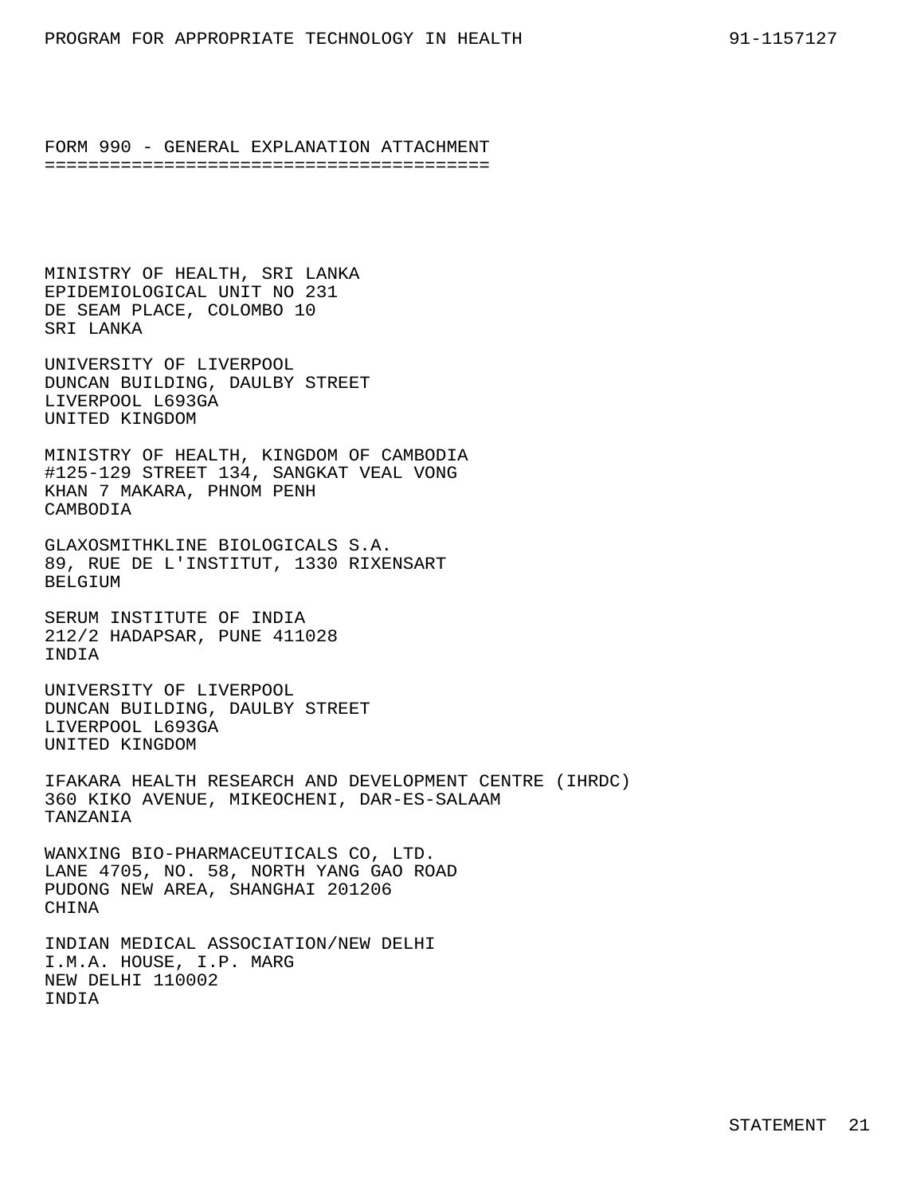## FORM 990 - GENERAL EXPLANATION ATTACHMENT

MINISTRY OF HEALTH, SRI LANKA
EPIDEMIOLOGICAL UNIT NO 231
DE SEAM PLACE, COLOMBO 10
SRI LANKA

UNIVERSITY OF LIVERPOOL
DUNCAN BUILDING, DAULBY STREET
LIVERPOOL L693GA
UNITED KINGDOM

MINISTRY OF HEALTH, KINGDOM OF CAMBODIA
#125-129 STREET 134, SANGKAT VEAL VONG
KHAN 7 MAKARA, PHNOM PENH
CAMBODIA

GLAXOSMITHKLINE BIOLOGICALS S.A.
89, RUE DE L'INSTITUT, 1330 RIXENSART
BELGIUM

SERUM INSTITUTE OF INDIA
212/2 HADAPSAR, PUNE 411028
INDIA

UNIVERSITY OF LIVERPOOL
DUNCAN BUILDING, DAULBY STREET
LIVERPOOL L693GA
UNITED KINGDOM

IFAKARA HEALTH RESEARCH AND DEVELOPMENT CENTRE (IHRDC)
360 KIKO AVENUE, MIKEOCHENI, DAR-ES-SALAAM
TANZANIA

WANXING BIO-PHARMACEUTICALS CO, LTD.
LANE 4705, NO. 58, NORTH YANG GAO ROAD
PUDONG NEW AREA, SHANGHAI 201206
CHINA

INDIAN MEDICAL ASSOCIATION/NEW DELHI
I.M.A. HOUSE, I.P. MARG
NEW DELHI 110002
INDIA

STATEMENT 21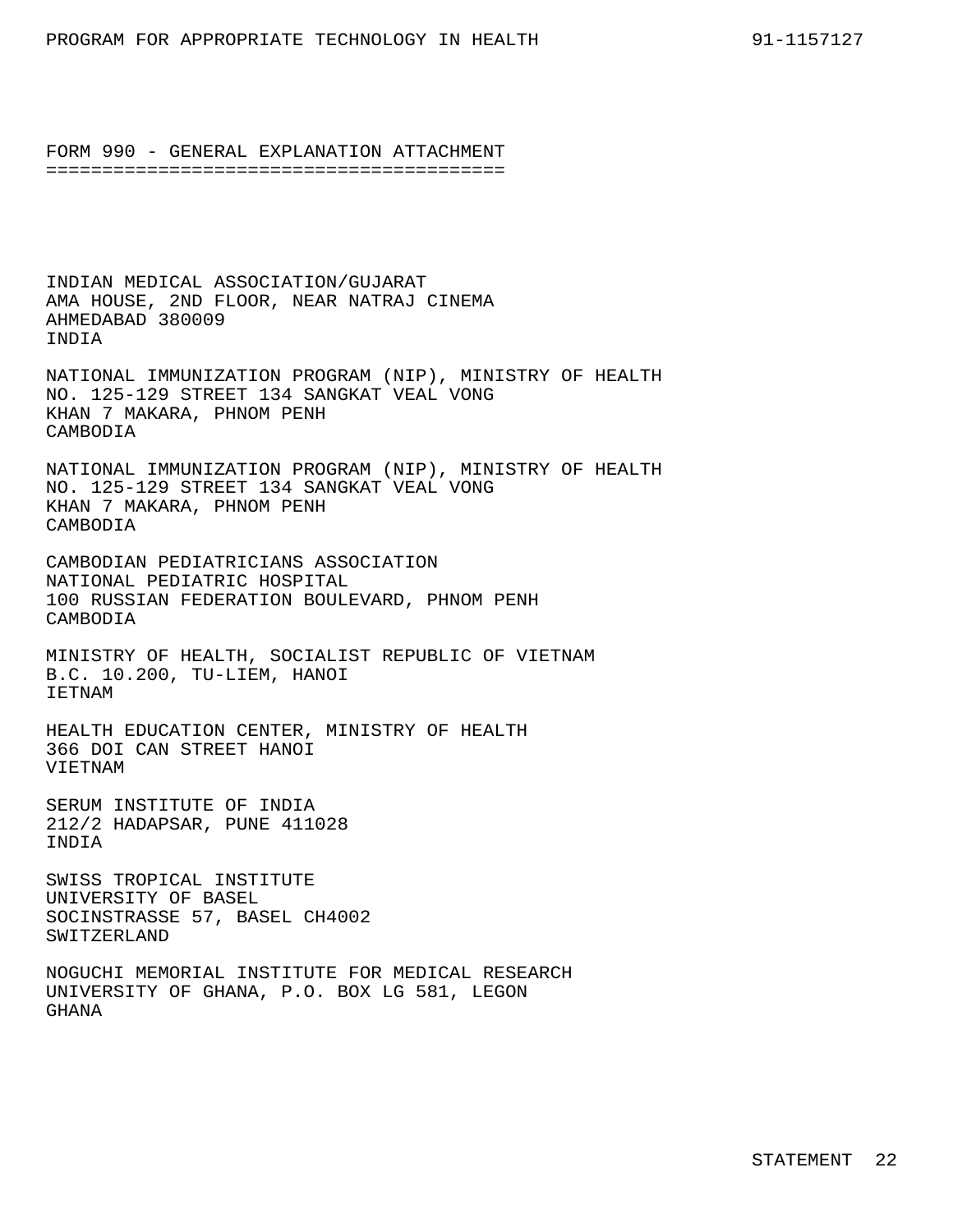## FORM 990 - GENERAL EXPLANATION ATTACHMENT

INDIAN MEDICAL ASSOCIATION/GUJARAT
AMA HOUSE, 2ND FLOOR, NEAR NATRAJ CINEMA
AHMEDABAD 380009
INDIA

NATIONAL IMMUNIZATION PROGRAM (NIP), MINISTRY OF HEALTH
NO. 125-129 STREET 134 SANGKAT VEAL VONG
KHAN 7 MAKARA, PHNOM PENH
CAMBODIA

NATIONAL IMMUNIZATION PROGRAM (NIP), MINISTRY OF HEALTH
NO. 125-129 STREET 134 SANGKAT VEAL VONG
KHAN 7 MAKARA, PHNOM PENH
CAMBODIA

CAMBODIAN PEDIATRICIANS ASSOCIATION
NATIONAL PEDIATRIC HOSPITAL
100 RUSSIAN FEDERATION BOULEVARD, PHNOM PENH
CAMBODIA

MINISTRY OF HEALTH, SOCIALIST REPUBLIC OF VIETNAM
B.C. 10.200, TU-LIEM, HANOI
IETNAM

HEALTH EDUCATION CENTER, MINISTRY OF HEALTH
366 DOI CAN STREET HANOI
VIETNAM

SERUM INSTITUTE OF INDIA
212/2 HADAPSAR, PUNE 411028
INDIA

SWISS TROPICAL INSTITUTE
UNIVERSITY OF BASEL
SOCINSTRASSE 57, BASEL CH4002
SWITZERLAND

NOGUCHI MEMORIAL INSTITUTE FOR MEDICAL RESEARCH
UNIVERSITY OF GHANA, P.O. BOX LG 581, LEGON
GHANA

STATEMENT 22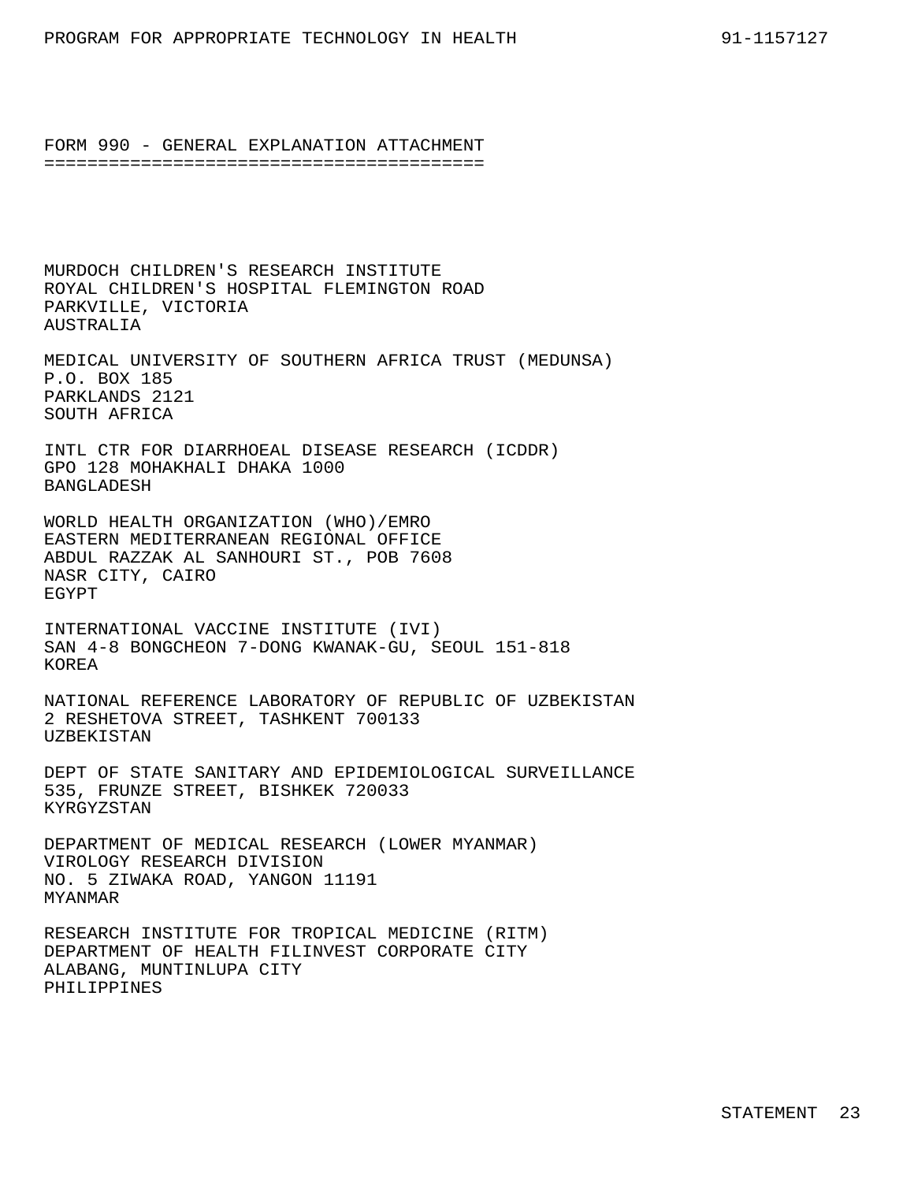## FORM 990 - GENERAL EXPLANATION ATTACHMENT

MURDOCH CHILDREN'S RESEARCH INSTITUTE
ROYAL CHILDREN'S HOSPITAL FLEMINGTON ROAD
PARKVILLE, VICTORIA
AUSTRALIA

MEDICAL UNIVERSITY OF SOUTHERN AFRICA TRUST (MEDUNSA)
P.O. BOX 185
PARKLANDS 2121
SOUTH AFRICA

INTL CTR FOR DIARRHOEAL DISEASE RESEARCH (ICDDR)
GPO 128 MOHAKHALI DHAKA 1000
BANGLADESH

WORLD HEALTH ORGANIZATION (WHO)/EMRO
EASTERN MEDITERRANEAN REGIONAL OFFICE
ABDUL RAZZAK AL SANHOURI ST., POB 7608
NASR CITY, CAIRO
EGYPT

INTERNATIONAL VACCINE INSTITUTE (IVI)
SAN 4-8 BONGCHEON 7-DONG KWANAK-GU, SEOUL 151-818
KOREA

NATIONAL REFERENCE LABORATORY OF REPUBLIC OF UZBEKISTAN
2 RESHETOVA STREET, TASHKENT 700133
UZBEKISTAN

DEPT OF STATE SANITARY AND EPIDEMIOLOGICAL SURVEILLANCE
535, FRUNZE STREET, BISHKEK 720033
KYRGYZSTAN

DEPARTMENT OF MEDICAL RESEARCH (LOWER MYANMAR)
VIROLOGY RESEARCH DIVISION
NO. 5 ZIWAKA ROAD, YANGON 11191
MYANMAR

RESEARCH INSTITUTE FOR TROPICAL MEDICINE (RITM)
DEPARTMENT OF HEALTH FILINVEST CORPORATE CITY
ALABANG, MUNTINLUPA CITY
PHILIPPINES

STATEMENT 23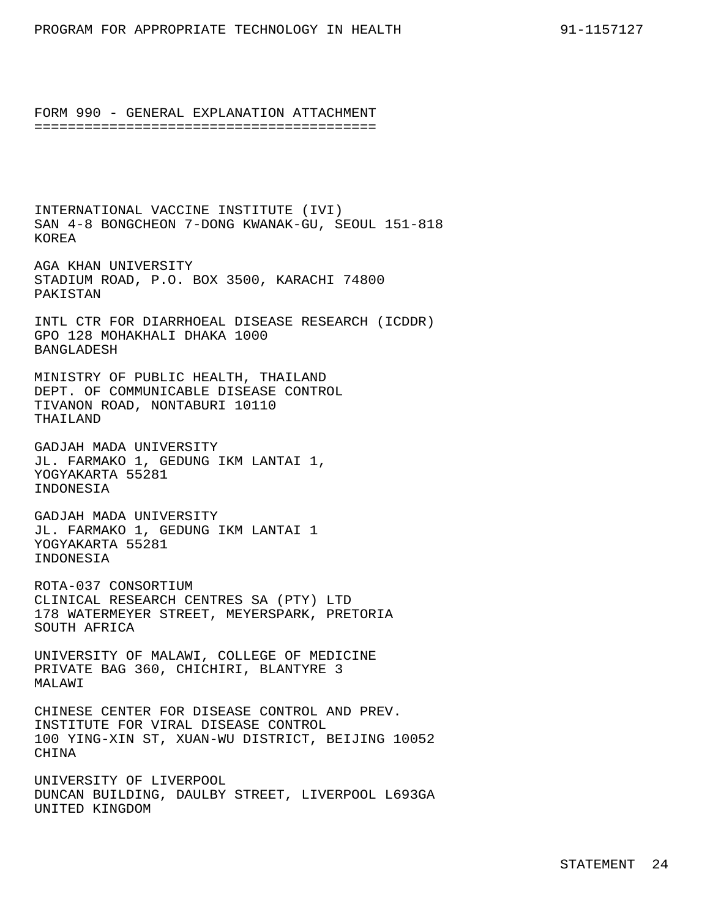## FORM 990 - GENERAL EXPLANATION ATTACHMENT

INTERNATIONAL VACCINE INSTITUTE (IVI)
SAN 4-8 BONGCHEON 7-DONG KWANAK-GU, SEOUL 151-818
KOREA

AGA KHAN UNIVERSITY
STADIUM ROAD, P.O. BOX 3500, KARACHI 74800
PAKISTAN

INTL CTR FOR DIARRHOEAL DISEASE RESEARCH (ICDDR)
GPO 128 MOHAKHALI DHAKA 1000
BANGLADESH

MINISTRY OF PUBLIC HEALTH, THAILAND
DEPT. OF COMMUNICABLE DISEASE CONTROL
TIVANON ROAD, NONTABURI 10110
THAILAND

GADJAH MADA UNIVERSITY
JL. FARMAKO 1, GEDUNG IKM LANTAI 1,
YOGYAKARTA 55281
INDONESIA

GADJAH MADA UNIVERSITY
JL. FARMAKO 1, GEDUNG IKM LANTAI 1
YOGYAKARTA 55281
INDONESIA

ROTA-037 CONSORTIUM
CLINICAL RESEARCH CENTRES SA (PTY) LTD
178 WATERMEYER STREET, MEYERSPARK, PRETORIA
SOUTH AFRICA

UNIVERSITY OF MALAWI, COLLEGE OF MEDICINE
PRIVATE BAG 360, CHICHIRI, BLANTYRE 3
MALAWI

CHINESE CENTER FOR DISEASE CONTROL AND PREV.
INSTITUTE FOR VIRAL DISEASE CONTROL
100 YING-XIN ST, XUAN-WU DISTRICT, BEIJING 10052
CHINA

UNIVERSITY OF LIVERPOOL
DUNCAN BUILDING, DAULBY STREET, LIVERPOOL L693GA
UNITED KINGDOM

STATEMENT 24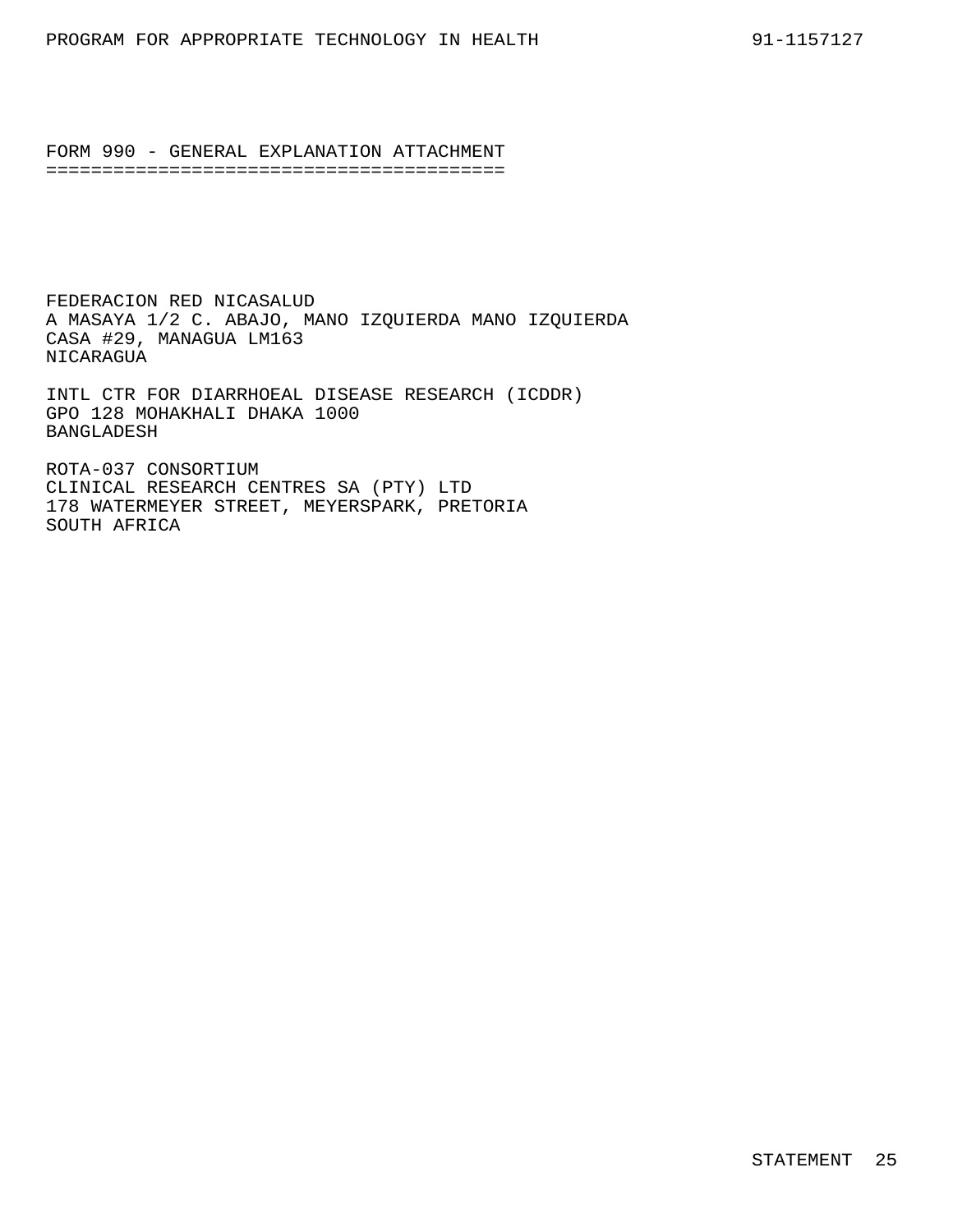FORM 990 - GENERAL EXPLANATION ATTACHMENT

FEDERACION RED NICASALUD
A MASAYA 1/2 C. ABAJO, MANO IZQUIERDA MANO IZQUIERDA
CASA #29, MANAGUA LM163
NICARAGUA

INTL CTR FOR DIARRHOEAL DISEASE RESEARCH (ICDDR)
GPO 128 MOHAKHALI DHAKA 1000
BANGLADESH

ROTA-037 CONSORTIUM
CLINICAL RESEARCH CENTRES SA (PTY) LTD
178 WATERMEYER STREET, MEYERSPARK, PRETORIA
SOUTH AFRICA

STATEMENT 25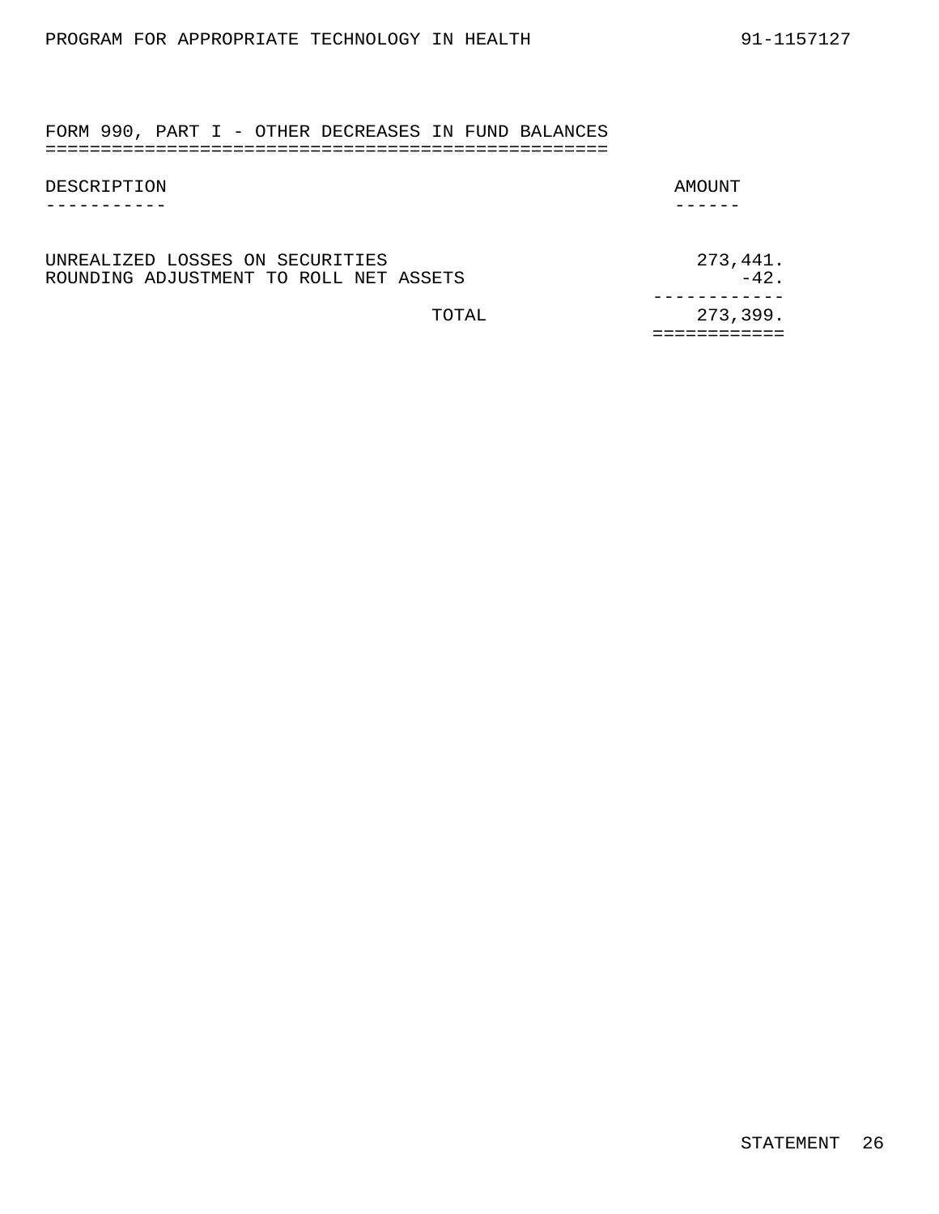PROGRAM FOR APPROPRIATE TECHNOLOGY IN HEALTH 91-1157127

## FORM 990, PART I - OTHER DECREASES IN FUND BALANCES

| DESCRIPTION | AMOUNT |
|---|---|
| UNREALIZED LOSSES ON SECURITIES | 273,441. |
| ROUNDING ADJUSTMENT TO ROLL NET ASSETS | -42. |
| TOTAL | 273,399. |

STATEMENT 26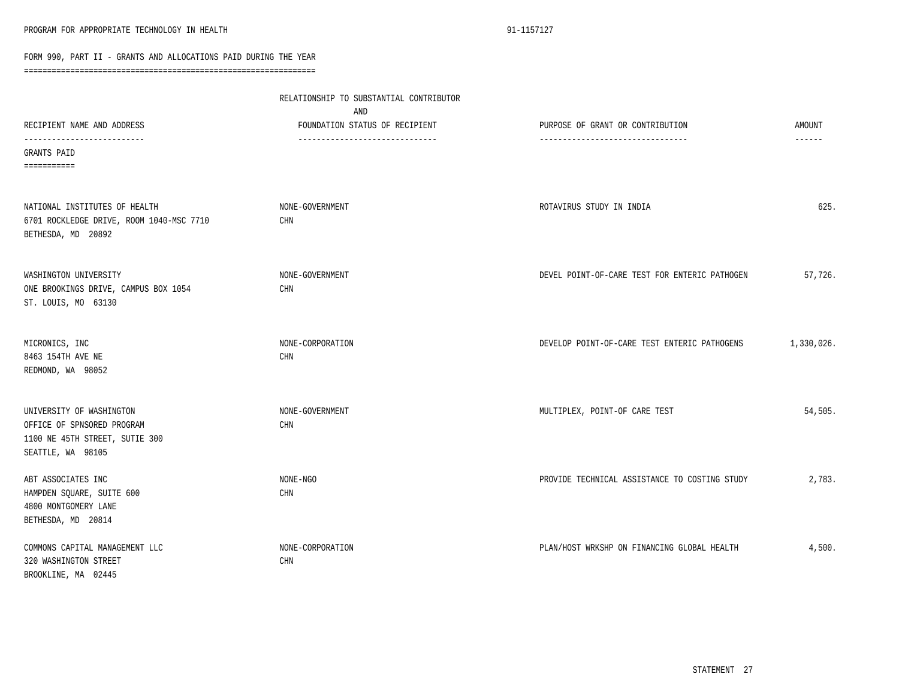PROGRAM FOR APPROPRIATE TECHNOLOGY IN HEALTH 91-1157127

FORM 990, PART II - GRANTS AND ALLOCATIONS PAID DURING THE YEAR

| RECIPIENT NAME AND ADDRESS | RELATIONSHIP TO SUBSTANTIAL CONTRIBUTOR AND FOUNDATION STATUS OF RECIPIENT | PURPOSE OF GRANT OR CONTRIBUTION | AMOUNT |
|---|---|---|---|
| **GRANTS PAID** | | | |
| NATIONAL INSTITUTES OF HEALTH<br>6701 ROCKLEDGE DRIVE, ROOM 1040-MSC 7710<br>BETHESDA, MD 20892 | NONE-GOVERNMENT<br>CHN | ROTAVIRUS STUDY IN INDIA | 625. |
| WASHINGTON UNIVERSITY<br>ONE BROOKINGS DRIVE, CAMPUS BOX 1054<br>ST. LOUIS, MO 63130 | NONE-GOVERNMENT<br>CHN | DEVEL POINT-OF-CARE TEST FOR ENTERIC PATHOGEN | 57,726. |
| MICRONICS, INC<br>8463 154TH AVE NE<br>REDMOND, WA 98052 | NONE-CORPORATION<br>CHN | DEVELOP POINT-OF-CARE TEST ENTERIC PATHOGENS | 1,330,026. |
| UNIVERSITY OF WASHINGTON<br>OFFICE OF SPNSORED PROGRAM<br>1100 NE 45TH STREET, SUTIE 300<br>SEATTLE, WA 98105 | NONE-GOVERNMENT<br>CHN | MULTIPLEX, POINT-OF CARE TEST | 54,505. |
| ABT ASSOCIATES INC<br>HAMPDEN SQUARE, SUITE 600<br>4800 MONTGOMERY LANE<br>BETHESDA, MD 20814 | NONE-NGO<br>CHN | PROVIDE TECHNICAL ASSISTANCE TO COSTING STUDY | 2,783. |
| COMMONS CAPITAL MANAGEMENT LLC<br>320 WASHINGTON STREET<br>BROOKLINE, MA 02445 | NONE-CORPORATION<br>CHN | PLAN/HOST WRKSHP ON FINANCING GLOBAL HEALTH | 4,500. |

STATEMENT 27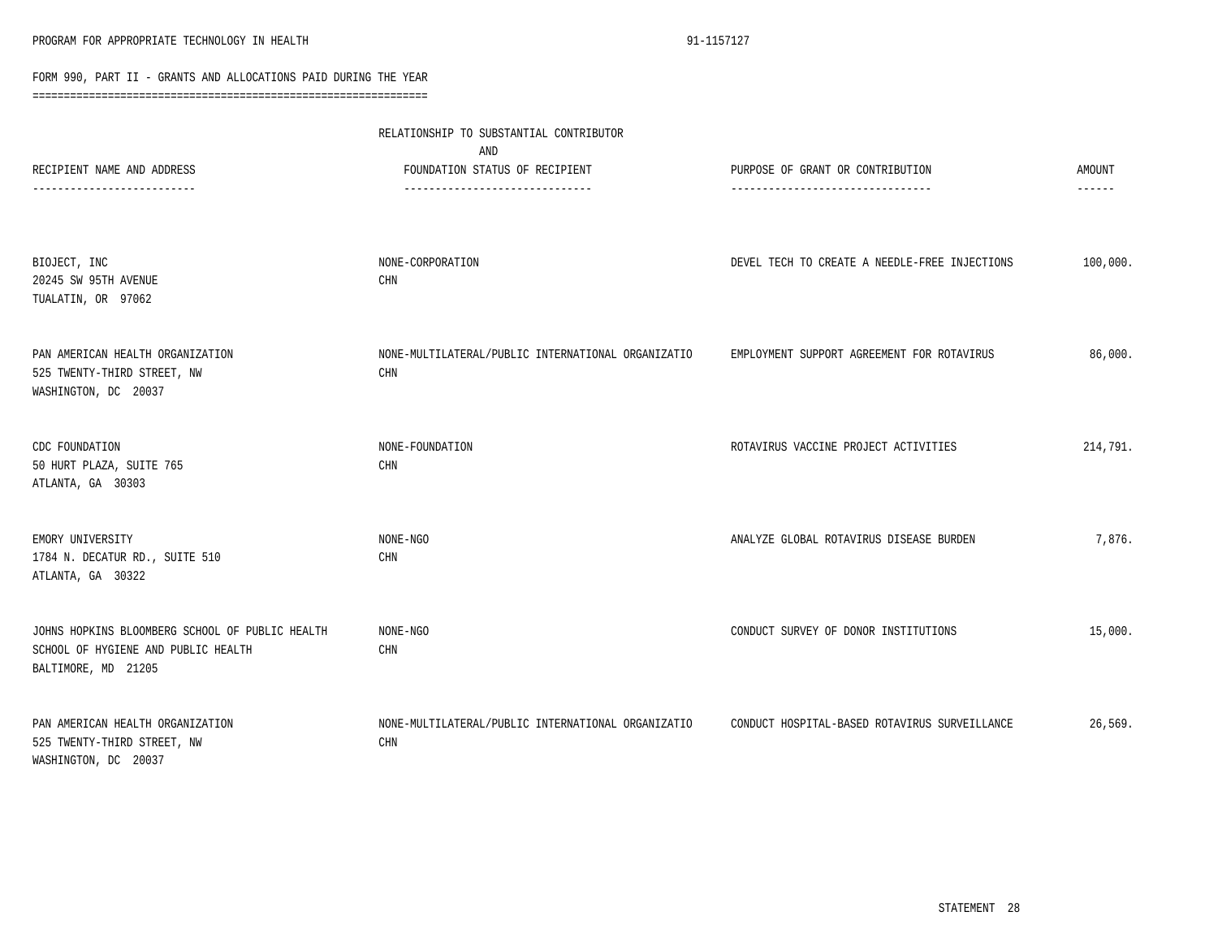PROGRAM FOR APPROPRIATE TECHNOLOGY IN HEALTH 91-1157127

## FORM 990, PART II - GRANTS AND ALLOCATIONS PAID DURING THE YEAR

| RECIPIENT NAME AND ADDRESS | RELATIONSHIP TO SUBSTANTIAL CONTRIBUTOR AND FOUNDATION STATUS OF RECIPIENT | PURPOSE OF GRANT OR CONTRIBUTION | AMOUNT |
|---|---|---|---|
| BIOJECT, INC<br>20245 SW 95TH AVENUE<br>TUALATIN, OR 97062 | NONE-CORPORATION<br>CHN | DEVEL TECH TO CREATE A NEEDLE-FREE INJECTIONS | 100,000. |
| PAN AMERICAN HEALTH ORGANIZATION<br>525 TWENTY-THIRD STREET, NW<br>WASHINGTON, DC 20037 | NONE-MULTILATERAL/PUBLIC INTERNATIONAL ORGANIZATIO<br>CHN | EMPLOYMENT SUPPORT AGREEMENT FOR ROTAVIRUS | 86,000. |
| CDC FOUNDATION<br>50 HURT PLAZA, SUITE 765<br>ATLANTA, GA 30303 | NONE-FOUNDATION<br>CHN | ROTAVIRUS VACCINE PROJECT ACTIVITIES | 214,791. |
| EMORY UNIVERSITY<br>1784 N. DECATUR RD., SUITE 510<br>ATLANTA, GA 30322 | NONE-NGO<br>CHN | ANALYZE GLOBAL ROTAVIRUS DISEASE BURDEN | 7,876. |
| JOHNS HOPKINS BLOOMBERG SCHOOL OF PUBLIC HEALTH<br>SCHOOL OF HYGIENE AND PUBLIC HEALTH<br>BALTIMORE, MD 21205 | NONE-NGO<br>CHN | CONDUCT SURVEY OF DONOR INSTITUTIONS | 15,000. |
| PAN AMERICAN HEALTH ORGANIZATION<br>525 TWENTY-THIRD STREET, NW<br>WASHINGTON, DC 20037 | NONE-MULTILATERAL/PUBLIC INTERNATIONAL ORGANIZATIO<br>CHN | CONDUCT HOSPITAL-BASED ROTAVIRUS SURVEILLANCE | 26,569. |

STATEMENT 28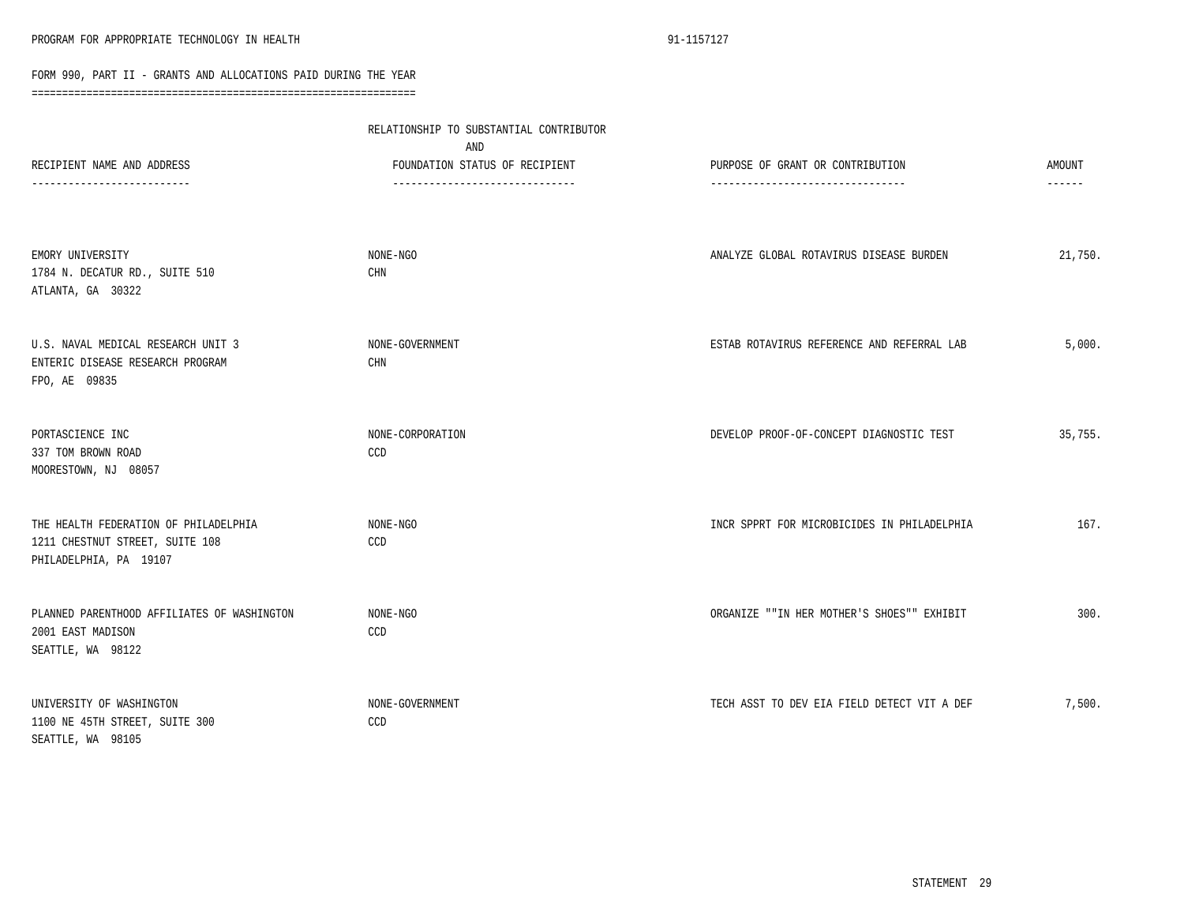PROGRAM FOR APPROPRIATE TECHNOLOGY IN HEALTH 91-1157127

FORM 990, PART II - GRANTS AND ALLOCATIONS PAID DURING THE YEAR

| RECIPIENT NAME AND ADDRESS | RELATIONSHIP TO SUBSTANTIAL CONTRIBUTOR AND FOUNDATION STATUS OF RECIPIENT | PURPOSE OF GRANT OR CONTRIBUTION | AMOUNT |
|---|---|---|---|
| EMORY UNIVERSITY<br>1784 N. DECATUR RD., SUITE 510<br>ATLANTA, GA 30322 | NONE-NGO<br>CHN | ANALYZE GLOBAL ROTAVIRUS DISEASE BURDEN | 21,750. |
| U.S. NAVAL MEDICAL RESEARCH UNIT 3<br>ENTERIC DISEASE RESEARCH PROGRAM<br>FPO, AE 09835 | NONE-GOVERNMENT<br>CHN | ESTAB ROTAVIRUS REFERENCE AND REFERRAL LAB | 5,000. |
| PORTASCIENCE INC<br>337 TOM BROWN ROAD<br>MOORESTOWN, NJ 08057 | NONE-CORPORATION<br>CCD | DEVELOP PROOF-OF-CONCEPT DIAGNOSTIC TEST | 35,755. |
| THE HEALTH FEDERATION OF PHILADELPHIA<br>1211 CHESTNUT STREET, SUITE 108<br>PHILADELPHIA, PA 19107 | NONE-NGO<br>CCD | INCR SPPRT FOR MICROBICIDES IN PHILADELPHIA | 167. |
| PLANNED PARENTHOOD AFFILIATES OF WASHINGTON<br>2001 EAST MADISON<br>SEATTLE, WA 98122 | NONE-NGO<br>CCD | ORGANIZE ""IN HER MOTHER'S SHOES"" EXHIBIT | 300. |
| UNIVERSITY OF WASHINGTON<br>1100 NE 45TH STREET, SUITE 300<br>SEATTLE, WA 98105 | NONE-GOVERNMENT<br>CCD | TECH ASST TO DEV EIA FIELD DETECT VIT A DEF | 7,500. |

STATEMENT 29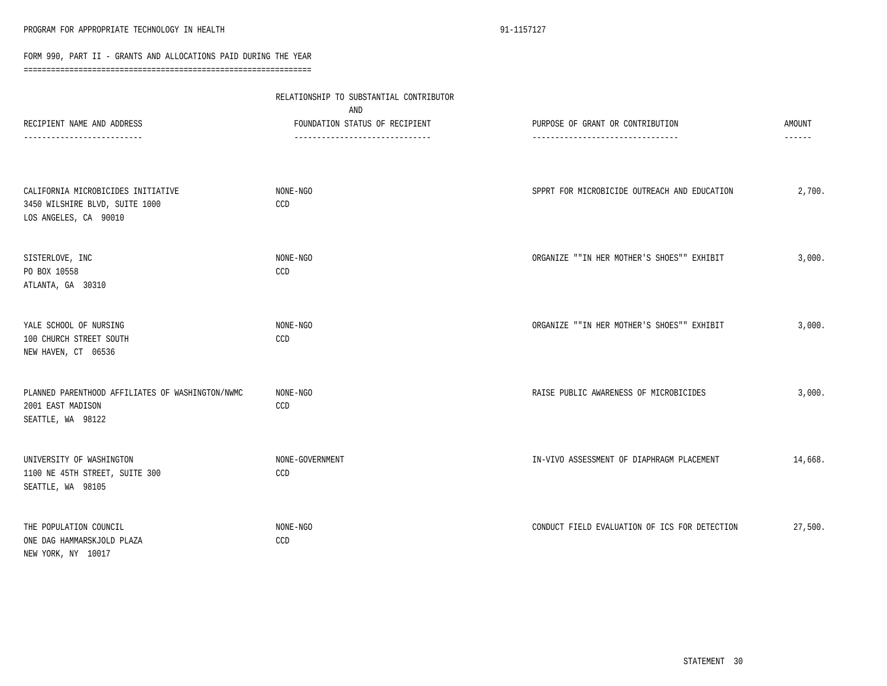PROGRAM FOR APPROPRIATE TECHNOLOGY IN HEALTH 91-1157127

FORM 990, PART II - GRANTS AND ALLOCATIONS PAID DURING THE YEAR

| RECIPIENT NAME AND ADDRESS | RELATIONSHIP TO SUBSTANTIAL CONTRIBUTOR AND FOUNDATION STATUS OF RECIPIENT | PURPOSE OF GRANT OR CONTRIBUTION | AMOUNT |
|---|---|---|---|
| CALIFORNIA MICROBICIDES INITIATIVE<br>3450 WILSHIRE BLVD, SUITE 1000<br>LOS ANGELES, CA 90010 | NONE-NGO<br>CCD | SPPRT FOR MICROBICIDE OUTREACH AND EDUCATION | 2,700. |
| SISTERLOVE, INC<br>PO BOX 10558<br>ATLANTA, GA 30310 | NONE-NGO<br>CCD | ORGANIZE ""IN HER MOTHER'S SHOES"" EXHIBIT | 3,000. |
| YALE SCHOOL OF NURSING<br>100 CHURCH STREET SOUTH<br>NEW HAVEN, CT 06536 | NONE-NGO<br>CCD | ORGANIZE ""IN HER MOTHER'S SHOES"" EXHIBIT | 3,000. |
| PLANNED PARENTHOOD AFFILIATES OF WASHINGTON/NWMC<br>2001 EAST MADISON<br>SEATTLE, WA 98122 | NONE-NGO<br>CCD | RAISE PUBLIC AWARENESS OF MICROBICIDES | 3,000. |
| UNIVERSITY OF WASHINGTON<br>1100 NE 45TH STREET, SUITE 300<br>SEATTLE, WA 98105 | NONE-GOVERNMENT<br>CCD | IN-VIVO ASSESSMENT OF DIAPHRAGM PLACEMENT | 14,668. |
| THE POPULATION COUNCIL<br>ONE DAG HAMMARSKJOLD PLAZA<br>NEW YORK, NY 10017 | NONE-NGO<br>CCD | CONDUCT FIELD EVALUATION OF ICS FOR DETECTION | 27,500. |

STATEMENT 30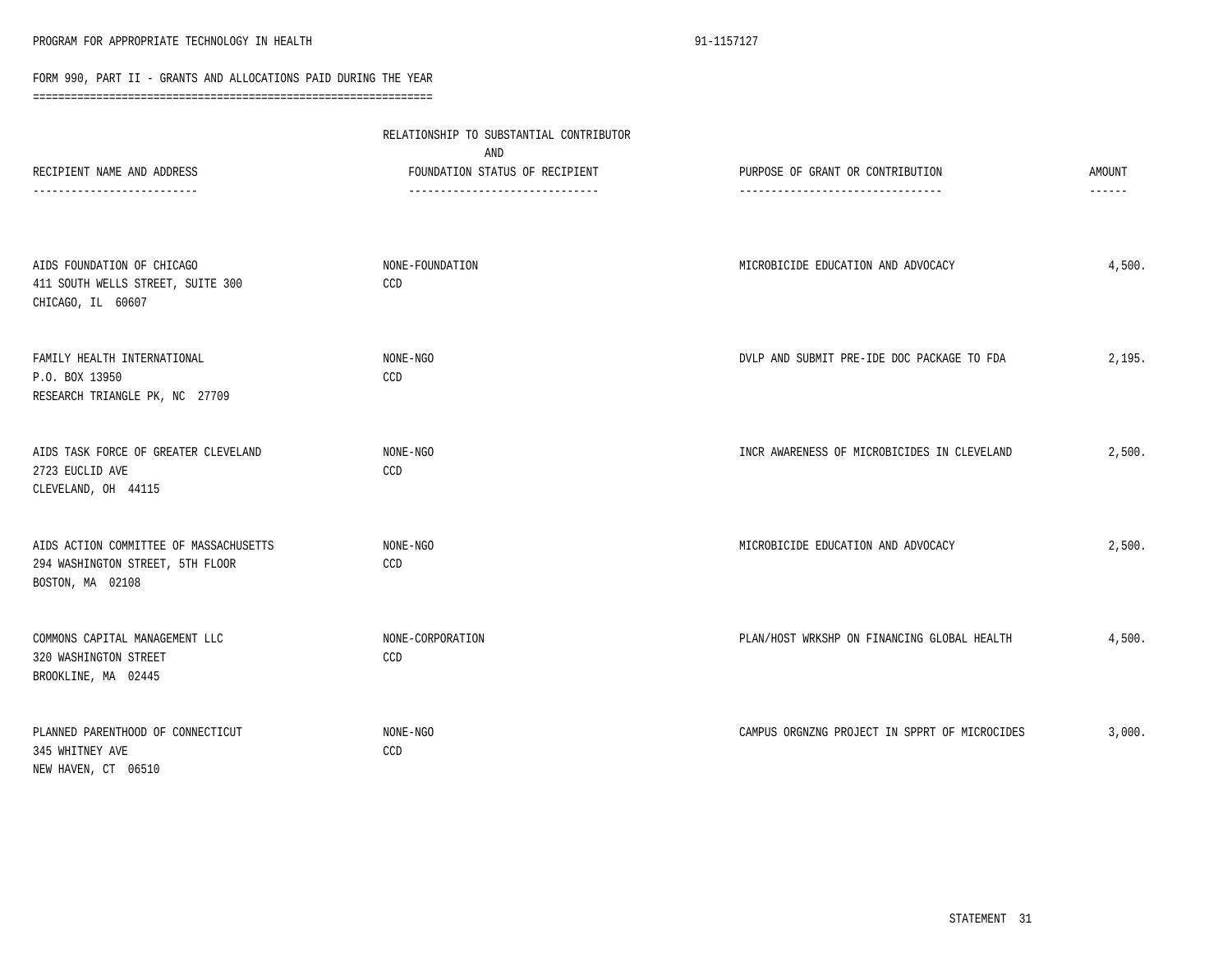PROGRAM FOR APPROPRIATE TECHNOLOGY IN HEALTH 91-1157127

## FORM 990, PART II - GRANTS AND ALLOCATIONS PAID DURING THE YEAR

| RECIPIENT NAME AND ADDRESS | RELATIONSHIP TO SUBSTANTIAL CONTRIBUTOR AND FOUNDATION STATUS OF RECIPIENT | PURPOSE OF GRANT OR CONTRIBUTION | AMOUNT |
|---|---|---|---|
| AIDS FOUNDATION OF CHICAGO<br>411 SOUTH WELLS STREET, SUITE 300<br>CHICAGO, IL 60607 | NONE-FOUNDATION<br>CCD | MICROBICIDE EDUCATION AND ADVOCACY | 4,500. |
| FAMILY HEALTH INTERNATIONAL<br>P.O. BOX 13950<br>RESEARCH TRIANGLE PK, NC 27709 | NONE-NGO<br>CCD | DVLP AND SUBMIT PRE-IDE DOC PACKAGE TO FDA | 2,195. |
| AIDS TASK FORCE OF GREATER CLEVELAND<br>2723 EUCLID AVE<br>CLEVELAND, OH 44115 | NONE-NGO<br>CCD | INCR AWARENESS OF MICROBICIDES IN CLEVELAND | 2,500. |
| AIDS ACTION COMMITTEE OF MASSACHUSETTS<br>294 WASHINGTON STREET, 5TH FLOOR<br>BOSTON, MA 02108 | NONE-NGO<br>CCD | MICROBICIDE EDUCATION AND ADVOCACY | 2,500. |
| COMMONS CAPITAL MANAGEMENT LLC<br>320 WASHINGTON STREET<br>BROOKLINE, MA 02445 | NONE-CORPORATION<br>CCD | PLAN/HOST WRKSHP ON FINANCING GLOBAL HEALTH | 4,500. |
| PLANNED PARENTHOOD OF CONNECTICUT<br>345 WHITNEY AVE<br>NEW HAVEN, CT 06510 | NONE-NGO<br>CCD | CAMPUS ORGNZNG PROJECT IN SPPRT OF MICROCIDES | 3,000. |

STATEMENT 31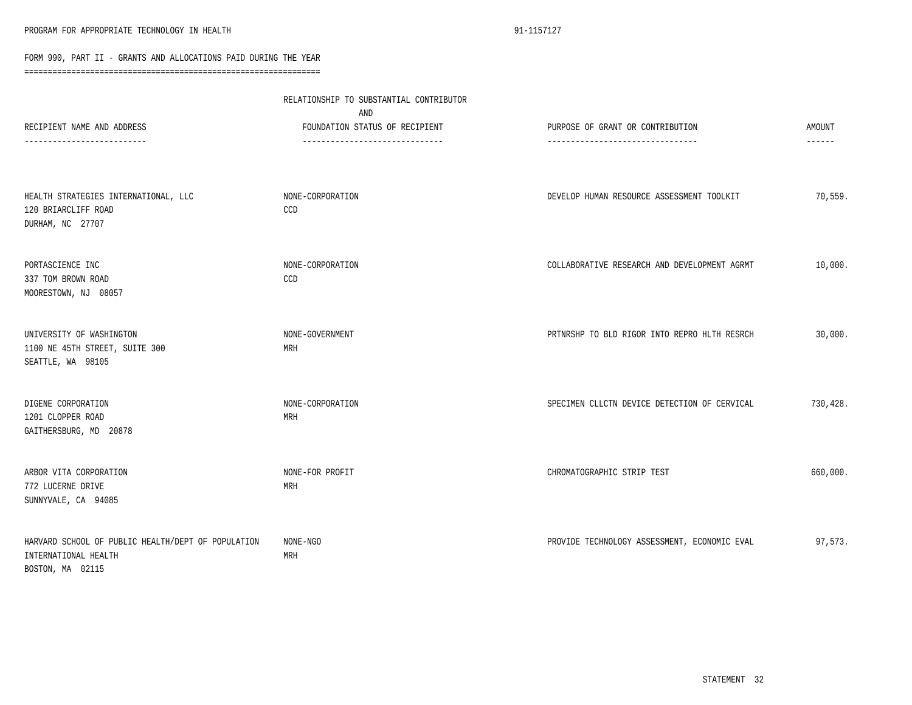PROGRAM FOR APPROPRIATE TECHNOLOGY IN HEALTH 91-1157127

FORM 990, PART II - GRANTS AND ALLOCATIONS PAID DURING THE YEAR

| RECIPIENT NAME AND ADDRESS | RELATIONSHIP TO SUBSTANTIAL CONTRIBUTOR AND FOUNDATION STATUS OF RECIPIENT | PURPOSE OF GRANT OR CONTRIBUTION | AMOUNT |
|---|---|---|---|
| HEALTH STRATEGIES INTERNATIONAL, LLC<br>120 BRIARCLIFF ROAD<br>DURHAM, NC 27707 | NONE-CORPORATION<br>CCD | DEVELOP HUMAN RESOURCE ASSESSMENT TOOLKIT | 70,559. |
| PORTASCIENCE INC<br>337 TOM BROWN ROAD<br>MOORESTOWN, NJ 08057 | NONE-CORPORATION<br>CCD | COLLABORATIVE RESEARCH AND DEVELOPMENT AGRMT | 10,000. |
| UNIVERSITY OF WASHINGTON<br>1100 NE 45TH STREET, SUITE 300<br>SEATTLE, WA 98105 | NONE-GOVERNMENT<br>MRH | PRTNRSHP TO BLD RIGOR INTO REPRO HLTH RESRCH | 30,000. |
| DIGENE CORPORATION<br>1201 CLOPPER ROAD<br>GAITHERSBURG, MD 20878 | NONE-CORPORATION<br>MRH | SPECIMEN CLLCTN DEVICE DETECTION OF CERVICAL | 730,428. |
| ARBOR VITA CORPORATION<br>772 LUCERNE DRIVE<br>SUNNYVALE, CA 94085 | NONE-FOR PROFIT<br>MRH | CHROMATOGRAPHIC STRIP TEST | 660,000. |
| HARVARD SCHOOL OF PUBLIC HEALTH/DEPT OF POPULATION<br>INTERNATIONAL HEALTH<br>BOSTON, MA 02115 | NONE-NGO<br>MRH | PROVIDE TECHNOLOGY ASSESSMENT, ECONOMIC EVAL | 97,573. |

STATEMENT 32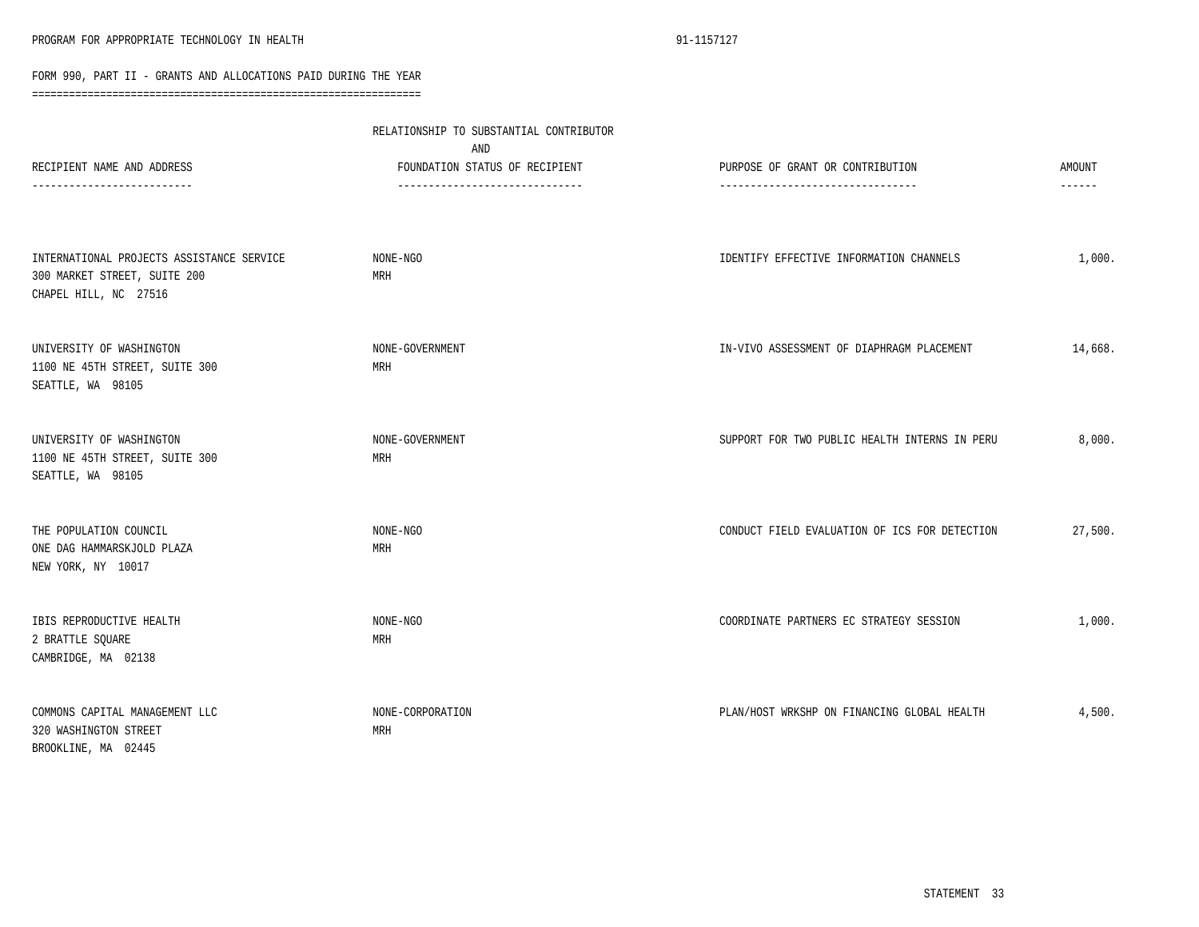PROGRAM FOR APPROPRIATE TECHNOLOGY IN HEALTH 91-1157127

## FORM 990, PART II - GRANTS AND ALLOCATIONS PAID DURING THE YEAR

| RECIPIENT NAME AND ADDRESS | RELATIONSHIP TO SUBSTANTIAL CONTRIBUTOR AND FOUNDATION STATUS OF RECIPIENT | PURPOSE OF GRANT OR CONTRIBUTION | AMOUNT |
|---|---|---|---|
| INTERNATIONAL PROJECTS ASSISTANCE SERVICE<br>300 MARKET STREET, SUITE 200<br>CHAPEL HILL, NC 27516 | NONE-NGO<br>MRH | IDENTIFY EFFECTIVE INFORMATION CHANNELS | 1,000. |
| UNIVERSITY OF WASHINGTON<br>1100 NE 45TH STREET, SUITE 300<br>SEATTLE, WA 98105 | NONE-GOVERNMENT<br>MRH | IN-VIVO ASSESSMENT OF DIAPHRAGM PLACEMENT | 14,668. |
| UNIVERSITY OF WASHINGTON<br>1100 NE 45TH STREET, SUITE 300<br>SEATTLE, WA 98105 | NONE-GOVERNMENT<br>MRH | SUPPORT FOR TWO PUBLIC HEALTH INTERNS IN PERU | 8,000. |
| THE POPULATION COUNCIL<br>ONE DAG HAMMARSKJOLD PLAZA<br>NEW YORK, NY 10017 | NONE-NGO<br>MRH | CONDUCT FIELD EVALUATION OF ICS FOR DETECTION | 27,500. |
| IBIS REPRODUCTIVE HEALTH<br>2 BRATTLE SQUARE<br>CAMBRIDGE, MA 02138 | NONE-NGO<br>MRH | COORDINATE PARTNERS EC STRATEGY SESSION | 1,000. |
| COMMONS CAPITAL MANAGEMENT LLC<br>320 WASHINGTON STREET<br>BROOKLINE, MA 02445 | NONE-CORPORATION<br>MRH | PLAN/HOST WRKSHP ON FINANCING GLOBAL HEALTH | 4,500. |

STATEMENT 33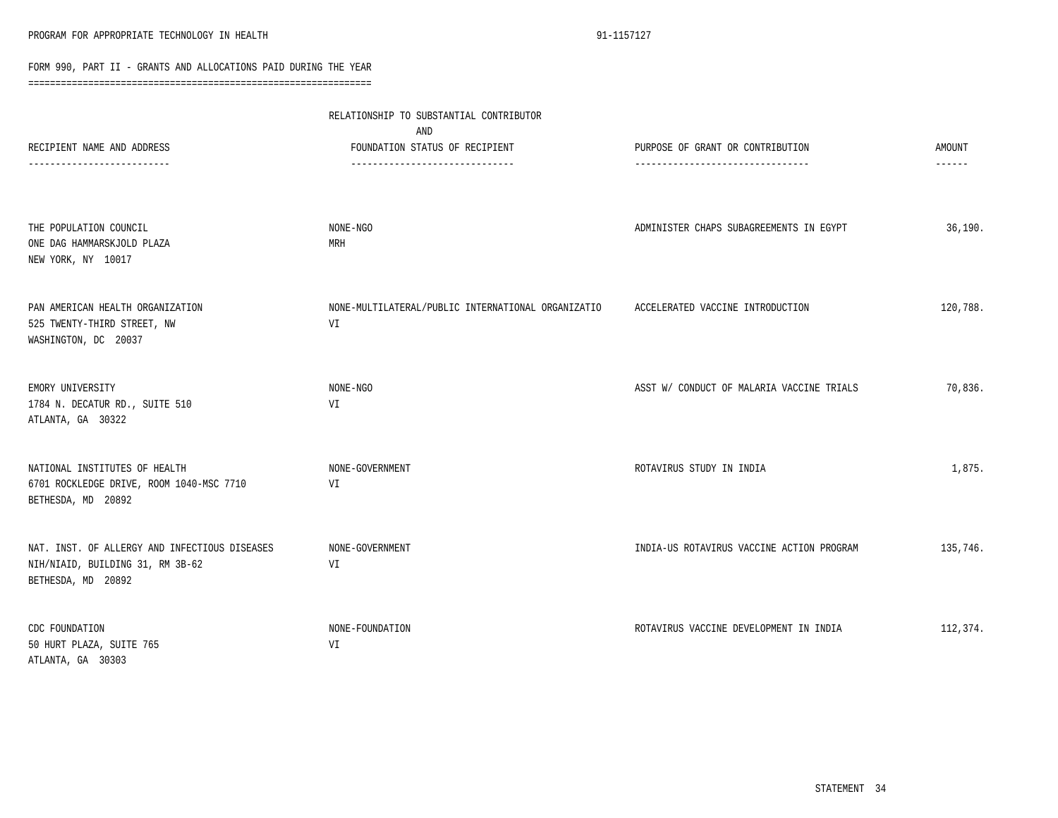PROGRAM FOR APPROPRIATE TECHNOLOGY IN HEALTH 91-1157127

FORM 990, PART II - GRANTS AND ALLOCATIONS PAID DURING THE YEAR

| RECIPIENT NAME AND ADDRESS | RELATIONSHIP TO SUBSTANTIAL CONTRIBUTOR AND FOUNDATION STATUS OF RECIPIENT | PURPOSE OF GRANT OR CONTRIBUTION | AMOUNT |
|---|---|---|---|
| THE POPULATION COUNCIL<br>ONE DAG HAMMARSKJOLD PLAZA<br>NEW YORK, NY 10017 | NONE-NGO<br>MRH | ADMINISTER CHAPS SUBAGREEMENTS IN EGYPT | 36,190. |
| PAN AMERICAN HEALTH ORGANIZATION<br>525 TWENTY-THIRD STREET, NW<br>WASHINGTON, DC 20037 | NONE-MULTILATERAL/PUBLIC INTERNATIONAL ORGANIZATIO<br>VI | ACCELERATED VACCINE INTRODUCTION | 120,788. |
| EMORY UNIVERSITY<br>1784 N. DECATUR RD., SUITE 510<br>ATLANTA, GA 30322 | NONE-NGO<br>VI | ASST W/ CONDUCT OF MALARIA VACCINE TRIALS | 70,836. |
| NATIONAL INSTITUTES OF HEALTH<br>6701 ROCKLEDGE DRIVE, ROOM 1040-MSC 7710<br>BETHESDA, MD 20892 | NONE-GOVERNMENT<br>VI | ROTAVIRUS STUDY IN INDIA | 1,875. |
| NAT. INST. OF ALLERGY AND INFECTIOUS DISEASES<br>NIH/NIAID, BUILDING 31, RM 3B-62<br>BETHESDA, MD 20892 | NONE-GOVERNMENT<br>VI | INDIA-US ROTAVIRUS VACCINE ACTION PROGRAM | 135,746. |
| CDC FOUNDATION<br>50 HURT PLAZA, SUITE 765<br>ATLANTA, GA 30303 | NONE-FOUNDATION<br>VI | ROTAVIRUS VACCINE DEVELOPMENT IN INDIA | 112,374. |

STATEMENT 34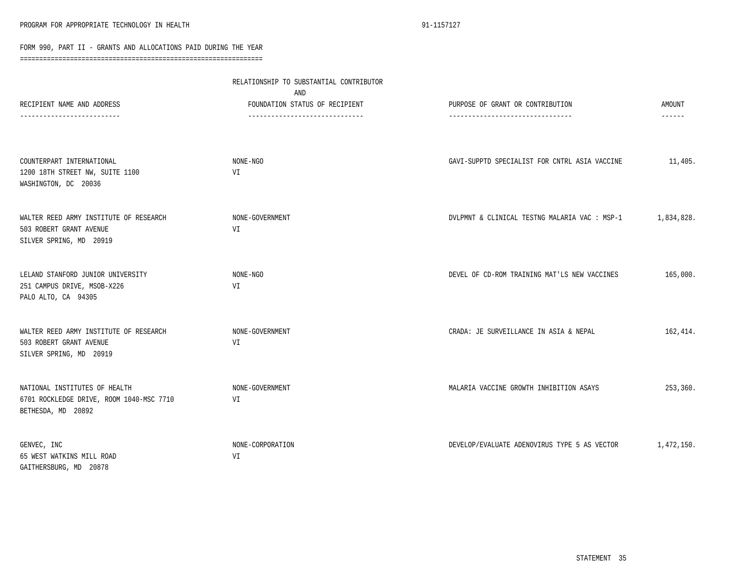PROGRAM FOR APPROPRIATE TECHNOLOGY IN HEALTH 91-1157127

FORM 990, PART II - GRANTS AND ALLOCATIONS PAID DURING THE YEAR

| RECIPIENT NAME AND ADDRESS | RELATIONSHIP TO SUBSTANTIAL CONTRIBUTOR AND FOUNDATION STATUS OF RECIPIENT | PURPOSE OF GRANT OR CONTRIBUTION | AMOUNT |
|---|---|---|---|
| COUNTERPART INTERNATIONAL<br>1200 18TH STREET NW, SUITE 1100<br>WASHINGTON, DC 20036 | NONE-NGO<br>VI | GAVI-SUPPTD SPECIALIST FOR CNTRL ASIA VACCINE | 11,405. |
| WALTER REED ARMY INSTITUTE OF RESEARCH<br>503 ROBERT GRANT AVENUE<br>SILVER SPRING, MD 20919 | NONE-GOVERNMENT<br>VI | DVLPMNT & CLINICAL TESTNG MALARIA VAC : MSP-1 | 1,834,828. |
| LELAND STANFORD JUNIOR UNIVERSITY<br>251 CAMPUS DRIVE, MSOB-X226<br>PALO ALTO, CA 94305 | NONE-NGO<br>VI | DEVEL OF CD-ROM TRAINING MAT'LS NEW VACCINES | 165,000. |
| WALTER REED ARMY INSTITUTE OF RESEARCH<br>503 ROBERT GRANT AVENUE<br>SILVER SPRING, MD 20919 | NONE-GOVERNMENT<br>VI | CRADA: JE SURVEILLANCE IN ASIA & NEPAL | 162,414. |
| NATIONAL INSTITUTES OF HEALTH<br>6701 ROCKLEDGE DRIVE, ROOM 1040-MSC 7710<br>BETHESDA, MD 20892 | NONE-GOVERNMENT<br>VI | MALARIA VACCINE GROWTH INHIBITION ASAYS | 253,360. |
| GENVEC, INC<br>65 WEST WATKINS MILL ROAD<br>GAITHERSBURG, MD 20878 | NONE-CORPORATION<br>VI | DEVELOP/EVALUATE ADENOVIRUS TYPE 5 AS VECTOR | 1,472,150. |

STATEMENT 35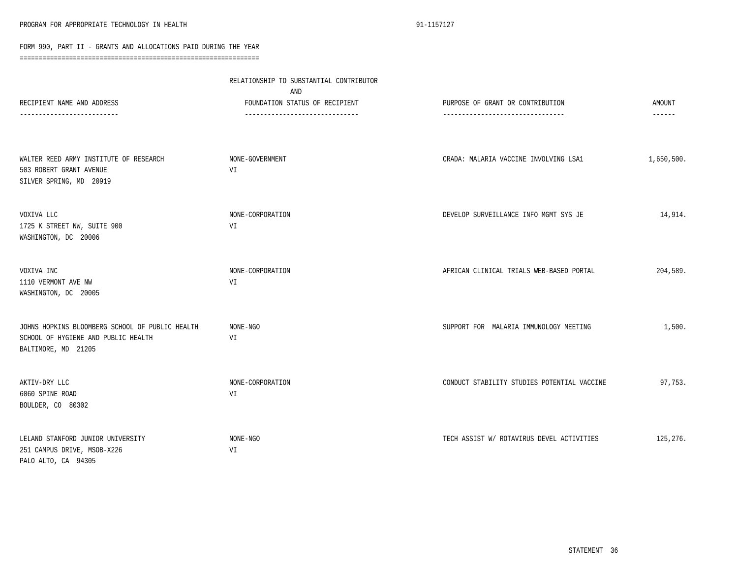FORM 990, PART II - GRANTS AND ALLOCATIONS PAID DURING THE YEAR

| RECIPIENT NAME AND ADDRESS | RELATIONSHIP TO SUBSTANTIAL CONTRIBUTOR AND FOUNDATION STATUS OF RECIPIENT | PURPOSE OF GRANT OR CONTRIBUTION | AMOUNT |
|---|---|---|---|
| WALTER REED ARMY INSTITUTE OF RESEARCH<br>503 ROBERT GRANT AVENUE<br>SILVER SPRING, MD 20919 | NONE-GOVERNMENT<br>VI | CRADA: MALARIA VACCINE INVOLVING LSA1 | 1,650,500. |
| VOXIVA LLC<br>1725 K STREET NW, SUITE 900<br>WASHINGTON, DC 20006 | NONE-CORPORATION<br>VI | DEVELOP SURVEILLANCE INFO MGMT SYS JE | 14,914. |
| VOXIVA INC<br>1110 VERMONT AVE NW<br>WASHINGTON, DC 20005 | NONE-CORPORATION<br>VI | AFRICAN CLINICAL TRIALS WEB-BASED PORTAL | 204,589. |
| JOHNS HOPKINS BLOOMBERG SCHOOL OF PUBLIC HEALTH<br>SCHOOL OF HYGIENE AND PUBLIC HEALTH<br>BALTIMORE, MD 21205 | NONE-NGO<br>VI | SUPPORT FOR MALARIA IMMUNOLOGY MEETING | 1,500. |
| AKTIV-DRY LLC<br>6060 SPINE ROAD<br>BOULDER, CO 80302 | NONE-CORPORATION<br>VI | CONDUCT STABILITY STUDIES POTENTIAL VACCINE | 97,753. |
| LELAND STANFORD JUNIOR UNIVERSITY<br>251 CAMPUS DRIVE, MSOB-X226<br>PALO ALTO, CA 94305 | NONE-NGO<br>VI | TECH ASSIST W/ ROTAVIRUS DEVEL ACTIVITIES | 125,276. |

STATEMENT 36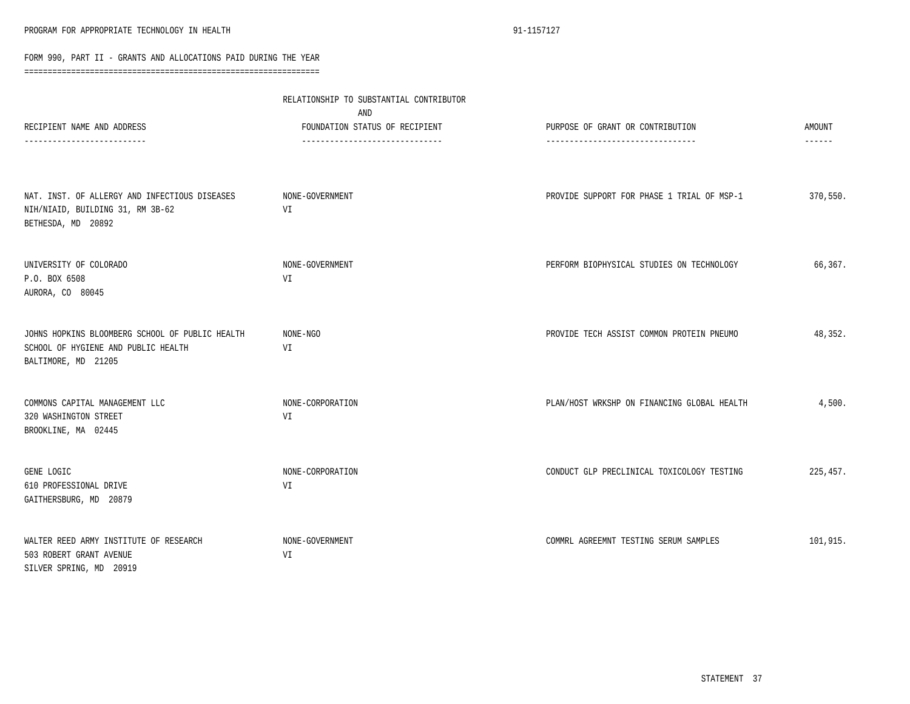PROGRAM FOR APPROPRIATE TECHNOLOGY IN HEALTH 91-1157127

FORM 990, PART II - GRANTS AND ALLOCATIONS PAID DURING THE YEAR

| RECIPIENT NAME AND ADDRESS | RELATIONSHIP TO SUBSTANTIAL CONTRIBUTOR AND FOUNDATION STATUS OF RECIPIENT | PURPOSE OF GRANT OR CONTRIBUTION | AMOUNT |
|---|---|---|---|
| NAT. INST. OF ALLERGY AND INFECTIOUS DISEASES<br>NIH/NIAID, BUILDING 31, RM 3B-62<br>BETHESDA, MD 20892 | NONE-GOVERNMENT<br>VI | PROVIDE SUPPORT FOR PHASE 1 TRIAL OF MSP-1 | 370,550. |
| UNIVERSITY OF COLORADO<br>P.O. BOX 6508<br>AURORA, CO 80045 | NONE-GOVERNMENT<br>VI | PERFORM BIOPHYSICAL STUDIES ON TECHNOLOGY | 66,367. |
| JOHNS HOPKINS BLOOMBERG SCHOOL OF PUBLIC HEALTH<br>SCHOOL OF HYGIENE AND PUBLIC HEALTH<br>BALTIMORE, MD 21205 | NONE-NGO<br>VI | PROVIDE TECH ASSIST COMMON PROTEIN PNEUMO | 48,352. |
| COMMONS CAPITAL MANAGEMENT LLC<br>320 WASHINGTON STREET<br>BROOKLINE, MA 02445 | NONE-CORPORATION<br>VI | PLAN/HOST WRKSHP ON FINANCING GLOBAL HEALTH | 4,500. |
| GENE LOGIC<br>610 PROFESSIONAL DRIVE<br>GAITHERSBURG, MD 20879 | NONE-CORPORATION<br>VI | CONDUCT GLP PRECLINICAL TOXICOLOGY TESTING | 225,457. |
| WALTER REED ARMY INSTITUTE OF RESEARCH<br>503 ROBERT GRANT AVENUE<br>SILVER SPRING, MD 20919 | NONE-GOVERNMENT<br>VI | COMMRL AGREEMNT TESTING SERUM SAMPLES | 101,915. |

STATEMENT 37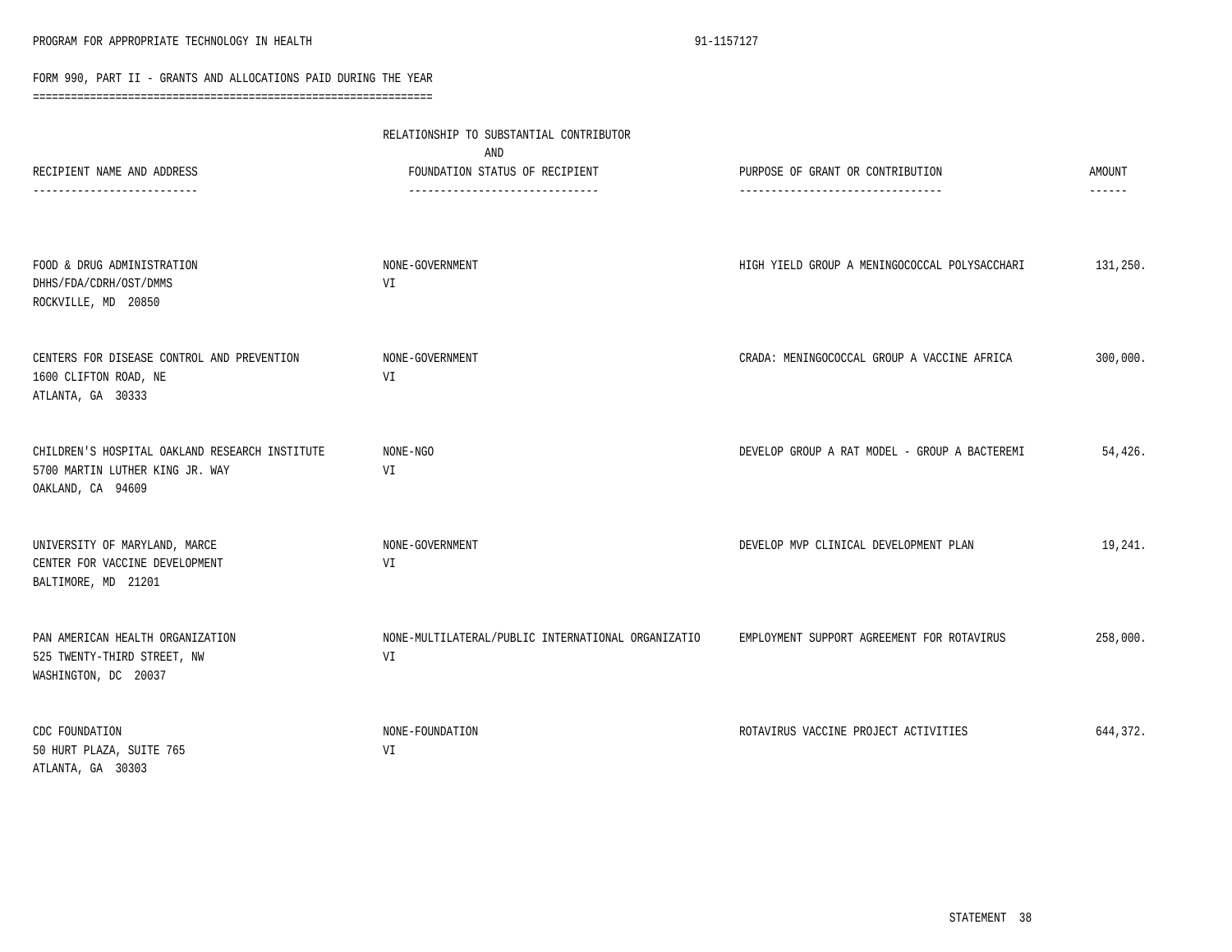PROGRAM FOR APPROPRIATE TECHNOLOGY IN HEALTH 91-1157127

FORM 990, PART II - GRANTS AND ALLOCATIONS PAID DURING THE YEAR

| RECIPIENT NAME AND ADDRESS | RELATIONSHIP TO SUBSTANTIAL CONTRIBUTOR AND FOUNDATION STATUS OF RECIPIENT | PURPOSE OF GRANT OR CONTRIBUTION | AMOUNT |
|---|---|---|---|
| FOOD & DRUG ADMINISTRATION<br>DHHS/FDA/CDRH/OST/DMMS<br>ROCKVILLE, MD 20850 | NONE-GOVERNMENT<br>VI | HIGH YIELD GROUP A MENINGOCOCCAL POLYSACCHARI | 131,250. |
| CENTERS FOR DISEASE CONTROL AND PREVENTION<br>1600 CLIFTON ROAD, NE<br>ATLANTA, GA 30333 | NONE-GOVERNMENT<br>VI | CRADA: MENINGOCOCCAL GROUP A VACCINE AFRICA | 300,000. |
| CHILDREN'S HOSPITAL OAKLAND RESEARCH INSTITUTE<br>5700 MARTIN LUTHER KING JR. WAY<br>OAKLAND, CA 94609 | NONE-NGO<br>VI | DEVELOP GROUP A RAT MODEL - GROUP A BACTEREMI | 54,426. |
| UNIVERSITY OF MARYLAND, MARCE<br>CENTER FOR VACCINE DEVELOPMENT<br>BALTIMORE, MD 21201 | NONE-GOVERNMENT<br>VI | DEVELOP MVP CLINICAL DEVELOPMENT PLAN | 19,241. |
| PAN AMERICAN HEALTH ORGANIZATION<br>525 TWENTY-THIRD STREET, NW<br>WASHINGTON, DC 20037 | NONE-MULTILATERAL/PUBLIC INTERNATIONAL ORGANIZATIO<br>VI | EMPLOYMENT SUPPORT AGREEMENT FOR ROTAVIRUS | 258,000. |
| CDC FOUNDATION<br>50 HURT PLAZA, SUITE 765<br>ATLANTA, GA 30303 | NONE-FOUNDATION<br>VI | ROTAVIRUS VACCINE PROJECT ACTIVITIES | 644,372. |

STATEMENT 38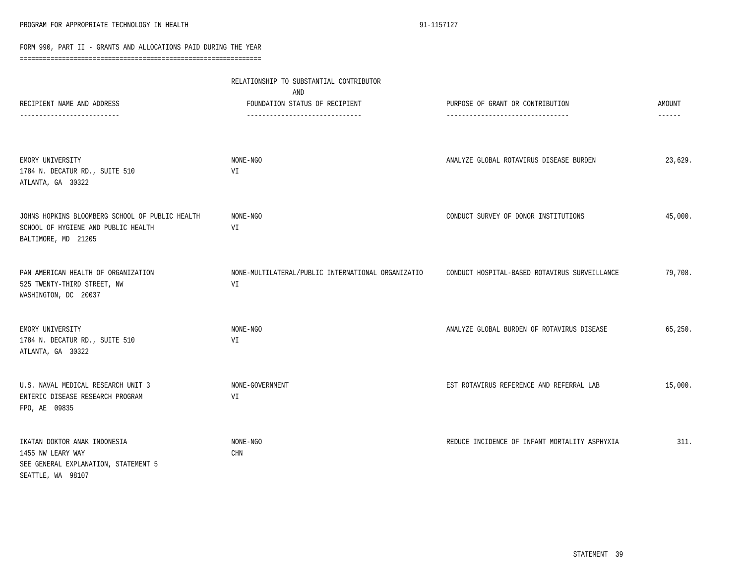PROGRAM FOR APPROPRIATE TECHNOLOGY IN HEALTH 91-1157127

FORM 990, PART II - GRANTS AND ALLOCATIONS PAID DURING THE YEAR

| RECIPIENT NAME AND ADDRESS | RELATIONSHIP TO SUBSTANTIAL CONTRIBUTOR AND FOUNDATION STATUS OF RECIPIENT | PURPOSE OF GRANT OR CONTRIBUTION | AMOUNT |
|---|---|---|---|
| EMORY UNIVERSITY<br>1784 N. DECATUR RD., SUITE 510<br>ATLANTA, GA 30322 | NONE-NGO<br>VI | ANALYZE GLOBAL ROTAVIRUS DISEASE BURDEN | 23,629. |
| JOHNS HOPKINS BLOOMBERG SCHOOL OF PUBLIC HEALTH<br>SCHOOL OF HYGIENE AND PUBLIC HEALTH<br>BALTIMORE, MD 21205 | NONE-NGO<br>VI | CONDUCT SURVEY OF DONOR INSTITUTIONS | 45,000. |
| PAN AMERICAN HEALTH OF ORGANIZATION<br>525 TWENTY-THIRD STREET, NW<br>WASHINGTON, DC 20037 | NONE-MULTILATERAL/PUBLIC INTERNATIONAL ORGANIZATIO<br>VI | CONDUCT HOSPITAL-BASED ROTAVIRUS SURVEILLANCE | 79,708. |
| EMORY UNIVERSITY<br>1784 N. DECATUR RD., SUITE 510<br>ATLANTA, GA 30322 | NONE-NGO<br>VI | ANALYZE GLOBAL BURDEN OF ROTAVIRUS DISEASE | 65,250. |
| U.S. NAVAL MEDICAL RESEARCH UNIT 3<br>ENTERIC DISEASE RESEARCH PROGRAM<br>FPO, AE 09835 | NONE-GOVERNMENT<br>VI | EST ROTAVIRUS REFERENCE AND REFERRAL LAB | 15,000. |
| IKATAN DOKTOR ANAK INDONESIA<br>1455 NW LEARY WAY<br>SEE GENERAL EXPLANATION, STATEMENT 5<br>SEATTLE, WA 98107 | NONE-NGO<br>CHN | REDUCE INCIDENCE OF INFANT MORTALITY ASPHYXIA | 311. |

STATEMENT 39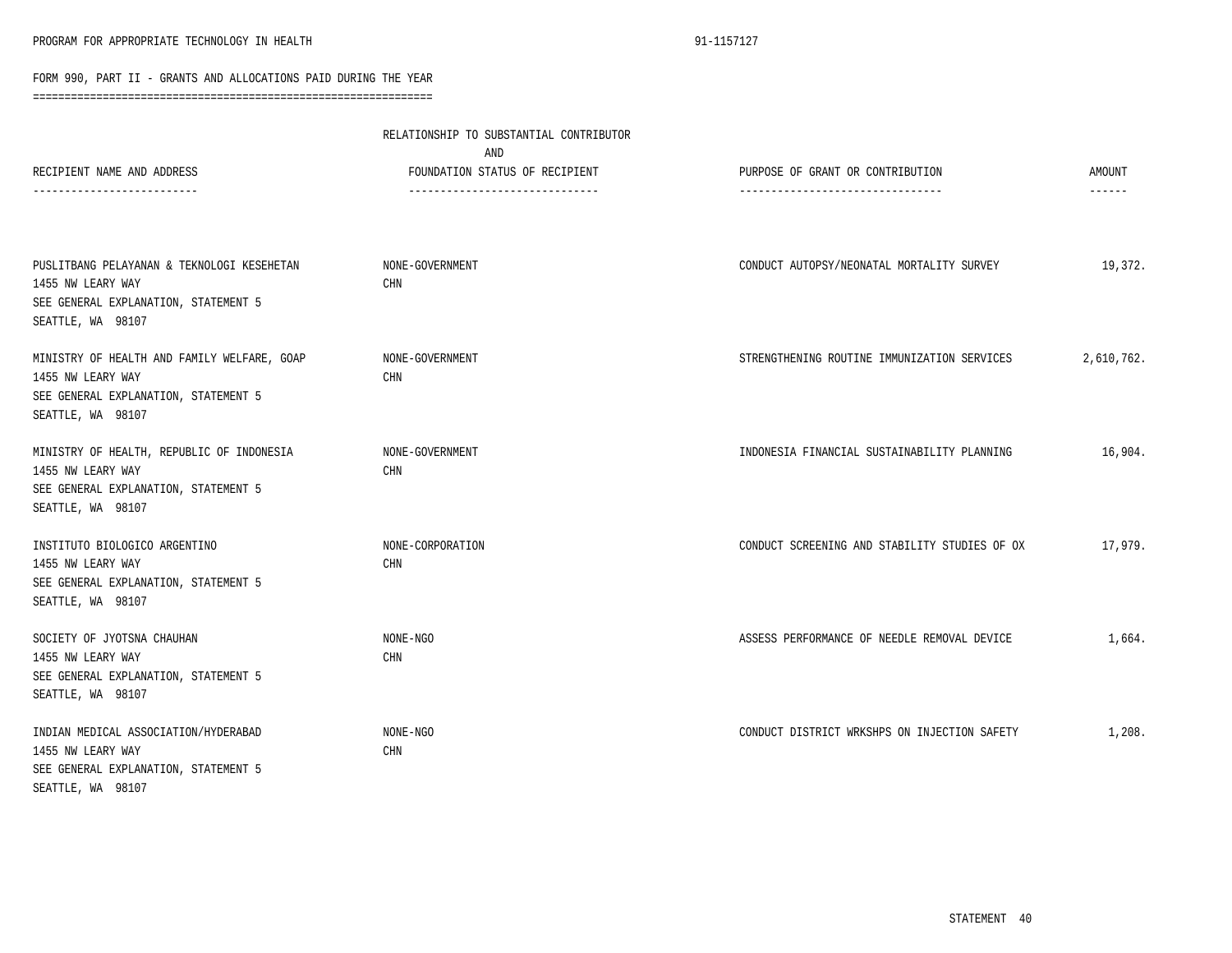FORM 990, PART II - GRANTS AND ALLOCATIONS PAID DURING THE YEAR

| RECIPIENT NAME AND ADDRESS | RELATIONSHIP TO SUBSTANTIAL CONTRIBUTOR AND FOUNDATION STATUS OF RECIPIENT | PURPOSE OF GRANT OR CONTRIBUTION | AMOUNT |
|---|---|---|---|
| PUSLITBANG PELAYANAN & TEKNOLOGI KESEHETAN<br>1455 NW LEARY WAY<br>SEE GENERAL EXPLANATION, STATEMENT 5<br>SEATTLE, WA 98107 | NONE-GOVERNMENT<br>CHN | CONDUCT AUTOPSY/NEONATAL MORTALITY SURVEY | 19,372. |
| MINISTRY OF HEALTH AND FAMILY WELFARE, GOAP<br>1455 NW LEARY WAY<br>SEE GENERAL EXPLANATION, STATEMENT 5<br>SEATTLE, WA 98107 | NONE-GOVERNMENT<br>CHN | STRENGTHENING ROUTINE IMMUNIZATION SERVICES | 2,610,762. |
| MINISTRY OF HEALTH, REPUBLIC OF INDONESIA<br>1455 NW LEARY WAY<br>SEE GENERAL EXPLANATION, STATEMENT 5<br>SEATTLE, WA 98107 | NONE-GOVERNMENT<br>CHN | INDONESIA FINANCIAL SUSTAINABILITY PLANNING | 16,904. |
| INSTITUTO BIOLOGICO ARGENTINO<br>1455 NW LEARY WAY<br>SEE GENERAL EXPLANATION, STATEMENT 5<br>SEATTLE, WA 98107 | NONE-CORPORATION<br>CHN | CONDUCT SCREENING AND STABILITY STUDIES OF OX | 17,979. |
| SOCIETY OF JYOTSNA CHAUHAN<br>1455 NW LEARY WAY<br>SEE GENERAL EXPLANATION, STATEMENT 5<br>SEATTLE, WA 98107 | NONE-NGO<br>CHN | ASSESS PERFORMANCE OF NEEDLE REMOVAL DEVICE | 1,664. |
| INDIAN MEDICAL ASSOCIATION/HYDERABAD<br>1455 NW LEARY WAY<br>SEE GENERAL EXPLANATION, STATEMENT 5<br>SEATTLE, WA 98107 | NONE-NGO<br>CHN | CONDUCT DISTRICT WRKSHPS ON INJECTION SAFETY | 1,208. |

STATEMENT 40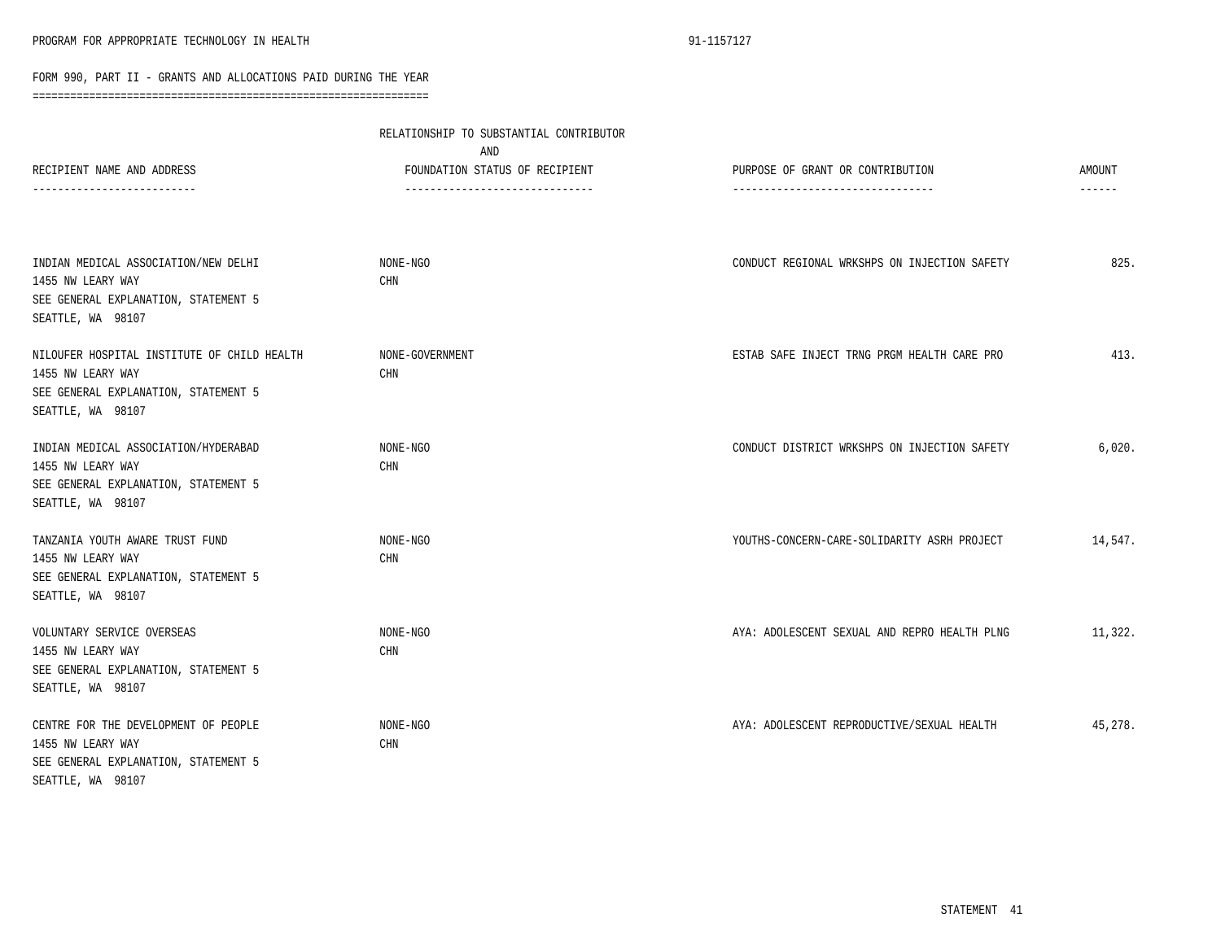PROGRAM FOR APPROPRIATE TECHNOLOGY IN HEALTH 91-1157127

FORM 990, PART II - GRANTS AND ALLOCATIONS PAID DURING THE YEAR

| RECIPIENT NAME AND ADDRESS | RELATIONSHIP TO SUBSTANTIAL CONTRIBUTOR AND FOUNDATION STATUS OF RECIPIENT | PURPOSE OF GRANT OR CONTRIBUTION | AMOUNT |
|---|---|---|---|
| INDIAN MEDICAL ASSOCIATION/NEW DELHI<br>1455 NW LEARY WAY<br>SEE GENERAL EXPLANATION, STATEMENT 5<br>SEATTLE, WA 98107 | NONE-NGO<br>CHN | CONDUCT REGIONAL WRKSHPS ON INJECTION SAFETY | 825. |
| NILOUFER HOSPITAL INSTITUTE OF CHILD HEALTH<br>1455 NW LEARY WAY<br>SEE GENERAL EXPLANATION, STATEMENT 5<br>SEATTLE, WA 98107 | NONE-GOVERNMENT<br>CHN | ESTAB SAFE INJECT TRNG PRGM HEALTH CARE PRO | 413. |
| INDIAN MEDICAL ASSOCIATION/HYDERABAD<br>1455 NW LEARY WAY<br>SEE GENERAL EXPLANATION, STATEMENT 5<br>SEATTLE, WA 98107 | NONE-NGO<br>CHN | CONDUCT DISTRICT WRKSHPS ON INJECTION SAFETY | 6,020. |
| TANZANIA YOUTH AWARE TRUST FUND<br>1455 NW LEARY WAY<br>SEE GENERAL EXPLANATION, STATEMENT 5<br>SEATTLE, WA 98107 | NONE-NGO<br>CHN | YOUTHS-CONCERN-CARE-SOLIDARITY ASRH PROJECT | 14,547. |
| VOLUNTARY SERVICE OVERSEAS<br>1455 NW LEARY WAY<br>SEE GENERAL EXPLANATION, STATEMENT 5<br>SEATTLE, WA 98107 | NONE-NGO<br>CHN | AYA: ADOLESCENT SEXUAL AND REPRO HEALTH PLNG | 11,322. |
| CENTRE FOR THE DEVELOPMENT OF PEOPLE<br>1455 NW LEARY WAY<br>SEE GENERAL EXPLANATION, STATEMENT 5<br>SEATTLE, WA 98107 | NONE-NGO<br>CHN | AYA: ADOLESCENT REPRODUCTIVE/SEXUAL HEALTH | 45,278. |

STATEMENT 41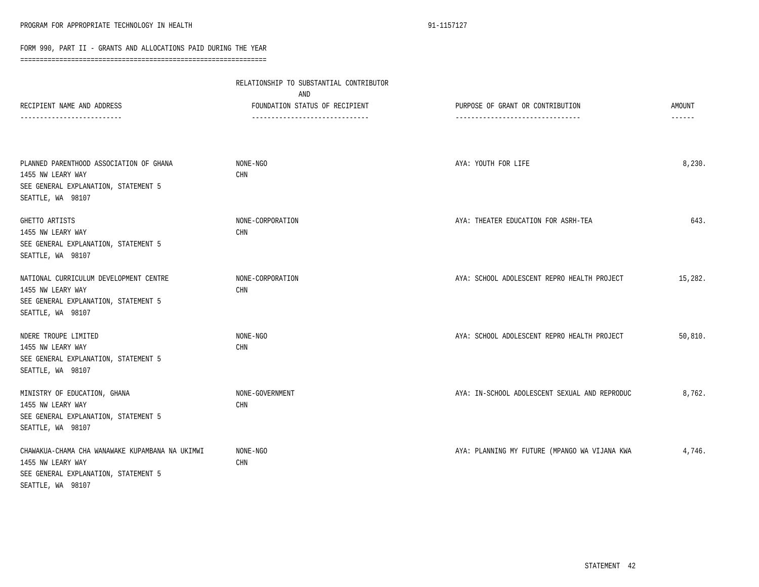FORM 990, PART II - GRANTS AND ALLOCATIONS PAID DURING THE YEAR

| RECIPIENT NAME AND ADDRESS | RELATIONSHIP TO SUBSTANTIAL CONTRIBUTOR AND FOUNDATION STATUS OF RECIPIENT | PURPOSE OF GRANT OR CONTRIBUTION | AMOUNT |
|---|---|---|---|
| PLANNED PARENTHOOD ASSOCIATION OF GHANA<br>1455 NW LEARY WAY<br>SEE GENERAL EXPLANATION, STATEMENT 5<br>SEATTLE, WA 98107 | NONE-NGO<br>CHN | AYA: YOUTH FOR LIFE | 8,230. |
| GHETTO ARTISTS<br>1455 NW LEARY WAY<br>SEE GENERAL EXPLANATION, STATEMENT 5<br>SEATTLE, WA 98107 | NONE-CORPORATION<br>CHN | AYA: THEATER EDUCATION FOR ASRH-TEA | 643. |
| NATIONAL CURRICULUM DEVELOPMENT CENTRE<br>1455 NW LEARY WAY<br>SEE GENERAL EXPLANATION, STATEMENT 5<br>SEATTLE, WA 98107 | NONE-CORPORATION<br>CHN | AYA: SCHOOL ADOLESCENT REPRO HEALTH PROJECT | 15,282. |
| NDERE TROUPE LIMITED<br>1455 NW LEARY WAY<br>SEE GENERAL EXPLANATION, STATEMENT 5<br>SEATTLE, WA 98107 | NONE-NGO<br>CHN | AYA: SCHOOL ADOLESCENT REPRO HEALTH PROJECT | 50,810. |
| MINISTRY OF EDUCATION, GHANA<br>1455 NW LEARY WAY<br>SEE GENERAL EXPLANATION, STATEMENT 5<br>SEATTLE, WA 98107 | NONE-GOVERNMENT<br>CHN | AYA: IN-SCHOOL ADOLESCENT SEXUAL AND REPRODUC | 8,762. |
| CHAWAKUA-CHAMA CHA WANAWAKE KUPAMBANA NA UKIMWI<br>1455 NW LEARY WAY<br>SEE GENERAL EXPLANATION, STATEMENT 5<br>SEATTLE, WA 98107 | NONE-NGO<br>CHN | AYA: PLANNING MY FUTURE (MPANGO WA VIJANA KWA | 4,746. |

STATEMENT 42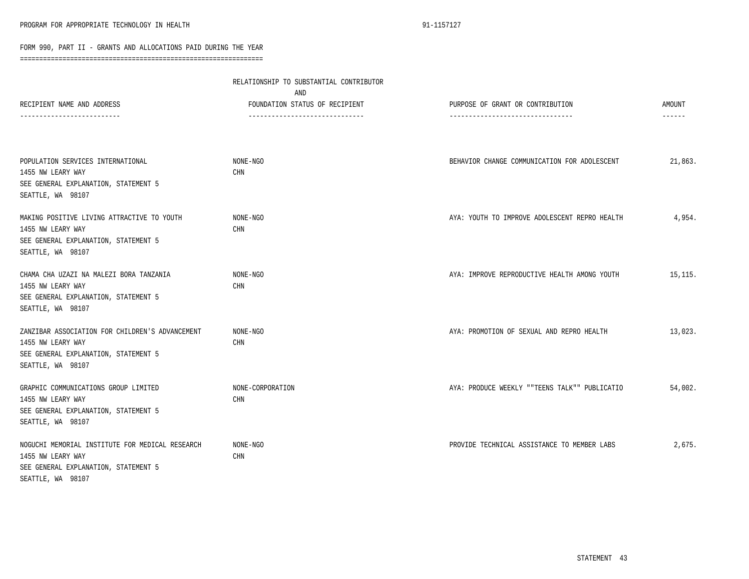## FORM 990, PART II - GRANTS AND ALLOCATIONS PAID DURING THE YEAR

| RECIPIENT NAME AND ADDRESS | RELATIONSHIP TO SUBSTANTIAL CONTRIBUTOR AND FOUNDATION STATUS OF RECIPIENT | PURPOSE OF GRANT OR CONTRIBUTION | AMOUNT |
|---|---|---|---|
| POPULATION SERVICES INTERNATIONAL<br>1455 NW LEARY WAY<br>SEE GENERAL EXPLANATION, STATEMENT 5<br>SEATTLE, WA 98107 | NONE-NGO<br>CHN | BEHAVIOR CHANGE COMMUNICATION FOR ADOLESCENT | 21,863. |
| MAKING POSITIVE LIVING ATTRACTIVE TO YOUTH<br>1455 NW LEARY WAY<br>SEE GENERAL EXPLANATION, STATEMENT 5<br>SEATTLE, WA 98107 | NONE-NGO<br>CHN | AYA: YOUTH TO IMPROVE ADOLESCENT REPRO HEALTH | 4,954. |
| CHAMA CHA UZAZI NA MALEZI BORA TANZANIA<br>1455 NW LEARY WAY<br>SEE GENERAL EXPLANATION, STATEMENT 5<br>SEATTLE, WA 98107 | NONE-NGO<br>CHN | AYA: IMPROVE REPRODUCTIVE HEALTH AMONG YOUTH | 15,115. |
| ZANZIBAR ASSOCIATION FOR CHILDREN'S ADVANCEMENT<br>1455 NW LEARY WAY<br>SEE GENERAL EXPLANATION, STATEMENT 5<br>SEATTLE, WA 98107 | NONE-NGO<br>CHN | AYA: PROMOTION OF SEXUAL AND REPRO HEALTH | 13,023. |
| GRAPHIC COMMUNICATIONS GROUP LIMITED<br>1455 NW LEARY WAY<br>SEE GENERAL EXPLANATION, STATEMENT 5<br>SEATTLE, WA 98107 | NONE-CORPORATION<br>CHN | AYA: PRODUCE WEEKLY ""TEENS TALK"" PUBLICATIO | 54,002. |
| NOGUCHI MEMORIAL INSTITUTE FOR MEDICAL RESEARCH<br>1455 NW LEARY WAY<br>SEE GENERAL EXPLANATION, STATEMENT 5<br>SEATTLE, WA 98107 | NONE-NGO<br>CHN | PROVIDE TECHNICAL ASSISTANCE TO MEMBER LABS | 2,675. |

STATEMENT 43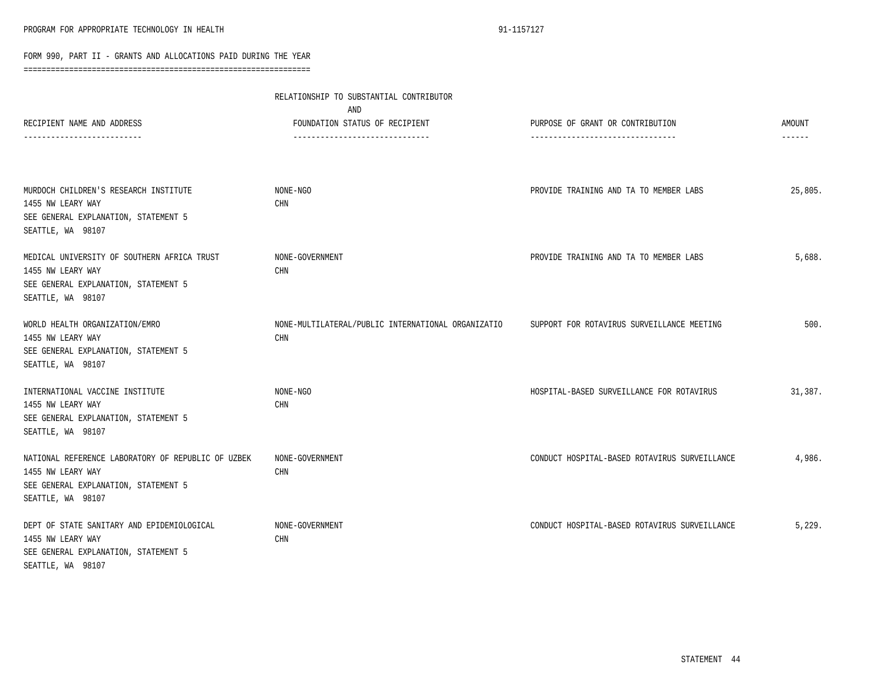PROGRAM FOR APPROPRIATE TECHNOLOGY IN HEALTH 91-1157127

## FORM 990, PART II - GRANTS AND ALLOCATIONS PAID DURING THE YEAR

| RECIPIENT NAME AND ADDRESS | RELATIONSHIP TO SUBSTANTIAL CONTRIBUTOR AND FOUNDATION STATUS OF RECIPIENT | PURPOSE OF GRANT OR CONTRIBUTION | AMOUNT |
|---|---|---|---|
| MURDOCH CHILDREN'S RESEARCH INSTITUTE<br>1455 NW LEARY WAY<br>SEE GENERAL EXPLANATION, STATEMENT 5<br>SEATTLE, WA 98107 | NONE-NGO<br>CHN | PROVIDE TRAINING AND TA TO MEMBER LABS | 25,805. |
| MEDICAL UNIVERSITY OF SOUTHERN AFRICA TRUST<br>1455 NW LEARY WAY<br>SEE GENERAL EXPLANATION, STATEMENT 5<br>SEATTLE, WA 98107 | NONE-GOVERNMENT<br>CHN | PROVIDE TRAINING AND TA TO MEMBER LABS | 5,688. |
| WORLD HEALTH ORGANIZATION/EMRO<br>1455 NW LEARY WAY<br>SEE GENERAL EXPLANATION, STATEMENT 5<br>SEATTLE, WA 98107 | NONE-MULTILATERAL/PUBLIC INTERNATIONAL ORGANIZATIO<br>CHN | SUPPORT FOR ROTAVIRUS SURVEILLANCE MEETING | 500. |
| INTERNATIONAL VACCINE INSTITUTE<br>1455 NW LEARY WAY<br>SEE GENERAL EXPLANATION, STATEMENT 5<br>SEATTLE, WA 98107 | NONE-NGO<br>CHN | HOSPITAL-BASED SURVEILLANCE FOR ROTAVIRUS | 31,387. |
| NATIONAL REFERENCE LABORATORY OF REPUBLIC OF UZBEK<br>1455 NW LEARY WAY<br>SEE GENERAL EXPLANATION, STATEMENT 5<br>SEATTLE, WA 98107 | NONE-GOVERNMENT<br>CHN | CONDUCT HOSPITAL-BASED ROTAVIRUS SURVEILLANCE | 4,986. |
| DEPT OF STATE SANITARY AND EPIDEMIOLOGICAL<br>1455 NW LEARY WAY<br>SEE GENERAL EXPLANATION, STATEMENT 5<br>SEATTLE, WA 98107 | NONE-GOVERNMENT<br>CHN | CONDUCT HOSPITAL-BASED ROTAVIRUS SURVEILLANCE | 5,229. |

STATEMENT 44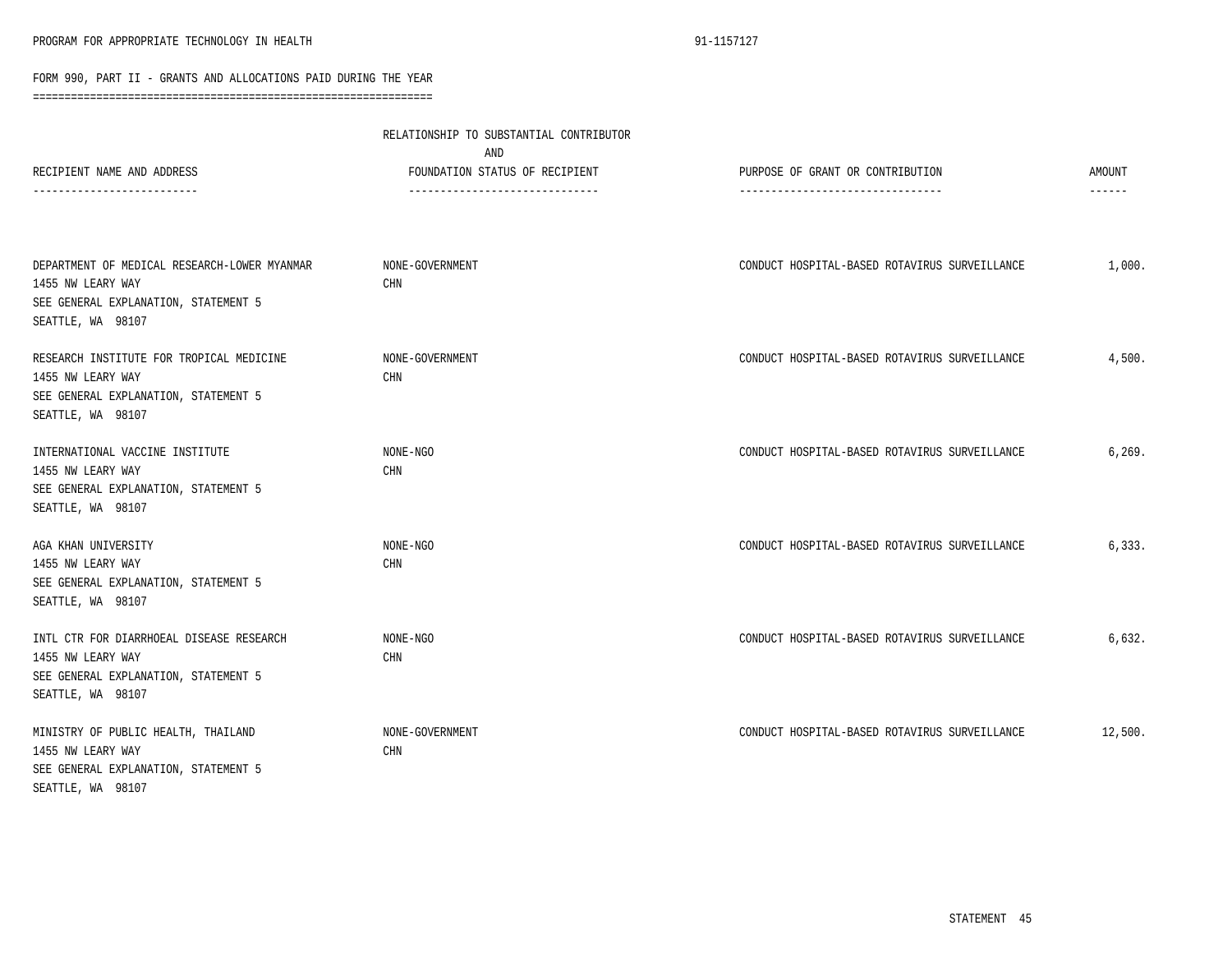FORM 990, PART II - GRANTS AND ALLOCATIONS PAID DURING THE YEAR

| RECIPIENT NAME AND ADDRESS | RELATIONSHIP TO SUBSTANTIAL CONTRIBUTOR AND FOUNDATION STATUS OF RECIPIENT | PURPOSE OF GRANT OR CONTRIBUTION | AMOUNT |
|---|---|---|---|
| DEPARTMENT OF MEDICAL RESEARCH-LOWER MYANMAR<br>1455 NW LEARY WAY<br>SEE GENERAL EXPLANATION, STATEMENT 5<br>SEATTLE, WA 98107 | NONE-GOVERNMENT<br>CHN | CONDUCT HOSPITAL-BASED ROTAVIRUS SURVEILLANCE | 1,000. |
| RESEARCH INSTITUTE FOR TROPICAL MEDICINE<br>1455 NW LEARY WAY<br>SEE GENERAL EXPLANATION, STATEMENT 5<br>SEATTLE, WA 98107 | NONE-GOVERNMENT<br>CHN | CONDUCT HOSPITAL-BASED ROTAVIRUS SURVEILLANCE | 4,500. |
| INTERNATIONAL VACCINE INSTITUTE<br>1455 NW LEARY WAY<br>SEE GENERAL EXPLANATION, STATEMENT 5<br>SEATTLE, WA 98107 | NONE-NGO<br>CHN | CONDUCT HOSPITAL-BASED ROTAVIRUS SURVEILLANCE | 6,269. |
| AGA KHAN UNIVERSITY<br>1455 NW LEARY WAY<br>SEE GENERAL EXPLANATION, STATEMENT 5<br>SEATTLE, WA 98107 | NONE-NGO<br>CHN | CONDUCT HOSPITAL-BASED ROTAVIRUS SURVEILLANCE | 6,333. |
| INTL CTR FOR DIARRHOEAL DISEASE RESEARCH<br>1455 NW LEARY WAY<br>SEE GENERAL EXPLANATION, STATEMENT 5<br>SEATTLE, WA 98107 | NONE-NGO<br>CHN | CONDUCT HOSPITAL-BASED ROTAVIRUS SURVEILLANCE | 6,632. |
| MINISTRY OF PUBLIC HEALTH, THAILAND<br>1455 NW LEARY WAY<br>SEE GENERAL EXPLANATION, STATEMENT 5<br>SEATTLE, WA 98107 | NONE-GOVERNMENT<br>CHN | CONDUCT HOSPITAL-BASED ROTAVIRUS SURVEILLANCE | 12,500. |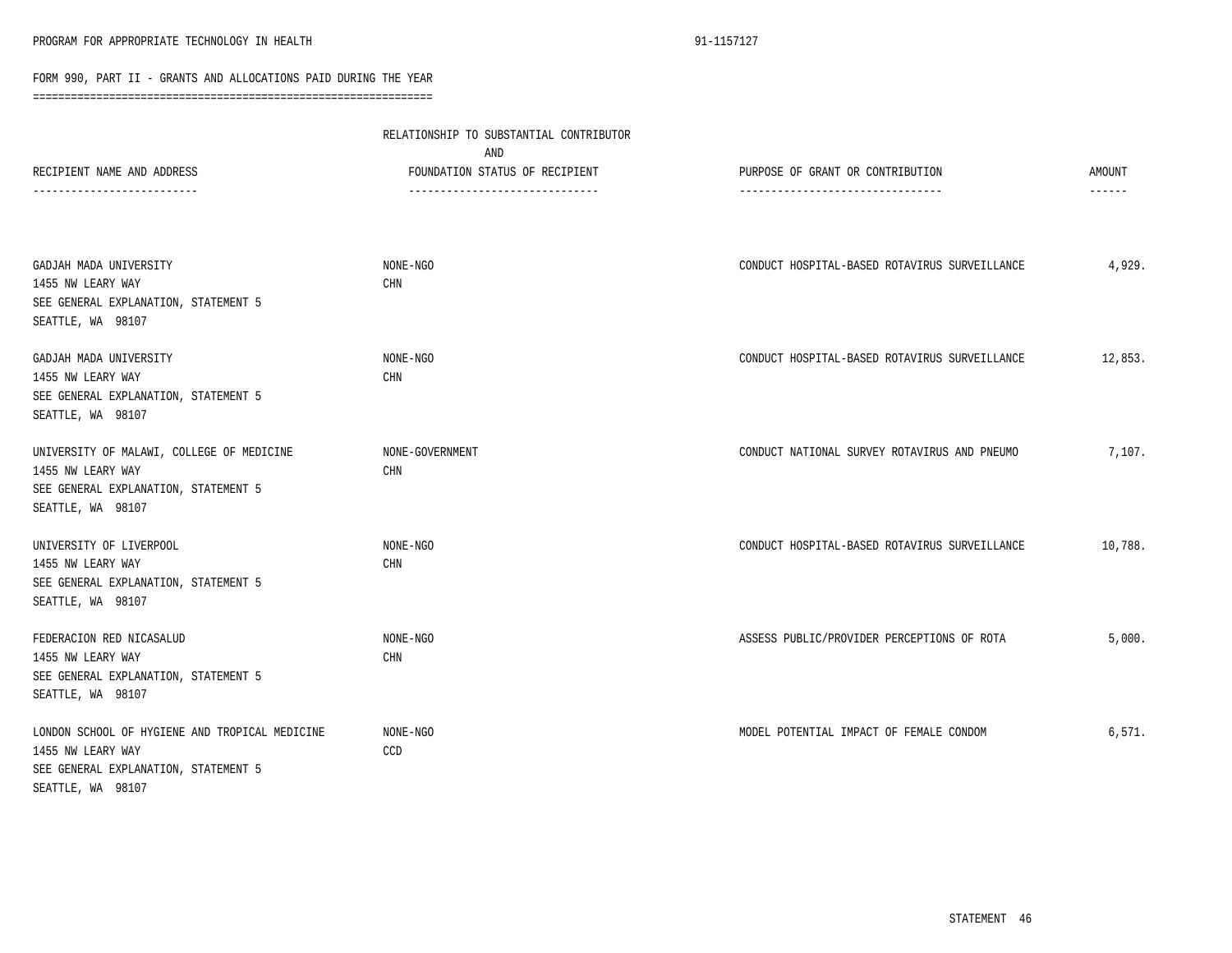PROGRAM FOR APPROPRIATE TECHNOLOGY IN HEALTH 91-1157127

FORM 990, PART II - GRANTS AND ALLOCATIONS PAID DURING THE YEAR

| RECIPIENT NAME AND ADDRESS | RELATIONSHIP TO SUBSTANTIAL CONTRIBUTOR AND FOUNDATION STATUS OF RECIPIENT | PURPOSE OF GRANT OR CONTRIBUTION | AMOUNT |
|---|---|---|---|
| GADJAH MADA UNIVERSITY<br>1455 NW LEARY WAY<br>SEE GENERAL EXPLANATION, STATEMENT 5<br>SEATTLE, WA 98107 | NONE-NGO<br>CHN | CONDUCT HOSPITAL-BASED ROTAVIRUS SURVEILLANCE | 4,929. |
| GADJAH MADA UNIVERSITY<br>1455 NW LEARY WAY<br>SEE GENERAL EXPLANATION, STATEMENT 5<br>SEATTLE, WA 98107 | NONE-NGO<br>CHN | CONDUCT HOSPITAL-BASED ROTAVIRUS SURVEILLANCE | 12,853. |
| UNIVERSITY OF MALAWI, COLLEGE OF MEDICINE<br>1455 NW LEARY WAY<br>SEE GENERAL EXPLANATION, STATEMENT 5<br>SEATTLE, WA 98107 | NONE-GOVERNMENT<br>CHN | CONDUCT NATIONAL SURVEY ROTAVIRUS AND PNEUMO | 7,107. |
| UNIVERSITY OF LIVERPOOL<br>1455 NW LEARY WAY<br>SEE GENERAL EXPLANATION, STATEMENT 5<br>SEATTLE, WA 98107 | NONE-NGO<br>CHN | CONDUCT HOSPITAL-BASED ROTAVIRUS SURVEILLANCE | 10,788. |
| FEDERACION RED NICASALUD<br>1455 NW LEARY WAY<br>SEE GENERAL EXPLANATION, STATEMENT 5<br>SEATTLE, WA 98107 | NONE-NGO<br>CHN | ASSESS PUBLIC/PROVIDER PERCEPTIONS OF ROTA | 5,000. |
| LONDON SCHOOL OF HYGIENE AND TROPICAL MEDICINE<br>1455 NW LEARY WAY<br>SEE GENERAL EXPLANATION, STATEMENT 5<br>SEATTLE, WA 98107 | NONE-NGO<br>CCD | MODEL POTENTIAL IMPACT OF FEMALE CONDOM | 6,571. |

STATEMENT 46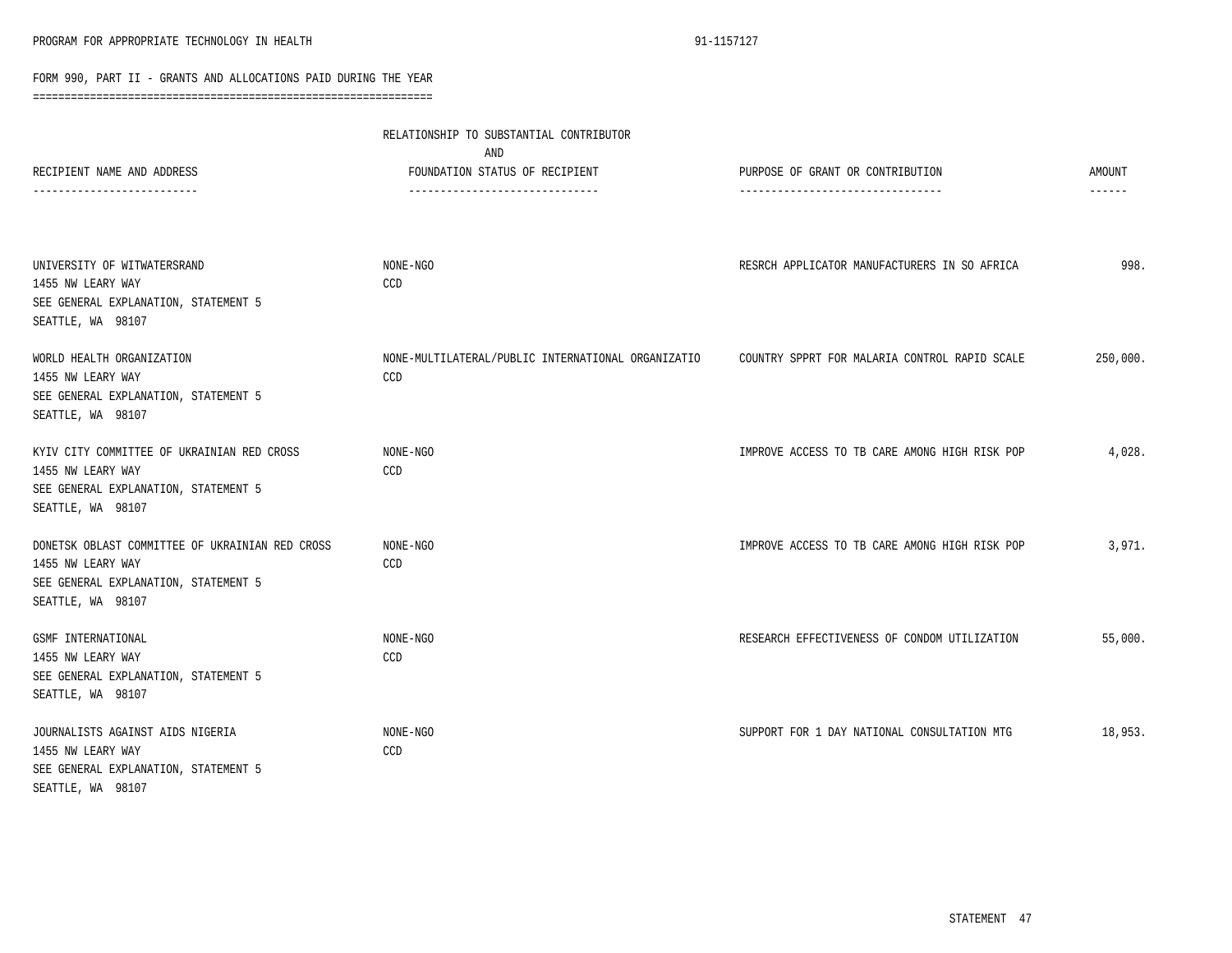FORM 990, PART II - GRANTS AND ALLOCATIONS PAID DURING THE YEAR

| RECIPIENT NAME AND ADDRESS | RELATIONSHIP TO SUBSTANTIAL CONTRIBUTOR AND FOUNDATION STATUS OF RECIPIENT | PURPOSE OF GRANT OR CONTRIBUTION | AMOUNT |
|---|---|---|---|
| UNIVERSITY OF WITWATERSRAND<br>1455 NW LEARY WAY<br>SEE GENERAL EXPLANATION, STATEMENT 5<br>SEATTLE, WA 98107 | NONE-NGO<br>CCD | RESRCH APPLICATOR MANUFACTURERS IN SO AFRICA | 998. |
| WORLD HEALTH ORGANIZATION<br>1455 NW LEARY WAY<br>SEE GENERAL EXPLANATION, STATEMENT 5<br>SEATTLE, WA 98107 | NONE-MULTILATERAL/PUBLIC INTERNATIONAL ORGANIZATIO<br>CCD | COUNTRY SPPRT FOR MALARIA CONTROL RAPID SCALE | 250,000. |
| KYIV CITY COMMITTEE OF UKRAINIAN RED CROSS<br>1455 NW LEARY WAY<br>SEE GENERAL EXPLANATION, STATEMENT 5<br>SEATTLE, WA 98107 | NONE-NGO<br>CCD | IMPROVE ACCESS TO TB CARE AMONG HIGH RISK POP | 4,028. |
| DONETSK OBLAST COMMITTEE OF UKRAINIAN RED CROSS<br>1455 NW LEARY WAY<br>SEE GENERAL EXPLANATION, STATEMENT 5<br>SEATTLE, WA 98107 | NONE-NGO<br>CCD | IMPROVE ACCESS TO TB CARE AMONG HIGH RISK POP | 3,971. |
| GSMF INTERNATIONAL<br>1455 NW LEARY WAY<br>SEE GENERAL EXPLANATION, STATEMENT 5<br>SEATTLE, WA 98107 | NONE-NGO<br>CCD | RESEARCH EFFECTIVENESS OF CONDOM UTILIZATION | 55,000. |
| JOURNALISTS AGAINST AIDS NIGERIA<br>1455 NW LEARY WAY<br>SEE GENERAL EXPLANATION, STATEMENT 5<br>SEATTLE, WA 98107 | NONE-NGO<br>CCD | SUPPORT FOR 1 DAY NATIONAL CONSULTATION MTG | 18,953. |

STATEMENT 47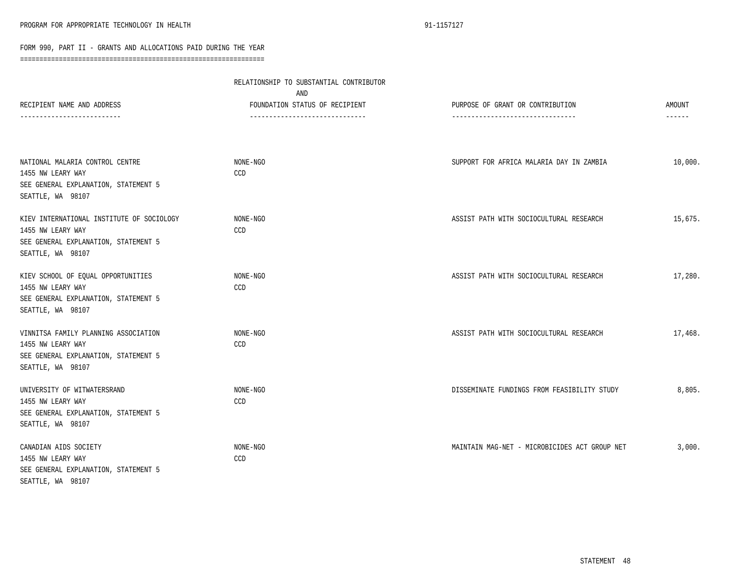FORM 990, PART II - GRANTS AND ALLOCATIONS PAID DURING THE YEAR

| RECIPIENT NAME AND ADDRESS | RELATIONSHIP TO SUBSTANTIAL CONTRIBUTOR AND FOUNDATION STATUS OF RECIPIENT | PURPOSE OF GRANT OR CONTRIBUTION | AMOUNT |
|---|---|---|---|
| NATIONAL MALARIA CONTROL CENTRE<br>1455 NW LEARY WAY<br>SEE GENERAL EXPLANATION, STATEMENT 5<br>SEATTLE, WA 98107 | NONE-NGO<br>CCD | SUPPORT FOR AFRICA MALARIA DAY IN ZAMBIA | 10,000. |
| KIEV INTERNATIONAL INSTITUTE OF SOCIOLOGY<br>1455 NW LEARY WAY<br>SEE GENERAL EXPLANATION, STATEMENT 5<br>SEATTLE, WA 98107 | NONE-NGO<br>CCD | ASSIST PATH WITH SOCIOCULTURAL RESEARCH | 15,675. |
| KIEV SCHOOL OF EQUAL OPPORTUNITIES<br>1455 NW LEARY WAY<br>SEE GENERAL EXPLANATION, STATEMENT 5<br>SEATTLE, WA 98107 | NONE-NGO<br>CCD | ASSIST PATH WITH SOCIOCULTURAL RESEARCH | 17,280. |
| VINNITSA FAMILY PLANNING ASSOCIATION<br>1455 NW LEARY WAY<br>SEE GENERAL EXPLANATION, STATEMENT 5<br>SEATTLE, WA 98107 | NONE-NGO<br>CCD | ASSIST PATH WITH SOCIOCULTURAL RESEARCH | 17,468. |
| UNIVERSITY OF WITWATERSRAND<br>1455 NW LEARY WAY<br>SEE GENERAL EXPLANATION, STATEMENT 5<br>SEATTLE, WA 98107 | NONE-NGO<br>CCD | DISSEMINATE FUNDINGS FROM FEASIBILITY STUDY | 8,805. |
| CANADIAN AIDS SOCIETY<br>1455 NW LEARY WAY<br>SEE GENERAL EXPLANATION, STATEMENT 5<br>SEATTLE, WA 98107 | NONE-NGO<br>CCD | MAINTAIN MAG-NET - MICROBICIDES ACT GROUP NET | 3,000. |

STATEMENT 48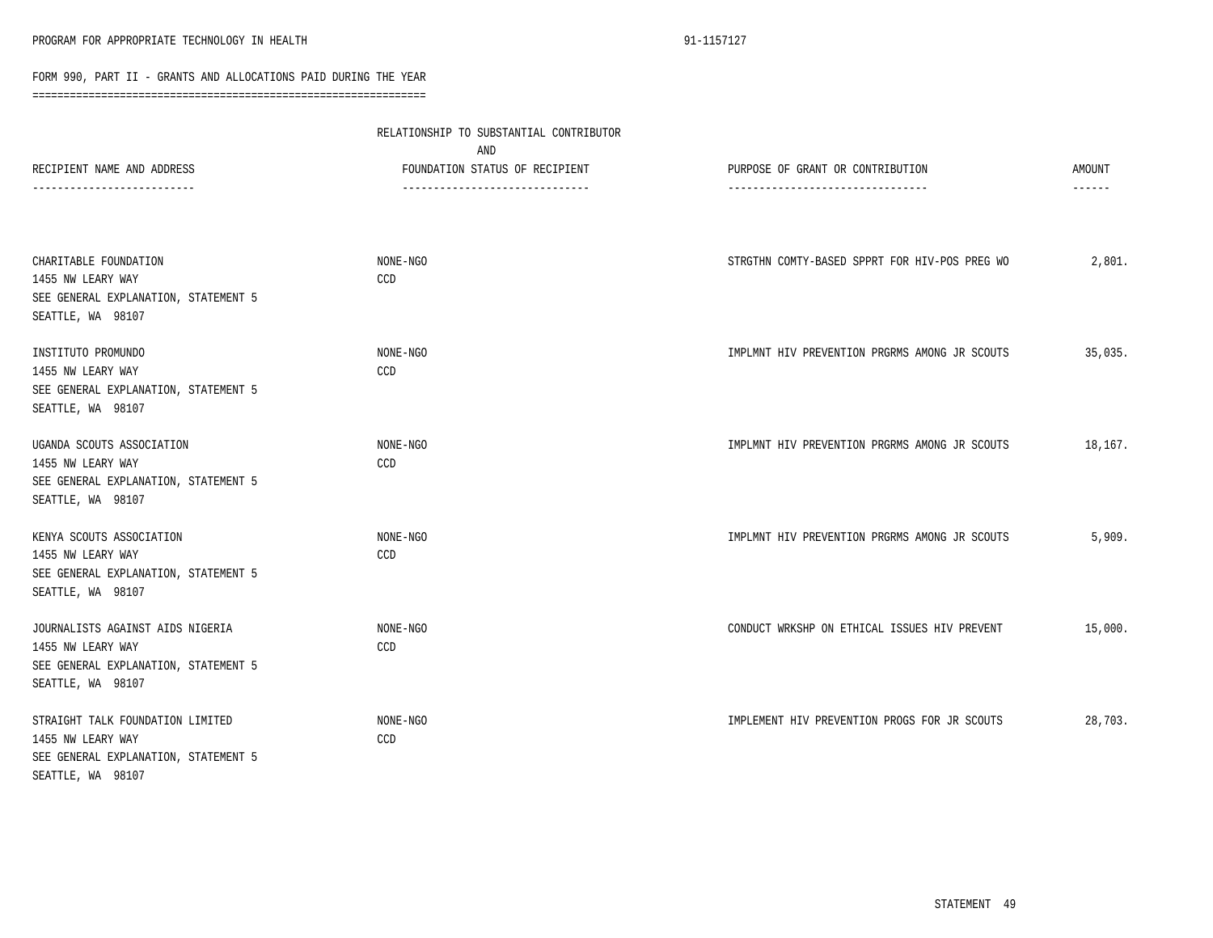FORM 990, PART II - GRANTS AND ALLOCATIONS PAID DURING THE YEAR

| RECIPIENT NAME AND ADDRESS | RELATIONSHIP TO SUBSTANTIAL CONTRIBUTOR AND FOUNDATION STATUS OF RECIPIENT | PURPOSE OF GRANT OR CONTRIBUTION | AMOUNT |
|---|---|---|---|
| CHARITABLE FOUNDATION<br>1455 NW LEARY WAY<br>SEE GENERAL EXPLANATION, STATEMENT 5<br>SEATTLE, WA 98107 | NONE-NGO<br>CCD | STRGTHN COMTY-BASED SPPRT FOR HIV-POS PREG WO | 2,801. |
| INSTITUTO PROMUNDO<br>1455 NW LEARY WAY<br>SEE GENERAL EXPLANATION, STATEMENT 5<br>SEATTLE, WA 98107 | NONE-NGO<br>CCD | IMPLMNT HIV PREVENTION PRGRMS AMONG JR SCOUTS | 35,035. |
| UGANDA SCOUTS ASSOCIATION<br>1455 NW LEARY WAY<br>SEE GENERAL EXPLANATION, STATEMENT 5<br>SEATTLE, WA 98107 | NONE-NGO<br>CCD | IMPLMNT HIV PREVENTION PRGRMS AMONG JR SCOUTS | 18,167. |
| KENYA SCOUTS ASSOCIATION<br>1455 NW LEARY WAY<br>SEE GENERAL EXPLANATION, STATEMENT 5<br>SEATTLE, WA 98107 | NONE-NGO<br>CCD | IMPLMNT HIV PREVENTION PRGRMS AMONG JR SCOUTS | 5,909. |
| JOURNALISTS AGAINST AIDS NIGERIA<br>1455 NW LEARY WAY<br>SEE GENERAL EXPLANATION, STATEMENT 5<br>SEATTLE, WA 98107 | NONE-NGO<br>CCD | CONDUCT WRKSHP ON ETHICAL ISSUES HIV PREVENT | 15,000. |
| STRAIGHT TALK FOUNDATION LIMITED<br>1455 NW LEARY WAY<br>SEE GENERAL EXPLANATION, STATEMENT 5<br>SEATTLE, WA 98107 | NONE-NGO<br>CCD | IMPLEMENT HIV PREVENTION PROGS FOR JR SCOUTS | 28,703. |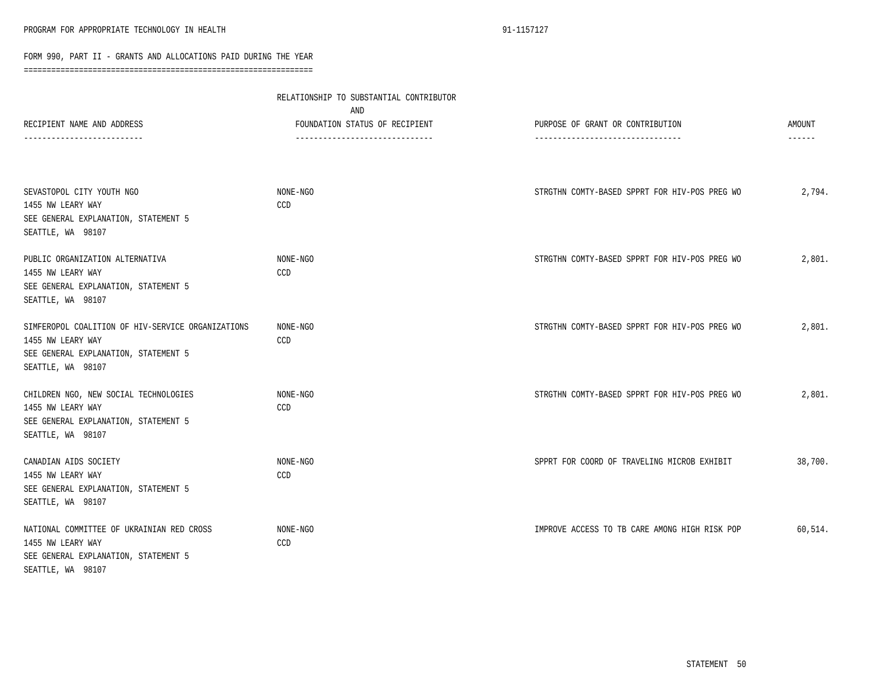FORM 990, PART II - GRANTS AND ALLOCATIONS PAID DURING THE YEAR

| RECIPIENT NAME AND ADDRESS | RELATIONSHIP TO SUBSTANTIAL CONTRIBUTOR AND FOUNDATION STATUS OF RECIPIENT | PURPOSE OF GRANT OR CONTRIBUTION | AMOUNT |
|---|---|---|---|
| SEVASTOPOL CITY YOUTH NGO<br>1455 NW LEARY WAY<br>SEE GENERAL EXPLANATION, STATEMENT 5<br>SEATTLE, WA 98107 | NONE-NGO<br>CCD | STRGTHN COMTY-BASED SPPRT FOR HIV-POS PREG WO | 2,794. |
| PUBLIC ORGANIZATION ALTERNATIVA<br>1455 NW LEARY WAY<br>SEE GENERAL EXPLANATION, STATEMENT 5<br>SEATTLE, WA 98107 | NONE-NGO<br>CCD | STRGTHN COMTY-BASED SPPRT FOR HIV-POS PREG WO | 2,801. |
| SIMFEROPOL COALITION OF HIV-SERVICE ORGANIZATIONS<br>1455 NW LEARY WAY<br>SEE GENERAL EXPLANATION, STATEMENT 5<br>SEATTLE, WA 98107 | NONE-NGO<br>CCD | STRGTHN COMTY-BASED SPPRT FOR HIV-POS PREG WO | 2,801. |
| CHILDREN NGO, NEW SOCIAL TECHNOLOGIES<br>1455 NW LEARY WAY<br>SEE GENERAL EXPLANATION, STATEMENT 5<br>SEATTLE, WA 98107 | NONE-NGO<br>CCD | STRGTHN COMTY-BASED SPPRT FOR HIV-POS PREG WO | 2,801. |
| CANADIAN AIDS SOCIETY<br>1455 NW LEARY WAY<br>SEE GENERAL EXPLANATION, STATEMENT 5<br>SEATTLE, WA 98107 | NONE-NGO<br>CCD | SPPRT FOR COORD OF TRAVELING MICROB EXHIBIT | 38,700. |
| NATIONAL COMMITTEE OF UKRAINIAN RED CROSS<br>1455 NW LEARY WAY<br>SEE GENERAL EXPLANATION, STATEMENT 5<br>SEATTLE, WA 98107 | NONE-NGO<br>CCD | IMPROVE ACCESS TO TB CARE AMONG HIGH RISK POP | 60,514. |

STATEMENT 50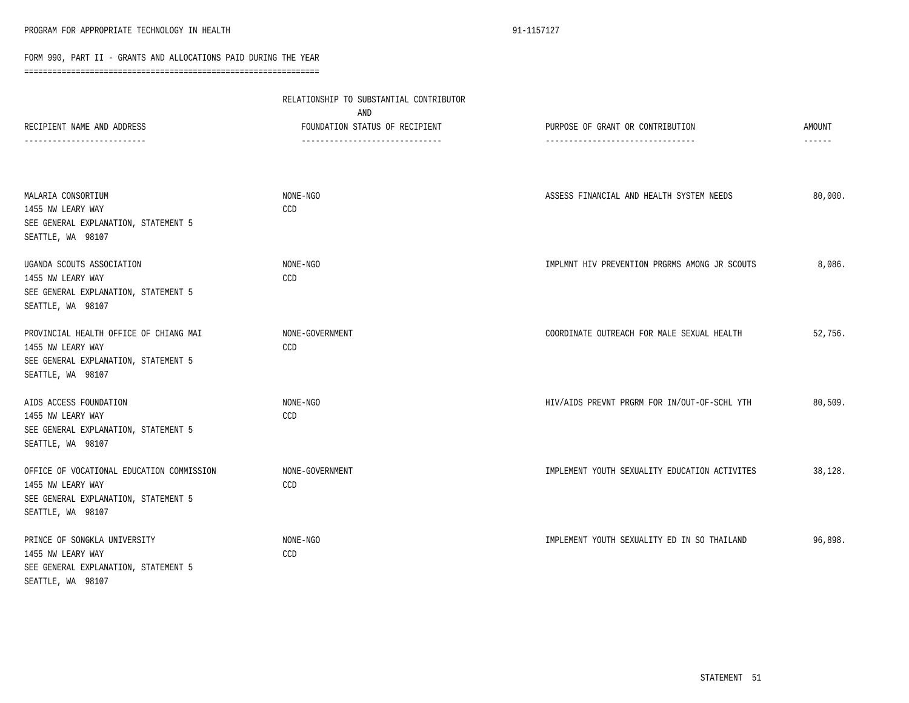FORM 990, PART II - GRANTS AND ALLOCATIONS PAID DURING THE YEAR

| RECIPIENT NAME AND ADDRESS | RELATIONSHIP TO SUBSTANTIAL CONTRIBUTOR AND FOUNDATION STATUS OF RECIPIENT | PURPOSE OF GRANT OR CONTRIBUTION | AMOUNT |
|---|---|---|---|
| MALARIA CONSORTIUM<br>1455 NW LEARY WAY<br>SEE GENERAL EXPLANATION, STATEMENT 5<br>SEATTLE, WA 98107 | NONE-NGO<br>CCD | ASSESS FINANCIAL AND HEALTH SYSTEM NEEDS | 80,000. |
| UGANDA SCOUTS ASSOCIATION<br>1455 NW LEARY WAY<br>SEE GENERAL EXPLANATION, STATEMENT 5<br>SEATTLE, WA 98107 | NONE-NGO<br>CCD | IMPLMNT HIV PREVENTION PRGRMS AMONG JR SCOUTS | 8,086. |
| PROVINCIAL HEALTH OFFICE OF CHIANG MAI<br>1455 NW LEARY WAY<br>SEE GENERAL EXPLANATION, STATEMENT 5<br>SEATTLE, WA 98107 | NONE-GOVERNMENT<br>CCD | COORDINATE OUTREACH FOR MALE SEXUAL HEALTH | 52,756. |
| AIDS ACCESS FOUNDATION<br>1455 NW LEARY WAY<br>SEE GENERAL EXPLANATION, STATEMENT 5<br>SEATTLE, WA 98107 | NONE-NGO<br>CCD | HIV/AIDS PREVNT PRGRM FOR IN/OUT-OF-SCHL YTH | 80,509. |
| OFFICE OF VOCATIONAL EDUCATION COMMISSION<br>1455 NW LEARY WAY<br>SEE GENERAL EXPLANATION, STATEMENT 5<br>SEATTLE, WA 98107 | NONE-GOVERNMENT<br>CCD | IMPLEMENT YOUTH SEXUALITY EDUCATION ACTIVITES | 38,128. |
| PRINCE OF SONGKLA UNIVERSITY<br>1455 NW LEARY WAY<br>SEE GENERAL EXPLANATION, STATEMENT 5<br>SEATTLE, WA 98107 | NONE-NGO<br>CCD | IMPLEMENT YOUTH SEXUALITY ED IN SO THAILAND | 96,898. |

STATEMENT 51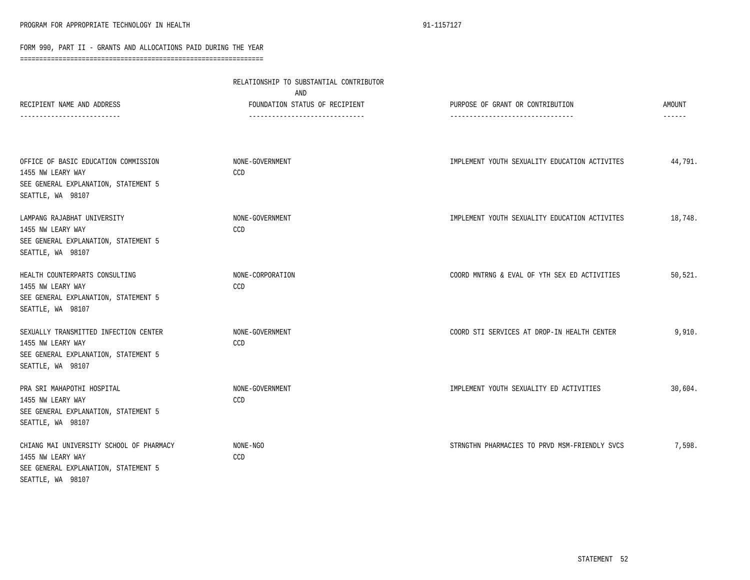PROGRAM FOR APPROPRIATE TECHNOLOGY IN HEALTH 91-1157127

## FORM 990, PART II - GRANTS AND ALLOCATIONS PAID DURING THE YEAR

| RECIPIENT NAME AND ADDRESS | RELATIONSHIP TO SUBSTANTIAL CONTRIBUTOR AND FOUNDATION STATUS OF RECIPIENT | PURPOSE OF GRANT OR CONTRIBUTION | AMOUNT |
|---|---|---|---|
| OFFICE OF BASIC EDUCATION COMMISSION<br>1455 NW LEARY WAY<br>SEE GENERAL EXPLANATION, STATEMENT 5<br>SEATTLE, WA 98107 | NONE-GOVERNMENT<br>CCD | IMPLEMENT YOUTH SEXUALITY EDUCATION ACTIVITES | 44,791. |
| LAMPANG RAJABHAT UNIVERSITY<br>1455 NW LEARY WAY<br>SEE GENERAL EXPLANATION, STATEMENT 5<br>SEATTLE, WA 98107 | NONE-GOVERNMENT<br>CCD | IMPLEMENT YOUTH SEXUALITY EDUCATION ACTIVITES | 18,748. |
| HEALTH COUNTERPARTS CONSULTING<br>1455 NW LEARY WAY<br>SEE GENERAL EXPLANATION, STATEMENT 5<br>SEATTLE, WA 98107 | NONE-CORPORATION<br>CCD | COORD MNTRNG & EVAL OF YTH SEX ED ACTIVITIES | 50,521. |
| SEXUALLY TRANSMITTED INFECTION CENTER<br>1455 NW LEARY WAY<br>SEE GENERAL EXPLANATION, STATEMENT 5<br>SEATTLE, WA 98107 | NONE-GOVERNMENT<br>CCD | COORD STI SERVICES AT DROP-IN HEALTH CENTER | 9,910. |
| PRA SRI MAHAPOTHI HOSPITAL<br>1455 NW LEARY WAY<br>SEE GENERAL EXPLANATION, STATEMENT 5<br>SEATTLE, WA 98107 | NONE-GOVERNMENT<br>CCD | IMPLEMENT YOUTH SEXUALITY ED ACTIVITIES | 30,604. |
| CHIANG MAI UNIVERSITY SCHOOL OF PHARMACY<br>1455 NW LEARY WAY<br>SEE GENERAL EXPLANATION, STATEMENT 5<br>SEATTLE, WA 98107 | NONE-NGO<br>CCD | STRNGTHN PHARMACIES TO PRVD MSM-FRIENDLY SVCS | 7,598. |

STATEMENT 52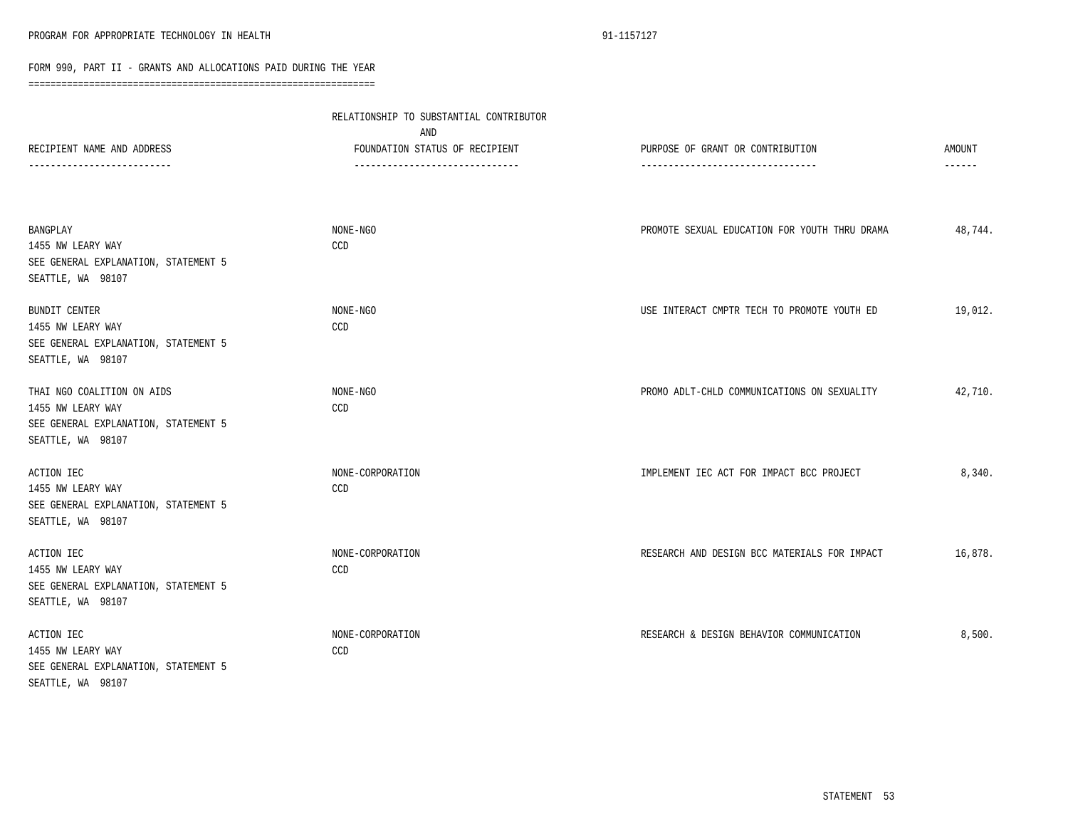PROGRAM FOR APPROPRIATE TECHNOLOGY IN HEALTH 91-1157127

FORM 990, PART II - GRANTS AND ALLOCATIONS PAID DURING THE YEAR

| RECIPIENT NAME AND ADDRESS | RELATIONSHIP TO SUBSTANTIAL CONTRIBUTOR AND FOUNDATION STATUS OF RECIPIENT | PURPOSE OF GRANT OR CONTRIBUTION | AMOUNT |
|---|---|---|---|
| BANGPLAY<br>1455 NW LEARY WAY<br>SEE GENERAL EXPLANATION, STATEMENT 5<br>SEATTLE, WA 98107 | NONE-NGO<br>CCD | PROMOTE SEXUAL EDUCATION FOR YOUTH THRU DRAMA | 48,744. |
| BUNDIT CENTER<br>1455 NW LEARY WAY<br>SEE GENERAL EXPLANATION, STATEMENT 5<br>SEATTLE, WA 98107 | NONE-NGO<br>CCD | USE INTERACT CMPTR TECH TO PROMOTE YOUTH ED | 19,012. |
| THAI NGO COALITION ON AIDS<br>1455 NW LEARY WAY<br>SEE GENERAL EXPLANATION, STATEMENT 5<br>SEATTLE, WA 98107 | NONE-NGO<br>CCD | PROMO ADLT-CHLD COMMUNICATIONS ON SEXUALITY | 42,710. |
| ACTION IEC<br>1455 NW LEARY WAY<br>SEE GENERAL EXPLANATION, STATEMENT 5<br>SEATTLE, WA 98107 | NONE-CORPORATION<br>CCD | IMPLEMENT IEC ACT FOR IMPACT BCC PROJECT | 8,340. |
| ACTION IEC<br>1455 NW LEARY WAY<br>SEE GENERAL EXPLANATION, STATEMENT 5<br>SEATTLE, WA 98107 | NONE-CORPORATION<br>CCD | RESEARCH AND DESIGN BCC MATERIALS FOR IMPACT | 16,878. |
| ACTION IEC<br>1455 NW LEARY WAY<br>SEE GENERAL EXPLANATION, STATEMENT 5<br>SEATTLE, WA 98107 | NONE-CORPORATION<br>CCD | RESEARCH & DESIGN BEHAVIOR COMMUNICATION | 8,500. |

STATEMENT 53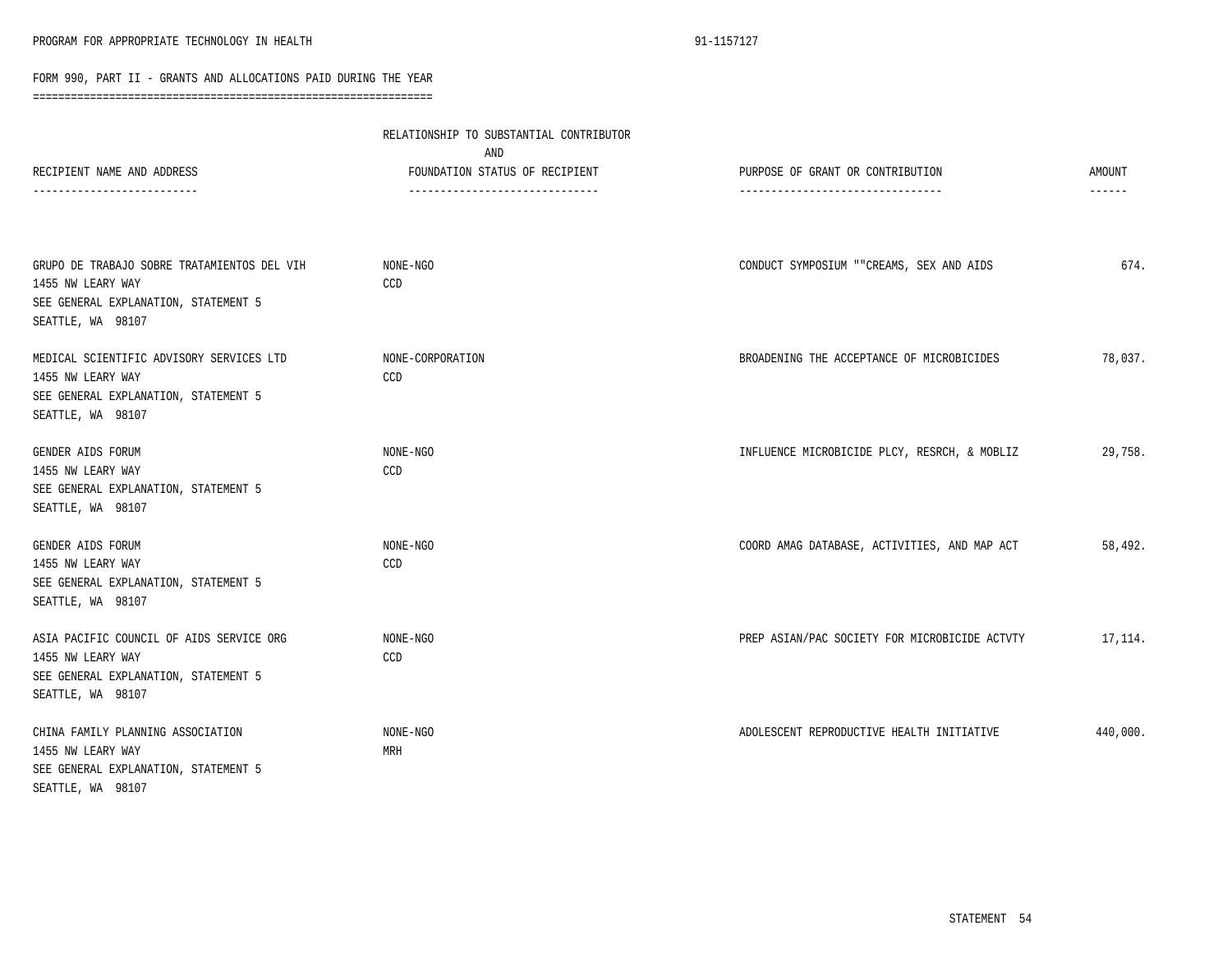PROGRAM FOR APPROPRIATE TECHNOLOGY IN HEALTH 91-1157127

FORM 990, PART II - GRANTS AND ALLOCATIONS PAID DURING THE YEAR

| RECIPIENT NAME AND ADDRESS | RELATIONSHIP TO SUBSTANTIAL CONTRIBUTOR AND FOUNDATION STATUS OF RECIPIENT | PURPOSE OF GRANT OR CONTRIBUTION | AMOUNT |
|---|---|---|---|
| GRUPO DE TRABAJO SOBRE TRATAMIENTOS DEL VIH<br>1455 NW LEARY WAY<br>SEE GENERAL EXPLANATION, STATEMENT 5<br>SEATTLE, WA 98107 | NONE-NGO<br>CCD | CONDUCT SYMPOSIUM ""CREAMS, SEX AND AIDS | 674. |
| MEDICAL SCIENTIFIC ADVISORY SERVICES LTD<br>1455 NW LEARY WAY<br>SEE GENERAL EXPLANATION, STATEMENT 5<br>SEATTLE, WA 98107 | NONE-CORPORATION<br>CCD | BROADENING THE ACCEPTANCE OF MICROBICIDES | 78,037. |
| GENDER AIDS FORUM<br>1455 NW LEARY WAY<br>SEE GENERAL EXPLANATION, STATEMENT 5<br>SEATTLE, WA 98107 | NONE-NGO<br>CCD | INFLUENCE MICROBICIDE PLCY, RESRCH, & MOBLIZ | 29,758. |
| GENDER AIDS FORUM<br>1455 NW LEARY WAY<br>SEE GENERAL EXPLANATION, STATEMENT 5<br>SEATTLE, WA 98107 | NONE-NGO<br>CCD | COORD AMAG DATABASE, ACTIVITIES, AND MAP ACT | 58,492. |
| ASIA PACIFIC COUNCIL OF AIDS SERVICE ORG<br>1455 NW LEARY WAY<br>SEE GENERAL EXPLANATION, STATEMENT 5<br>SEATTLE, WA 98107 | NONE-NGO<br>CCD | PREP ASIAN/PAC SOCIETY FOR MICROBICIDE ACTVTY | 17,114. |
| CHINA FAMILY PLANNING ASSOCIATION<br>1455 NW LEARY WAY<br>SEE GENERAL EXPLANATION, STATEMENT 5<br>SEATTLE, WA 98107 | NONE-NGO<br>MRH | ADOLESCENT REPRODUCTIVE HEALTH INITIATIVE | 440,000. |

STATEMENT 54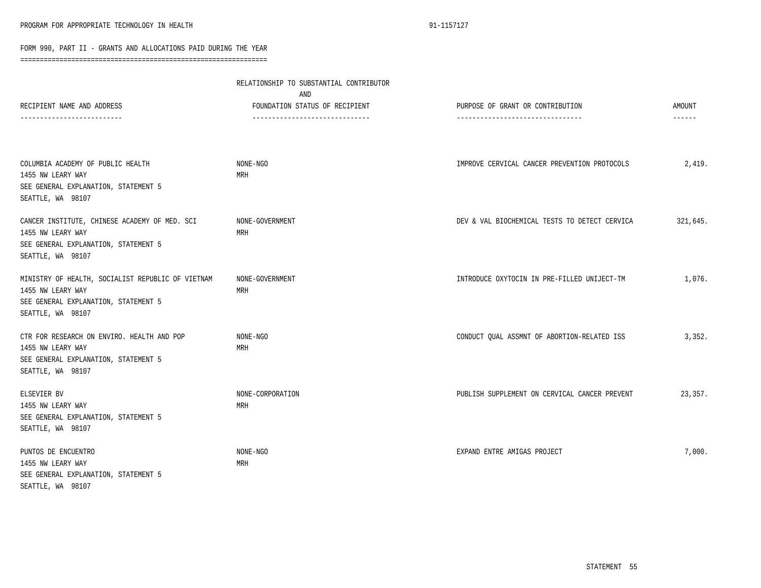PROGRAM FOR APPROPRIATE TECHNOLOGY IN HEALTH 91-1157127

FORM 990, PART II - GRANTS AND ALLOCATIONS PAID DURING THE YEAR

| RECIPIENT NAME AND ADDRESS | RELATIONSHIP TO SUBSTANTIAL CONTRIBUTOR AND FOUNDATION STATUS OF RECIPIENT | PURPOSE OF GRANT OR CONTRIBUTION | AMOUNT |
|---|---|---|---|
| COLUMBIA ACADEMY OF PUBLIC HEALTH<br>1455 NW LEARY WAY<br>SEE GENERAL EXPLANATION, STATEMENT 5<br>SEATTLE, WA 98107 | NONE-NGO<br>MRH | IMPROVE CERVICAL CANCER PREVENTION PROTOCOLS | 2,419. |
| CANCER INSTITUTE, CHINESE ACADEMY OF MED. SCI<br>1455 NW LEARY WAY<br>SEE GENERAL EXPLANATION, STATEMENT 5<br>SEATTLE, WA 98107 | NONE-GOVERNMENT<br>MRH | DEV & VAL BIOCHEMICAL TESTS TO DETECT CERVICA | 321,645. |
| MINISTRY OF HEALTH, SOCIALIST REPUBLIC OF VIETNAM<br>1455 NW LEARY WAY<br>SEE GENERAL EXPLANATION, STATEMENT 5<br>SEATTLE, WA 98107 | NONE-GOVERNMENT<br>MRH | INTRODUCE OXYTOCIN IN PRE-FILLED UNIJECT-TM | 1,076. |
| CTR FOR RESEARCH ON ENVIRO. HEALTH AND POP<br>1455 NW LEARY WAY<br>SEE GENERAL EXPLANATION, STATEMENT 5<br>SEATTLE, WA 98107 | NONE-NGO<br>MRH | CONDUCT QUAL ASSMNT OF ABORTION-RELATED ISS | 3,352. |
| ELSEVIER BV<br>1455 NW LEARY WAY<br>SEE GENERAL EXPLANATION, STATEMENT 5<br>SEATTLE, WA 98107 | NONE-CORPORATION<br>MRH | PUBLISH SUPPLEMENT ON CERVICAL CANCER PREVENT | 23,357. |
| PUNTOS DE ENCUENTRO<br>1455 NW LEARY WAY<br>SEE GENERAL EXPLANATION, STATEMENT 5<br>SEATTLE, WA 98107 | NONE-NGO<br>MRH | EXPAND ENTRE AMIGAS PROJECT | 7,000. |

STATEMENT 55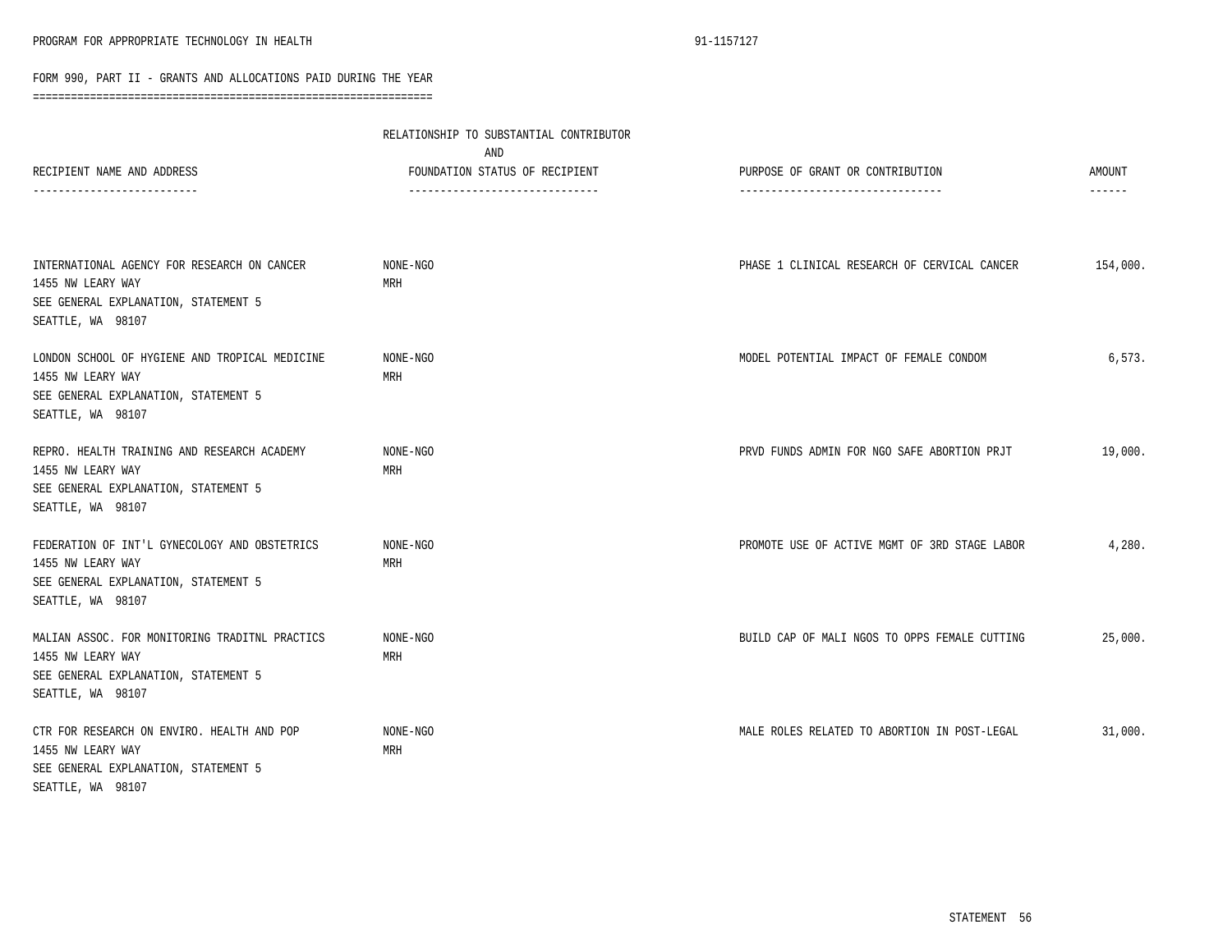PROGRAM FOR APPROPRIATE TECHNOLOGY IN HEALTH 91-1157127

FORM 990, PART II - GRANTS AND ALLOCATIONS PAID DURING THE YEAR

| RECIPIENT NAME AND ADDRESS | RELATIONSHIP TO SUBSTANTIAL CONTRIBUTOR AND FOUNDATION STATUS OF RECIPIENT | PURPOSE OF GRANT OR CONTRIBUTION | AMOUNT |
|---|---|---|---|
| INTERNATIONAL AGENCY FOR RESEARCH ON CANCER<br>1455 NW LEARY WAY<br>SEE GENERAL EXPLANATION, STATEMENT 5<br>SEATTLE, WA 98107 | NONE-NGO<br>MRH | PHASE 1 CLINICAL RESEARCH OF CERVICAL CANCER | 154,000. |
| LONDON SCHOOL OF HYGIENE AND TROPICAL MEDICINE<br>1455 NW LEARY WAY<br>SEE GENERAL EXPLANATION, STATEMENT 5<br>SEATTLE, WA 98107 | NONE-NGO<br>MRH | MODEL POTENTIAL IMPACT OF FEMALE CONDOM | 6,573. |
| REPRO. HEALTH TRAINING AND RESEARCH ACADEMY<br>1455 NW LEARY WAY<br>SEE GENERAL EXPLANATION, STATEMENT 5<br>SEATTLE, WA 98107 | NONE-NGO<br>MRH | PRVD FUNDS ADMIN FOR NGO SAFE ABORTION PRJT | 19,000. |
| FEDERATION OF INT'L GYNECOLOGY AND OBSTETRICS<br>1455 NW LEARY WAY<br>SEE GENERAL EXPLANATION, STATEMENT 5<br>SEATTLE, WA 98107 | NONE-NGO<br>MRH | PROMOTE USE OF ACTIVE MGMT OF 3RD STAGE LABOR | 4,280. |
| MALIAN ASSOC. FOR MONITORING TRADITNL PRACTICS<br>1455 NW LEARY WAY<br>SEE GENERAL EXPLANATION, STATEMENT 5<br>SEATTLE, WA 98107 | NONE-NGO<br>MRH | BUILD CAP OF MALI NGOS TO OPPS FEMALE CUTTING | 25,000. |
| CTR FOR RESEARCH ON ENVIRO. HEALTH AND POP<br>1455 NW LEARY WAY<br>SEE GENERAL EXPLANATION, STATEMENT 5<br>SEATTLE, WA 98107 | NONE-NGO<br>MRH | MALE ROLES RELATED TO ABORTION IN POST-LEGAL | 31,000. |

STATEMENT 56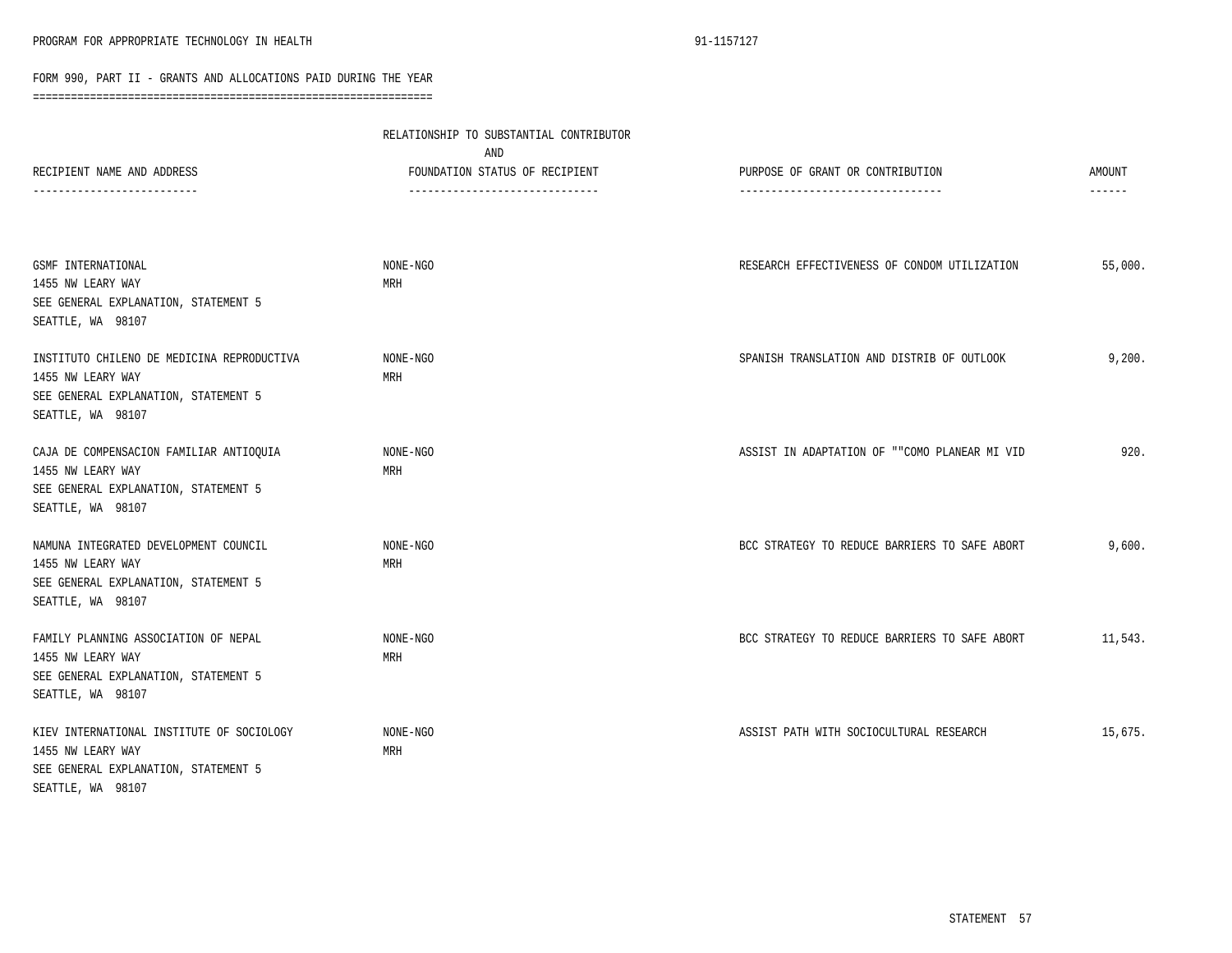PROGRAM FOR APPROPRIATE TECHNOLOGY IN HEALTH 91-1157127

FORM 990, PART II - GRANTS AND ALLOCATIONS PAID DURING THE YEAR

| RECIPIENT NAME AND ADDRESS | RELATIONSHIP TO SUBSTANTIAL CONTRIBUTOR AND FOUNDATION STATUS OF RECIPIENT | PURPOSE OF GRANT OR CONTRIBUTION | AMOUNT |
|---|---|---|---|
| GSMF INTERNATIONAL<br>1455 NW LEARY WAY<br>SEE GENERAL EXPLANATION, STATEMENT 5<br>SEATTLE, WA 98107 | NONE-NGO<br>MRH | RESEARCH EFFECTIVENESS OF CONDOM UTILIZATION | 55,000. |
| INSTITUTO CHILENO DE MEDICINA REPRODUCTIVA<br>1455 NW LEARY WAY<br>SEE GENERAL EXPLANATION, STATEMENT 5<br>SEATTLE, WA 98107 | NONE-NGO<br>MRH | SPANISH TRANSLATION AND DISTRIB OF OUTLOOK | 9,200. |
| CAJA DE COMPENSACION FAMILIAR ANTIOQUIA<br>1455 NW LEARY WAY<br>SEE GENERAL EXPLANATION, STATEMENT 5<br>SEATTLE, WA 98107 | NONE-NGO<br>MRH | ASSIST IN ADAPTATION OF ""COMO PLANEAR MI VID | 920. |
| NAMUNA INTEGRATED DEVELOPMENT COUNCIL<br>1455 NW LEARY WAY<br>SEE GENERAL EXPLANATION, STATEMENT 5<br>SEATTLE, WA 98107 | NONE-NGO<br>MRH | BCC STRATEGY TO REDUCE BARRIERS TO SAFE ABORT | 9,600. |
| FAMILY PLANNING ASSOCIATION OF NEPAL<br>1455 NW LEARY WAY<br>SEE GENERAL EXPLANATION, STATEMENT 5<br>SEATTLE, WA 98107 | NONE-NGO<br>MRH | BCC STRATEGY TO REDUCE BARRIERS TO SAFE ABORT | 11,543. |
| KIEV INTERNATIONAL INSTITUTE OF SOCIOLOGY<br>1455 NW LEARY WAY<br>SEE GENERAL EXPLANATION, STATEMENT 5<br>SEATTLE, WA 98107 | NONE-NGO<br>MRH | ASSIST PATH WITH SOCIOCULTURAL RESEARCH | 15,675. |

STATEMENT 57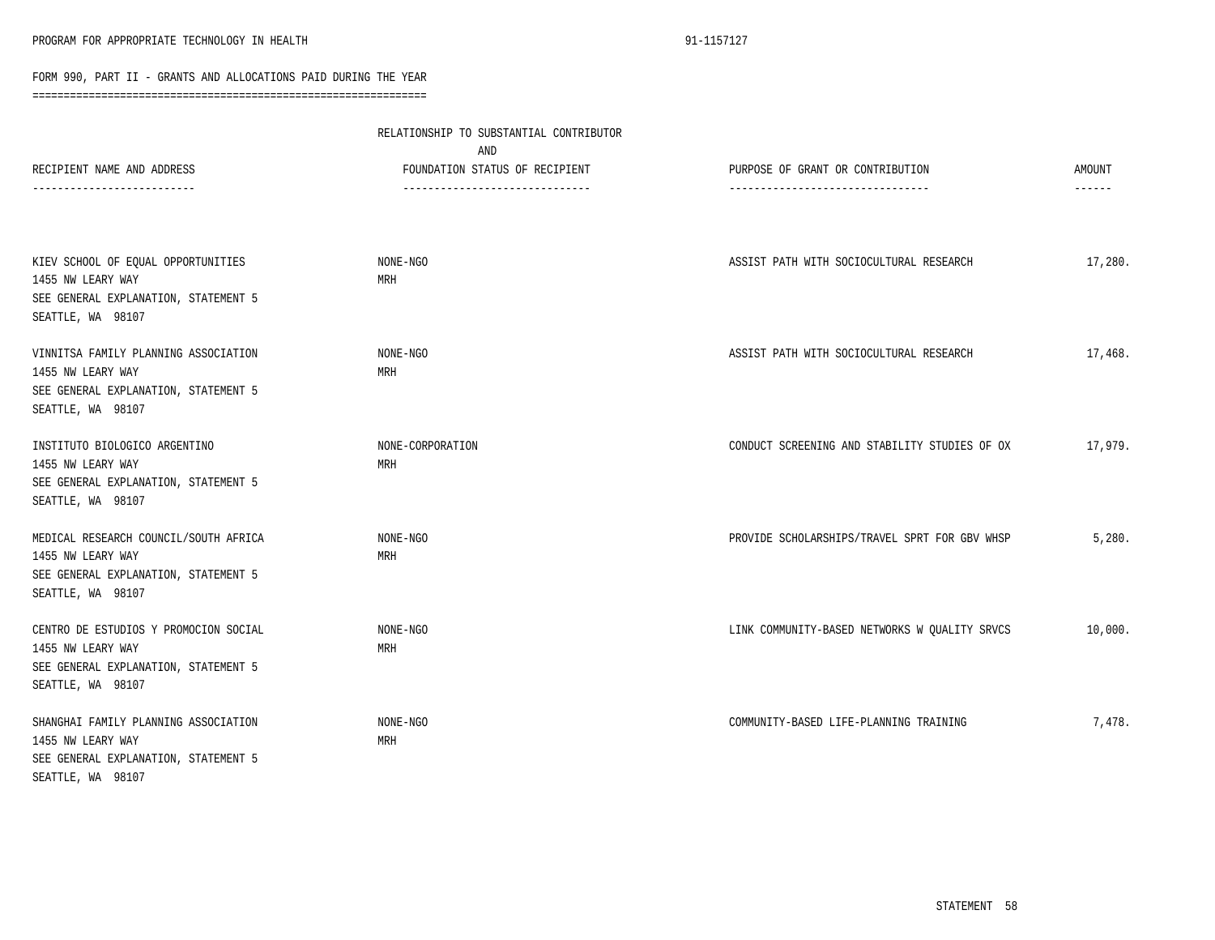PROGRAM FOR APPROPRIATE TECHNOLOGY IN HEALTH 91-1157127

FORM 990, PART II - GRANTS AND ALLOCATIONS PAID DURING THE YEAR

| RECIPIENT NAME AND ADDRESS | RELATIONSHIP TO SUBSTANTIAL CONTRIBUTOR AND FOUNDATION STATUS OF RECIPIENT | PURPOSE OF GRANT OR CONTRIBUTION | AMOUNT |
|---|---|---|---|
| KIEV SCHOOL OF EQUAL OPPORTUNITIES<br>1455 NW LEARY WAY<br>SEE GENERAL EXPLANATION, STATEMENT 5<br>SEATTLE, WA 98107 | NONE-NGO<br>MRH | ASSIST PATH WITH SOCIOCULTURAL RESEARCH | 17,280. |
| VINNITSA FAMILY PLANNING ASSOCIATION<br>1455 NW LEARY WAY<br>SEE GENERAL EXPLANATION, STATEMENT 5<br>SEATTLE, WA 98107 | NONE-NGO<br>MRH | ASSIST PATH WITH SOCIOCULTURAL RESEARCH | 17,468. |
| INSTITUTO BIOLOGICO ARGENTINO<br>1455 NW LEARY WAY<br>SEE GENERAL EXPLANATION, STATEMENT 5<br>SEATTLE, WA 98107 | NONE-CORPORATION<br>MRH | CONDUCT SCREENING AND STABILITY STUDIES OF OX | 17,979. |
| MEDICAL RESEARCH COUNCIL/SOUTH AFRICA<br>1455 NW LEARY WAY<br>SEE GENERAL EXPLANATION, STATEMENT 5<br>SEATTLE, WA 98107 | NONE-NGO<br>MRH | PROVIDE SCHOLARSHIPS/TRAVEL SPRT FOR GBV WHSP | 5,280. |
| CENTRO DE ESTUDIOS Y PROMOCION SOCIAL<br>1455 NW LEARY WAY<br>SEE GENERAL EXPLANATION, STATEMENT 5<br>SEATTLE, WA 98107 | NONE-NGO<br>MRH | LINK COMMUNITY-BASED NETWORKS W QUALITY SRVCS | 10,000. |
| SHANGHAI FAMILY PLANNING ASSOCIATION<br>1455 NW LEARY WAY<br>SEE GENERAL EXPLANATION, STATEMENT 5<br>SEATTLE, WA 98107 | NONE-NGO<br>MRH | COMMUNITY-BASED LIFE-PLANNING TRAINING | 7,478. |

STATEMENT 58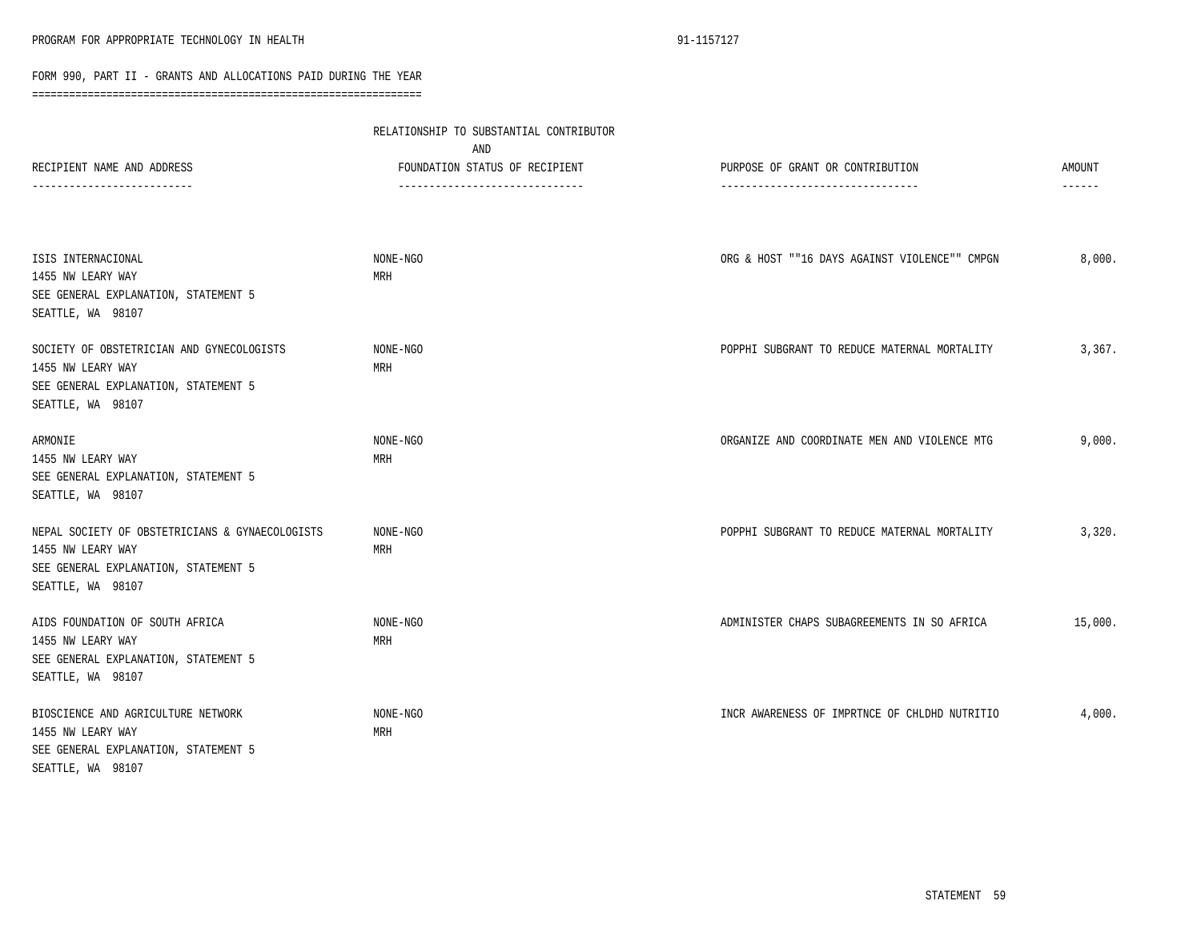FORM 990, PART II - GRANTS AND ALLOCATIONS PAID DURING THE YEAR

| RECIPIENT NAME AND ADDRESS | RELATIONSHIP TO SUBSTANTIAL CONTRIBUTOR AND FOUNDATION STATUS OF RECIPIENT | PURPOSE OF GRANT OR CONTRIBUTION | AMOUNT |
|---|---|---|---|
| ISIS INTERNACIONAL<br>1455 NW LEARY WAY<br>SEE GENERAL EXPLANATION, STATEMENT 5<br>SEATTLE, WA 98107 | NONE-NGO<br>MRH | ORG & HOST ""16 DAYS AGAINST VIOLENCE"" CMPGN | 8,000. |
| SOCIETY OF OBSTETRICIAN AND GYNECOLOGISTS<br>1455 NW LEARY WAY<br>SEE GENERAL EXPLANATION, STATEMENT 5<br>SEATTLE, WA 98107 | NONE-NGO<br>MRH | POPPHI SUBGRANT TO REDUCE MATERNAL MORTALITY | 3,367. |
| ARMONIE<br>1455 NW LEARY WAY<br>SEE GENERAL EXPLANATION, STATEMENT 5<br>SEATTLE, WA 98107 | NONE-NGO<br>MRH | ORGANIZE AND COORDINATE MEN AND VIOLENCE MTG | 9,000. |
| NEPAL SOCIETY OF OBSTETRICIANS & GYNAECOLOGISTS<br>1455 NW LEARY WAY<br>SEE GENERAL EXPLANATION, STATEMENT 5<br>SEATTLE, WA 98107 | NONE-NGO<br>MRH | POPPHI SUBGRANT TO REDUCE MATERNAL MORTALITY | 3,320. |
| AIDS FOUNDATION OF SOUTH AFRICA<br>1455 NW LEARY WAY<br>SEE GENERAL EXPLANATION, STATEMENT 5<br>SEATTLE, WA 98107 | NONE-NGO<br>MRH | ADMINISTER CHAPS SUBAGREEMENTS IN SO AFRICA | 15,000. |
| BIOSCIENCE AND AGRICULTURE NETWORK<br>1455 NW LEARY WAY<br>SEE GENERAL EXPLANATION, STATEMENT 5<br>SEATTLE, WA 98107 | NONE-NGO<br>MRH | INCR AWARENESS OF IMPRTNCE OF CHLDHD NUTRITIO | 4,000. |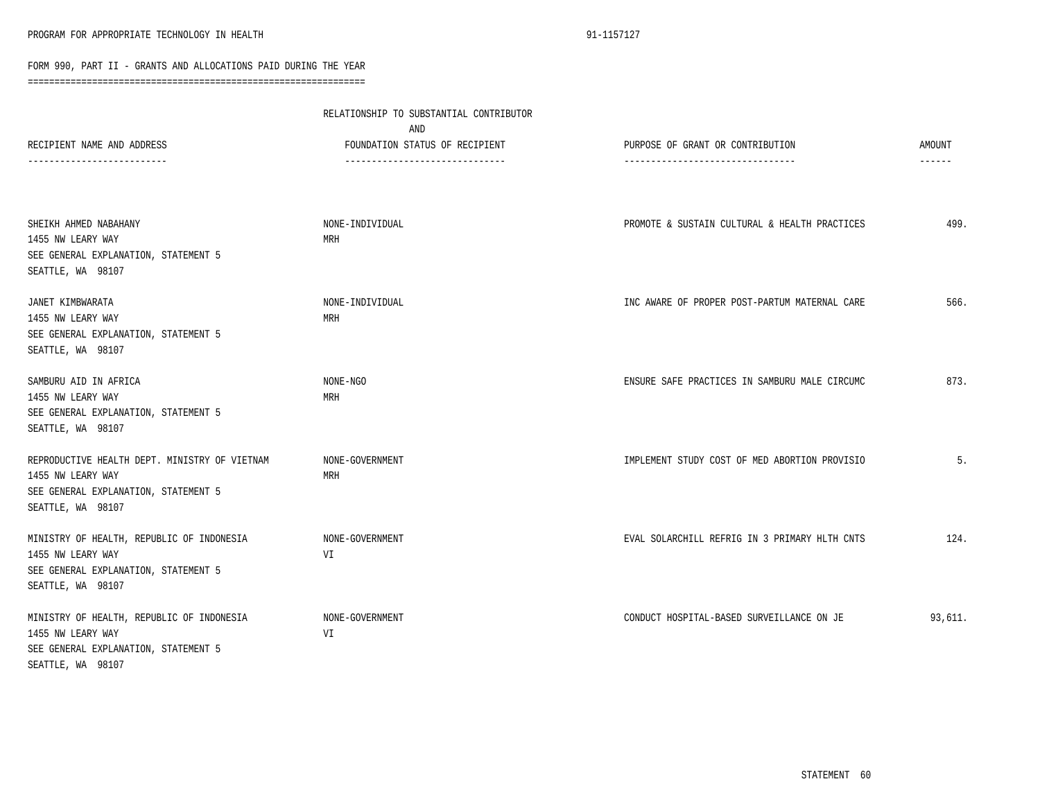PROGRAM FOR APPROPRIATE TECHNOLOGY IN HEALTH 91-1157127

FORM 990, PART II - GRANTS AND ALLOCATIONS PAID DURING THE YEAR

| RECIPIENT NAME AND ADDRESS | RELATIONSHIP TO SUBSTANTIAL CONTRIBUTOR AND FOUNDATION STATUS OF RECIPIENT | PURPOSE OF GRANT OR CONTRIBUTION | AMOUNT |
|---|---|---|---|
| SHEIKH AHMED NABAHANY<br>1455 NW LEARY WAY<br>SEE GENERAL EXPLANATION, STATEMENT 5<br>SEATTLE, WA 98107 | NONE-INDIVIDUAL<br>MRH | PROMOTE & SUSTAIN CULTURAL & HEALTH PRACTICES | 499. |
| JANET KIMBWARATA<br>1455 NW LEARY WAY<br>SEE GENERAL EXPLANATION, STATEMENT 5<br>SEATTLE, WA 98107 | NONE-INDIVIDUAL<br>MRH | INC AWARE OF PROPER POST-PARTUM MATERNAL CARE | 566. |
| SAMBURU AID IN AFRICA<br>1455 NW LEARY WAY<br>SEE GENERAL EXPLANATION, STATEMENT 5<br>SEATTLE, WA 98107 | NONE-NGO<br>MRH | ENSURE SAFE PRACTICES IN SAMBURU MALE CIRCUMC | 873. |
| REPRODUCTIVE HEALTH DEPT. MINISTRY OF VIETNAM<br>1455 NW LEARY WAY<br>SEE GENERAL EXPLANATION, STATEMENT 5<br>SEATTLE, WA 98107 | NONE-GOVERNMENT<br>MRH | IMPLEMENT STUDY COST OF MED ABORTION PROVISIO | 5. |
| MINISTRY OF HEALTH, REPUBLIC OF INDONESIA<br>1455 NW LEARY WAY<br>SEE GENERAL EXPLANATION, STATEMENT 5<br>SEATTLE, WA 98107 | NONE-GOVERNMENT<br>VI | EVAL SOLARCHILL REFRIG IN 3 PRIMARY HLTH CNTS | 124. |
| MINISTRY OF HEALTH, REPUBLIC OF INDONESIA<br>1455 NW LEARY WAY<br>SEE GENERAL EXPLANATION, STATEMENT 5<br>SEATTLE, WA 98107 | NONE-GOVERNMENT<br>VI | CONDUCT HOSPITAL-BASED SURVEILLANCE ON JE | 93,611. |

STATEMENT 60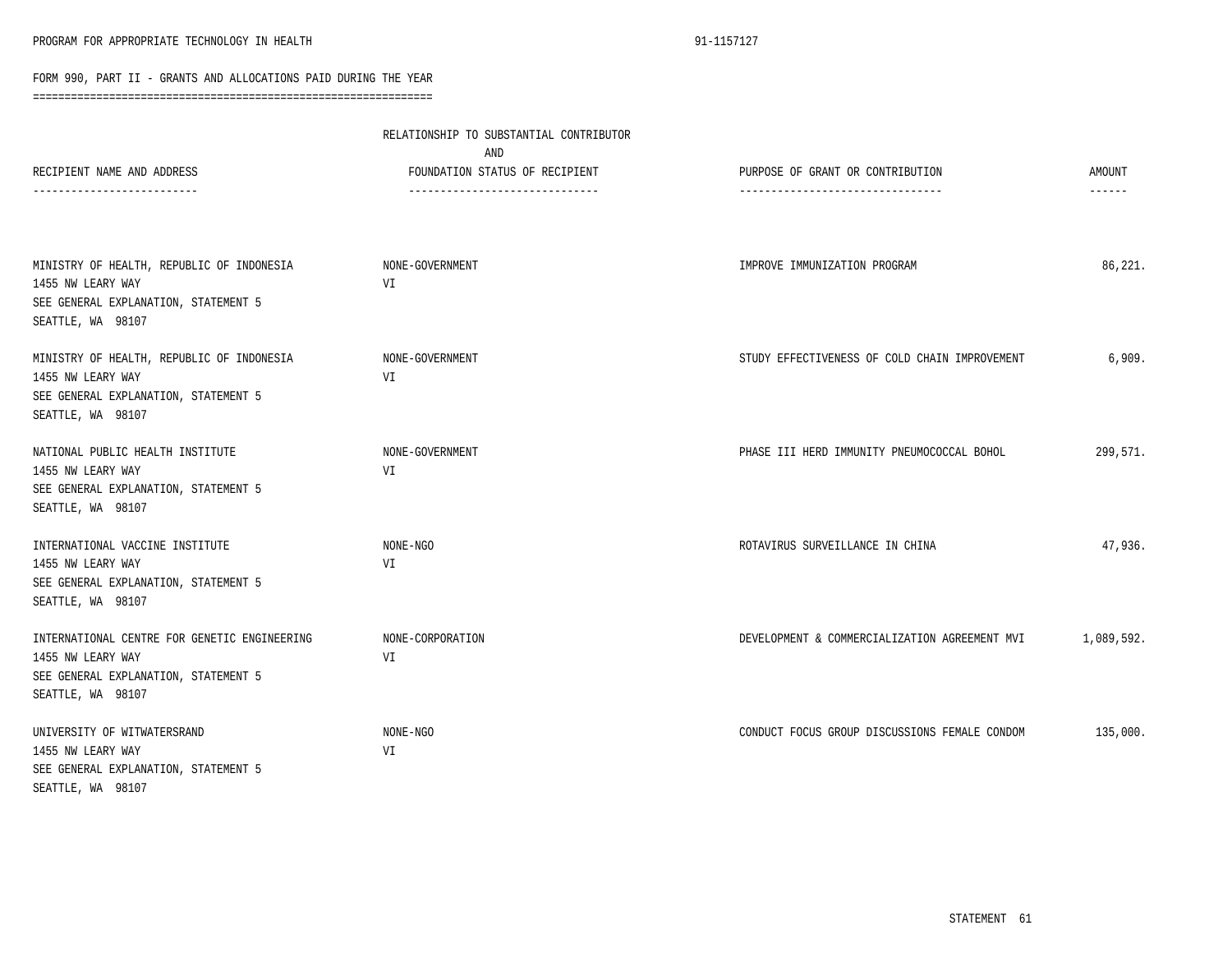## FORM 990, PART II - GRANTS AND ALLOCATIONS PAID DURING THE YEAR

| RECIPIENT NAME AND ADDRESS | RELATIONSHIP TO SUBSTANTIAL CONTRIBUTOR AND FOUNDATION STATUS OF RECIPIENT | PURPOSE OF GRANT OR CONTRIBUTION | AMOUNT |
|---|---|---|---|
| MINISTRY OF HEALTH, REPUBLIC OF INDONESIA<br>1455 NW LEARY WAY<br>SEE GENERAL EXPLANATION, STATEMENT 5<br>SEATTLE, WA 98107 | NONE-GOVERNMENT<br>VI | IMPROVE IMMUNIZATION PROGRAM | 86,221. |
| MINISTRY OF HEALTH, REPUBLIC OF INDONESIA<br>1455 NW LEARY WAY<br>SEE GENERAL EXPLANATION, STATEMENT 5<br>SEATTLE, WA 98107 | NONE-GOVERNMENT<br>VI | STUDY EFFECTIVENESS OF COLD CHAIN IMPROVEMENT | 6,909. |
| NATIONAL PUBLIC HEALTH INSTITUTE<br>1455 NW LEARY WAY<br>SEE GENERAL EXPLANATION, STATEMENT 5<br>SEATTLE, WA 98107 | NONE-GOVERNMENT<br>VI | PHASE III HERD IMMUNITY PNEUMOCOCCAL BOHOL | 299,571. |
| INTERNATIONAL VACCINE INSTITUTE<br>1455 NW LEARY WAY<br>SEE GENERAL EXPLANATION, STATEMENT 5<br>SEATTLE, WA 98107 | NONE-NGO<br>VI | ROTAVIRUS SURVEILLANCE IN CHINA | 47,936. |
| INTERNATIONAL CENTRE FOR GENETIC ENGINEERING<br>1455 NW LEARY WAY<br>SEE GENERAL EXPLANATION, STATEMENT 5<br>SEATTLE, WA 98107 | NONE-CORPORATION<br>VI | DEVELOPMENT & COMMERCIALIZATION AGREEMENT MVI | 1,089,592. |
| UNIVERSITY OF WITWATERSRAND<br>1455 NW LEARY WAY<br>SEE GENERAL EXPLANATION, STATEMENT 5<br>SEATTLE, WA 98107 | NONE-NGO<br>VI | CONDUCT FOCUS GROUP DISCUSSIONS FEMALE CONDOM | 135,000. |

STATEMENT 61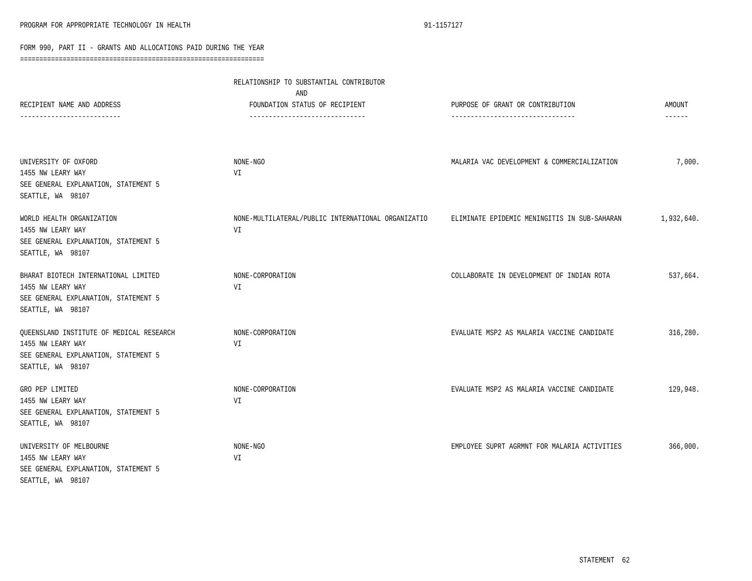FORM 990, PART II - GRANTS AND ALLOCATIONS PAID DURING THE YEAR

| RECIPIENT NAME AND ADDRESS | RELATIONSHIP TO SUBSTANTIAL CONTRIBUTOR AND FOUNDATION STATUS OF RECIPIENT | PURPOSE OF GRANT OR CONTRIBUTION | AMOUNT |
|---|---|---|---|
| UNIVERSITY OF OXFORD<br>1455 NW LEARY WAY<br>SEE GENERAL EXPLANATION, STATEMENT 5<br>SEATTLE, WA 98107 | NONE-NGO<br>VI | MALARIA VAC DEVELOPMENT & COMMERCIALIZATION | 7,000. |
| WORLD HEALTH ORGANIZATION<br>1455 NW LEARY WAY<br>SEE GENERAL EXPLANATION, STATEMENT 5<br>SEATTLE, WA 98107 | NONE-MULTILATERAL/PUBLIC INTERNATIONAL ORGANIZATIO<br>VI | ELIMINATE EPIDEMIC MENINGITIS IN SUB-SAHARAN | 1,932,640. |
| BHARAT BIOTECH INTERNATIONAL LIMITED<br>1455 NW LEARY WAY<br>SEE GENERAL EXPLANATION, STATEMENT 5<br>SEATTLE, WA 98107 | NONE-CORPORATION<br>VI | COLLABORATE IN DEVELOPMENT OF INDIAN ROTA | 537,664. |
| QUEENSLAND INSTITUTE OF MEDICAL RESEARCH<br>1455 NW LEARY WAY<br>SEE GENERAL EXPLANATION, STATEMENT 5<br>SEATTLE, WA 98107 | NONE-CORPORATION<br>VI | EVALUATE MSP2 AS MALARIA VACCINE CANDIDATE | 316,280. |
| GRO PEP LIMITED<br>1455 NW LEARY WAY<br>SEE GENERAL EXPLANATION, STATEMENT 5<br>SEATTLE, WA 98107 | NONE-CORPORATION<br>VI | EVALUATE MSP2 AS MALARIA VACCINE CANDIDATE | 129,948. |
| UNIVERSITY OF MELBOURNE<br>1455 NW LEARY WAY<br>SEE GENERAL EXPLANATION, STATEMENT 5<br>SEATTLE, WA 98107 | NONE-NGO<br>VI | EMPLOYEE SUPRT AGRMNT FOR MALARIA ACTIVITIES | 366,000. |

STATEMENT 62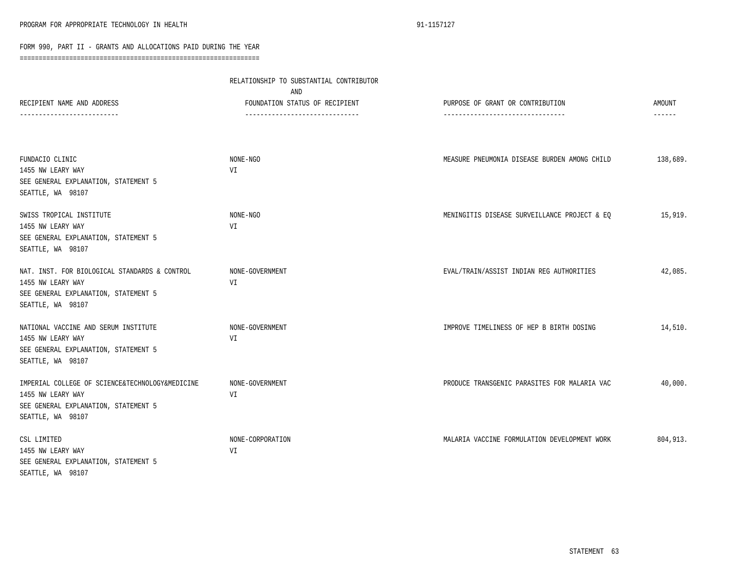FORM 990, PART II - GRANTS AND ALLOCATIONS PAID DURING THE YEAR

| RECIPIENT NAME AND ADDRESS | RELATIONSHIP TO SUBSTANTIAL CONTRIBUTOR AND FOUNDATION STATUS OF RECIPIENT | PURPOSE OF GRANT OR CONTRIBUTION | AMOUNT |
|---|---|---|---|
| FUNDACIO CLINIC<br>1455 NW LEARY WAY<br>SEE GENERAL EXPLANATION, STATEMENT 5<br>SEATTLE, WA 98107 | NONE-NGO<br>VI | MEASURE PNEUMONIA DISEASE BURDEN AMONG CHILD | 138,689. |
| SWISS TROPICAL INSTITUTE<br>1455 NW LEARY WAY<br>SEE GENERAL EXPLANATION, STATEMENT 5<br>SEATTLE, WA 98107 | NONE-NGO<br>VI | MENINGITIS DISEASE SURVEILLANCE PROJECT & EQ | 15,919. |
| NAT. INST. FOR BIOLOGICAL STANDARDS & CONTROL<br>1455 NW LEARY WAY<br>SEE GENERAL EXPLANATION, STATEMENT 5<br>SEATTLE, WA 98107 | NONE-GOVERNMENT<br>VI | EVAL/TRAIN/ASSIST INDIAN REG AUTHORITIES | 42,085. |
| NATIONAL VACCINE AND SERUM INSTITUTE<br>1455 NW LEARY WAY<br>SEE GENERAL EXPLANATION, STATEMENT 5<br>SEATTLE, WA 98107 | NONE-GOVERNMENT<br>VI | IMPROVE TIMELINESS OF HEP B BIRTH DOSING | 14,510. |
| IMPERIAL COLLEGE OF SCIENCE&TECHNOLOGY&MEDICINE<br>1455 NW LEARY WAY<br>SEE GENERAL EXPLANATION, STATEMENT 5<br>SEATTLE, WA 98107 | NONE-GOVERNMENT<br>VI | PRODUCE TRANSGENIC PARASITES FOR MALARIA VAC | 40,000. |
| CSL LIMITED<br>1455 NW LEARY WAY<br>SEE GENERAL EXPLANATION, STATEMENT 5<br>SEATTLE, WA 98107 | NONE-CORPORATION<br>VI | MALARIA VACCINE FORMULATION DEVELOPMENT WORK | 804,913. |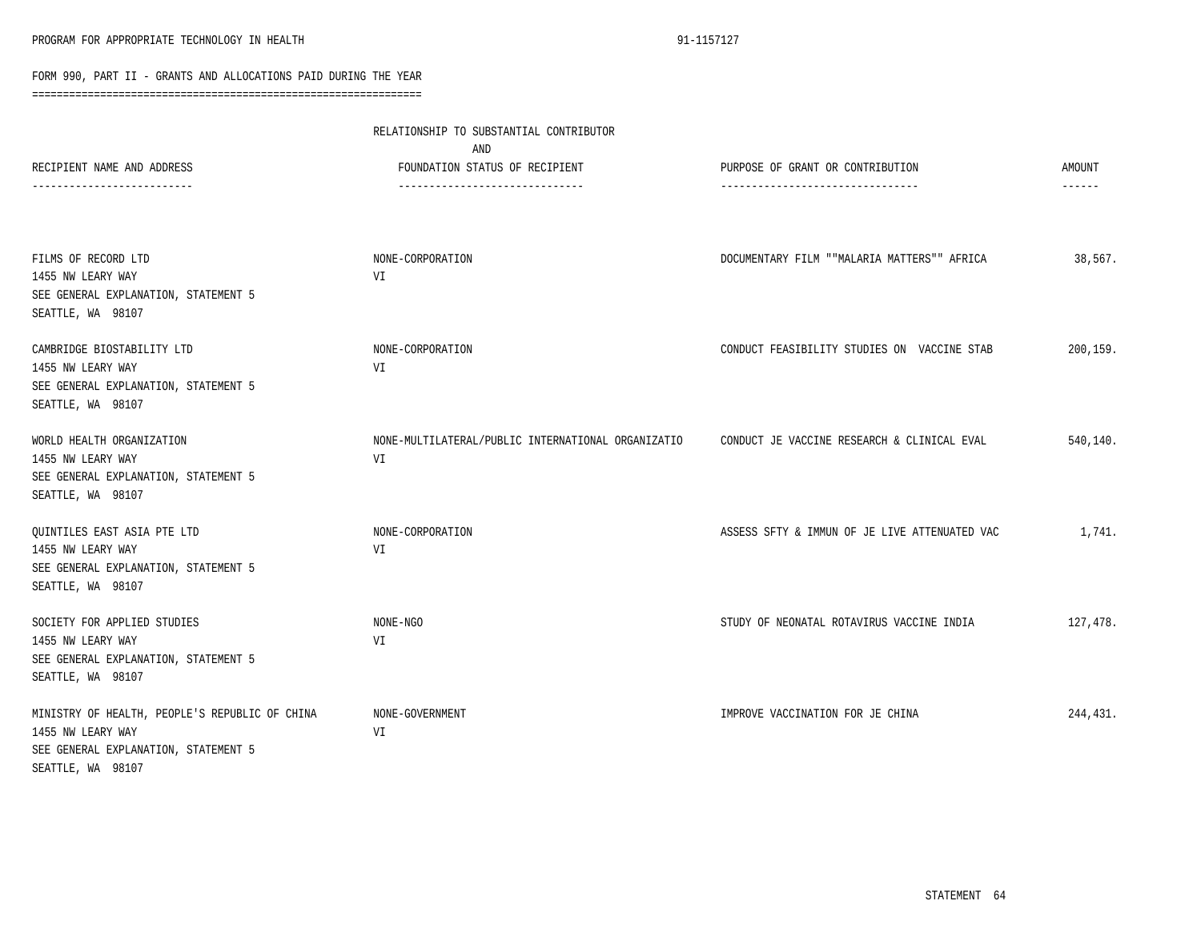PROGRAM FOR APPROPRIATE TECHNOLOGY IN HEALTH 91-1157127

FORM 990, PART II - GRANTS AND ALLOCATIONS PAID DURING THE YEAR

| RECIPIENT NAME AND ADDRESS | RELATIONSHIP TO SUBSTANTIAL CONTRIBUTOR AND FOUNDATION STATUS OF RECIPIENT | PURPOSE OF GRANT OR CONTRIBUTION | AMOUNT |
|---|---|---|---|
| FILMS OF RECORD LTD<br>1455 NW LEARY WAY<br>SEE GENERAL EXPLANATION, STATEMENT 5<br>SEATTLE, WA 98107 | NONE-CORPORATION<br>VI | DOCUMENTARY FILM ""MALARIA MATTERS"" AFRICA | 38,567. |
| CAMBRIDGE BIOSTABILITY LTD<br>1455 NW LEARY WAY<br>SEE GENERAL EXPLANATION, STATEMENT 5<br>SEATTLE, WA 98107 | NONE-CORPORATION<br>VI | CONDUCT FEASIBILITY STUDIES ON VACCINE STAB | 200,159. |
| WORLD HEALTH ORGANIZATION<br>1455 NW LEARY WAY<br>SEE GENERAL EXPLANATION, STATEMENT 5<br>SEATTLE, WA 98107 | NONE-MULTILATERAL/PUBLIC INTERNATIONAL ORGANIZATIO<br>VI | CONDUCT JE VACCINE RESEARCH & CLINICAL EVAL | 540,140. |
| QUINTILES EAST ASIA PTE LTD<br>1455 NW LEARY WAY<br>SEE GENERAL EXPLANATION, STATEMENT 5<br>SEATTLE, WA 98107 | NONE-CORPORATION<br>VI | ASSESS SFTY & IMMUN OF JE LIVE ATTENUATED VAC | 1,741. |
| SOCIETY FOR APPLIED STUDIES<br>1455 NW LEARY WAY<br>SEE GENERAL EXPLANATION, STATEMENT 5<br>SEATTLE, WA 98107 | NONE-NGO<br>VI | STUDY OF NEONATAL ROTAVIRUS VACCINE INDIA | 127,478. |
| MINISTRY OF HEALTH, PEOPLE'S REPUBLIC OF CHINA<br>1455 NW LEARY WAY<br>SEE GENERAL EXPLANATION, STATEMENT 5<br>SEATTLE, WA 98107 | NONE-GOVERNMENT<br>VI | IMPROVE VACCINATION FOR JE CHINA | 244,431. |

STATEMENT 64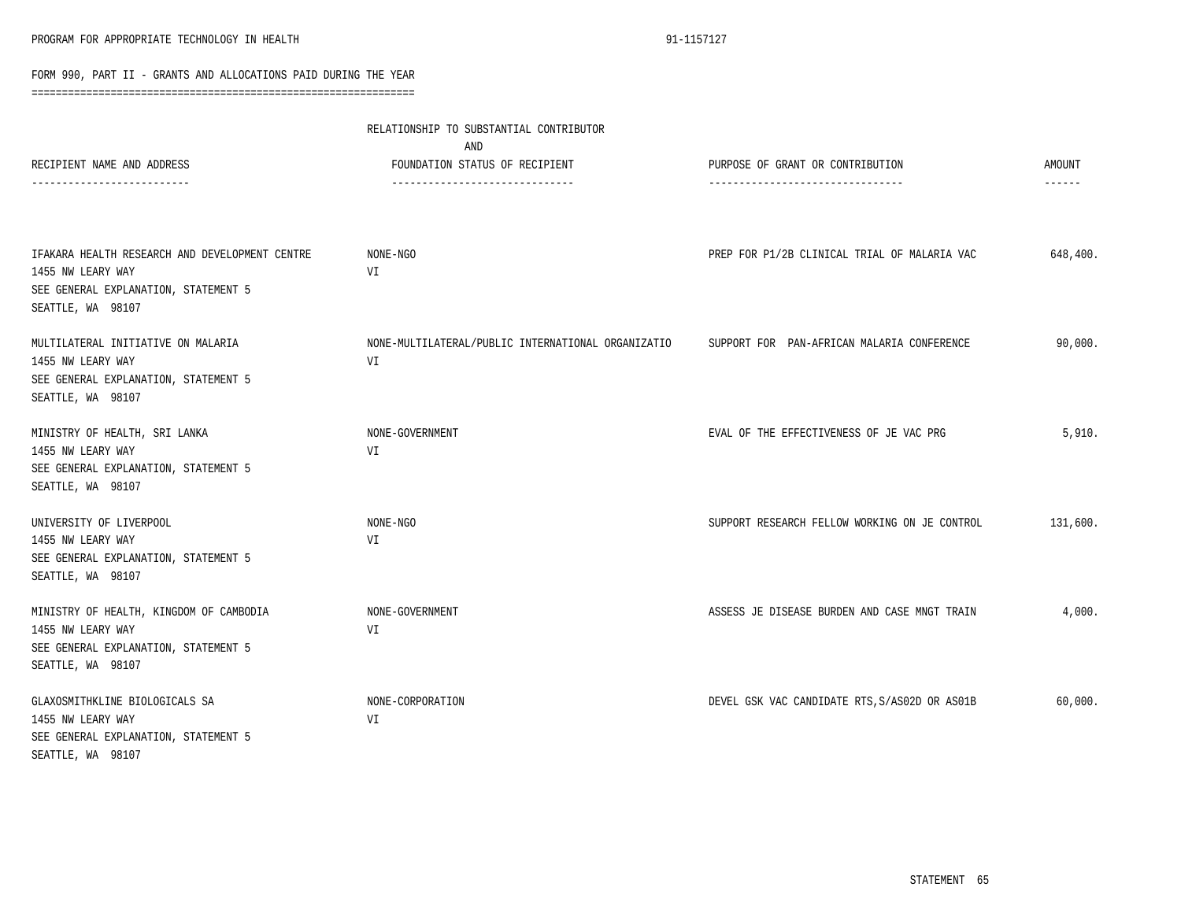PROGRAM FOR APPROPRIATE TECHNOLOGY IN HEALTH 91-1157127

FORM 990, PART II - GRANTS AND ALLOCATIONS PAID DURING THE YEAR

| RECIPIENT NAME AND ADDRESS | RELATIONSHIP TO SUBSTANTIAL CONTRIBUTOR AND FOUNDATION STATUS OF RECIPIENT | PURPOSE OF GRANT OR CONTRIBUTION | AMOUNT |
|---|---|---|---|
| IFAKARA HEALTH RESEARCH AND DEVELOPMENT CENTRE<br>1455 NW LEARY WAY<br>SEE GENERAL EXPLANATION, STATEMENT 5<br>SEATTLE, WA 98107 | NONE-NGO<br>VI | PREP FOR P1/2B CLINICAL TRIAL OF MALARIA VAC | 648,400. |
| MULTILATERAL INITIATIVE ON MALARIA<br>1455 NW LEARY WAY<br>SEE GENERAL EXPLANATION, STATEMENT 5<br>SEATTLE, WA 98107 | NONE-MULTILATERAL/PUBLIC INTERNATIONAL ORGANIZATIO<br>VI | SUPPORT FOR PAN-AFRICAN MALARIA CONFERENCE | 90,000. |
| MINISTRY OF HEALTH, SRI LANKA<br>1455 NW LEARY WAY<br>SEE GENERAL EXPLANATION, STATEMENT 5<br>SEATTLE, WA 98107 | NONE-GOVERNMENT<br>VI | EVAL OF THE EFFECTIVENESS OF JE VAC PRG | 5,910. |
| UNIVERSITY OF LIVERPOOL<br>1455 NW LEARY WAY<br>SEE GENERAL EXPLANATION, STATEMENT 5<br>SEATTLE, WA 98107 | NONE-NGO<br>VI | SUPPORT RESEARCH FELLOW WORKING ON JE CONTROL | 131,600. |
| MINISTRY OF HEALTH, KINGDOM OF CAMBODIA<br>1455 NW LEARY WAY<br>SEE GENERAL EXPLANATION, STATEMENT 5<br>SEATTLE, WA 98107 | NONE-GOVERNMENT<br>VI | ASSESS JE DISEASE BURDEN AND CASE MNGT TRAIN | 4,000. |
| GLAXOSMITHKLINE BIOLOGICALS SA<br>1455 NW LEARY WAY<br>SEE GENERAL EXPLANATION, STATEMENT 5<br>SEATTLE, WA 98107 | NONE-CORPORATION<br>VI | DEVEL GSK VAC CANDIDATE RTS,S/AS02D OR AS01B | 60,000. |

STATEMENT 65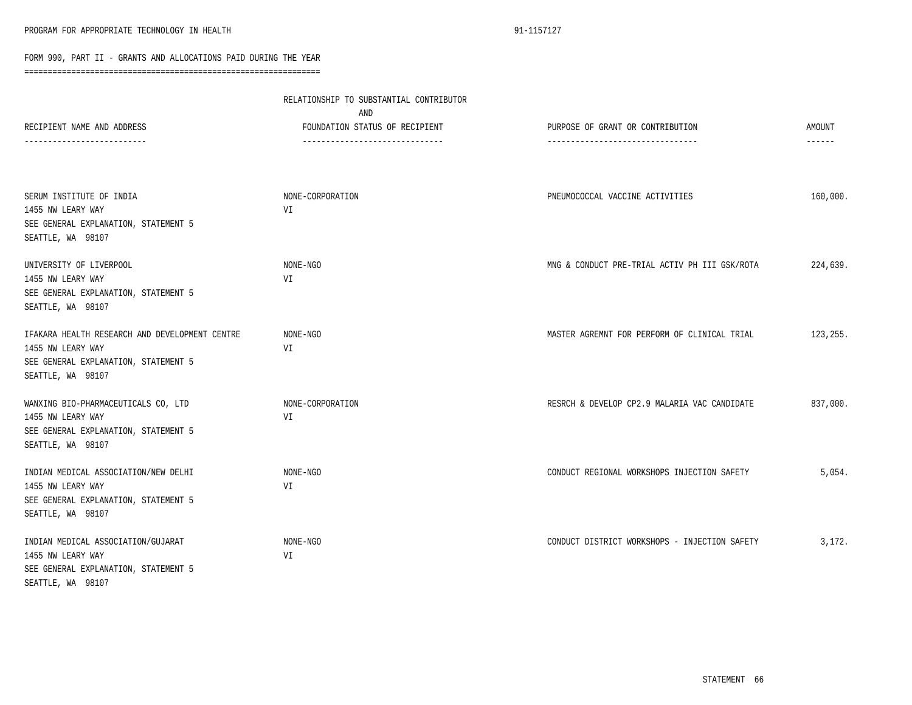PROGRAM FOR APPROPRIATE TECHNOLOGY IN HEALTH 91-1157127

## FORM 990, PART II - GRANTS AND ALLOCATIONS PAID DURING THE YEAR

| RECIPIENT NAME AND ADDRESS | RELATIONSHIP TO SUBSTANTIAL CONTRIBUTOR AND FOUNDATION STATUS OF RECIPIENT | PURPOSE OF GRANT OR CONTRIBUTION | AMOUNT |
|---|---|---|---|
| SERUM INSTITUTE OF INDIA<br>1455 NW LEARY WAY<br>SEE GENERAL EXPLANATION, STATEMENT 5<br>SEATTLE, WA 98107 | NONE-CORPORATION<br>VI | PNEUMOCOCCAL VACCINE ACTIVITIES | 160,000. |
| UNIVERSITY OF LIVERPOOL<br>1455 NW LEARY WAY<br>SEE GENERAL EXPLANATION, STATEMENT 5<br>SEATTLE, WA 98107 | NONE-NGO<br>VI | MNG & CONDUCT PRE-TRIAL ACTIV PH III GSK/ROTA | 224,639. |
| IFAKARA HEALTH RESEARCH AND DEVELOPMENT CENTRE<br>1455 NW LEARY WAY<br>SEE GENERAL EXPLANATION, STATEMENT 5<br>SEATTLE, WA 98107 | NONE-NGO<br>VI | MASTER AGREMNT FOR PERFORM OF CLINICAL TRIAL | 123,255. |
| WANXING BIO-PHARMACEUTICALS CO, LTD<br>1455 NW LEARY WAY<br>SEE GENERAL EXPLANATION, STATEMENT 5<br>SEATTLE, WA 98107 | NONE-CORPORATION<br>VI | RESRCH & DEVELOP CP2.9 MALARIA VAC CANDIDATE | 837,000. |
| INDIAN MEDICAL ASSOCIATION/NEW DELHI<br>1455 NW LEARY WAY<br>SEE GENERAL EXPLANATION, STATEMENT 5<br>SEATTLE, WA 98107 | NONE-NGO<br>VI | CONDUCT REGIONAL WORKSHOPS INJECTION SAFETY | 5,054. |
| INDIAN MEDICAL ASSOCIATION/GUJARAT<br>1455 NW LEARY WAY<br>SEE GENERAL EXPLANATION, STATEMENT 5<br>SEATTLE, WA 98107 | NONE-NGO<br>VI | CONDUCT DISTRICT WORKSHOPS - INJECTION SAFETY | 3,172. |

STATEMENT 66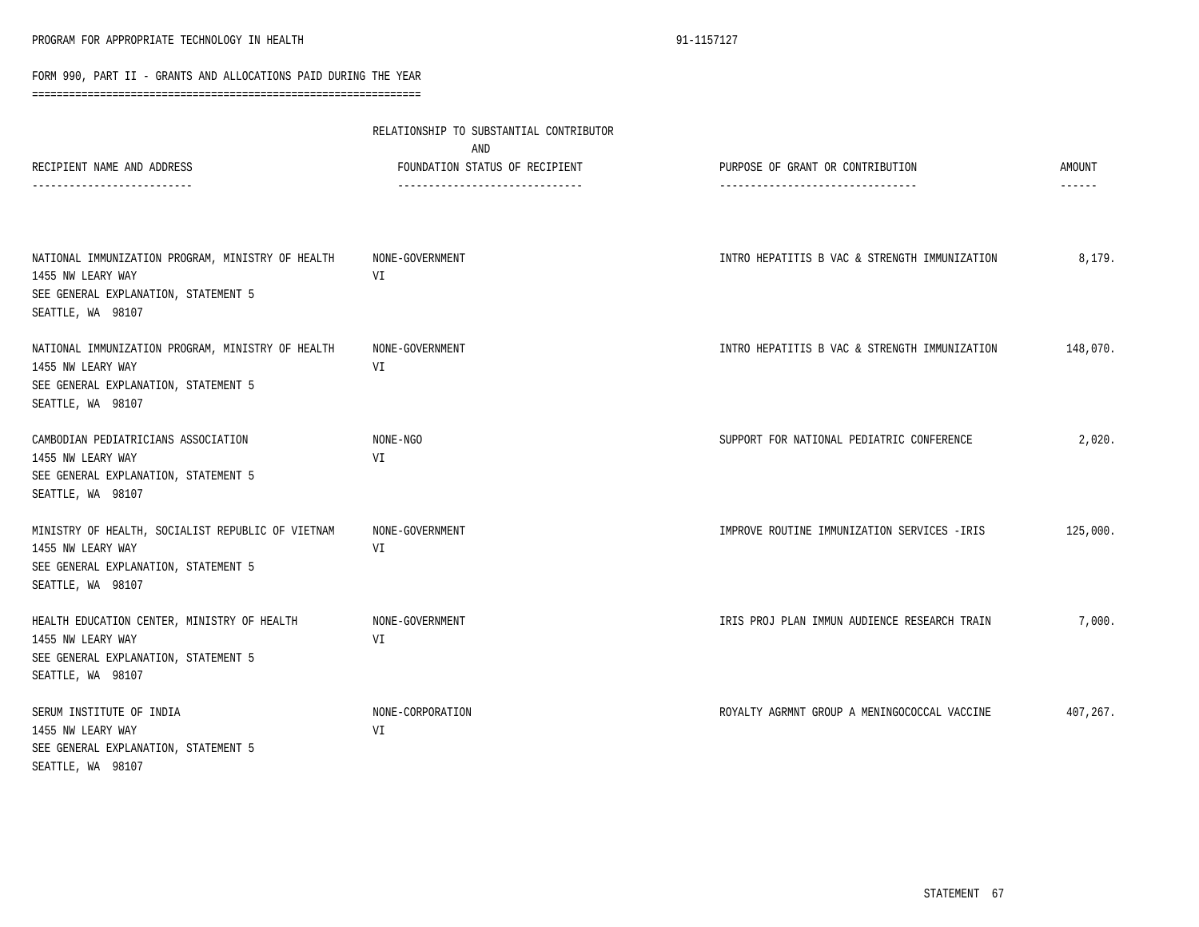FORM 990, PART II - GRANTS AND ALLOCATIONS PAID DURING THE YEAR

| RECIPIENT NAME AND ADDRESS | RELATIONSHIP TO SUBSTANTIAL CONTRIBUTOR AND FOUNDATION STATUS OF RECIPIENT | PURPOSE OF GRANT OR CONTRIBUTION | AMOUNT |
|---|---|---|---|
| NATIONAL IMMUNIZATION PROGRAM, MINISTRY OF HEALTH<br>1455 NW LEARY WAY<br>SEE GENERAL EXPLANATION, STATEMENT 5<br>SEATTLE, WA 98107 | NONE-GOVERNMENT<br>VI | INTRO HEPATITIS B VAC & STRENGTH IMMUNIZATION | 8,179. |
| NATIONAL IMMUNIZATION PROGRAM, MINISTRY OF HEALTH<br>1455 NW LEARY WAY<br>SEE GENERAL EXPLANATION, STATEMENT 5<br>SEATTLE, WA 98107 | NONE-GOVERNMENT<br>VI | INTRO HEPATITIS B VAC & STRENGTH IMMUNIZATION | 148,070. |
| CAMBODIAN PEDIATRICIANS ASSOCIATION<br>1455 NW LEARY WAY<br>SEE GENERAL EXPLANATION, STATEMENT 5<br>SEATTLE, WA 98107 | NONE-NGO<br>VI | SUPPORT FOR NATIONAL PEDIATRIC CONFERENCE | 2,020. |
| MINISTRY OF HEALTH, SOCIALIST REPUBLIC OF VIETNAM<br>1455 NW LEARY WAY<br>SEE GENERAL EXPLANATION, STATEMENT 5<br>SEATTLE, WA 98107 | NONE-GOVERNMENT<br>VI | IMPROVE ROUTINE IMMUNIZATION SERVICES -IRIS | 125,000. |
| HEALTH EDUCATION CENTER, MINISTRY OF HEALTH<br>1455 NW LEARY WAY<br>SEE GENERAL EXPLANATION, STATEMENT 5<br>SEATTLE, WA 98107 | NONE-GOVERNMENT<br>VI | IRIS PROJ PLAN IMMUN AUDIENCE RESEARCH TRAIN | 7,000. |
| SERUM INSTITUTE OF INDIA<br>1455 NW LEARY WAY<br>SEE GENERAL EXPLANATION, STATEMENT 5<br>SEATTLE, WA 98107 | NONE-CORPORATION<br>VI | ROYALTY AGRMNT GROUP A MENINGOCOCCAL VACCINE | 407,267. |

STATEMENT 67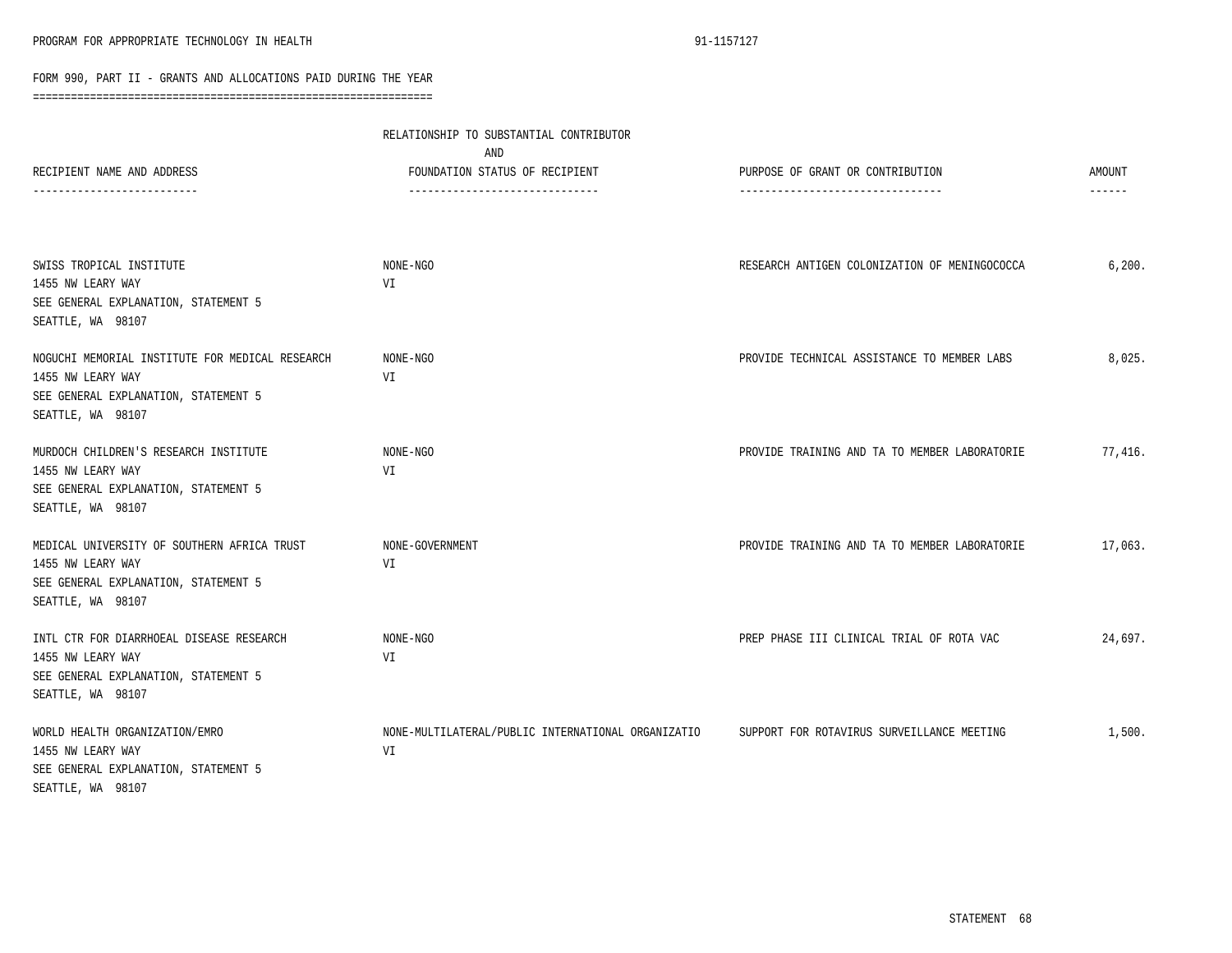PROGRAM FOR APPROPRIATE TECHNOLOGY IN HEALTH 91-1157127

FORM 990, PART II - GRANTS AND ALLOCATIONS PAID DURING THE YEAR

| RECIPIENT NAME AND ADDRESS | RELATIONSHIP TO SUBSTANTIAL CONTRIBUTOR AND FOUNDATION STATUS OF RECIPIENT | PURPOSE OF GRANT OR CONTRIBUTION | AMOUNT |
|---|---|---|---|
| SWISS TROPICAL INSTITUTE<br>1455 NW LEARY WAY<br>SEE GENERAL EXPLANATION, STATEMENT 5<br>SEATTLE, WA 98107 | NONE-NGO<br>VI | RESEARCH ANTIGEN COLONIZATION OF MENINGOCOCCA | 6,200. |
| NOGUCHI MEMORIAL INSTITUTE FOR MEDICAL RESEARCH<br>1455 NW LEARY WAY<br>SEE GENERAL EXPLANATION, STATEMENT 5<br>SEATTLE, WA 98107 | NONE-NGO<br>VI | PROVIDE TECHNICAL ASSISTANCE TO MEMBER LABS | 8,025. |
| MURDOCH CHILDREN'S RESEARCH INSTITUTE<br>1455 NW LEARY WAY<br>SEE GENERAL EXPLANATION, STATEMENT 5<br>SEATTLE, WA 98107 | NONE-NGO<br>VI | PROVIDE TRAINING AND TA TO MEMBER LABORATORIE | 77,416. |
| MEDICAL UNIVERSITY OF SOUTHERN AFRICA TRUST<br>1455 NW LEARY WAY<br>SEE GENERAL EXPLANATION, STATEMENT 5<br>SEATTLE, WA 98107 | NONE-GOVERNMENT<br>VI | PROVIDE TRAINING AND TA TO MEMBER LABORATORIE | 17,063. |
| INTL CTR FOR DIARRHOEAL DISEASE RESEARCH<br>1455 NW LEARY WAY<br>SEE GENERAL EXPLANATION, STATEMENT 5<br>SEATTLE, WA 98107 | NONE-NGO<br>VI | PREP PHASE III CLINICAL TRIAL OF ROTA VAC | 24,697. |
| WORLD HEALTH ORGANIZATION/EMRO<br>1455 NW LEARY WAY<br>SEE GENERAL EXPLANATION, STATEMENT 5<br>SEATTLE, WA 98107 | NONE-MULTILATERAL/PUBLIC INTERNATIONAL ORGANIZATIO<br>VI | SUPPORT FOR ROTAVIRUS SURVEILLANCE MEETING | 1,500. |

STATEMENT 68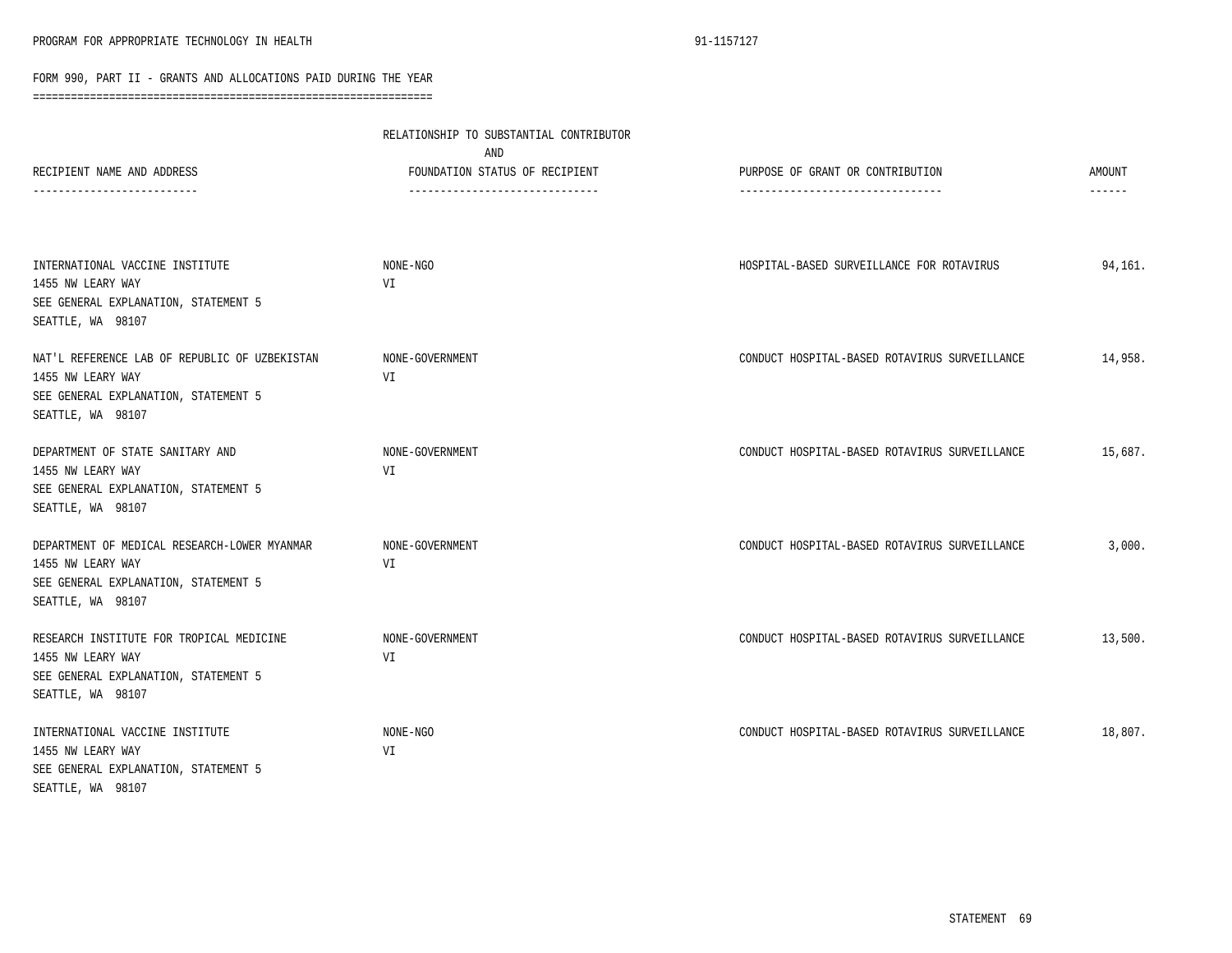FORM 990, PART II - GRANTS AND ALLOCATIONS PAID DURING THE YEAR

| RECIPIENT NAME AND ADDRESS | RELATIONSHIP TO SUBSTANTIAL CONTRIBUTOR AND FOUNDATION STATUS OF RECIPIENT | PURPOSE OF GRANT OR CONTRIBUTION | AMOUNT |
|---|---|---|---|
| INTERNATIONAL VACCINE INSTITUTE<br>1455 NW LEARY WAY<br>SEE GENERAL EXPLANATION, STATEMENT 5<br>SEATTLE, WA 98107 | NONE-NGO<br>VI | HOSPITAL-BASED SURVEILLANCE FOR ROTAVIRUS | 94,161. |
| NAT'L REFERENCE LAB OF REPUBLIC OF UZBEKISTAN<br>1455 NW LEARY WAY<br>SEE GENERAL EXPLANATION, STATEMENT 5<br>SEATTLE, WA 98107 | NONE-GOVERNMENT<br>VI | CONDUCT HOSPITAL-BASED ROTAVIRUS SURVEILLANCE | 14,958. |
| DEPARTMENT OF STATE SANITARY AND<br>1455 NW LEARY WAY<br>SEE GENERAL EXPLANATION, STATEMENT 5<br>SEATTLE, WA 98107 | NONE-GOVERNMENT<br>VI | CONDUCT HOSPITAL-BASED ROTAVIRUS SURVEILLANCE | 15,687. |
| DEPARTMENT OF MEDICAL RESEARCH-LOWER MYANMAR<br>1455 NW LEARY WAY<br>SEE GENERAL EXPLANATION, STATEMENT 5<br>SEATTLE, WA 98107 | NONE-GOVERNMENT<br>VI | CONDUCT HOSPITAL-BASED ROTAVIRUS SURVEILLANCE | 3,000. |
| RESEARCH INSTITUTE FOR TROPICAL MEDICINE<br>1455 NW LEARY WAY<br>SEE GENERAL EXPLANATION, STATEMENT 5<br>SEATTLE, WA 98107 | NONE-GOVERNMENT<br>VI | CONDUCT HOSPITAL-BASED ROTAVIRUS SURVEILLANCE | 13,500. |
| INTERNATIONAL VACCINE INSTITUTE<br>1455 NW LEARY WAY<br>SEE GENERAL EXPLANATION, STATEMENT 5<br>SEATTLE, WA 98107 | NONE-NGO<br>VI | CONDUCT HOSPITAL-BASED ROTAVIRUS SURVEILLANCE | 18,807. |

STATEMENT 69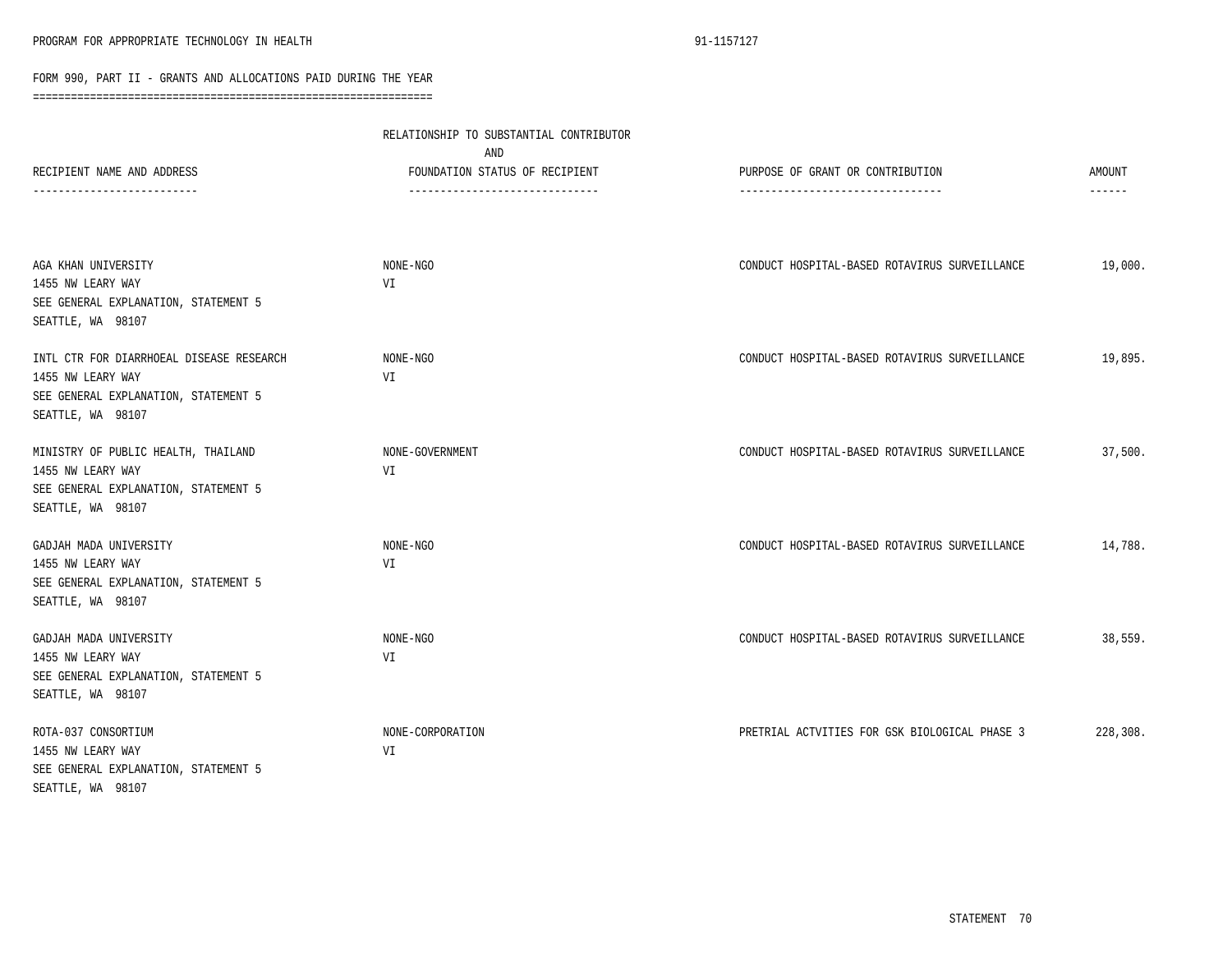PROGRAM FOR APPROPRIATE TECHNOLOGY IN HEALTH 91-1157127

FORM 990, PART II - GRANTS AND ALLOCATIONS PAID DURING THE YEAR

| RECIPIENT NAME AND ADDRESS | RELATIONSHIP TO SUBSTANTIAL CONTRIBUTOR AND FOUNDATION STATUS OF RECIPIENT | PURPOSE OF GRANT OR CONTRIBUTION | AMOUNT |
|---|---|---|---|
| AGA KHAN UNIVERSITY<br>1455 NW LEARY WAY<br>SEE GENERAL EXPLANATION, STATEMENT 5<br>SEATTLE, WA 98107 | NONE-NGO<br>VI | CONDUCT HOSPITAL-BASED ROTAVIRUS SURVEILLANCE | 19,000. |
| INTL CTR FOR DIARRHOEAL DISEASE RESEARCH<br>1455 NW LEARY WAY<br>SEE GENERAL EXPLANATION, STATEMENT 5<br>SEATTLE, WA 98107 | NONE-NGO<br>VI | CONDUCT HOSPITAL-BASED ROTAVIRUS SURVEILLANCE | 19,895. |
| MINISTRY OF PUBLIC HEALTH, THAILAND<br>1455 NW LEARY WAY<br>SEE GENERAL EXPLANATION, STATEMENT 5<br>SEATTLE, WA 98107 | NONE-GOVERNMENT<br>VI | CONDUCT HOSPITAL-BASED ROTAVIRUS SURVEILLANCE | 37,500. |
| GADJAH MADA UNIVERSITY<br>1455 NW LEARY WAY<br>SEE GENERAL EXPLANATION, STATEMENT 5<br>SEATTLE, WA 98107 | NONE-NGO<br>VI | CONDUCT HOSPITAL-BASED ROTAVIRUS SURVEILLANCE | 14,788. |
| GADJAH MADA UNIVERSITY<br>1455 NW LEARY WAY<br>SEE GENERAL EXPLANATION, STATEMENT 5<br>SEATTLE, WA 98107 | NONE-NGO<br>VI | CONDUCT HOSPITAL-BASED ROTAVIRUS SURVEILLANCE | 38,559. |
| ROTA-037 CONSORTIUM<br>1455 NW LEARY WAY<br>SEE GENERAL EXPLANATION, STATEMENT 5<br>SEATTLE, WA 98107 | NONE-CORPORATION<br>VI | PRETRIAL ACTVITIES FOR GSK BIOLOGICAL PHASE 3 | 228,308. |

STATEMENT 70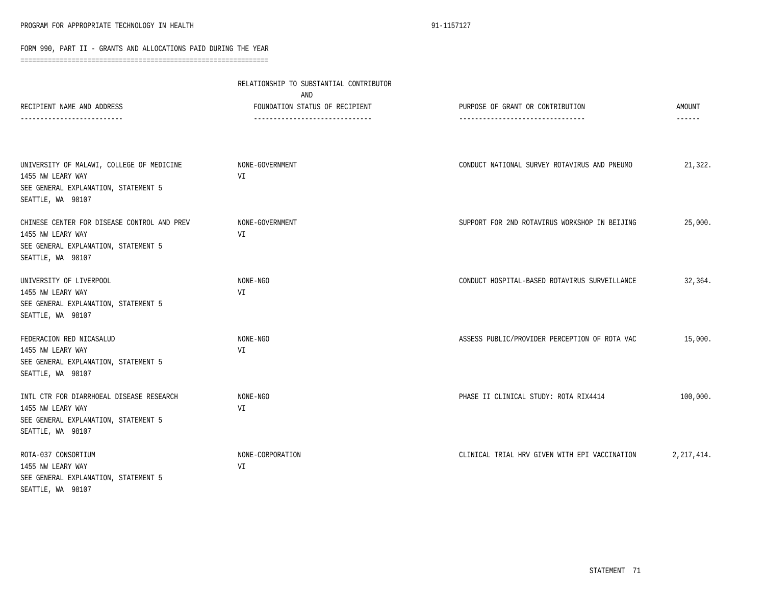PROGRAM FOR APPROPRIATE TECHNOLOGY IN HEALTH 91-1157127

FORM 990, PART II - GRANTS AND ALLOCATIONS PAID DURING THE YEAR

| RECIPIENT NAME AND ADDRESS | RELATIONSHIP TO SUBSTANTIAL CONTRIBUTOR AND FOUNDATION STATUS OF RECIPIENT | PURPOSE OF GRANT OR CONTRIBUTION | AMOUNT |
|---|---|---|---|
| UNIVERSITY OF MALAWI, COLLEGE OF MEDICINE<br>1455 NW LEARY WAY<br>SEE GENERAL EXPLANATION, STATEMENT 5<br>SEATTLE, WA 98107 | NONE-GOVERNMENT<br>VI | CONDUCT NATIONAL SURVEY ROTAVIRUS AND PNEUMO | 21,322. |
| CHINESE CENTER FOR DISEASE CONTROL AND PREV<br>1455 NW LEARY WAY<br>SEE GENERAL EXPLANATION, STATEMENT 5<br>SEATTLE, WA 98107 | NONE-GOVERNMENT<br>VI | SUPPORT FOR 2ND ROTAVIRUS WORKSHOP IN BEIJING | 25,000. |
| UNIVERSITY OF LIVERPOOL<br>1455 NW LEARY WAY<br>SEE GENERAL EXPLANATION, STATEMENT 5<br>SEATTLE, WA 98107 | NONE-NGO<br>VI | CONDUCT HOSPITAL-BASED ROTAVIRUS SURVEILLANCE | 32,364. |
| FEDERACION RED NICASALUD<br>1455 NW LEARY WAY<br>SEE GENERAL EXPLANATION, STATEMENT 5<br>SEATTLE, WA 98107 | NONE-NGO<br>VI | ASSESS PUBLIC/PROVIDER PERCEPTION OF ROTA VAC | 15,000. |
| INTL CTR FOR DIARRHOEAL DISEASE RESEARCH<br>1455 NW LEARY WAY<br>SEE GENERAL EXPLANATION, STATEMENT 5<br>SEATTLE, WA 98107 | NONE-NGO<br>VI | PHASE II CLINICAL STUDY: ROTA RIX4414 | 100,000. |
| ROTA-037 CONSORTIUM<br>1455 NW LEARY WAY<br>SEE GENERAL EXPLANATION, STATEMENT 5<br>SEATTLE, WA 98107 | NONE-CORPORATION<br>VI | CLINICAL TRIAL HRV GIVEN WITH EPI VACCINATION | 2,217,414. |

STATEMENT 71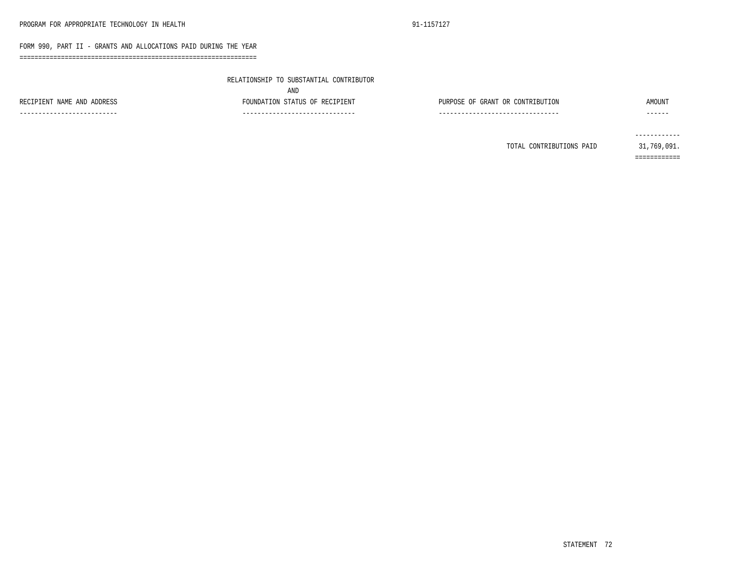## FORM 990, PART II - GRANTS AND ALLOCATIONS PAID DURING THE YEAR

| RECIPIENT NAME AND ADDRESS | RELATIONSHIP TO SUBSTANTIAL CONTRIBUTOR AND FOUNDATION STATUS OF RECIPIENT | PURPOSE OF GRANT OR CONTRIBUTION | AMOUNT |
|---|---|---|---|
| | | TOTAL CONTRIBUTIONS PAID | 31,769,091. |

STATEMENT 72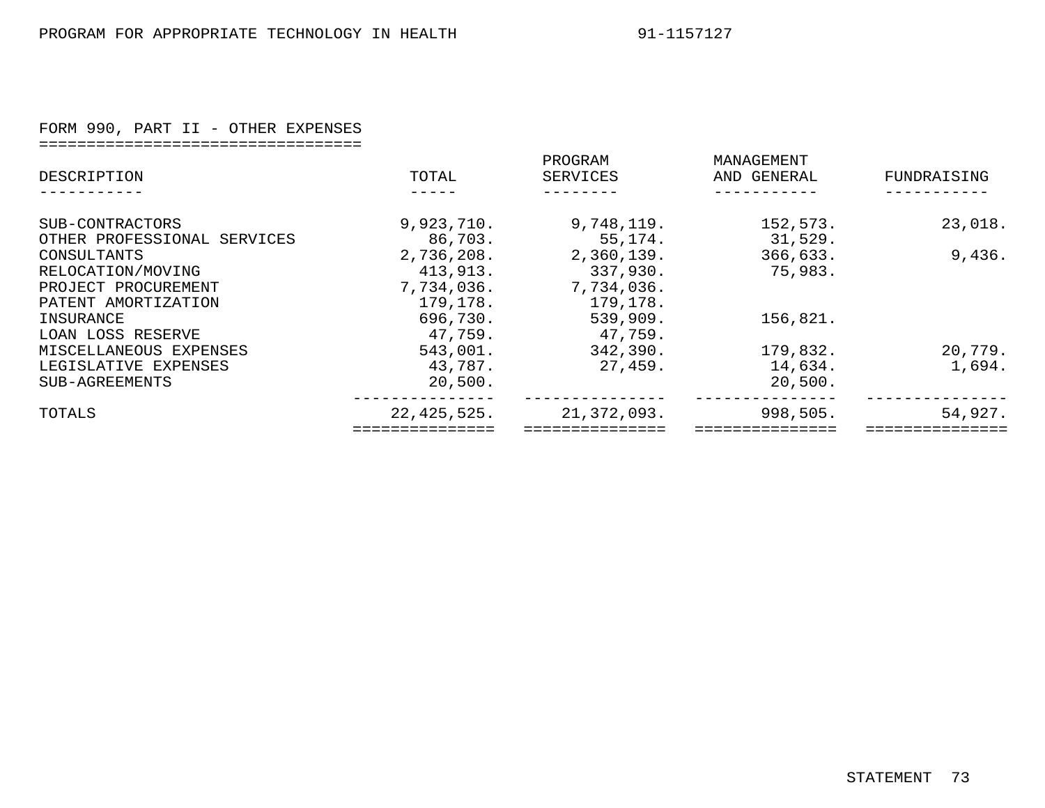PROGRAM FOR APPROPRIATE TECHNOLOGY IN HEALTH 91-1157127

## FORM 990, PART II - OTHER EXPENSES

| DESCRIPTION | TOTAL | PROGRAM SERVICES | MANAGEMENT AND GENERAL | FUNDRAISING |
|---|---|---|---|---|
| SUB-CONTRACTORS | 9,923,710. | 9,748,119. | 152,573. | 23,018. |
| OTHER PROFESSIONAL SERVICES | 86,703. | 55,174. | 31,529. | |
| CONSULTANTS | 2,736,208. | 2,360,139. | 366,633. | 9,436. |
| RELOCATION/MOVING | 413,913. | 337,930. | 75,983. | |
| PROJECT PROCUREMENT | 7,734,036. | 7,734,036. | | |
| PATENT AMORTIZATION | 179,178. | 179,178. | | |
| INSURANCE | 696,730. | 539,909. | 156,821. | |
| LOAN LOSS RESERVE | 47,759. | 47,759. | | |
| MISCELLANEOUS EXPENSES | 543,001. | 342,390. | 179,832. | 20,779. |
| LEGISLATIVE EXPENSES | 43,787. | 27,459. | 14,634. | 1,694. |
| SUB-AGREEMENTS | 20,500. | | 20,500. | |
| TOTALS | 22,425,525. | 21,372,093. | 998,505. | 54,927. |

STATEMENT 73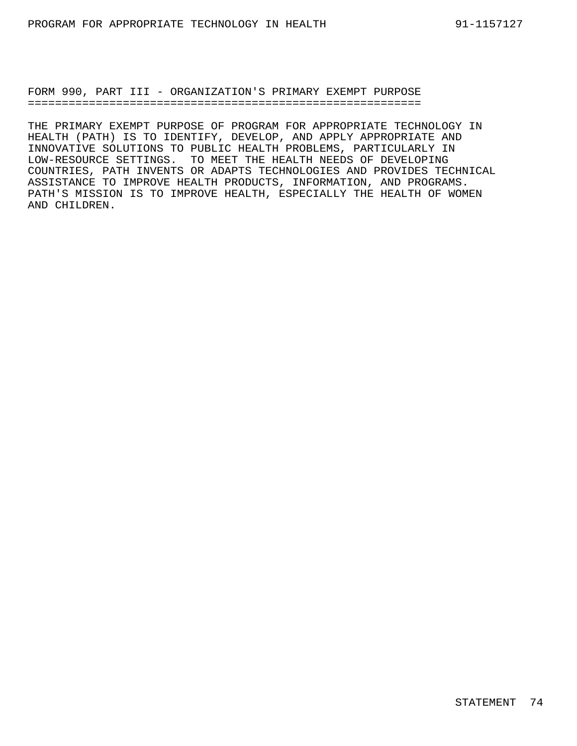## FORM 990, PART III - ORGANIZATION'S PRIMARY EXEMPT PURPOSE

THE PRIMARY EXEMPT PURPOSE OF PROGRAM FOR APPROPRIATE TECHNOLOGY IN HEALTH (PATH) IS TO IDENTIFY, DEVELOP, AND APPLY APPROPRIATE AND INNOVATIVE SOLUTIONS TO PUBLIC HEALTH PROBLEMS, PARTICULARLY IN LOW-RESOURCE SETTINGS. TO MEET THE HEALTH NEEDS OF DEVELOPING COUNTRIES, PATH INVENTS OR ADAPTS TECHNOLOGIES AND PROVIDES TECHNICAL ASSISTANCE TO IMPROVE HEALTH PRODUCTS, INFORMATION, AND PROGRAMS. PATH'S MISSION IS TO IMPROVE HEALTH, ESPECIALLY THE HEALTH OF WOMEN AND CHILDREN.

STATEMENT 74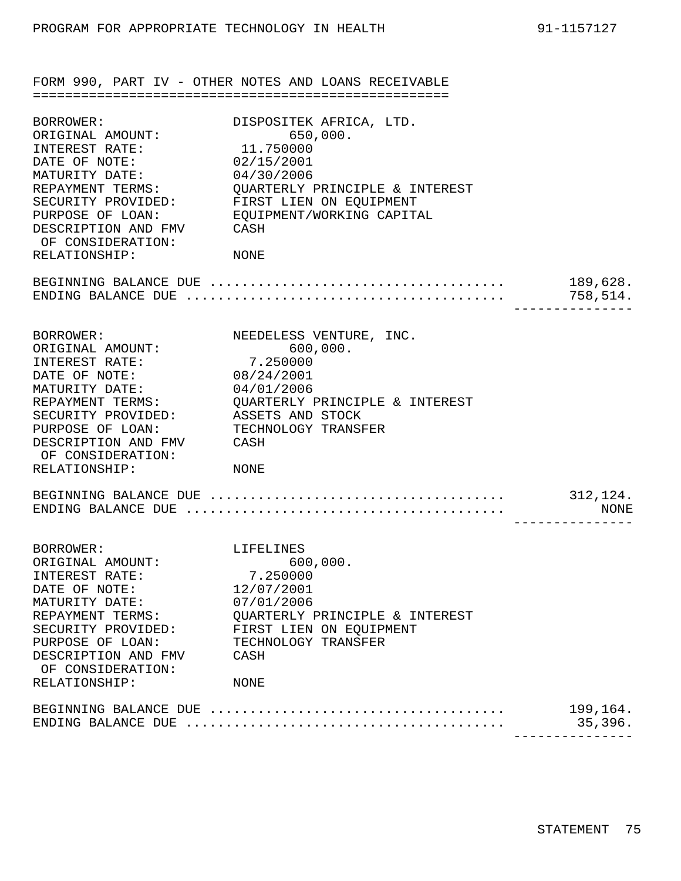PROGRAM FOR APPROPRIATE TECHNOLOGY IN HEALTH 91-1157127

## FORM 990, PART IV - OTHER NOTES AND LOANS RECEIVABLE

| | |
|---|---|
| BORROWER: | DISPOSITEK AFRICA, LTD. |
| ORIGINAL AMOUNT: | 650,000. |
| INTEREST RATE: | 11.750000 |
| DATE OF NOTE: | 02/15/2001 |
| MATURITY DATE: | 04/30/2006 |
| REPAYMENT TERMS: | QUARTERLY PRINCIPLE & INTEREST |
| SECURITY PROVIDED: | FIRST LIEN ON EQUIPMENT |
| PURPOSE OF LOAN: | EQUIPMENT/WORKING CAPITAL |
| DESCRIPTION AND FMV OF CONSIDERATION: | CASH |
| RELATIONSHIP: | NONE |

| | |
|---|---:|
| BEGINNING BALANCE DUE | 189,628. |
| ENDING BALANCE DUE | 758,514. |

| | |
|---|---|
| BORROWER: | NEEDELESS VENTURE, INC. |
| ORIGINAL AMOUNT: | 600,000. |
| INTEREST RATE: | 7.250000 |
| DATE OF NOTE: | 08/24/2001 |
| MATURITY DATE: | 04/01/2006 |
| REPAYMENT TERMS: | QUARTERLY PRINCIPLE & INTEREST |
| SECURITY PROVIDED: | ASSETS AND STOCK |
| PURPOSE OF LOAN: | TECHNOLOGY TRANSFER |
| DESCRIPTION AND FMV OF CONSIDERATION: | CASH |
| RELATIONSHIP: | NONE |

| | |
|---|---:|
| BEGINNING BALANCE DUE | 312,124. |
| ENDING BALANCE DUE | NONE |

| | |
|---|---|
| BORROWER: | LIFELINES |
| ORIGINAL AMOUNT: | 600,000. |
| INTEREST RATE: | 7.250000 |
| DATE OF NOTE: | 12/07/2001 |
| MATURITY DATE: | 07/01/2006 |
| REPAYMENT TERMS: | QUARTERLY PRINCIPLE & INTEREST |
| SECURITY PROVIDED: | FIRST LIEN ON EQUIPMENT |
| PURPOSE OF LOAN: | TECHNOLOGY TRANSFER |
| DESCRIPTION AND FMV OF CONSIDERATION: | CASH |
| RELATIONSHIP: | NONE |

| | |
|---|---:|
| BEGINNING BALANCE DUE | 199,164. |
| ENDING BALANCE DUE | 35,396. |

STATEMENT 75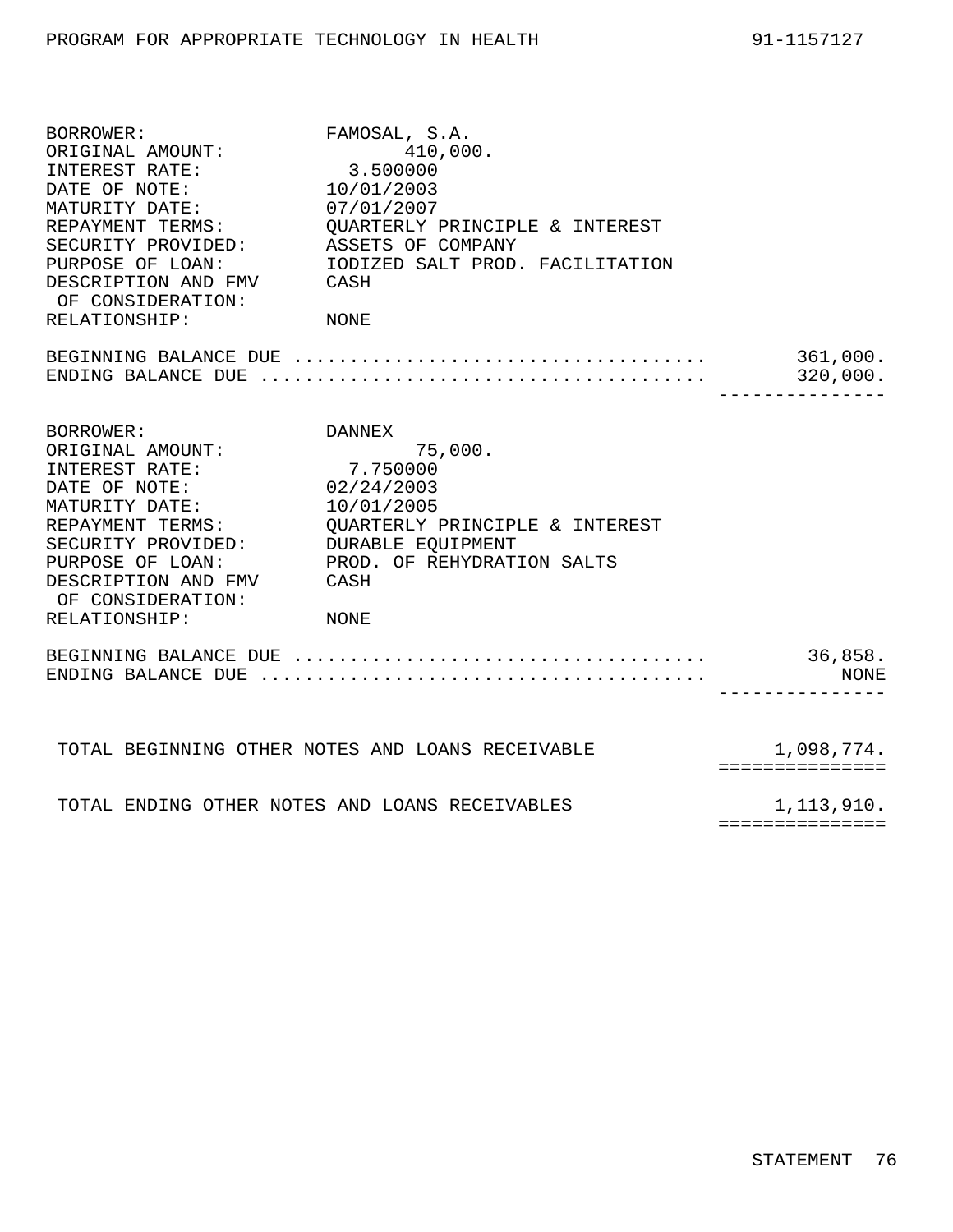PROGRAM FOR APPROPRIATE TECHNOLOGY IN HEALTH 91-1157127

| | |
|---|---|
| BORROWER: | FAMOSAL, S.A. |
| ORIGINAL AMOUNT: | 410,000. |
| INTEREST RATE: | 3.500000 |
| DATE OF NOTE: | 10/01/2003 |
| MATURITY DATE: | 07/01/2007 |
| REPAYMENT TERMS: | QUARTERLY PRINCIPLE & INTEREST |
| SECURITY PROVIDED: | ASSETS OF COMPANY |
| PURPOSE OF LOAN: | IODIZED SALT PROD. FACILITATION |
| DESCRIPTION AND FMV OF CONSIDERATION: | CASH |
| RELATIONSHIP: | NONE |

| | |
|---|---|
| BEGINNING BALANCE DUE | 361,000. |
| ENDING BALANCE DUE | 320,000. |

| | |
|---|---|
| BORROWER: | DANNEX |
| ORIGINAL AMOUNT: | 75,000. |
| INTEREST RATE: | 7.750000 |
| DATE OF NOTE: | 02/24/2003 |
| MATURITY DATE: | 10/01/2005 |
| REPAYMENT TERMS: | QUARTERLY PRINCIPLE & INTEREST |
| SECURITY PROVIDED: | DURABLE EQUIPMENT |
| PURPOSE OF LOAN: | PROD. OF REHYDRATION SALTS |
| DESCRIPTION AND FMV OF CONSIDERATION: | CASH |
| RELATIONSHIP: | NONE |

| | |
|---|---|
| BEGINNING BALANCE DUE | 36,858. |
| ENDING BALANCE DUE | NONE |

| | |
|---|---|
| TOTAL BEGINNING OTHER NOTES AND LOANS RECEIVABLE | 1,098,774. |
| TOTAL ENDING OTHER NOTES AND LOANS RECEIVABLES | 1,113,910. |

STATEMENT 76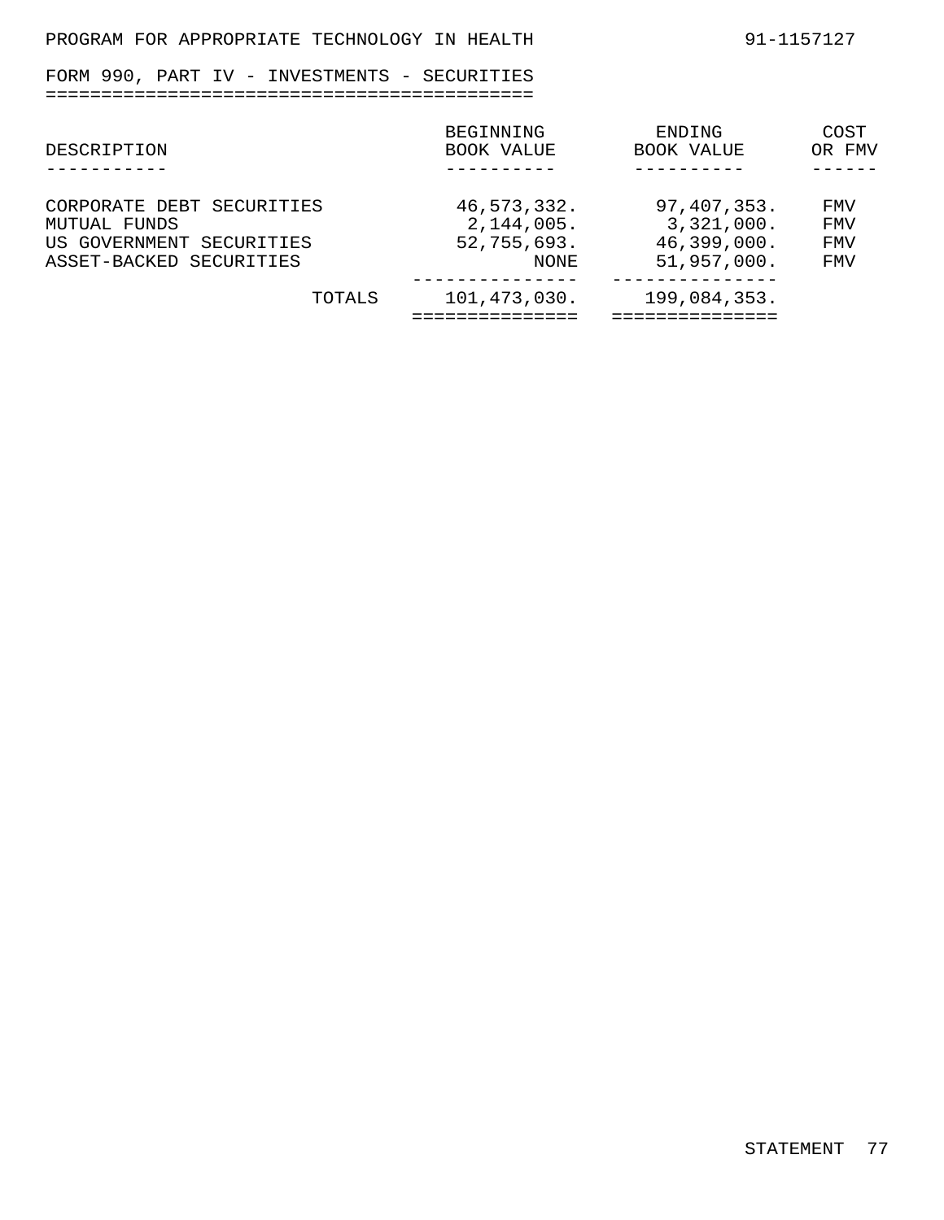PROGRAM FOR APPROPRIATE TECHNOLOGY IN HEALTH 91-1157127

## FORM 990, PART IV - INVESTMENTS - SECURITIES

| DESCRIPTION | BEGINNING BOOK VALUE | ENDING BOOK VALUE | COST OR FMV |
|---|---|---|---|
| CORPORATE DEBT SECURITIES | 46,573,332. | 97,407,353. | FMV |
| MUTUAL FUNDS | 2,144,005. | 3,321,000. | FMV |
| US GOVERNMENT SECURITIES | 52,755,693. | 46,399,000. | FMV |
| ASSET-BACKED SECURITIES | NONE | 51,957,000. | FMV |
| TOTALS | 101,473,030. | 199,084,353. | |

STATEMENT 77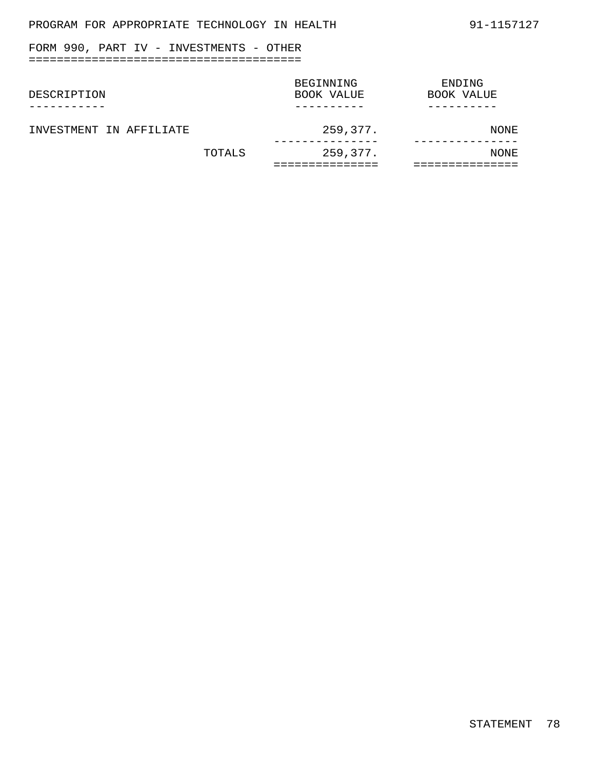PROGRAM FOR APPROPRIATE TECHNOLOGY IN HEALTH 91-1157127

## FORM 990, PART IV - INVESTMENTS - OTHER

| DESCRIPTION | | BEGINNING BOOK VALUE | ENDING BOOK VALUE |
|---|---|---|---|
| INVESTMENT IN AFFILIATE | | 259,377. | NONE |
| | TOTALS | 259,377. | NONE |

STATEMENT 78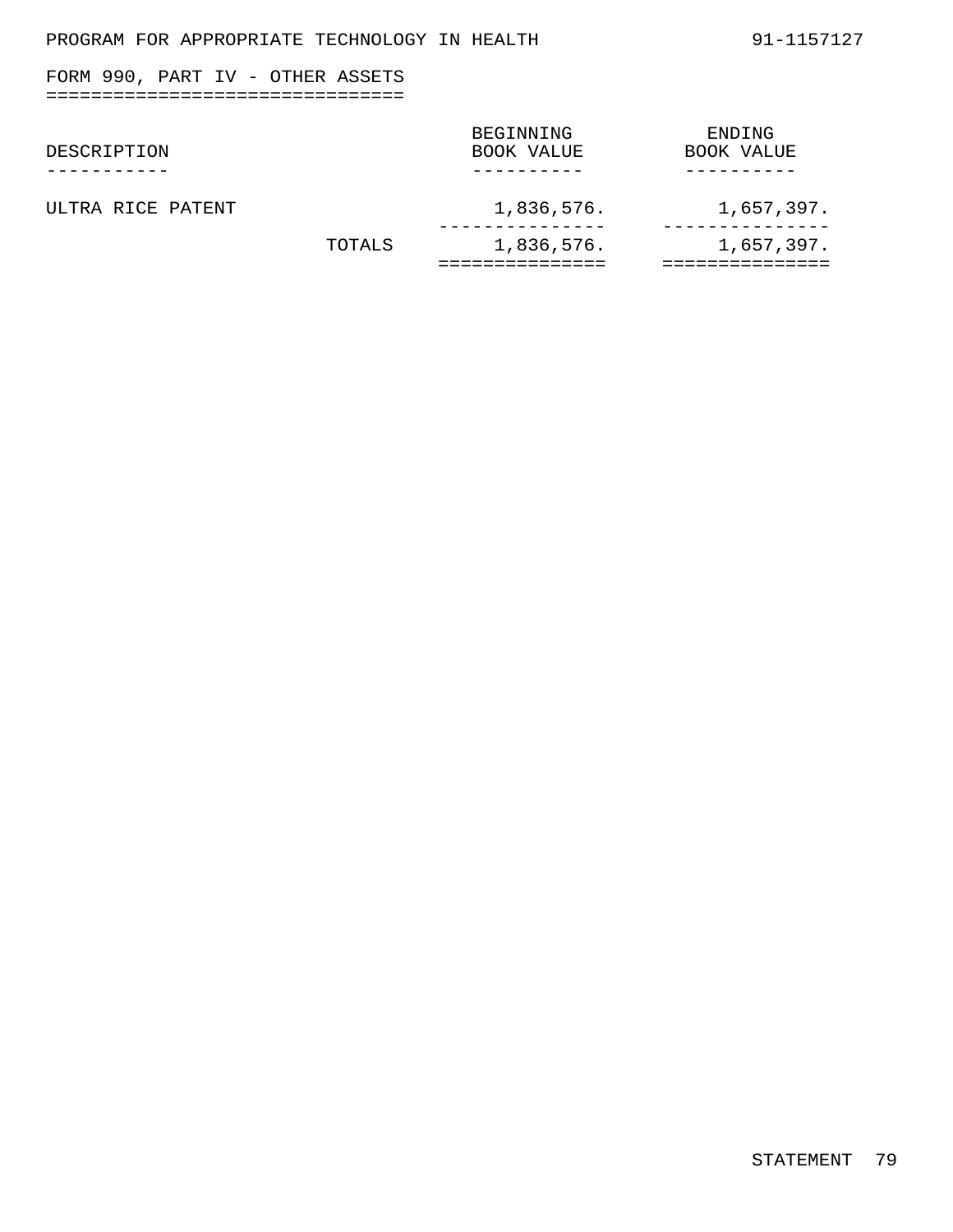PROGRAM FOR APPROPRIATE TECHNOLOGY IN HEALTH 91-1157127

## FORM 990, PART IV - OTHER ASSETS

| DESCRIPTION | BEGINNING BOOK VALUE | ENDING BOOK VALUE |
|---|---|---|
| ULTRA RICE PATENT | 1,836,576. | 1,657,397. |
| TOTALS | 1,836,576. | 1,657,397. |

STATEMENT 79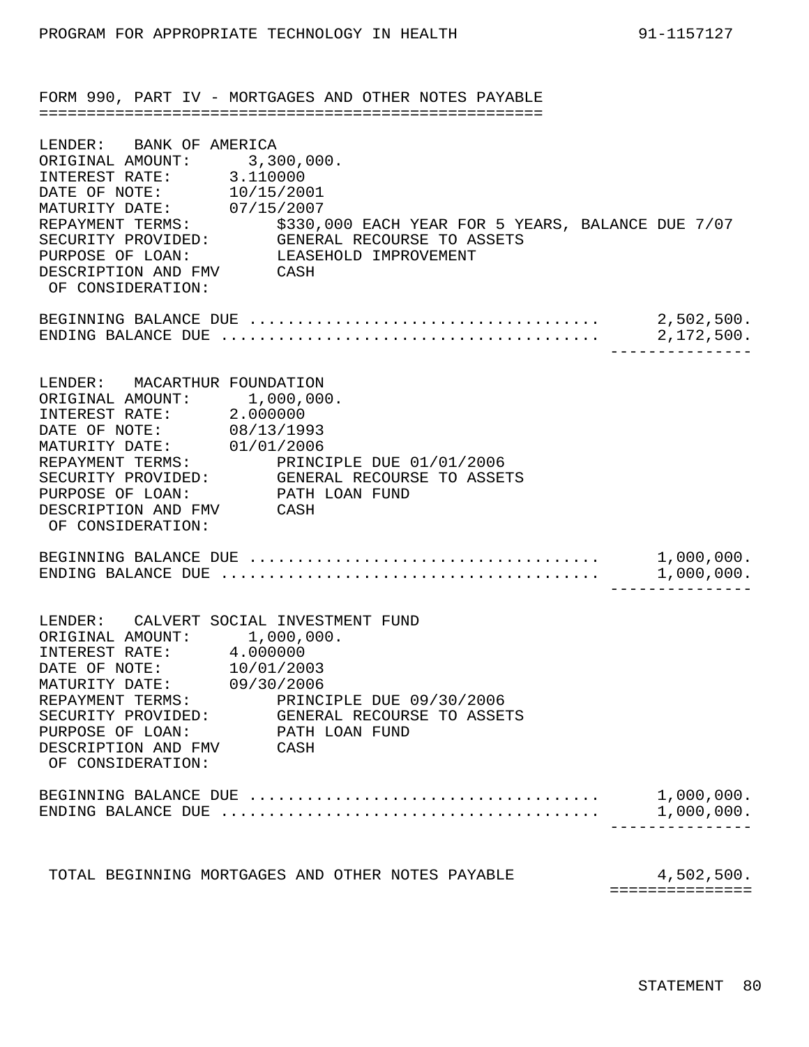PROGRAM FOR APPROPRIATE TECHNOLOGY IN HEALTH 91-1157127

## FORM 990, PART IV - MORTGAGES AND OTHER NOTES PAYABLE

LENDER: BANK OF AMERICA
ORIGINAL AMOUNT: 3,300,000.
INTEREST RATE: 3.110000
DATE OF NOTE: 10/15/2001
MATURITY DATE: 07/15/2007
REPAYMENT TERMS: $330,000 EACH YEAR FOR 5 YEARS, BALANCE DUE 7/07
SECURITY PROVIDED: GENERAL RECOURSE TO ASSETS
PURPOSE OF LOAN: LEASEHOLD IMPROVEMENT
DESCRIPTION AND FMV OF CONSIDERATION: CASH

| | |
|---|---|
| BEGINNING BALANCE DUE | 2,502,500. |
| ENDING BALANCE DUE | 2,172,500. |

LENDER: MACARTHUR FOUNDATION
ORIGINAL AMOUNT: 1,000,000.
INTEREST RATE: 2.000000
DATE OF NOTE: 08/13/1993
MATURITY DATE: 01/01/2006
REPAYMENT TERMS: PRINCIPLE DUE 01/01/2006
SECURITY PROVIDED: GENERAL RECOURSE TO ASSETS
PURPOSE OF LOAN: PATH LOAN FUND
DESCRIPTION AND FMV OF CONSIDERATION: CASH

| | |
|---|---|
| BEGINNING BALANCE DUE | 1,000,000. |
| ENDING BALANCE DUE | 1,000,000. |

LENDER: CALVERT SOCIAL INVESTMENT FUND
ORIGINAL AMOUNT: 1,000,000.
INTEREST RATE: 4.000000
DATE OF NOTE: 10/01/2003
MATURITY DATE: 09/30/2006
REPAYMENT TERMS: PRINCIPLE DUE 09/30/2006
SECURITY PROVIDED: GENERAL RECOURSE TO ASSETS
PURPOSE OF LOAN: PATH LOAN FUND
DESCRIPTION AND FMV OF CONSIDERATION: CASH

| | |
|---|---|
| BEGINNING BALANCE DUE | 1,000,000. |
| ENDING BALANCE DUE | 1,000,000. |

| | |
|---|---|
| TOTAL BEGINNING MORTGAGES AND OTHER NOTES PAYABLE | 4,502,500. |

STATEMENT 80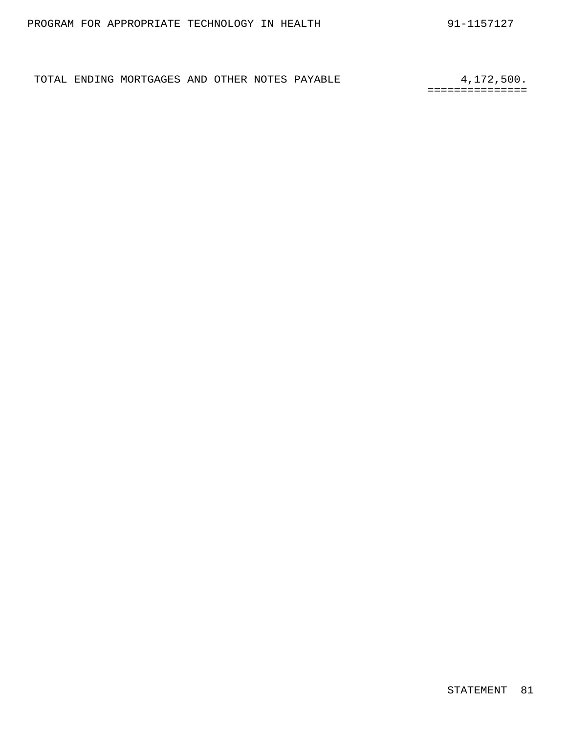| TOTAL ENDING MORTGAGES AND OTHER NOTES PAYABLE | 4,172,500. |
| --- | --- |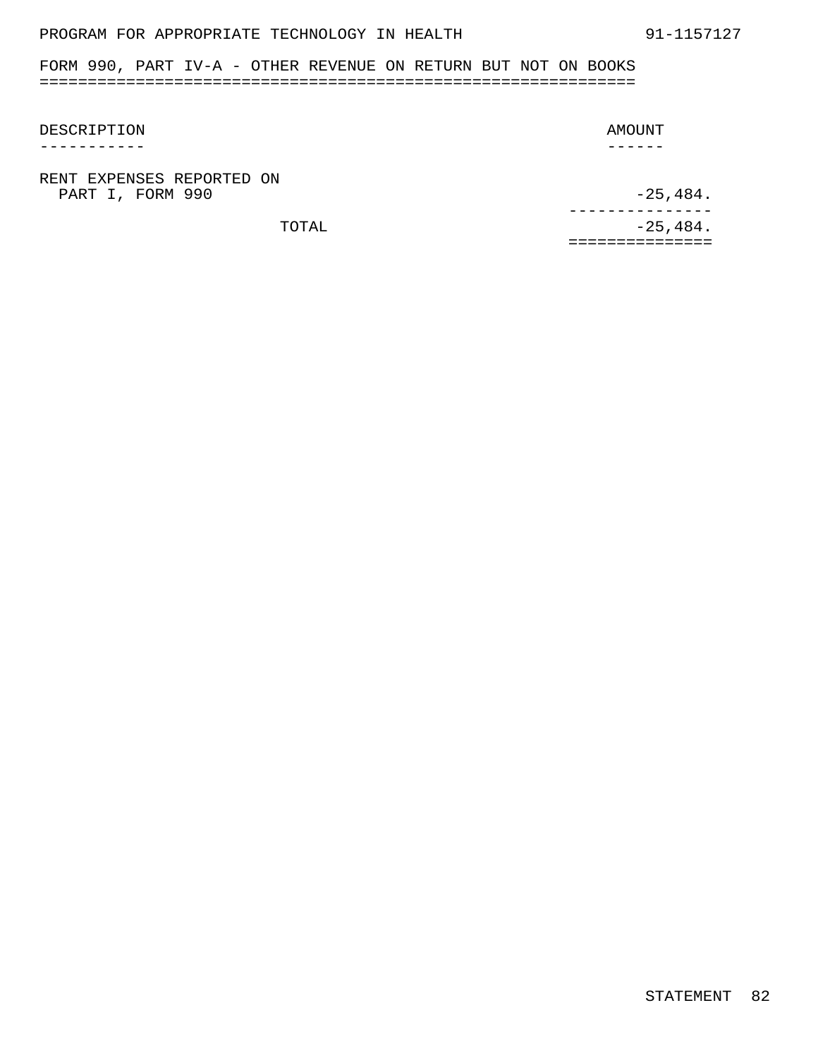PROGRAM FOR APPROPRIATE TECHNOLOGY IN HEALTH 91-1157127

## FORM 990, PART IV-A - OTHER REVENUE ON RETURN BUT NOT ON BOOKS

| DESCRIPTION | AMOUNT |
|---|---|
| RENT EXPENSES REPORTED ON PART I, FORM 990 | -25,484. |
| TOTAL | -25,484. |

STATEMENT 82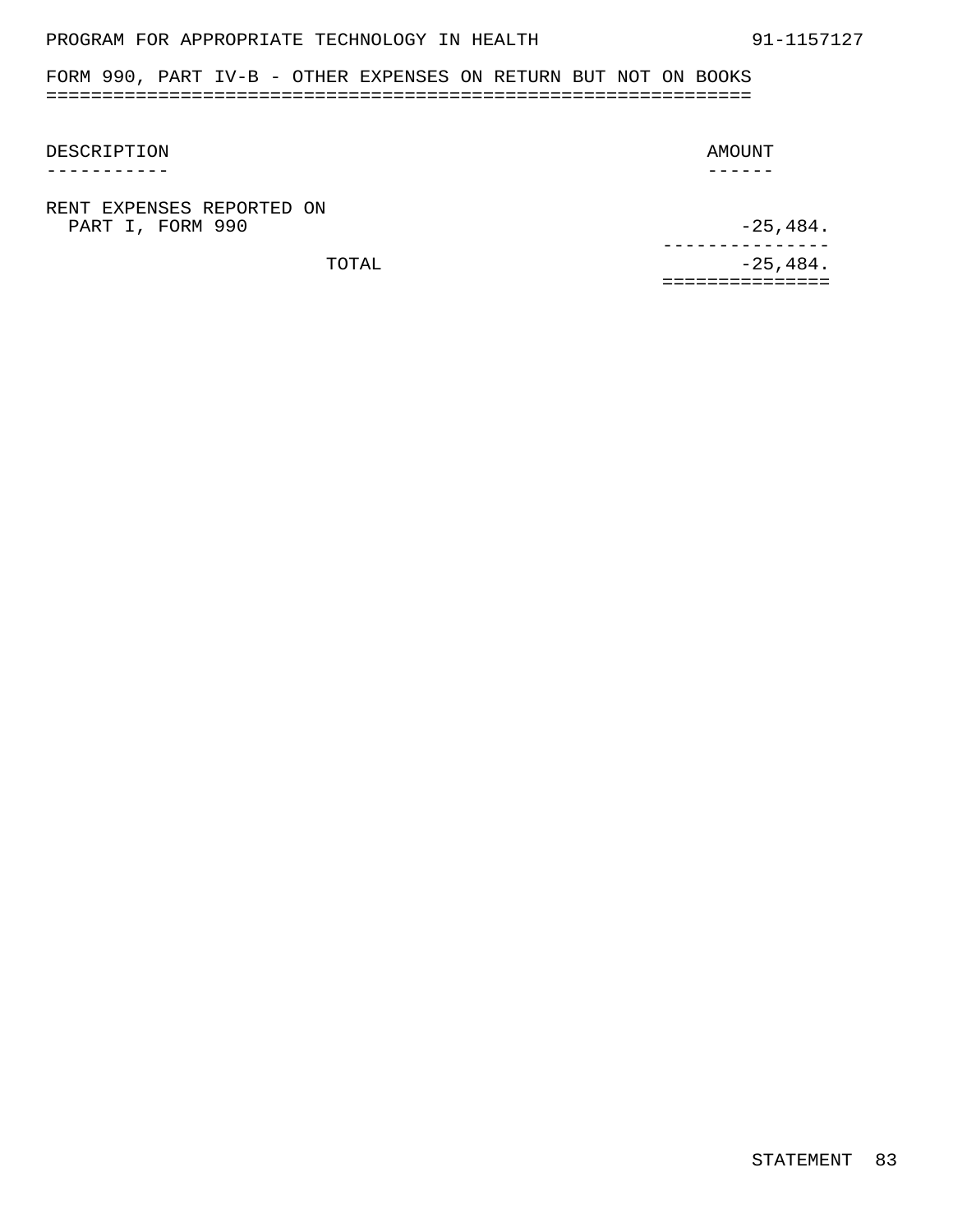PROGRAM FOR APPROPRIATE TECHNOLOGY IN HEALTH 91-1157127

## FORM 990, PART IV-B - OTHER EXPENSES ON RETURN BUT NOT ON BOOKS

| DESCRIPTION | AMOUNT |
|---|---|
| RENT EXPENSES REPORTED ON PART I, FORM 990 | -25,484. |
| TOTAL | -25,484. |

STATEMENT 83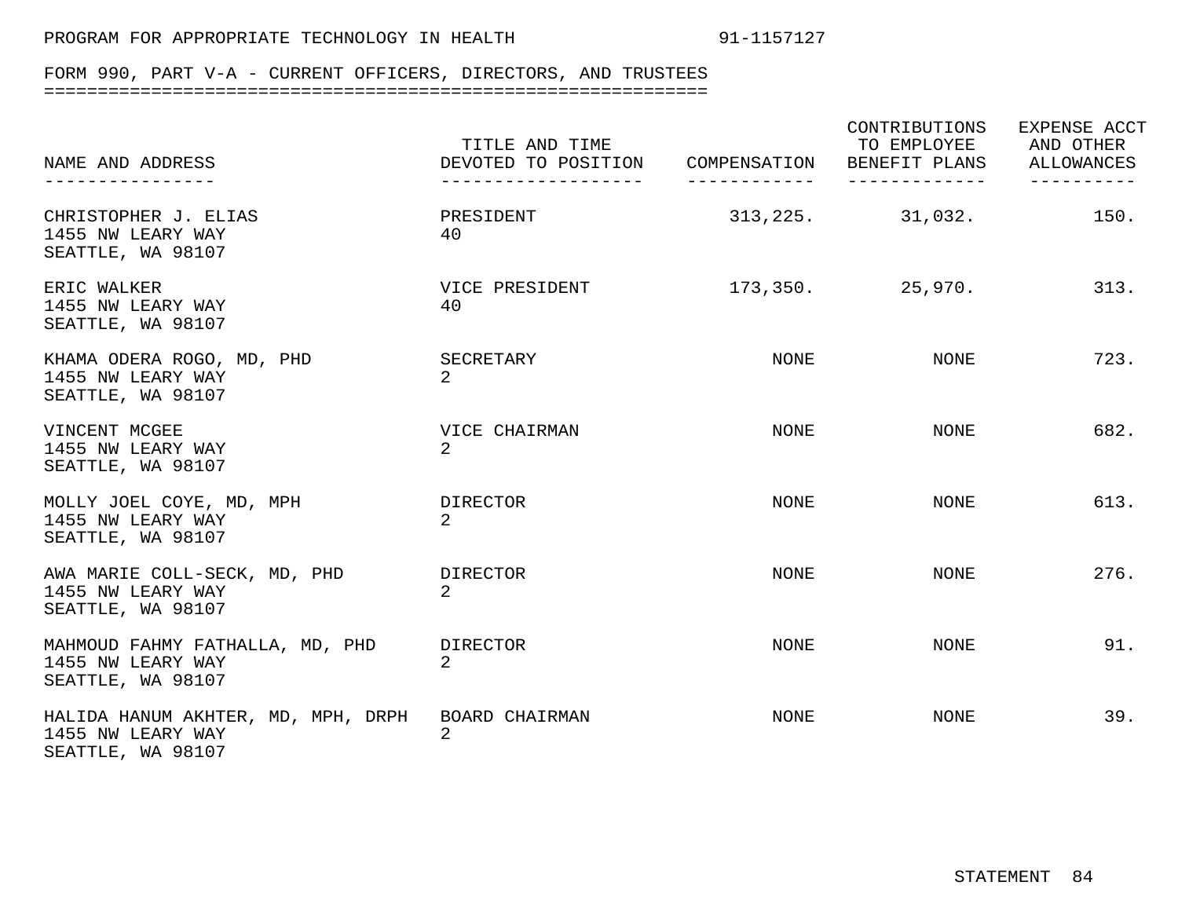PROGRAM FOR APPROPRIATE TECHNOLOGY IN HEALTH 91-1157127

## FORM 990, PART V-A - CURRENT OFFICERS, DIRECTORS, AND TRUSTEES

| NAME AND ADDRESS | TITLE AND TIME DEVOTED TO POSITION | COMPENSATION | CONTRIBUTIONS TO EMPLOYEE BENEFIT PLANS | EXPENSE ACCT AND OTHER ALLOWANCES |
|---|---|---|---|---|
| CHRISTOPHER J. ELIAS<br>1455 NW LEARY WAY<br>SEATTLE, WA 98107 | PRESIDENT<br>40 | 313,225. | 31,032. | 150. |
| ERIC WALKER<br>1455 NW LEARY WAY<br>SEATTLE, WA 98107 | VICE PRESIDENT<br>40 | 173,350. | 25,970. | 313. |
| KHAMA ODERA ROGO, MD, PHD<br>1455 NW LEARY WAY<br>SEATTLE, WA 98107 | SECRETARY<br>2 | NONE | NONE | 723. |
| VINCENT MCGEE<br>1455 NW LEARY WAY<br>SEATTLE, WA 98107 | VICE CHAIRMAN<br>2 | NONE | NONE | 682. |
| MOLLY JOEL COYE, MD, MPH<br>1455 NW LEARY WAY<br>SEATTLE, WA 98107 | DIRECTOR<br>2 | NONE | NONE | 613. |
| AWA MARIE COLL-SECK, MD, PHD<br>1455 NW LEARY WAY<br>SEATTLE, WA 98107 | DIRECTOR<br>2 | NONE | NONE | 276. |
| MAHMOUD FAHMY FATHALLA, MD, PHD<br>1455 NW LEARY WAY<br>SEATTLE, WA 98107 | DIRECTOR<br>2 | NONE | NONE | 91. |
| HALIDA HANUM AKHTER, MD, MPH, DRPH<br>1455 NW LEARY WAY<br>SEATTLE, WA 98107 | BOARD CHAIRMAN<br>2 | NONE | NONE | 39. |

STATEMENT 84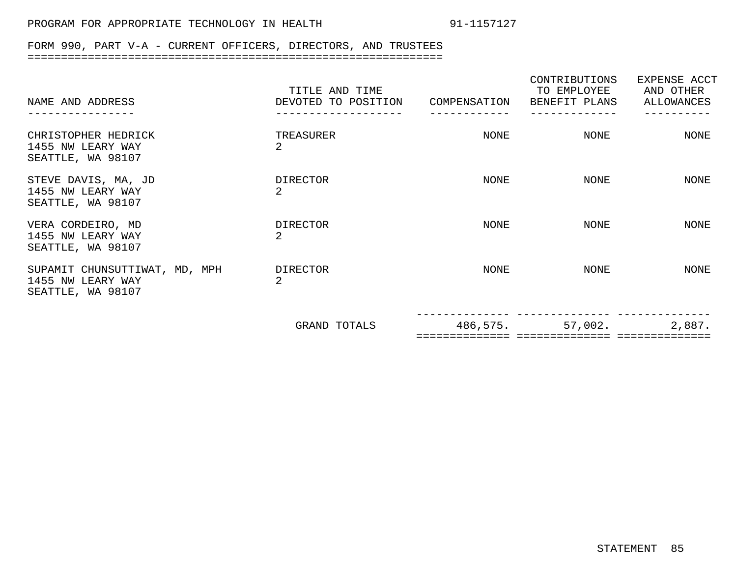PROGRAM FOR APPROPRIATE TECHNOLOGY IN HEALTH 91-1157127

## FORM 990, PART V-A - CURRENT OFFICERS, DIRECTORS, AND TRUSTEES

| NAME AND ADDRESS | TITLE AND TIME DEVOTED TO POSITION | COMPENSATION | CONTRIBUTIONS TO EMPLOYEE BENEFIT PLANS | EXPENSE ACCT AND OTHER ALLOWANCES |
|---|---|---|---|---|
| CHRISTOPHER HEDRICK<br>1455 NW LEARY WAY<br>SEATTLE, WA 98107 | TREASURER<br>2 | NONE | NONE | NONE |
| STEVE DAVIS, MA, JD<br>1455 NW LEARY WAY<br>SEATTLE, WA 98107 | DIRECTOR<br>2 | NONE | NONE | NONE |
| VERA CORDEIRO, MD<br>1455 NW LEARY WAY<br>SEATTLE, WA 98107 | DIRECTOR<br>2 | NONE | NONE | NONE |
| SUPAMIT CHUNSUTTIWAT, MD, MPH<br>1455 NW LEARY WAY<br>SEATTLE, WA 98107 | DIRECTOR<br>2 | NONE | NONE | NONE |
| | GRAND TOTALS | 486,575. | 57,002. | 2,887. |

STATEMENT 85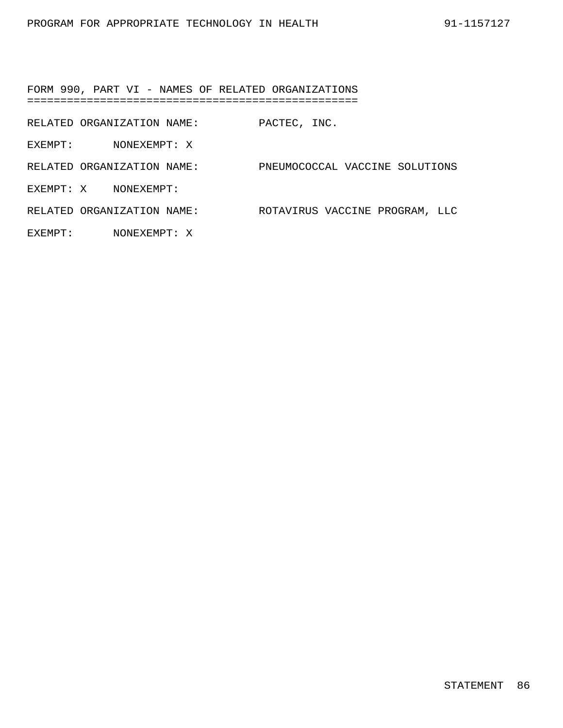## FORM 990, PART VI - NAMES OF RELATED ORGANIZATIONS

RELATED ORGANIZATION NAME: PACTEC, INC.

EXEMPT: NONEXEMPT: X

RELATED ORGANIZATION NAME: PNEUMOCOCCAL VACCINE SOLUTIONS

EXEMPT: X NONEXEMPT:

RELATED ORGANIZATION NAME: ROTAVIRUS VACCINE PROGRAM, LLC

EXEMPT: NONEXEMPT: X

STATEMENT 86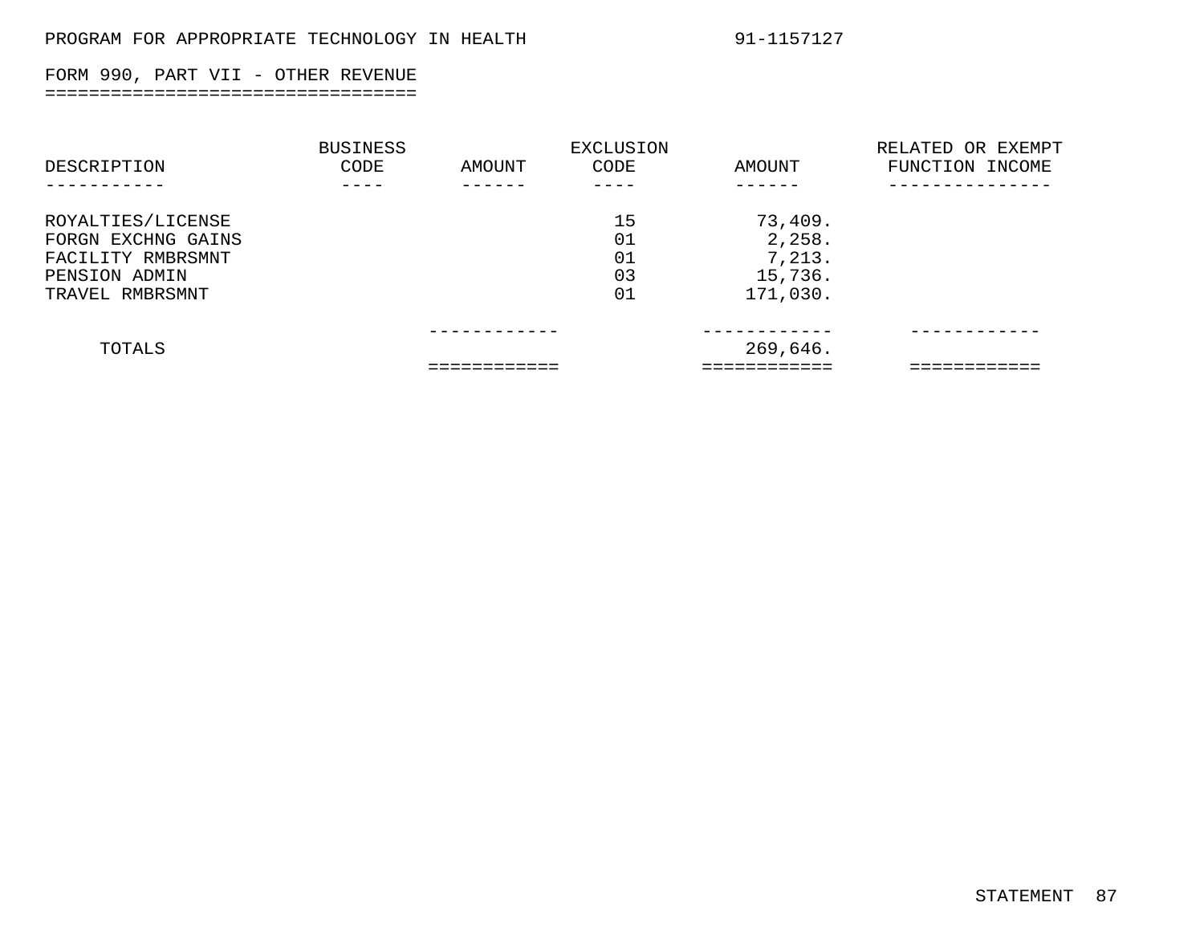PROGRAM FOR APPROPRIATE TECHNOLOGY IN HEALTH 91-1157127

## FORM 990, PART VII - OTHER REVENUE

| DESCRIPTION | BUSINESS CODE | AMOUNT | EXCLUSION CODE | AMOUNT | RELATED OR EXEMPT FUNCTION INCOME |
|---|---|---|---|---|---|
| ROYALTIES/LICENSE | | | 15 | 73,409. | |
| FORGN EXCHNG GAINS | | | 01 | 2,258. | |
| FACILITY RMBRSMNT | | | 01 | 7,213. | |
| PENSION ADMIN | | | 03 | 15,736. | |
| TRAVEL RMBRSMNT | | | 01 | 171,030. | |
| TOTALS | | | | 269,646. | |

STATEMENT 87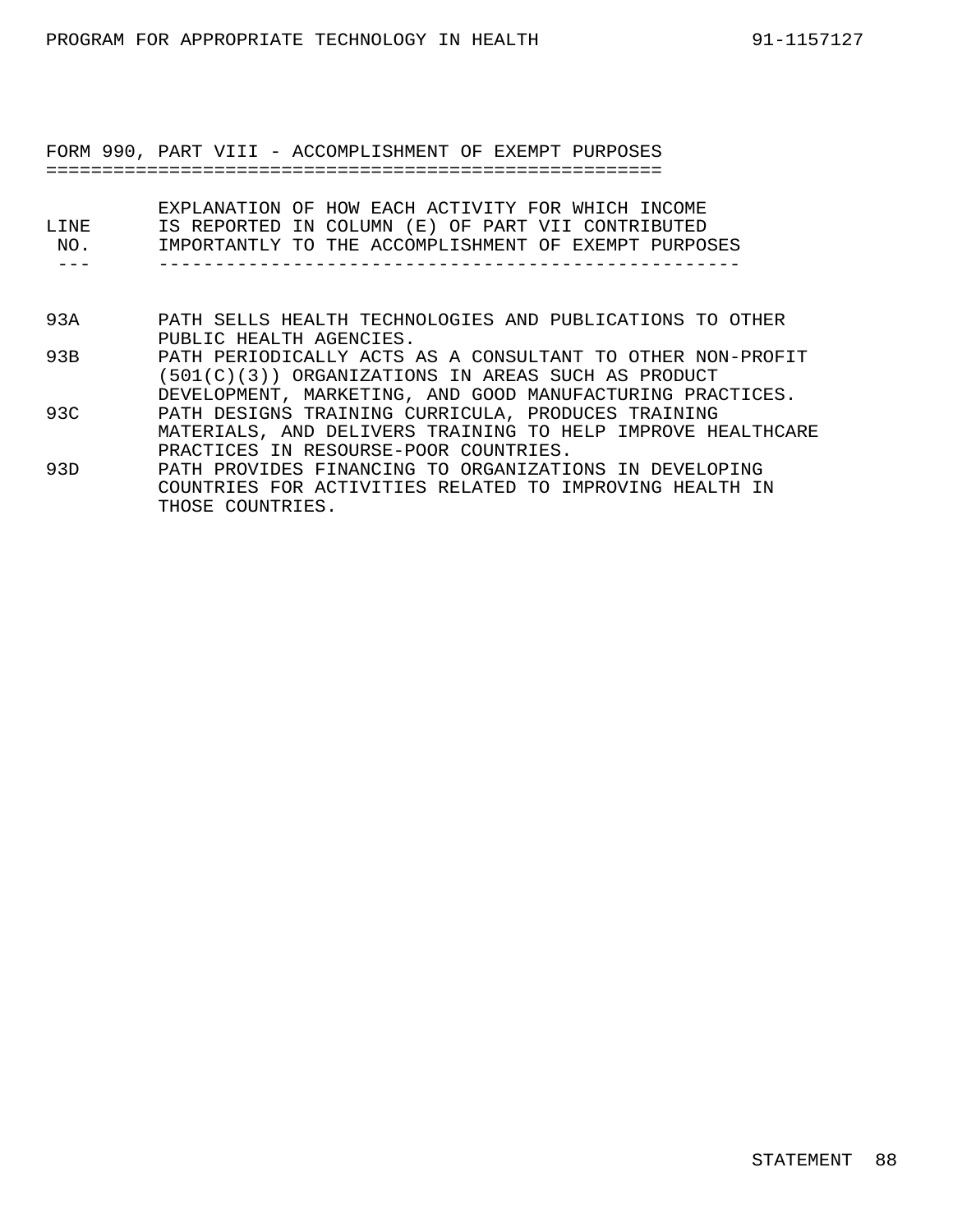## FORM 990, PART VIII - ACCOMPLISHMENT OF EXEMPT PURPOSES

| LINE NO. | EXPLANATION OF HOW EACH ACTIVITY FOR WHICH INCOME IS REPORTED IN COLUMN (E) OF PART VII CONTRIBUTED IMPORTANTLY TO THE ACCOMPLISHMENT OF EXEMPT PURPOSES |
|---|---|
| 93A | PATH SELLS HEALTH TECHNOLOGIES AND PUBLICATIONS TO OTHER PUBLIC HEALTH AGENCIES. |
| 93B | PATH PERIODICALLY ACTS AS A CONSULTANT TO OTHER NON-PROFIT (501(C)(3)) ORGANIZATIONS IN AREAS SUCH AS PRODUCT DEVELOPMENT, MARKETING, AND GOOD MANUFACTURING PRACTICES. |
| 93C | PATH DESIGNS TRAINING CURRICULA, PRODUCES TRAINING MATERIALS, AND DELIVERS TRAINING TO HELP IMPROVE HEALTHCARE PRACTICES IN RESOURSE-POOR COUNTRIES. |
| 93D | PATH PROVIDES FINANCING TO ORGANIZATIONS IN DEVELOPING COUNTRIES FOR ACTIVITIES RELATED TO IMPROVING HEALTH IN THOSE COUNTRIES. |

STATEMENT 88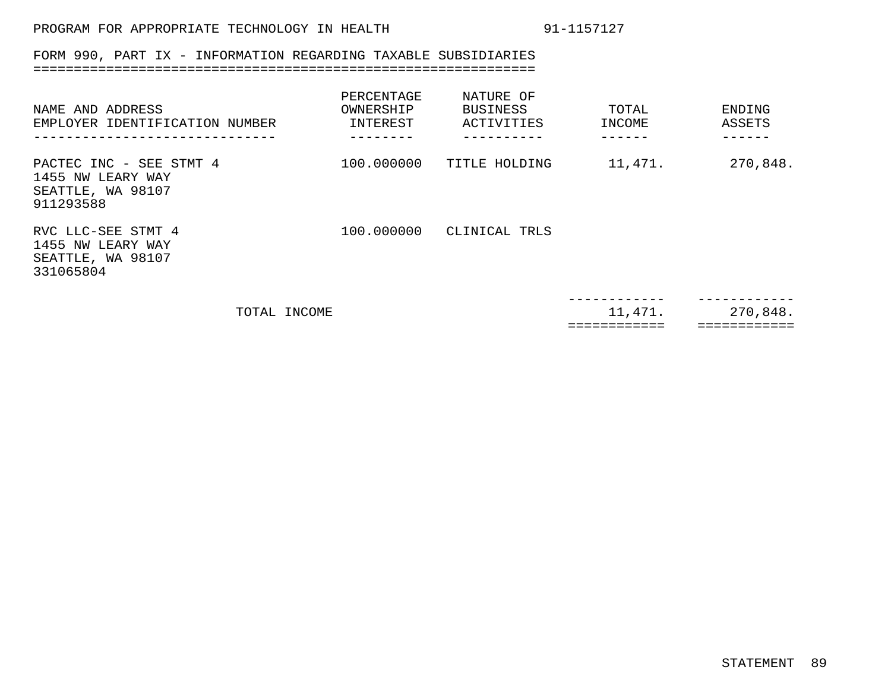PROGRAM FOR APPROPRIATE TECHNOLOGY IN HEALTH 91-1157127

## FORM 990, PART IX - INFORMATION REGARDING TAXABLE SUBSIDIARIES

| NAME AND ADDRESS EMPLOYER IDENTIFICATION NUMBER | PERCENTAGE OWNERSHIP INTEREST | NATURE OF BUSINESS ACTIVITIES | TOTAL INCOME | ENDING ASSETS |
|---|---|---|---|---|
| PACTEC INC - SEE STMT 4<br>1455 NW LEARY WAY<br>SEATTLE, WA 98107<br>911293588 | 100.000000 | TITLE HOLDING | 11,471. | 270,848. |
| RVC LLC-SEE STMT 4<br>1455 NW LEARY WAY<br>SEATTLE, WA 98107<br>331065804 | 100.000000 | CLINICAL TRLS | | |
| TOTAL INCOME | | | 11,471. | 270,848. |

STATEMENT 89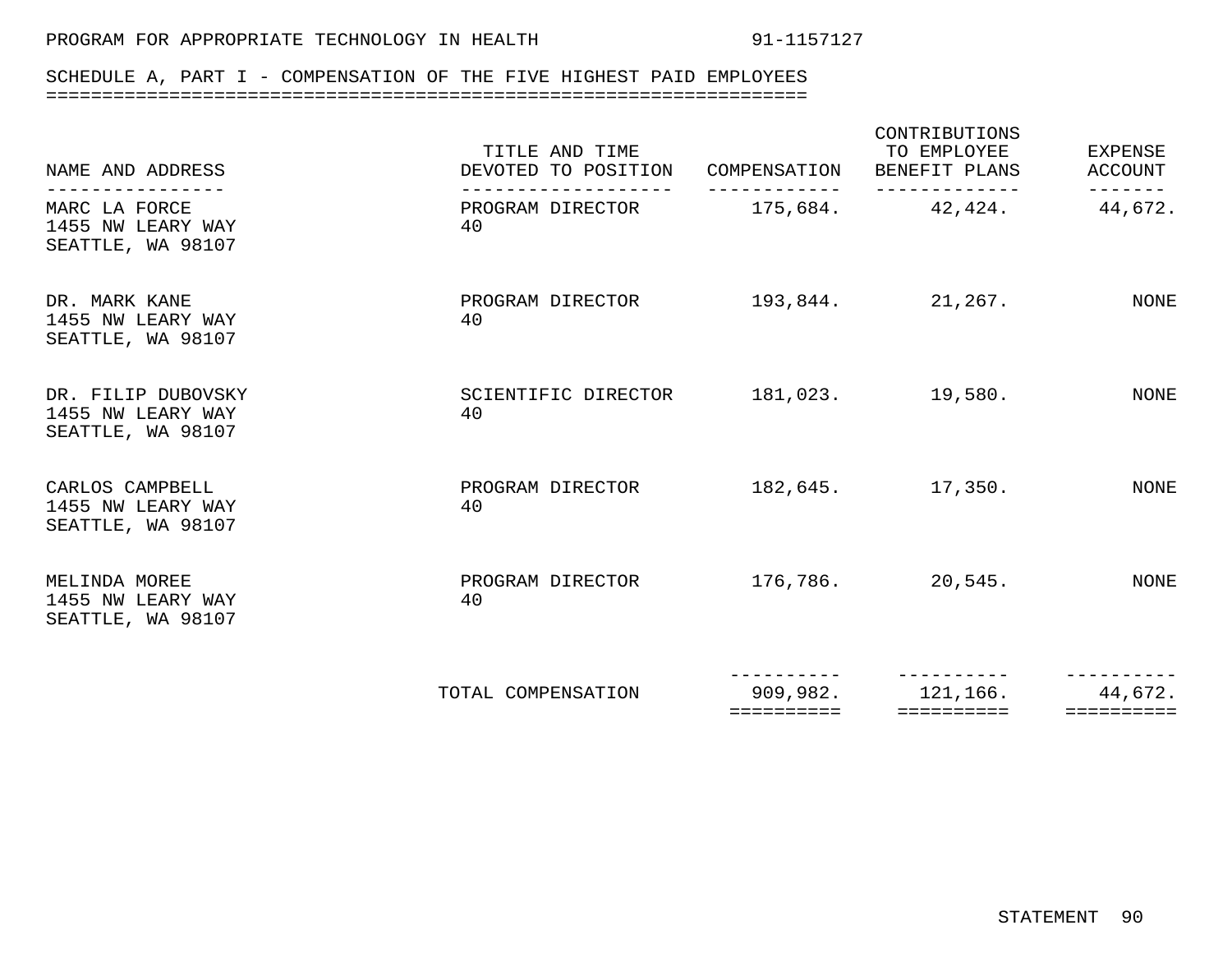PROGRAM FOR APPROPRIATE TECHNOLOGY IN HEALTH 91-1157127

## SCHEDULE A, PART I - COMPENSATION OF THE FIVE HIGHEST PAID EMPLOYEES

| NAME AND ADDRESS | TITLE AND TIME DEVOTED TO POSITION | COMPENSATION | CONTRIBUTIONS TO EMPLOYEE BENEFIT PLANS | EXPENSE ACCOUNT |
|---|---|---|---|---|
| MARC LA FORCE<br>1455 NW LEARY WAY<br>SEATTLE, WA 98107 | PROGRAM DIRECTOR<br>40 | 175,684. | 42,424. | 44,672. |
| DR. MARK KANE<br>1455 NW LEARY WAY<br>SEATTLE, WA 98107 | PROGRAM DIRECTOR<br>40 | 193,844. | 21,267. | NONE |
| DR. FILIP DUBOVSKY<br>1455 NW LEARY WAY<br>SEATTLE, WA 98107 | SCIENTIFIC DIRECTOR<br>40 | 181,023. | 19,580. | NONE |
| CARLOS CAMPBELL<br>1455 NW LEARY WAY<br>SEATTLE, WA 98107 | PROGRAM DIRECTOR<br>40 | 182,645. | 17,350. | NONE |
| MELINDA MOREE<br>1455 NW LEARY WAY<br>SEATTLE, WA 98107 | PROGRAM DIRECTOR<br>40 | 176,786. | 20,545. | NONE |
| | TOTAL COMPENSATION | 909,982. | 121,166. | 44,672. |

STATEMENT 90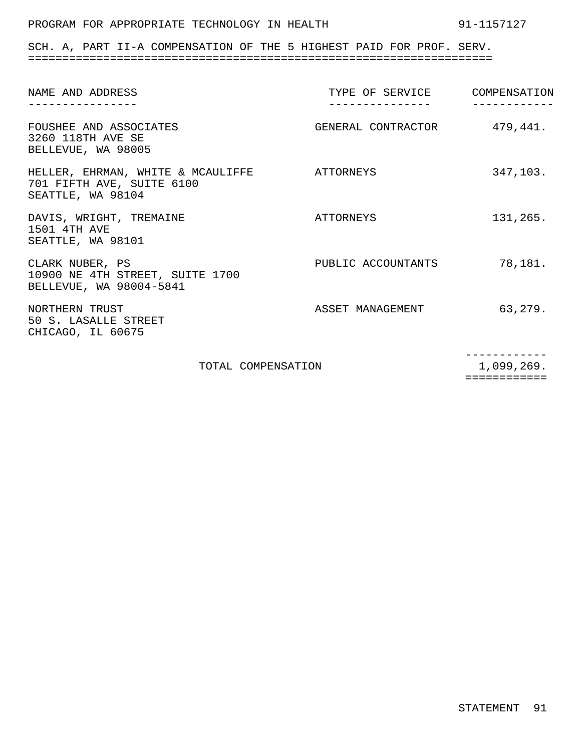PROGRAM FOR APPROPRIATE TECHNOLOGY IN HEALTH 91-1157127

## SCH. A, PART II-A COMPENSATION OF THE 5 HIGHEST PAID FOR PROF. SERV.

| NAME AND ADDRESS | TYPE OF SERVICE | COMPENSATION |
|---|---|---|
| FOUSHEE AND ASSOCIATES<br>3260 118TH AVE SE<br>BELLEVUE, WA 98005 | GENERAL CONTRACTOR | 479,441. |
| HELLER, EHRMAN, WHITE & MCAULIFFE<br>701 FIFTH AVE, SUITE 6100<br>SEATTLE, WA 98104 | ATTORNEYS | 347,103. |
| DAVIS, WRIGHT, TREMAINE<br>1501 4TH AVE<br>SEATTLE, WA 98101 | ATTORNEYS | 131,265. |
| CLARK NUBER, PS<br>10900 NE 4TH STREET, SUITE 1700<br>BELLEVUE, WA 98004-5841 | PUBLIC ACCOUNTANTS | 78,181. |
| NORTHERN TRUST<br>50 S. LASALLE STREET<br>CHICAGO, IL 60675 | ASSET MANAGEMENT | 63,279. |
| TOTAL COMPENSATION | | 1,099,269. |

STATEMENT 91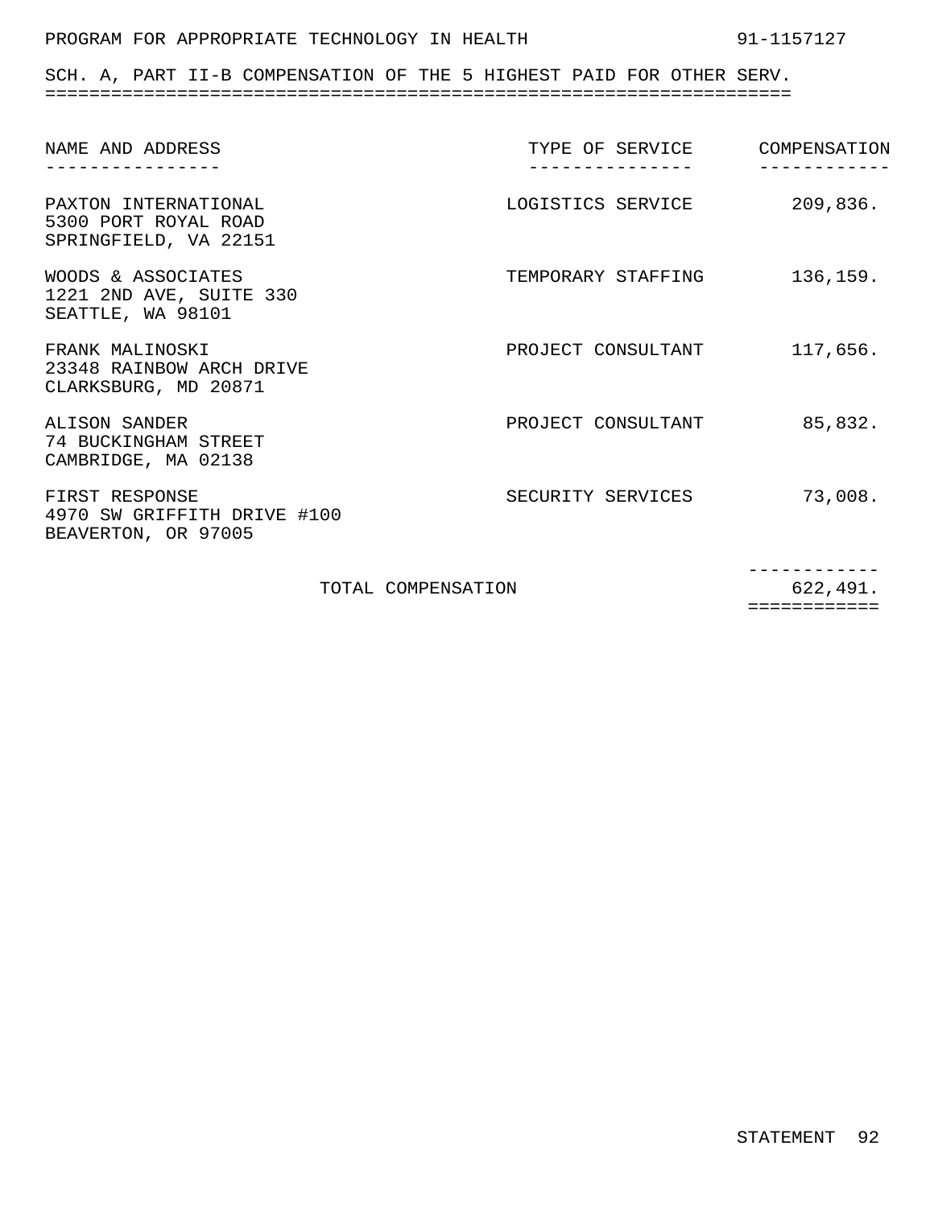PROGRAM FOR APPROPRIATE TECHNOLOGY IN HEALTH 91-1157127

## SCH. A, PART II-B COMPENSATION OF THE 5 HIGHEST PAID FOR OTHER SERV.

| NAME AND ADDRESS | TYPE OF SERVICE | COMPENSATION |
|---|---|---|
| PAXTON INTERNATIONAL<br>5300 PORT ROYAL ROAD<br>SPRINGFIELD, VA 22151 | LOGISTICS SERVICE | 209,836. |
| WOODS & ASSOCIATES<br>1221 2ND AVE, SUITE 330<br>SEATTLE, WA 98101 | TEMPORARY STAFFING | 136,159. |
| FRANK MALINOSKI<br>23348 RAINBOW ARCH DRIVE<br>CLARKSBURG, MD 20871 | PROJECT CONSULTANT | 117,656. |
| ALISON SANDER<br>74 BUCKINGHAM STREET<br>CAMBRIDGE, MA 02138 | PROJECT CONSULTANT | 85,832. |
| FIRST RESPONSE<br>4970 SW GRIFFITH DRIVE #100<br>BEAVERTON, OR 97005 | SECURITY SERVICES | 73,008. |
| TOTAL COMPENSATION | | 622,491. |

STATEMENT 92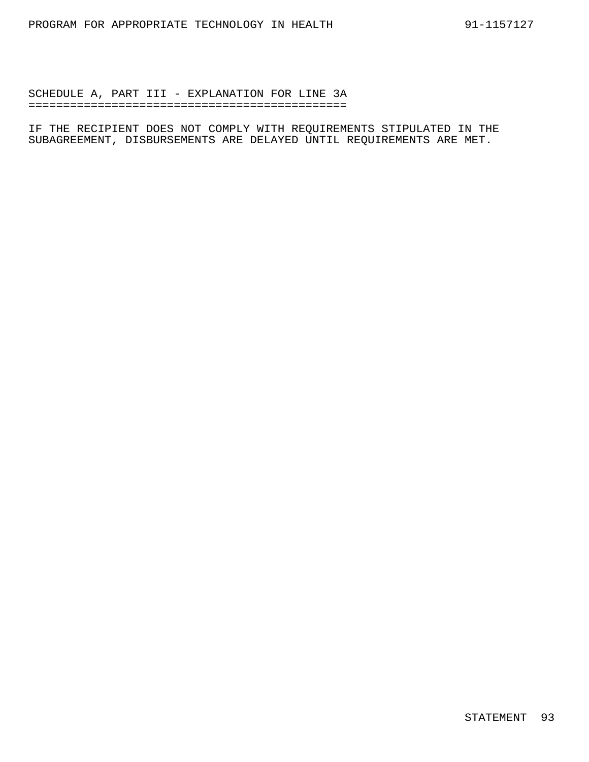## SCHEDULE A, PART III - EXPLANATION FOR LINE 3A

IF THE RECIPIENT DOES NOT COMPLY WITH REQUIREMENTS STIPULATED IN THE SUBAGREEMENT, DISBURSEMENTS ARE DELAYED UNTIL REQUIREMENTS ARE MET.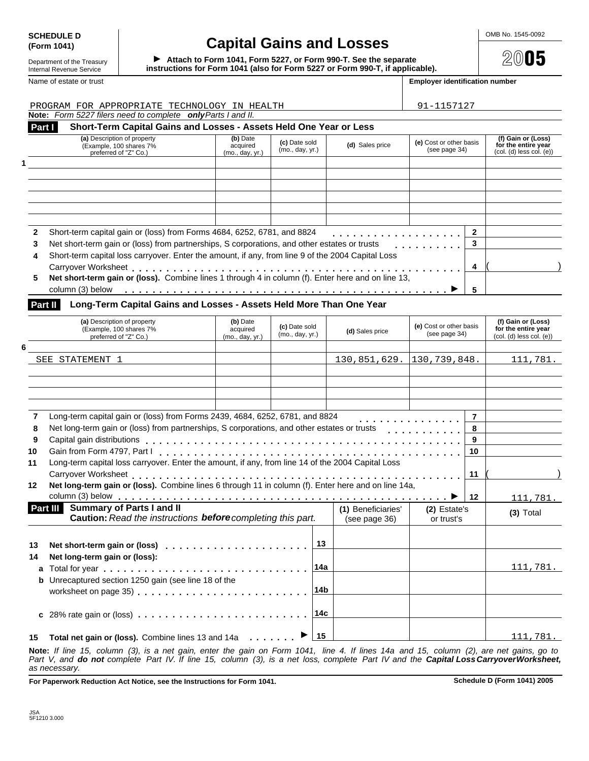**SCHEDULE D (Form 1041)**

Department of the Treasury
Internal Revenue Service

# Capital Gains and Losses

▶ **Attach to Form 1041, Form 5227, or Form 990-T. See the separate instructions for Form 1041 (also for Form 5227 or Form 990-T, if applicable).**

OMB No. 1545-0092

**2005**

| Name of estate or trust | Employer identification number |
|---|---|
| PROGRAM FOR APPROPRIATE TECHNOLOGY IN HEALTH | 91-1157127 |

**Note:** *Form 5227 filers need to complete* ***only*** *Parts I and II.*

## Part I Short-Term Capital Gains and Losses - Assets Held One Year or Less

| | (a) Description of property (Example, 100 shares 7% preferred of "Z" Co.) | (b) Date acquired (mo., day, yr.) | (c) Date sold (mo., day, yr.) | (d) Sales price | (e) Cost or other basis (see page 34) | | (f) Gain or (Loss) for the entire year (col. (d) less col. (e)) |
|---|---|---|---|---|---|---|---|
| 1 | | | | | | | |
| | | | | | | | |
| | | | | | | | |
| | | | | | | | |
| | | | | | | | |
| | | | | | | | |
| 2 | Short-term capital gain or (loss) from Forms 4684, 6252, 6781, and 8824 | | | | | 2 | |
| 3 | Net short-term gain or (loss) from partnerships, S corporations, and other estates or trusts | | | | | 3 | |
| 4 | Short-term capital loss carryover. Enter the amount, if any, from line 9 of the 2004 Capital Loss Carryover Worksheet | | | | | 4 | ( ) |
| 5 | **Net short-term gain or (loss).** Combine lines 1 through 4 in column (f). Enter here and on line 13, column (3) below ▶ | | | | | 5 | |

## Part II Long-Term Capital Gains and Losses - Assets Held More Than One Year

| | (a) Description of property (Example, 100 shares 7% preferred of "Z" Co.) | (b) Date acquired (mo., day, yr.) | (c) Date sold (mo., day, yr.) | (d) Sales price | (e) Cost or other basis (see page 34) | | (f) Gain or (Loss) for the entire year (col. (d) less col. (e)) |
|---|---|---|---|---|---|---|---|
| 6 | | | | | | | |
| | SEE STATEMENT 1 | | | 130,851,629. | 130,739,848. | | 111,781. |
| | | | | | | | |
| | | | | | | | |
| | | | | | | | |
| 7 | Long-term capital gain or (loss) from Forms 2439, 4684, 6252, 6781, and 8824 | | | | | 7 | |
| 8 | Net long-term gain or (loss) from partnerships, S corporations, and other estates or trusts | | | | | 8 | |
| 9 | Capital gain distributions | | | | | 9 | |
| 10 | Gain from Form 4797, Part I | | | | | 10 | |
| 11 | Long-term capital loss carryover. Enter the amount, if any, from line 14 of the 2004 Capital Loss Carryover Worksheet | | | | | 11 | ( ) |
| 12 | **Net long-term gain or (loss).** Combine lines 6 through 11 in column (f). Enter here and on line 14a, column (3) below ▶ | | | | | 12 | 111,781. |

## Part III Summary of Parts I and II

**Caution:** *Read the instructions* ***before*** *completing this part.*

| | | | (1) Beneficiaries' (see page 36) | (2) Estate's or trust's | (3) Total |
|---|---|---|---|---|---|
| 13 | **Net short-term gain or (loss)** | 13 | | | |
| 14 | **Net long-term gain or (loss):** | | | | |
| a | Total for year | 14a | | | 111,781. |
| b | Unrecaptured section 1250 gain (see line 18 of the worksheet on page 35) | 14b | | | |
| c | 28% rate gain or (loss) | 14c | | | |
| 15 | **Total net gain or (loss).** Combine lines 13 and 14a ▶ | 15 | | | 111,781. |

**Note:** *If line 15, column (3), is a net gain, enter the gain on Form 1041, line 4. If lines 14a and 15, column (2), are net gains, go to Part V, and* ***do not*** *complete Part IV. If line 15, column (3), is a net loss, complete Part IV and the* ***Capital Loss Carryover Worksheet,*** *as necessary.*

**For Paperwork Reduction Act Notice, see the Instructions for Form 1041.** **Schedule D (Form 1041) 2005**

JSA
5F1210 3.000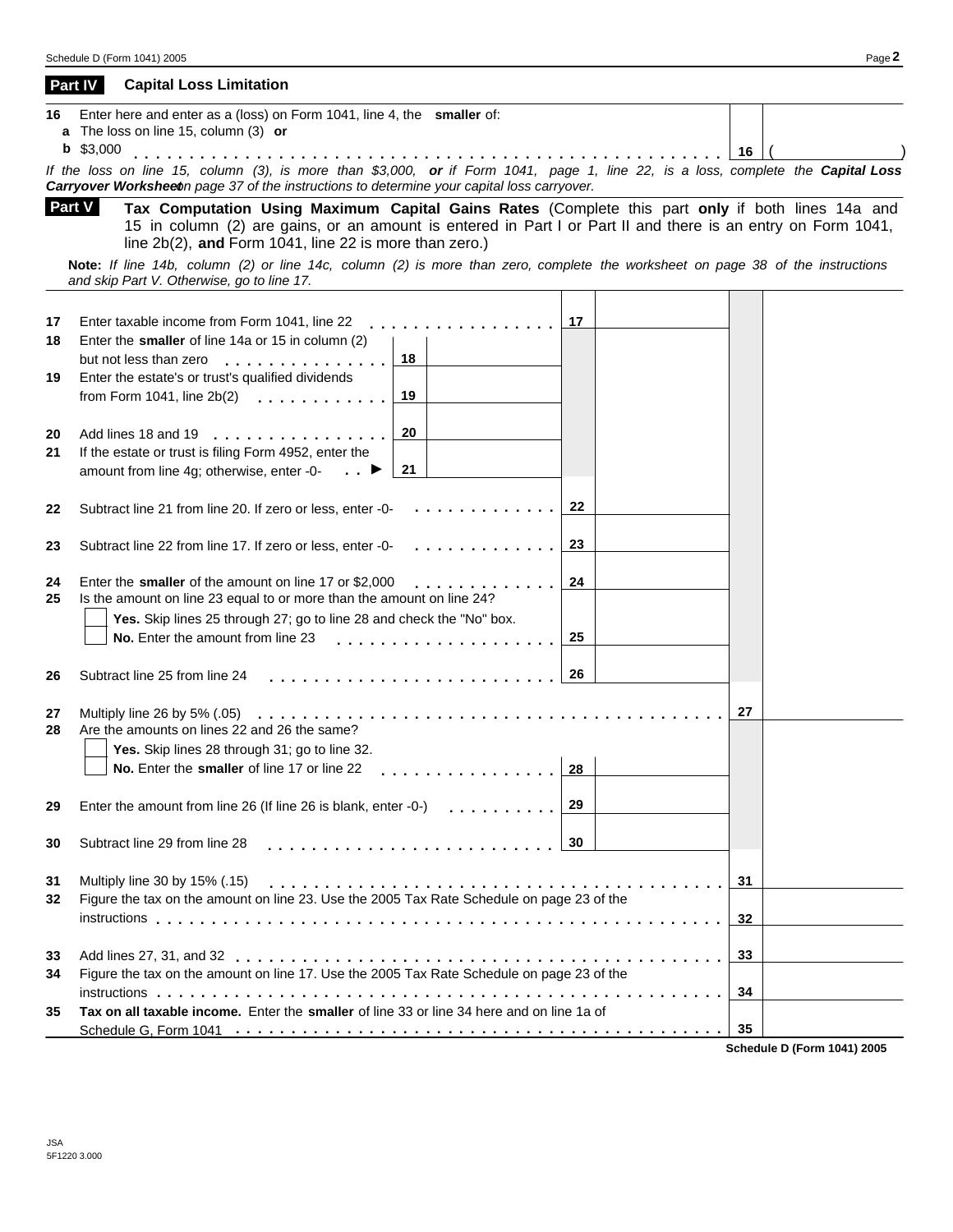## Part IV Capital Loss Limitation

**16** Enter here and enter as a (loss) on Form 1041, line 4, the **smaller** of:

**a** The loss on line 15, column (3) **or**

**b** $3,000 . . . . . . . . . . . . . . . . . . . . . . . . . . . . . . . . . . . . . . . . . . . . . . . . . . . **16** ( )

*If the loss on line 15, column (3), is more than $3,000,* ***or*** *if Form 1041, page 1, line 22, is a loss, complete the* ***Capital Loss Carryover Worksheet*** *on page 37 of the instructions to determine your capital loss carryover.*

## Part V Tax Computation Using Maximum Capital Gains Rates

**Tax Computation Using Maximum Capital Gains Rates** (Complete this part **only** if both lines 14a and 15 in column (2) are gains, or an amount is entered in Part I or Part II and there is an entry on Form 1041, line 2b(2), **and** Form 1041, line 22 is more than zero.)

**Note:** *If line 14b, column (2) or line 14c, column (2) is more than zero, complete the worksheet on page 38 of the instructions and skip Part V. Otherwise, go to line 17.*

**17** Enter taxable income from Form 1041, line 22 . . . . . . . . . . . . . . . . . **17**

**18** Enter the **smaller** of line 14a or 15 in column (2) but not less than zero . . . . . . . . . . . . . . . **18**

**19** Enter the estate's or trust's qualified dividends from Form 1041, line 2b(2) . . . . . . . . . . . . **19**

**20** Add lines 18 and 19 . . . . . . . . . . . . . . . . **20**

**21** If the estate or trust is filing Form 4952, enter the amount from line 4g; otherwise, enter -0- . . ▶ **21**

**22** Subtract line 21 from line 20. If zero or less, enter -0- . . . . . . . . . . . . **22**

**23** Subtract line 22 from line 17. If zero or less, enter -0- . . . . . . . . . . . . **23**

**24** Enter the **smaller** of the amount on line 17 or $2,000 . . . . . . . . . . . . **24**

**25** Is the amount on line 23 equal to or more than the amount on line 24?

☐ **Yes.** Skip lines 25 through 27; go to line 28 and check the "No" box.

☐ **No.** Enter the amount from line 23 . . . . . . . . . . . . . . . . . . . **25**

**26** Subtract line 25 from line 24 . . . . . . . . . . . . . . . . . . . . . . . . **26**

**27** Multiply line 26 by 5% (.05) . . . . . . . . . . . . . . . . . . . . . . . . . . . . . . . . . . . . . . **27**

**28** Are the amounts on lines 22 and 26 the same?

☐ **Yes.** Skip lines 28 through 31; go to line 32.

☐ **No.** Enter the **smaller** of line 17 or line 22 . . . . . . . . . . . . . . . . **28**

**29** Enter the amount from line 26 (If line 26 is blank, enter -0-) . . . . . . . . . . **29**

**30** Subtract line 29 from line 28 . . . . . . . . . . . . . . . . . . . . . . . . **30**

**31** Multiply line 30 by 15% (.15) . . . . . . . . . . . . . . . . . . . . . . . . . . . . . . . . . . . . . **31**

**32** Figure the tax on the amount on line 23. Use the 2005 Tax Rate Schedule on page 23 of the instructions . . . . . . . . . . . . . . . . . . . . . . . . . . . . . . . . . . . . . . . . . . . . . **32**

**33** Add lines 27, 31, and 32 . . . . . . . . . . . . . . . . . . . . . . . . . . . . . . . . . . . . . . . **33**

**34** Figure the tax on the amount on line 17. Use the 2005 Tax Rate Schedule on page 23 of the instructions . . . . . . . . . . . . . . . . . . . . . . . . . . . . . . . . . . . . . . . . . . . . . **34**

**35** **Tax on all taxable income.** Enter the **smaller** of line 33 or line 34 here and on line 1a of Schedule G, Form 1041 . . . . . . . . . . . . . . . . . . . . . . . . . . . . . . . . . . . . . . . . **35**

**Schedule D (Form 1041) 2005**

JSA
5F1220 3.000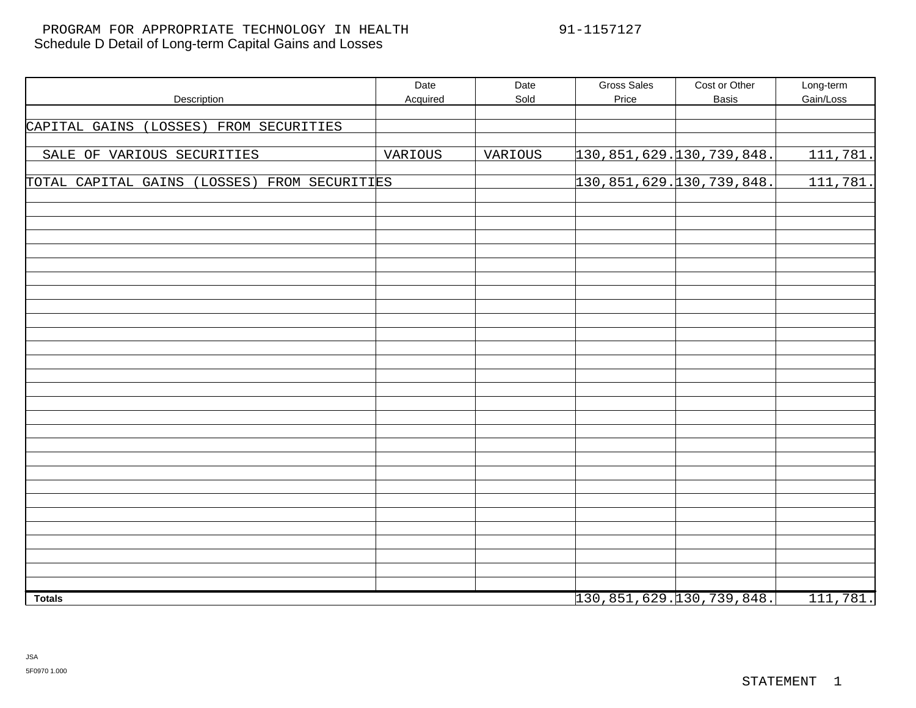PROGRAM FOR APPROPRIATE TECHNOLOGY IN HEALTH 91-1157127

Schedule D Detail of Long-term Capital Gains and Losses

| Description | Date Acquired | Date Sold | Gross Sales Price | Cost or Other Basis | Long-term Gain/Loss |
|---|---|---|---|---|---|
| CAPITAL GAINS (LOSSES) FROM SECURITIES | | | | | |
| SALE OF VARIOUS SECURITIES | VARIOUS | VARIOUS | 130,851,629. | 130,739,848. | 111,781. |
| TOTAL CAPITAL GAINS (LOSSES) FROM SECURITIES | | | 130,851,629. | 130,739,848. | 111,781. |
| **Totals** | | | 130,851,629. | 130,739,848. | 111,781. |

JSA

5F0970 1.000

STATEMENT 1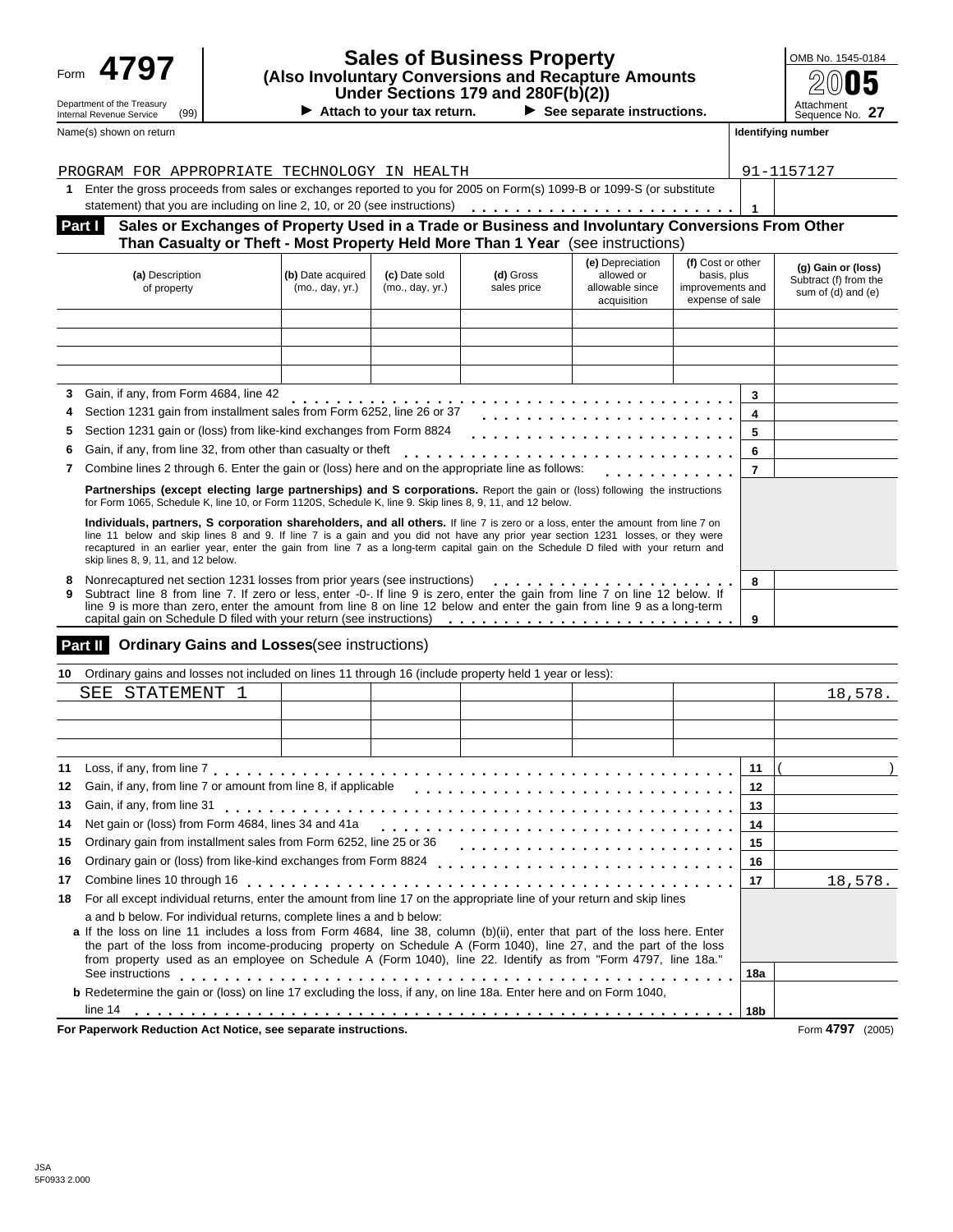Form **4797**

Department of the Treasury
Internal Revenue Service (99)

# Sales of Business Property
## (Also Involuntary Conversions and Recapture Amounts Under Sections 179 and 280F(b)(2))

▶ Attach to your tax return. ▶ See separate instructions.

OMB No. 1545-0184

**2005**

Attachment Sequence No. **27**

Name(s) shown on return: PROGRAM FOR APPROPRIATE TECHNOLOGY IN HEALTH

Identifying number: 91-1157127

**1** Enter the gross proceeds from sales or exchanges reported to you for 2005 on Form(s) 1099-B or 1099-S (or substitute statement) that you are including on line 2, 10, or 20 (see instructions) . . . . . **1**

**Part I** **Sales or Exchanges of Property Used in a Trade or Business and Involuntary Conversions From Other Than Casualty or Theft - Most Property Held More Than 1 Year** (see instructions)

| (a) Description of property | (b) Date acquired (mo., day, yr.) | (c) Date sold (mo., day, yr.) | (d) Gross sales price | (e) Depreciation allowed or allowable since acquisition | (f) Cost or other basis, plus improvements and expense of sale | (g) Gain or (loss) Subtract (f) from the sum of (d) and (e) |
|---|---|---|---|---|---|---|
| | | | | | | |
| | | | | | | |
| | | | | | | |
| | | | | | | |

| | | | |
|---|---|---|---|
| **3** | Gain, if any, from Form 4684, line 42 | **3** | |
| **4** | Section 1231 gain from installment sales from Form 6252, line 26 or 37 | **4** | |
| **5** | Section 1231 gain or (loss) from like-kind exchanges from Form 8824 | **5** | |
| **6** | Gain, if any, from line 32, from other than casualty or theft | **6** | |
| **7** | Combine lines 2 through 6. Enter the gain or (loss) here and on the appropriate line as follows: | **7** | |

**Partnerships (except electing large partnerships) and S corporations.** Report the gain or (loss) following the instructions for Form 1065, Schedule K, line 10, or Form 1120S, Schedule K, line 9. Skip lines 8, 9, 11, and 12 below.

**Individuals, partners, S corporation shareholders, and all others.** If line 7 is zero or a loss, enter the amount from line 7 on line 11 below and skip lines 8 and 9. If line 7 is a gain and you did not have any prior year section 1231 losses, or they were recaptured in an earlier year, enter the gain from line 7 as a long-term capital gain on the Schedule D filed with your return and skip lines 8, 9, 11, and 12 below.

| | | | |
|---|---|---|---|
| **8** | Nonrecaptured net section 1231 losses from prior years (see instructions) | **8** | |
| **9** | Subtract line 8 from line 7. If zero or less, enter -0-. If line 9 is zero, enter the gain from line 7 on line 12 below. If line 9 is more than zero, enter the amount from line 8 on line 12 below and enter the gain from line 9 as a long-term capital gain on Schedule D filed with your return (see instructions) | **9** | |

**Part II** **Ordinary Gains and Losses** (see instructions)

**10** Ordinary gains and losses not included on lines 11 through 16 (include property held 1 year or less):

| | | | | | | |
|---|---|---|---|---|---|---|
| SEE STATEMENT 1 | | | | | | 18,578. |
| | | | | | | |
| | | | | | | |
| | | | | | | |

| | | | |
|---|---|---|---|
| **11** | Loss, if any, from line 7 | **11** | ( ) |
| **12** | Gain, if any, from line 7 or amount from line 8, if applicable | **12** | |
| **13** | Gain, if any, from line 31 | **13** | |
| **14** | Net gain or (loss) from Form 4684, lines 34 and 41a | **14** | |
| **15** | Ordinary gain from installment sales from Form 6252, line 25 or 36 | **15** | |
| **16** | Ordinary gain or (loss) from like-kind exchanges from Form 8824 | **16** | |
| **17** | Combine lines 10 through 16 | **17** | 18,578. |
| **18** | For all except individual returns, enter the amount from line 17 on the appropriate line of your return and skip lines a and b below. For individual returns, complete lines a and b below: | | |
| | **a** If the loss on line 11 includes a loss from Form 4684, line 38, column (b)(ii), enter that part of the loss here. Enter the part of the loss from income-producing property on Schedule A (Form 1040), line 27, and the part of the loss from property used as an employee on Schedule A (Form 1040), line 22. Identify as from "Form 4797, line 18a." See instructions | **18a** | |
| | **b** Redetermine the gain or (loss) on line 17 excluding the loss, if any, on line 18a. Enter here and on Form 1040, line 14 | **18b** | |

**For Paperwork Reduction Act Notice, see separate instructions.**

Form **4797** (2005)

JSA
5F0933 2.000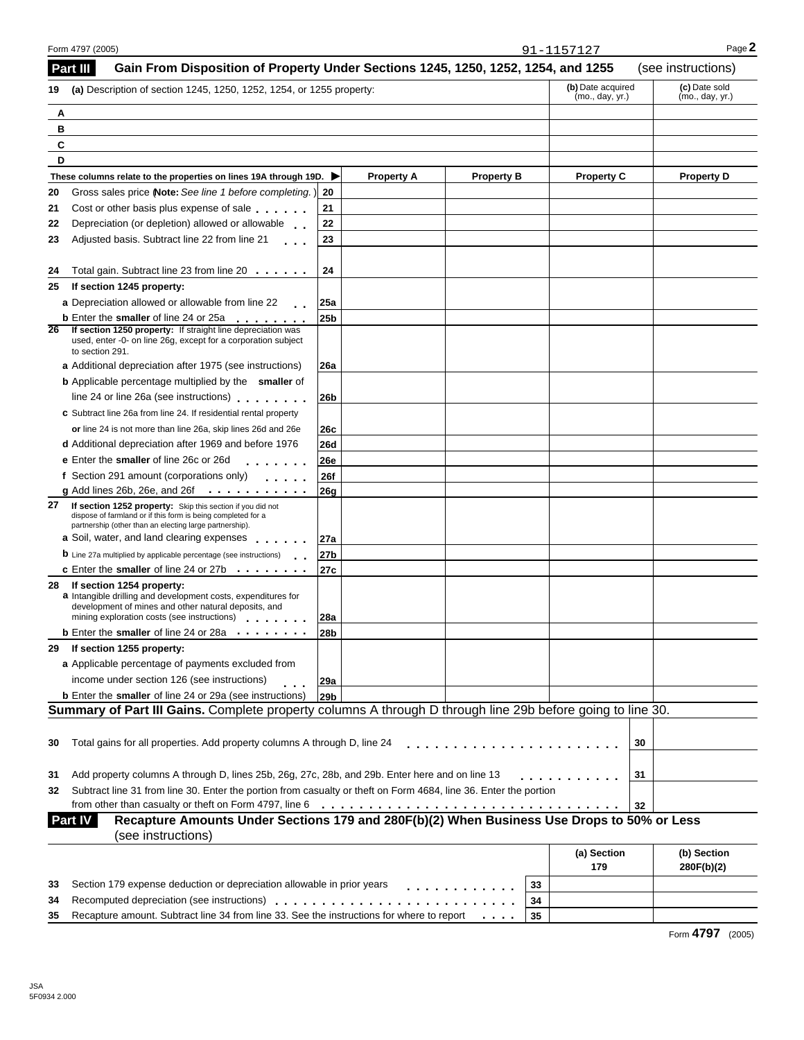Form 4797 (2005) 91-1157127

## Part III Gain From Disposition of Property Under Sections 1245, 1250, 1252, 1254, and 1255 (see instructions)

| 19 | (a) Description of section 1245, 1250, 1252, 1254, or 1255 property: | (b) Date acquired (mo., day, yr.) | (c) Date sold (mo., day, yr.) |
|---|---|---|---|
| A | | | |
| B | | | |
| C | | | |
| D | | | |

| | These columns relate to the properties on lines 19A through 19D. ▶ | | Property A | Property B | Property C | Property D |
|---|---|---|---|---|---|---|
| 20 | Gross sales price (**Note:** *See line 1 before completing.*) | 20 | | | | |
| 21 | Cost or other basis plus expense of sale | 21 | | | | |
| 22 | Depreciation (or depletion) allowed or allowable | 22 | | | | |
| 23 | Adjusted basis. Subtract line 22 from line 21 | 23 | | | | |
| 24 | Total gain. Subtract line 23 from line 20 | 24 | | | | |
| 25 | **If section 1245 property:** | | | | | |
| | **a** Depreciation allowed or allowable from line 22 | 25a | | | | |
| | **b** Enter the **smaller** of line 24 or 25a | 25b | | | | |
| 26 | **If section 1250 property:** If straight line depreciation was used, enter -0- on line 26g, except for a corporation subject to section 291. | | | | | |
| | **a** Additional depreciation after 1975 (see instructions) | 26a | | | | |
| | **b** Applicable percentage multiplied by the **smaller** of line 24 or line 26a (see instructions) | 26b | | | | |
| | **c** Subtract line 26a from line 24. If residential rental property **or** line 24 is not more than line 26a, skip lines 26d and 26e | 26c | | | | |
| | **d** Additional depreciation after 1969 and before 1976 | 26d | | | | |
| | **e** Enter the **smaller** of line 26c or 26d | 26e | | | | |
| | **f** Section 291 amount (corporations only) | 26f | | | | |
| | **g** Add lines 26b, 26e, and 26f | 26g | | | | |
| 27 | **If section 1252 property:** Skip this section if you did not dispose of farmland or if this form is being completed for a partnership (other than an electing large partnership). | | | | | |
| | **a** Soil, water, and land clearing expenses | 27a | | | | |
| | **b** Line 27a multiplied by applicable percentage (see instructions) | 27b | | | | |
| | **c** Enter the **smaller** of line 24 or 27b | 27c | | | | |
| 28 | **If section 1254 property:** | | | | | |
| | **a** Intangible drilling and development costs, expenditures for development of mines and other natural deposits, and mining exploration costs (see instructions) | 28a | | | | |
| | **b** Enter the **smaller** of line 24 or 28a | 28b | | | | |
| 29 | **If section 1255 property:** | | | | | |
| | **a** Applicable percentage of payments excluded from income under section 126 (see instructions) | 29a | | | | |
| | **b** Enter the **smaller** of line 24 or 29a (see instructions) | 29b | | | | |

**Summary of Part III Gains.** Complete property columns A through D through line 29b before going to line 30.

| | | | |
|---|---|---|---|
| 30 | Total gains for all properties. Add property columns A through D, line 24 | 30 | |
| 31 | Add property columns A through D, lines 25b, 26g, 27c, 28b, and 29b. Enter here and on line 13 | 31 | |
| 32 | Subtract line 31 from line 30. Enter the portion from casualty or theft on Form 4684, line 36. Enter the portion from other than casualty or theft on Form 4797, line 6 | 32 | |

## Part IV Recapture Amounts Under Sections 179 and 280F(b)(2) When Business Use Drops to 50% or Less (see instructions)

| | | | (a) Section 179 | (b) Section 280F(b)(2) |
|---|---|---|---|---|
| 33 | Section 179 expense deduction or depreciation allowable in prior years | 33 | | |
| 34 | Recomputed depreciation (see instructions) | 34 | | |
| 35 | Recapture amount. Subtract line 34 from line 33. See the instructions for where to report | 35 | | |

Form **4797** (2005)

JSA
5F0934 2.000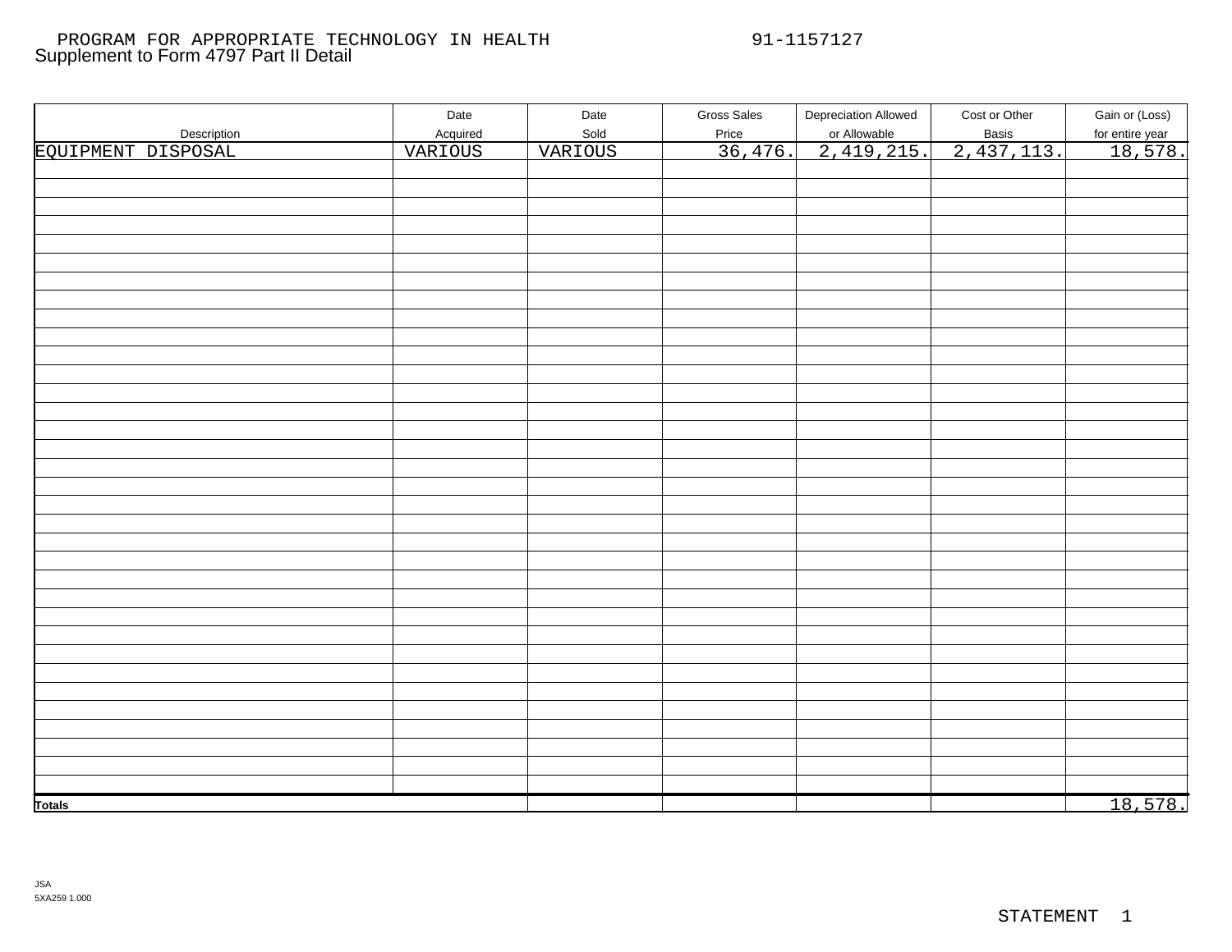PROGRAM FOR APPROPRIATE TECHNOLOGY IN HEALTH 91-1157127

Supplement to Form 4797 Part II Detail

| Description | Date Acquired | Date Sold | Gross Sales Price | Depreciation Allowed or Allowable | Cost or Other Basis | Gain or (Loss) for entire year |
|---|---|---|---|---|---|---|
| EQUIPMENT DISPOSAL | VARIOUS | VARIOUS | 36,476. | 2,419,215. | 2,437,113. | 18,578. |
| **Totals** | | | | | | 18,578. |

JSA
5XA259 1.000

STATEMENT 1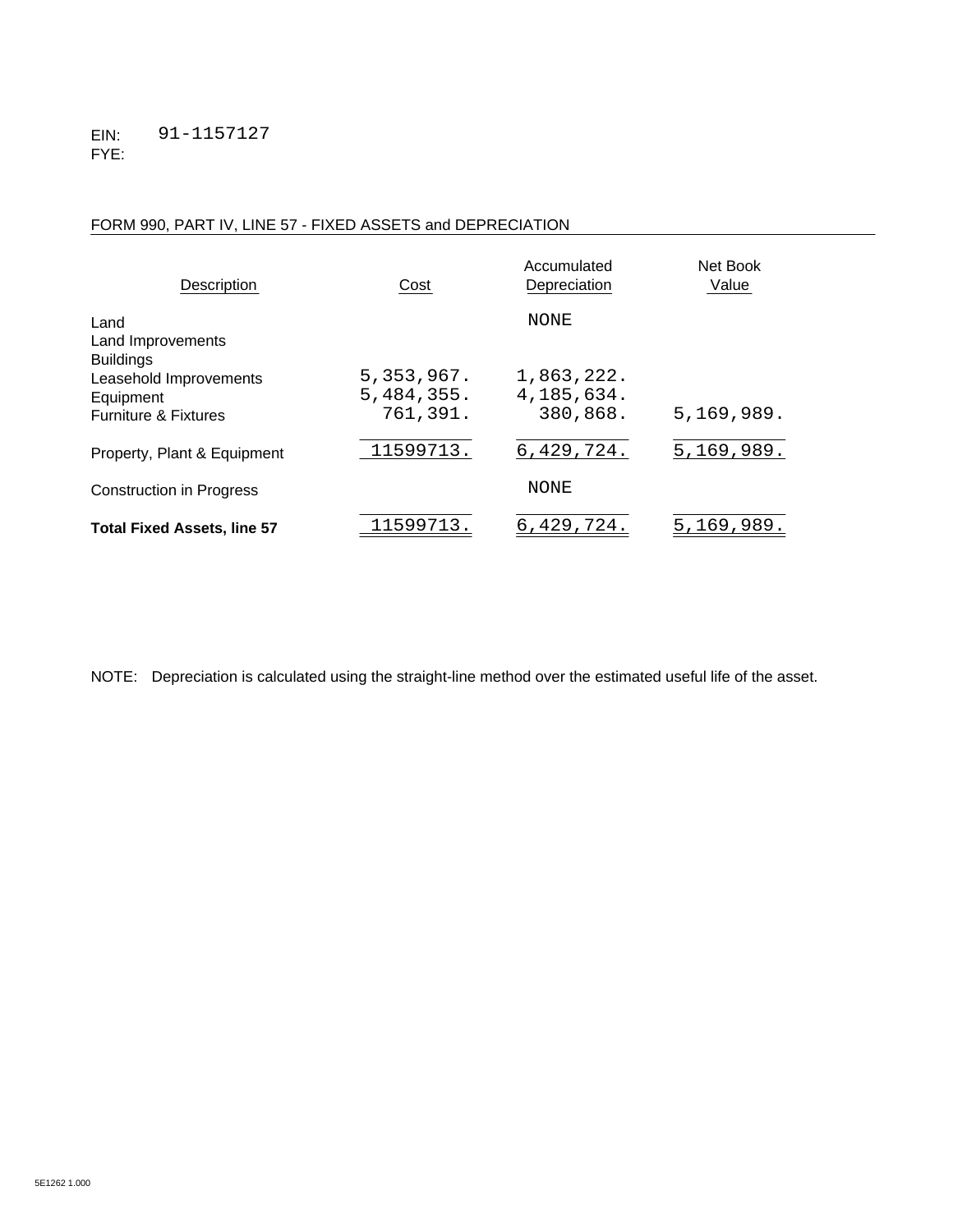EIN: 91-1157127
FYE:

FORM 990, PART IV, LINE 57 - FIXED ASSETS and DEPRECIATION

| Description | Cost | Accumulated Depreciation | Net Book Value |
|---|---|---|---|
| Land | | NONE | |
| Land Improvements | | | |
| Buildings | | | |
| Leasehold Improvements | 5,353,967. | 1,863,222. | |
| Equipment | 5,484,355. | 4,185,634. | |
| Furniture & Fixtures | 761,391. | 380,868. | 5,169,989. |
| Property, Plant & Equipment | 11599713. | 6,429,724. | 5,169,989. |
| Construction in Progress | | NONE | |
| **Total Fixed Assets, line 57** | 11599713. | 6,429,724. | 5,169,989. |

NOTE: Depreciation is calculated using the straight-line method over the estimated useful life of the asset.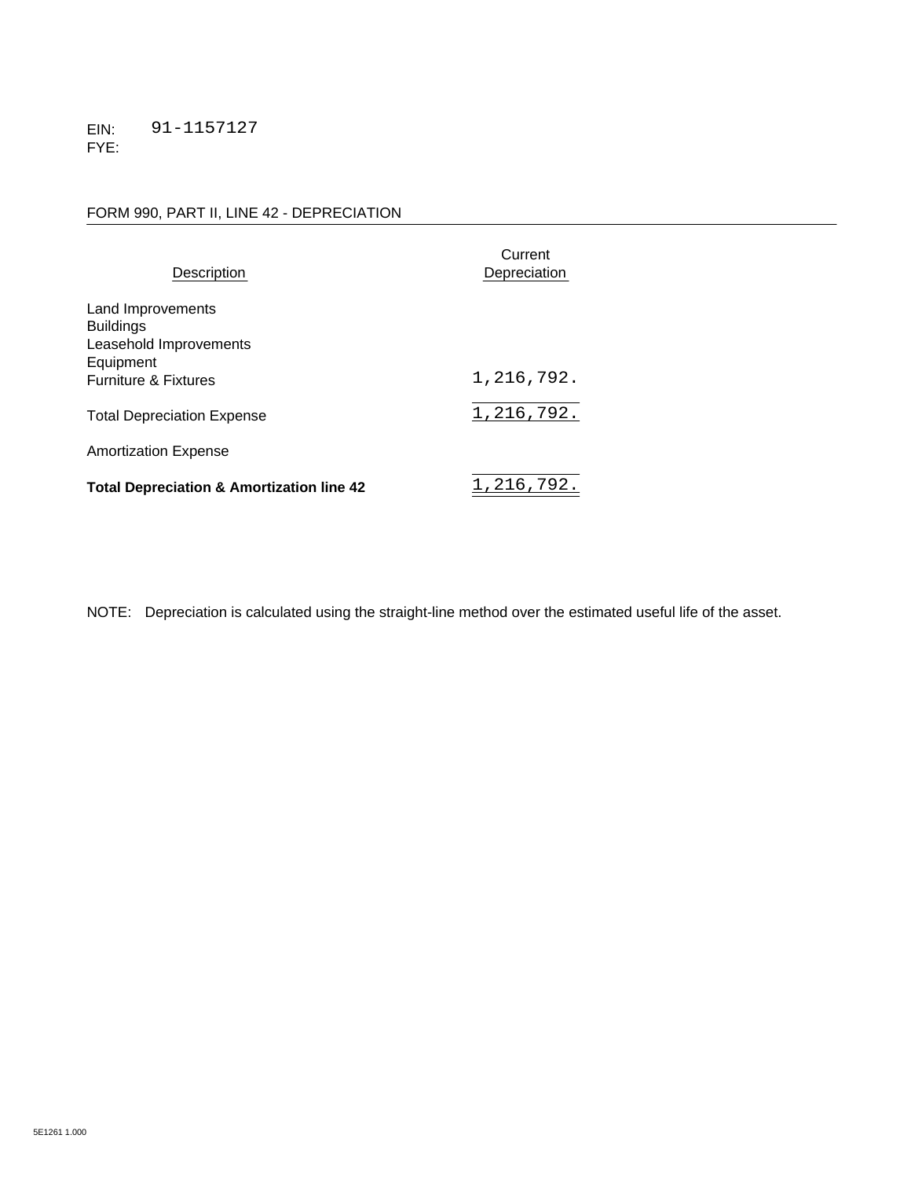EIN: 91-1157127
FYE:

FORM 990, PART II, LINE 42 - DEPRECIATION

| Description | Current Depreciation |
| --- | --- |
| Land Improvements | |
| Buildings | |
| Leasehold Improvements | |
| Equipment | |
| Furniture & Fixtures | 1,216,792. |
| Total Depreciation Expense | 1,216,792. |
| Amortization Expense | |
| **Total Depreciation & Amortization line 42** | 1,216,792. |

NOTE: Depreciation is calculated using the straight-line method over the estimated useful life of the asset.